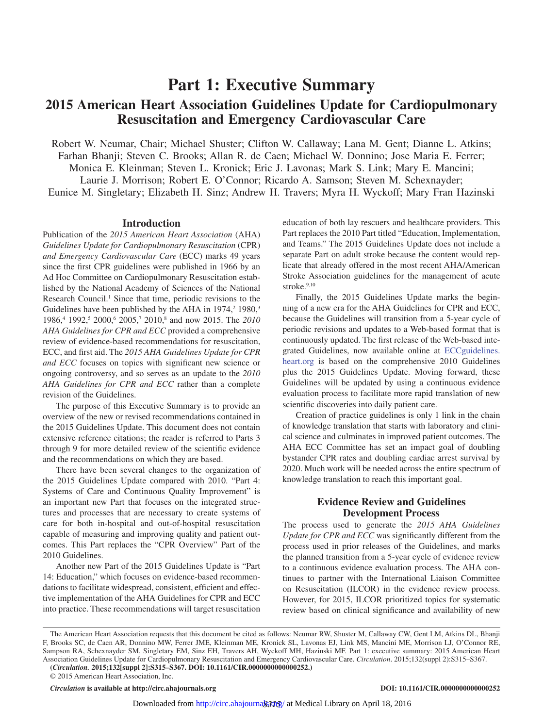# Part 1: Executive Summary

## 2015 American Heart Association Guidelines Update for Cardiopulmonary Resuscitation and Emergency Cardiovascular Care

Robert W. Neumar, Chair; Michael Shuster; Clifton W. Callaway; Lana M. Gent; Dianne L. Atkins; Farhan Bhanji; Steven C. Brooks; Allan R. de Caen; Michael W. Donnino; Jose Maria E. Ferrer; Monica E. Kleinman; Steven L. Kronick; Eric J. Lavonas; Mark S. Link; Mary E. Mancini; Laurie J. Morrison; Robert E. O'Connor; Ricardo A. Samson; Steven M. Schexnayder; Eunice M. Singletary; Elizabeth H. Sinz; Andrew H. Travers; Myra H. Wyckoff; Mary Fran Hazinski

## Introduction

Publication of the *2015 American Heart Association* (AHA) *Guidelines Update for Cardiopulmonary Resuscitation* (CPR) *and Emergency Cardiovascular Care* (ECC) marks 49 years since the first CPR guidelines were published in 1966 by an Ad Hoc Committee on Cardiopulmonary Resuscitation established by the National Academy of Sciences of the National Research Council.[1] Since that time, periodic revisions to the Guidelines have been published by the AHA in 1974,[2] 1980,[3] 1986,[4] 1992,[5] 2000,[6] 2005,[7] 2010,[8] and now 2015. The *2010 AHA Guidelines for CPR and ECC* provided a comprehensive review of evidence-based recommendations for resuscitation, ECC, and first aid. The *2015 AHA Guidelines Update for CPR and ECC* focuses on topics with significant new science or ongoing controversy, and so serves as an update to the *2010 AHA Guidelines for CPR and ECC* rather than a complete revision of the Guidelines.

The purpose of this Executive Summary is to provide an overview of the new or revised recommendations contained in the 2015 Guidelines Update. This document does not contain extensive reference citations; the reader is referred to Parts 3 through 9 for more detailed review of the scientific evidence and the recommendations on which they are based.

There have been several changes to the organization of the 2015 Guidelines Update compared with 2010. "Part 4: Systems of Care and Continuous Quality Improvement" is an important new Part that focuses on the integrated structures and processes that are necessary to create systems of care for both in-hospital and out-of-hospital resuscitation capable of measuring and improving quality and patient outcomes. This Part replaces the "CPR Overview" Part of the 2010 Guidelines.

Another new Part of the 2015 Guidelines Update is "Part 14: Education," which focuses on evidence-based recommendations to facilitate widespread, consistent, efficient and effective implementation of the AHA Guidelines for CPR and ECC into practice. These recommendations will target resuscitation education of both lay rescuers and healthcare providers. This Part replaces the 2010 Part titled "Education, Implementation, and Teams." The 2015 Guidelines Update does not include a separate Part on adult stroke because the content would replicate that already offered in the most recent AHA/American Stroke Association guidelines for the management of acute stroke.[9,10]

Finally, the 2015 Guidelines Update marks the beginning of a new era for the AHA Guidelines for CPR and ECC, because the Guidelines will transition from a 5-year cycle of periodic revisions and updates to a Web-based format that is continuously updated. The first release of the Web-based integrated Guidelines, now available online at ECCguidelines.heart.org is based on the comprehensive 2010 Guidelines plus the 2015 Guidelines Update. Moving forward, these Guidelines will be updated by using a continuous evidence evaluation process to facilitate more rapid translation of new scientific discoveries into daily patient care.

Creation of practice guidelines is only 1 link in the chain of knowledge translation that starts with laboratory and clinical science and culminates in improved patient outcomes. The AHA ECC Committee has set an impact goal of doubling bystander CPR rates and doubling cardiac arrest survival by 2020. Much work will be needed across the entire spectrum of knowledge translation to reach this important goal.

## Evidence Review and Guidelines Development Process

The process used to generate the *2015 AHA Guidelines Update for CPR and ECC* was significantly different from the process used in prior releases of the Guidelines, and marks the planned transition from a 5-year cycle of evidence review to a continuous evidence evaluation process. The AHA continues to partner with the International Liaison Committee on Resuscitation (ILCOR) in the evidence review process. However, for 2015, ILCOR prioritized topics for systematic review based on clinical significance and availability of new

---

The American Heart Association requests that this document be cited as follows: Neumar RW, Shuster M, Callaway CW, Gent LM, Atkins DL, Bhanji F, Brooks SC, de Caen AR, Donnino MW, Ferrer JME, Kleinman ME, Kronick SL, Lavonas EJ, Link MS, Mancini ME, Morrison LJ, O'Connor RE, Sampson RA, Schexnayder SM, Singletary EM, Sinz EH, Travers AH, Wyckoff MH, Hazinski MF. Part 1: executive summary: 2015 American Heart Association Guidelines Update for Cardiopulmonary Resuscitation and Emergency Cardiovascular Care. *Circulation*. 2015;132(suppl 2):S315–S367.

**(*Circulation.* 2015;132[suppl 2]:S315–S367. DOI: 10.1161/CIR.0000000000000252.)**

© 2015 American Heart Association, Inc.

***Circulation*** **is available at http://circ.ahajournals.org** **DOI: 10.1161/CIR.0000000000000252**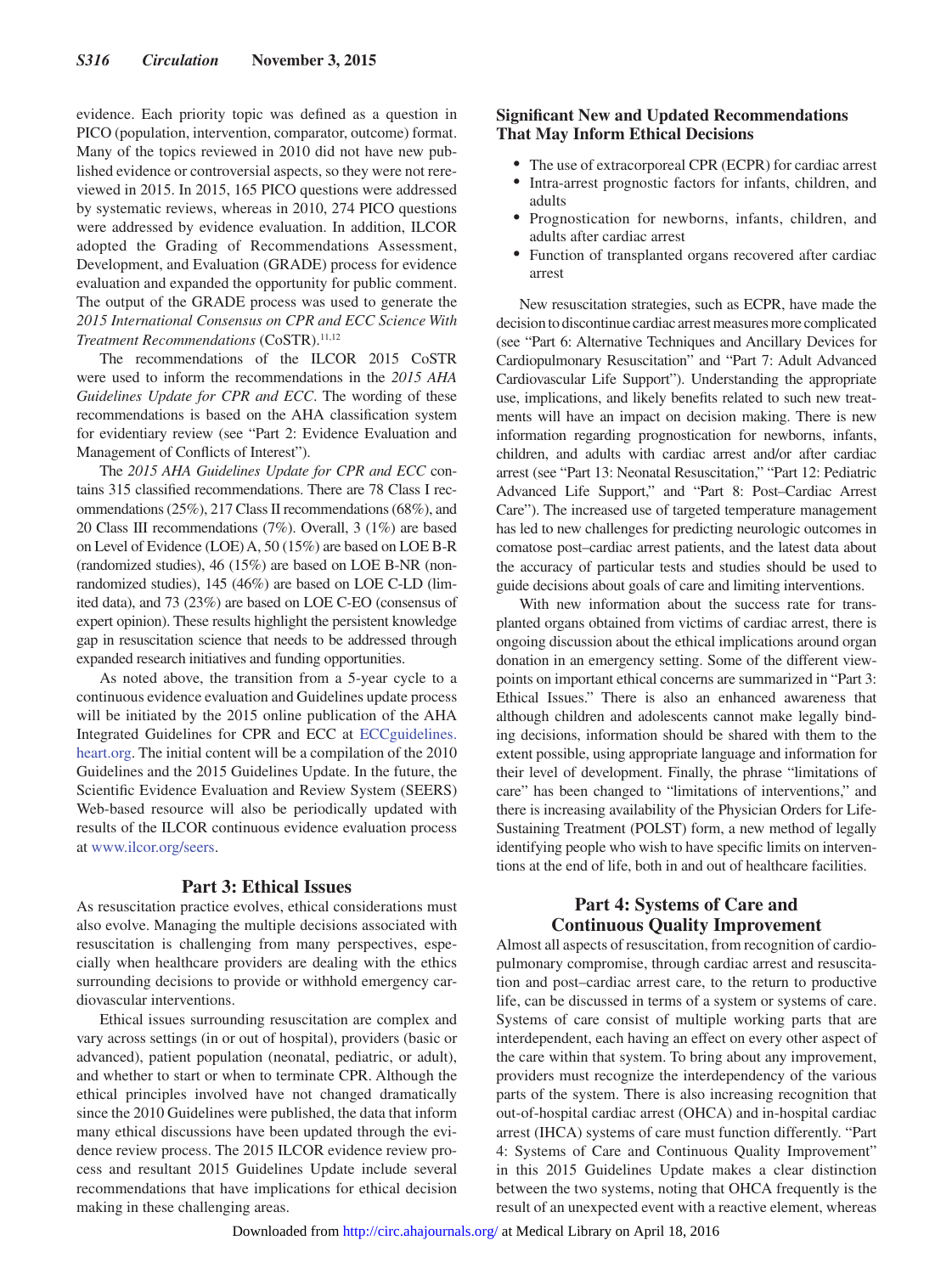evidence. Each priority topic was defined as a question in PICO (population, intervention, comparator, outcome) format. Many of the topics reviewed in 2010 did not have new published evidence or controversial aspects, so they were not rereviewed in 2015. In 2015, 165 PICO questions were addressed by systematic reviews, whereas in 2010, 274 PICO questions were addressed by evidence evaluation. In addition, ILCOR adopted the Grading of Recommendations Assessment, Development, and Evaluation (GRADE) process for evidence evaluation and expanded the opportunity for public comment. The output of the GRADE process was used to generate the *2015 International Consensus on CPR and ECC Science With Treatment Recommendations* (CoSTR).[11,12]

The recommendations of the ILCOR 2015 CoSTR were used to inform the recommendations in the *2015 AHA Guidelines Update for CPR and ECC*. The wording of these recommendations is based on the AHA classification system for evidentiary review (see "Part 2: Evidence Evaluation and Management of Conflicts of Interest").

The *2015 AHA Guidelines Update for CPR and ECC* contains 315 classified recommendations. There are 78 Class I recommendations (25%), 217 Class II recommendations (68%), and 20 Class III recommendations (7%). Overall, 3 (1%) are based on Level of Evidence (LOE) A, 50 (15%) are based on LOE B-R (randomized studies), 46 (15%) are based on LOE B-NR (nonrandomized studies), 145 (46%) are based on LOE C-LD (limited data), and 73 (23%) are based on LOE C-EO (consensus of expert opinion). These results highlight the persistent knowledge gap in resuscitation science that needs to be addressed through expanded research initiatives and funding opportunities.

As noted above, the transition from a 5-year cycle to a continuous evidence evaluation and Guidelines update process will be initiated by the 2015 online publication of the AHA Integrated Guidelines for CPR and ECC at ECCguidelines.heart.org. The initial content will be a compilation of the 2010 Guidelines and the 2015 Guidelines Update. In the future, the Scientific Evidence Evaluation and Review System (SEERS) Web-based resource will also be periodically updated with results of the ILCOR continuous evidence evaluation process at www.ilcor.org/seers.

## Part 3: Ethical Issues

As resuscitation practice evolves, ethical considerations must also evolve. Managing the multiple decisions associated with resuscitation is challenging from many perspectives, especially when healthcare providers are dealing with the ethics surrounding decisions to provide or withhold emergency cardiovascular interventions.

Ethical issues surrounding resuscitation are complex and vary across settings (in or out of hospital), providers (basic or advanced), patient population (neonatal, pediatric, or adult), and whether to start or when to terminate CPR. Although the ethical principles involved have not changed dramatically since the 2010 Guidelines were published, the data that inform many ethical discussions have been updated through the evidence review process. The 2015 ILCOR evidence review process and resultant 2015 Guidelines Update include several recommendations that have implications for ethical decision making in these challenging areas.

### Significant New and Updated Recommendations That May Inform Ethical Decisions

- The use of extracorporeal CPR (ECPR) for cardiac arrest
- Intra-arrest prognostic factors for infants, children, and adults
- Prognostication for newborns, infants, children, and adults after cardiac arrest
- Function of transplanted organs recovered after cardiac arrest

New resuscitation strategies, such as ECPR, have made the decision to discontinue cardiac arrest measures more complicated (see "Part 6: Alternative Techniques and Ancillary Devices for Cardiopulmonary Resuscitation" and "Part 7: Adult Advanced Cardiovascular Life Support"). Understanding the appropriate use, implications, and likely benefits related to such new treatments will have an impact on decision making. There is new information regarding prognostication for newborns, infants, children, and adults with cardiac arrest and/or after cardiac arrest (see "Part 13: Neonatal Resuscitation," "Part 12: Pediatric Advanced Life Support," and "Part 8: Post–Cardiac Arrest Care"). The increased use of targeted temperature management has led to new challenges for predicting neurologic outcomes in comatose post–cardiac arrest patients, and the latest data about the accuracy of particular tests and studies should be used to guide decisions about goals of care and limiting interventions.

With new information about the success rate for transplanted organs obtained from victims of cardiac arrest, there is ongoing discussion about the ethical implications around organ donation in an emergency setting. Some of the different viewpoints on important ethical concerns are summarized in "Part 3: Ethical Issues." There is also an enhanced awareness that although children and adolescents cannot make legally binding decisions, information should be shared with them to the extent possible, using appropriate language and information for their level of development. Finally, the phrase "limitations of care" has been changed to "limitations of interventions," and there is increasing availability of the Physician Orders for Life-Sustaining Treatment (POLST) form, a new method of legally identifying people who wish to have specific limits on interventions at the end of life, both in and out of healthcare facilities.

## Part 4: Systems of Care and Continuous Quality Improvement

Almost all aspects of resuscitation, from recognition of cardiopulmonary compromise, through cardiac arrest and resuscitation and post–cardiac arrest care, to the return to productive life, can be discussed in terms of a system or systems of care. Systems of care consist of multiple working parts that are interdependent, each having an effect on every other aspect of the care within that system. To bring about any improvement, providers must recognize the interdependency of the various parts of the system. There is also increasing recognition that out-of-hospital cardiac arrest (OHCA) and in-hospital cardiac arrest (IHCA) systems of care must function differently. "Part 4: Systems of Care and Continuous Quality Improvement" in this 2015 Guidelines Update makes a clear distinction between the two systems, noting that OHCA frequently is the result of an unexpected event with a reactive element, whereas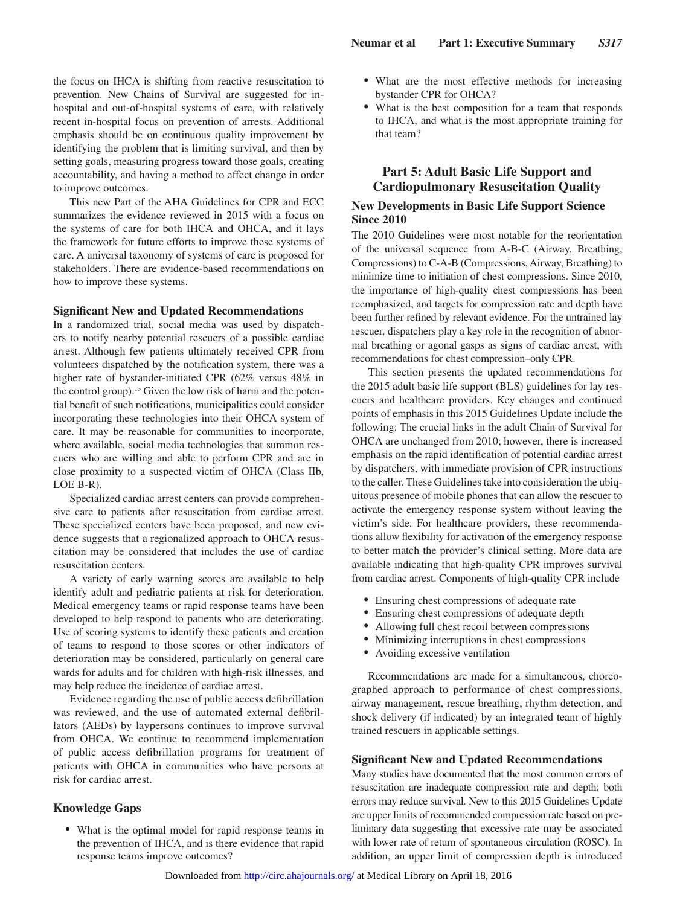the focus on IHCA is shifting from reactive resuscitation to prevention. New Chains of Survival are suggested for in-hospital and out-of-hospital systems of care, with relatively recent in-hospital focus on prevention of arrests. Additional emphasis should be on continuous quality improvement by identifying the problem that is limiting survival, and then by setting goals, measuring progress toward those goals, creating accountability, and having a method to effect change in order to improve outcomes.

This new Part of the AHA Guidelines for CPR and ECC summarizes the evidence reviewed in 2015 with a focus on the systems of care for both IHCA and OHCA, and it lays the framework for future efforts to improve these systems of care. A universal taxonomy of systems of care is proposed for stakeholders. There are evidence-based recommendations on how to improve these systems.

### Significant New and Updated Recommendations

In a randomized trial, social media was used by dispatchers to notify nearby potential rescuers of a possible cardiac arrest. Although few patients ultimately received CPR from volunteers dispatched by the notification system, there was a higher rate of bystander-initiated CPR (62% versus 48% in the control group).[13] Given the low risk of harm and the potential benefit of such notifications, municipalities could consider incorporating these technologies into their OHCA system of care. It may be reasonable for communities to incorporate, where available, social media technologies that summon rescuers who are willing and able to perform CPR and are in close proximity to a suspected victim of OHCA (Class IIb, LOE B-R).

Specialized cardiac arrest centers can provide comprehensive care to patients after resuscitation from cardiac arrest. These specialized centers have been proposed, and new evidence suggests that a regionalized approach to OHCA resuscitation may be considered that includes the use of cardiac resuscitation centers.

A variety of early warning scores are available to help identify adult and pediatric patients at risk for deterioration. Medical emergency teams or rapid response teams have been developed to help respond to patients who are deteriorating. Use of scoring systems to identify these patients and creation of teams to respond to those scores or other indicators of deterioration may be considered, particularly on general care wards for adults and for children with high-risk illnesses, and may help reduce the incidence of cardiac arrest.

Evidence regarding the use of public access defibrillation was reviewed, and the use of automated external defibrillators (AEDs) by laypersons continues to improve survival from OHCA. We continue to recommend implementation of public access defibrillation programs for treatment of patients with OHCA in communities who have persons at risk for cardiac arrest.

### Knowledge Gaps

- What is the optimal model for rapid response teams in the prevention of IHCA, and is there evidence that rapid response teams improve outcomes?
- What are the most effective methods for increasing bystander CPR for OHCA?
- What is the best composition for a team that responds to IHCA, and what is the most appropriate training for that team?

## Part 5: Adult Basic Life Support and Cardiopulmonary Resuscitation Quality

### New Developments in Basic Life Support Science Since 2010

The 2010 Guidelines were most notable for the reorientation of the universal sequence from A-B-C (Airway, Breathing, Compressions) to C-A-B (Compressions, Airway, Breathing) to minimize time to initiation of chest compressions. Since 2010, the importance of high-quality chest compressions has been reemphasized, and targets for compression rate and depth have been further refined by relevant evidence. For the untrained lay rescuer, dispatchers play a key role in the recognition of abnormal breathing or agonal gasps as signs of cardiac arrest, with recommendations for chest compression–only CPR.

This section presents the updated recommendations for the 2015 adult basic life support (BLS) guidelines for lay rescuers and healthcare providers. Key changes and continued points of emphasis in this 2015 Guidelines Update include the following: The crucial links in the adult Chain of Survival for OHCA are unchanged from 2010; however, there is increased emphasis on the rapid identification of potential cardiac arrest by dispatchers, with immediate provision of CPR instructions to the caller. These Guidelines take into consideration the ubiquitous presence of mobile phones that can allow the rescuer to activate the emergency response system without leaving the victim's side. For healthcare providers, these recommendations allow flexibility for activation of the emergency response to better match the provider's clinical setting. More data are available indicating that high-quality CPR improves survival from cardiac arrest. Components of high-quality CPR include

- Ensuring chest compressions of adequate rate
- Ensuring chest compressions of adequate depth
- Allowing full chest recoil between compressions
- Minimizing interruptions in chest compressions
- Avoiding excessive ventilation

Recommendations are made for a simultaneous, choreographed approach to performance of chest compressions, airway management, rescue breathing, rhythm detection, and shock delivery (if indicated) by an integrated team of highly trained rescuers in applicable settings.

### Significant New and Updated Recommendations

Many studies have documented that the most common errors of resuscitation are inadequate compression rate and depth; both errors may reduce survival. New to this 2015 Guidelines Update are upper limits of recommended compression rate based on preliminary data suggesting that excessive rate may be associated with lower rate of return of spontaneous circulation (ROSC). In addition, an upper limit of compression depth is introduced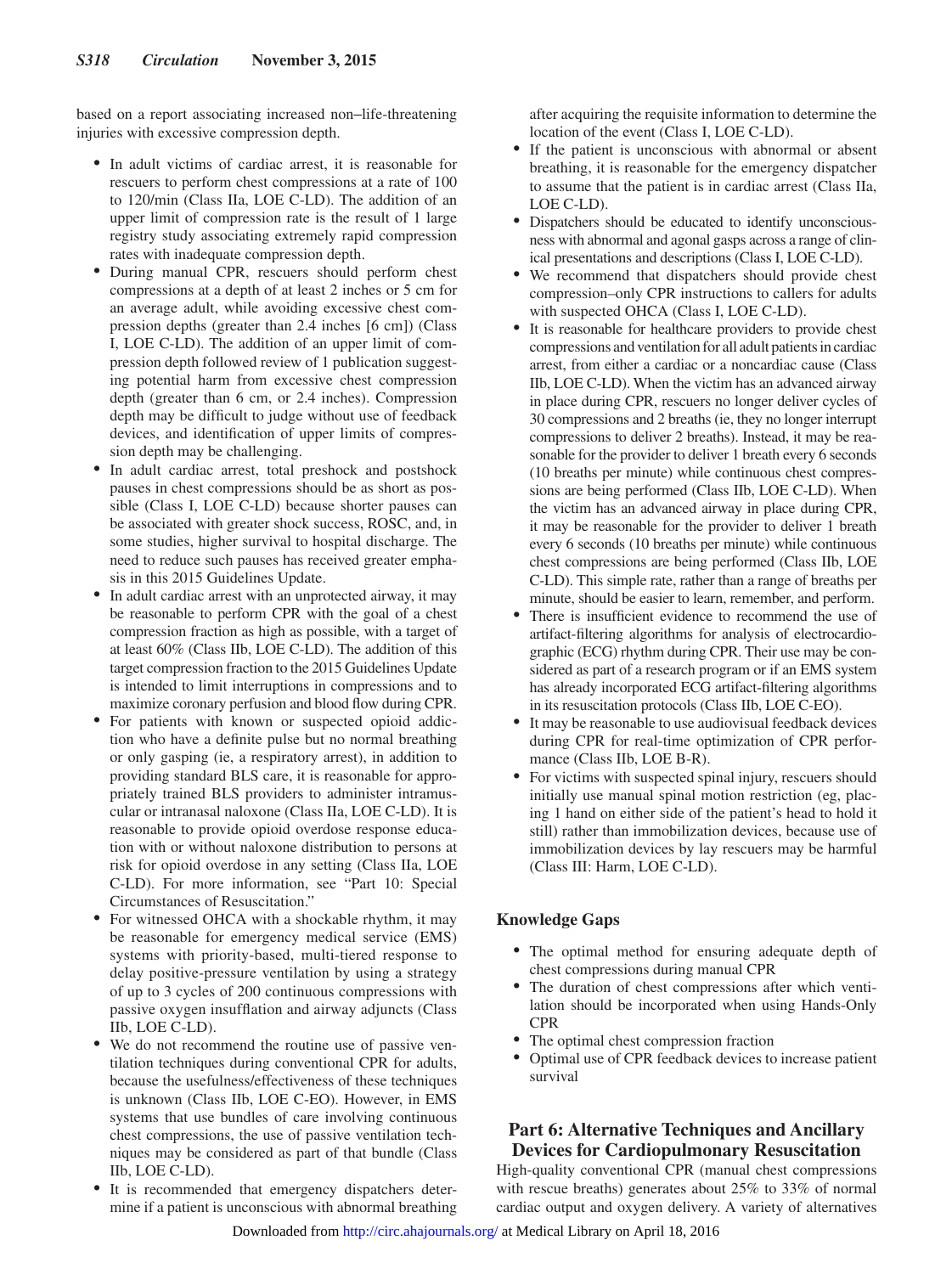based on a report associating increased non–life-threatening injuries with excessive compression depth.

- In adult victims of cardiac arrest, it is reasonable for rescuers to perform chest compressions at a rate of 100 to 120/min (Class IIa, LOE C-LD). The addition of an upper limit of compression rate is the result of 1 large registry study associating extremely rapid compression rates with inadequate compression depth.
- During manual CPR, rescuers should perform chest compressions at a depth of at least 2 inches or 5 cm for an average adult, while avoiding excessive chest compression depths (greater than 2.4 inches [6 cm]) (Class I, LOE C-LD). The addition of an upper limit of compression depth followed review of 1 publication suggesting potential harm from excessive chest compression depth (greater than 6 cm, or 2.4 inches). Compression depth may be difficult to judge without use of feedback devices, and identification of upper limits of compression depth may be challenging.
- In adult cardiac arrest, total preshock and postshock pauses in chest compressions should be as short as possible (Class I, LOE C-LD) because shorter pauses can be associated with greater shock success, ROSC, and, in some studies, higher survival to hospital discharge. The need to reduce such pauses has received greater emphasis in this 2015 Guidelines Update.
- In adult cardiac arrest with an unprotected airway, it may be reasonable to perform CPR with the goal of a chest compression fraction as high as possible, with a target of at least 60% (Class IIb, LOE C-LD). The addition of this target compression fraction to the 2015 Guidelines Update is intended to limit interruptions in compressions and to maximize coronary perfusion and blood flow during CPR.
- For patients with known or suspected opioid addiction who have a definite pulse but no normal breathing or only gasping (ie, a respiratory arrest), in addition to providing standard BLS care, it is reasonable for appropriately trained BLS providers to administer intramuscular or intranasal naloxone (Class IIa, LOE C-LD). It is reasonable to provide opioid overdose response education with or without naloxone distribution to persons at risk for opioid overdose in any setting (Class IIa, LOE C-LD). For more information, see "Part 10: Special Circumstances of Resuscitation."
- For witnessed OHCA with a shockable rhythm, it may be reasonable for emergency medical service (EMS) systems with priority-based, multi-tiered response to delay positive-pressure ventilation by using a strategy of up to 3 cycles of 200 continuous compressions with passive oxygen insufflation and airway adjuncts (Class IIb, LOE C-LD).
- We do not recommend the routine use of passive ventilation techniques during conventional CPR for adults, because the usefulness/effectiveness of these techniques is unknown (Class IIb, LOE C-EO). However, in EMS systems that use bundles of care involving continuous chest compressions, the use of passive ventilation techniques may be considered as part of that bundle (Class IIb, LOE C-LD).
- It is recommended that emergency dispatchers determine if a patient is unconscious with abnormal breathing after acquiring the requisite information to determine the location of the event (Class I, LOE C-LD).
- If the patient is unconscious with abnormal or absent breathing, it is reasonable for the emergency dispatcher to assume that the patient is in cardiac arrest (Class IIa, LOE C-LD).
- Dispatchers should be educated to identify unconsciousness with abnormal and agonal gasps across a range of clinical presentations and descriptions (Class I, LOE C-LD).
- We recommend that dispatchers should provide chest compression–only CPR instructions to callers for adults with suspected OHCA (Class I, LOE C-LD).
- It is reasonable for healthcare providers to provide chest compressions and ventilation for all adult patients in cardiac arrest, from either a cardiac or a noncardiac cause (Class IIb, LOE C-LD). When the victim has an advanced airway in place during CPR, rescuers no longer deliver cycles of 30 compressions and 2 breaths (ie, they no longer interrupt compressions to deliver 2 breaths). Instead, it may be reasonable for the provider to deliver 1 breath every 6 seconds (10 breaths per minute) while continuous chest compressions are being performed (Class IIb, LOE C-LD). When the victim has an advanced airway in place during CPR, it may be reasonable for the provider to deliver 1 breath every 6 seconds (10 breaths per minute) while continuous chest compressions are being performed (Class IIb, LOE C-LD). This simple rate, rather than a range of breaths per minute, should be easier to learn, remember, and perform.
- There is insufficient evidence to recommend the use of artifact-filtering algorithms for analysis of electrocardiographic (ECG) rhythm during CPR. Their use may be considered as part of a research program or if an EMS system has already incorporated ECG artifact-filtering algorithms in its resuscitation protocols (Class IIb, LOE C-EO).
- It may be reasonable to use audiovisual feedback devices during CPR for real-time optimization of CPR performance (Class IIb, LOE B-R).
- For victims with suspected spinal injury, rescuers should initially use manual spinal motion restriction (eg, placing 1 hand on either side of the patient's head to hold it still) rather than immobilization devices, because use of immobilization devices by lay rescuers may be harmful (Class III: Harm, LOE C-LD).

### Knowledge Gaps

- The optimal method for ensuring adequate depth of chest compressions during manual CPR
- The duration of chest compressions after which ventilation should be incorporated when using Hands-Only CPR
- The optimal chest compression fraction
- Optimal use of CPR feedback devices to increase patient survival

## Part 6: Alternative Techniques and Ancillary Devices for Cardiopulmonary Resuscitation

High-quality conventional CPR (manual chest compressions with rescue breaths) generates about 25% to 33% of normal cardiac output and oxygen delivery. A variety of alternatives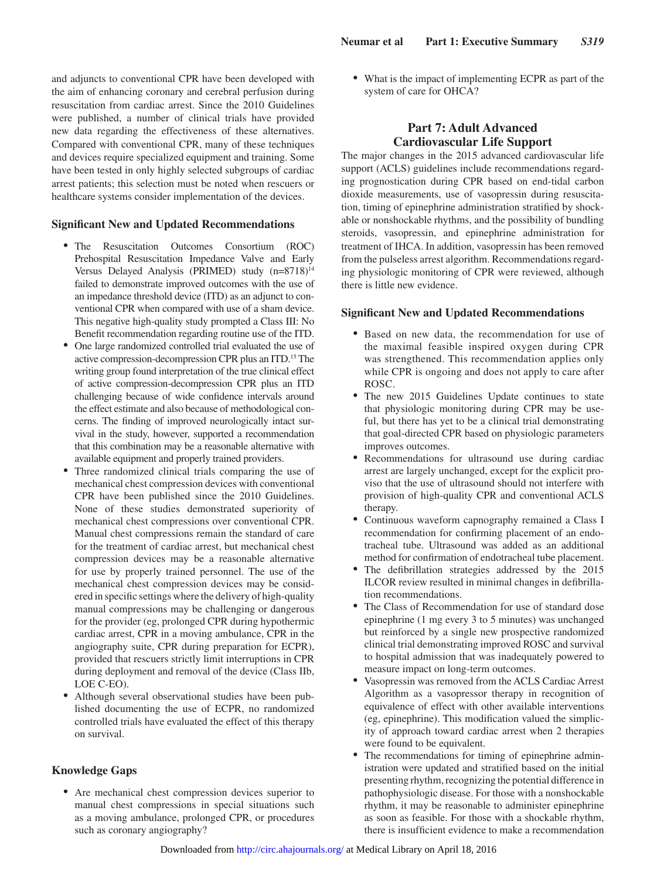and adjuncts to conventional CPR have been developed with the aim of enhancing coronary and cerebral perfusion during resuscitation from cardiac arrest. Since the 2010 Guidelines were published, a number of clinical trials have provided new data regarding the effectiveness of these alternatives. Compared with conventional CPR, many of these techniques and devices require specialized equipment and training. Some have been tested in only highly selected subgroups of cardiac arrest patients; this selection must be noted when rescuers or healthcare systems consider implementation of the devices.

### Significant New and Updated Recommendations

- The Resuscitation Outcomes Consortium (ROC) Prehospital Resuscitation Impedance Valve and Early Versus Delayed Analysis (PRIMED) study (n=8718)[14] failed to demonstrate improved outcomes with the use of an impedance threshold device (ITD) as an adjunct to conventional CPR when compared with use of a sham device. This negative high-quality study prompted a Class III: No Benefit recommendation regarding routine use of the ITD.
- One large randomized controlled trial evaluated the use of active compression-decompression CPR plus an ITD.[15] The writing group found interpretation of the true clinical effect of active compression-decompression CPR plus an ITD challenging because of wide confidence intervals around the effect estimate and also because of methodological concerns. The finding of improved neurologically intact survival in the study, however, supported a recommendation that this combination may be a reasonable alternative with available equipment and properly trained providers.
- Three randomized clinical trials comparing the use of mechanical chest compression devices with conventional CPR have been published since the 2010 Guidelines. None of these studies demonstrated superiority of mechanical chest compressions over conventional CPR. Manual chest compressions remain the standard of care for the treatment of cardiac arrest, but mechanical chest compression devices may be a reasonable alternative for use by properly trained personnel. The use of the mechanical chest compression devices may be considered in specific settings where the delivery of high-quality manual compressions may be challenging or dangerous for the provider (eg, prolonged CPR during hypothermic cardiac arrest, CPR in a moving ambulance, CPR in the angiography suite, CPR during preparation for ECPR), provided that rescuers strictly limit interruptions in CPR during deployment and removal of the device (Class IIb, LOE C-EO).
- Although several observational studies have been published documenting the use of ECPR, no randomized controlled trials have evaluated the effect of this therapy on survival.

### Knowledge Gaps

- Are mechanical chest compression devices superior to manual chest compressions in special situations such as a moving ambulance, prolonged CPR, or procedures such as coronary angiography?
- What is the impact of implementing ECPR as part of the system of care for OHCA?

## Part 7: Adult Advanced Cardiovascular Life Support

The major changes in the 2015 advanced cardiovascular life support (ACLS) guidelines include recommendations regarding prognostication during CPR based on end-tidal carbon dioxide measurements, use of vasopressin during resuscitation, timing of epinephrine administration stratified by shockable or nonshockable rhythms, and the possibility of bundling steroids, vasopressin, and epinephrine administration for treatment of IHCA. In addition, vasopressin has been removed from the pulseless arrest algorithm. Recommendations regarding physiologic monitoring of CPR were reviewed, although there is little new evidence.

### Significant New and Updated Recommendations

- Based on new data, the recommendation for use of the maximal feasible inspired oxygen during CPR was strengthened. This recommendation applies only while CPR is ongoing and does not apply to care after ROSC.
- The new 2015 Guidelines Update continues to state that physiologic monitoring during CPR may be useful, but there has yet to be a clinical trial demonstrating that goal-directed CPR based on physiologic parameters improves outcomes.
- Recommendations for ultrasound use during cardiac arrest are largely unchanged, except for the explicit proviso that the use of ultrasound should not interfere with provision of high-quality CPR and conventional ACLS therapy.
- Continuous waveform capnography remained a Class I recommendation for confirming placement of an endotracheal tube. Ultrasound was added as an additional method for confirmation of endotracheal tube placement.
- The defibrillation strategies addressed by the 2015 ILCOR review resulted in minimal changes in defibrillation recommendations.
- The Class of Recommendation for use of standard dose epinephrine (1 mg every 3 to 5 minutes) was unchanged but reinforced by a single new prospective randomized clinical trial demonstrating improved ROSC and survival to hospital admission that was inadequately powered to measure impact on long-term outcomes.
- Vasopressin was removed from the ACLS Cardiac Arrest Algorithm as a vasopressor therapy in recognition of equivalence of effect with other available interventions (eg, epinephrine). This modification valued the simplicity of approach toward cardiac arrest when 2 therapies were found to be equivalent.
- The recommendations for timing of epinephrine administration were updated and stratified based on the initial presenting rhythm, recognizing the potential difference in pathophysiologic disease. For those with a nonshockable rhythm, it may be reasonable to administer epinephrine as soon as feasible. For those with a shockable rhythm, there is insufficient evidence to make a recommendation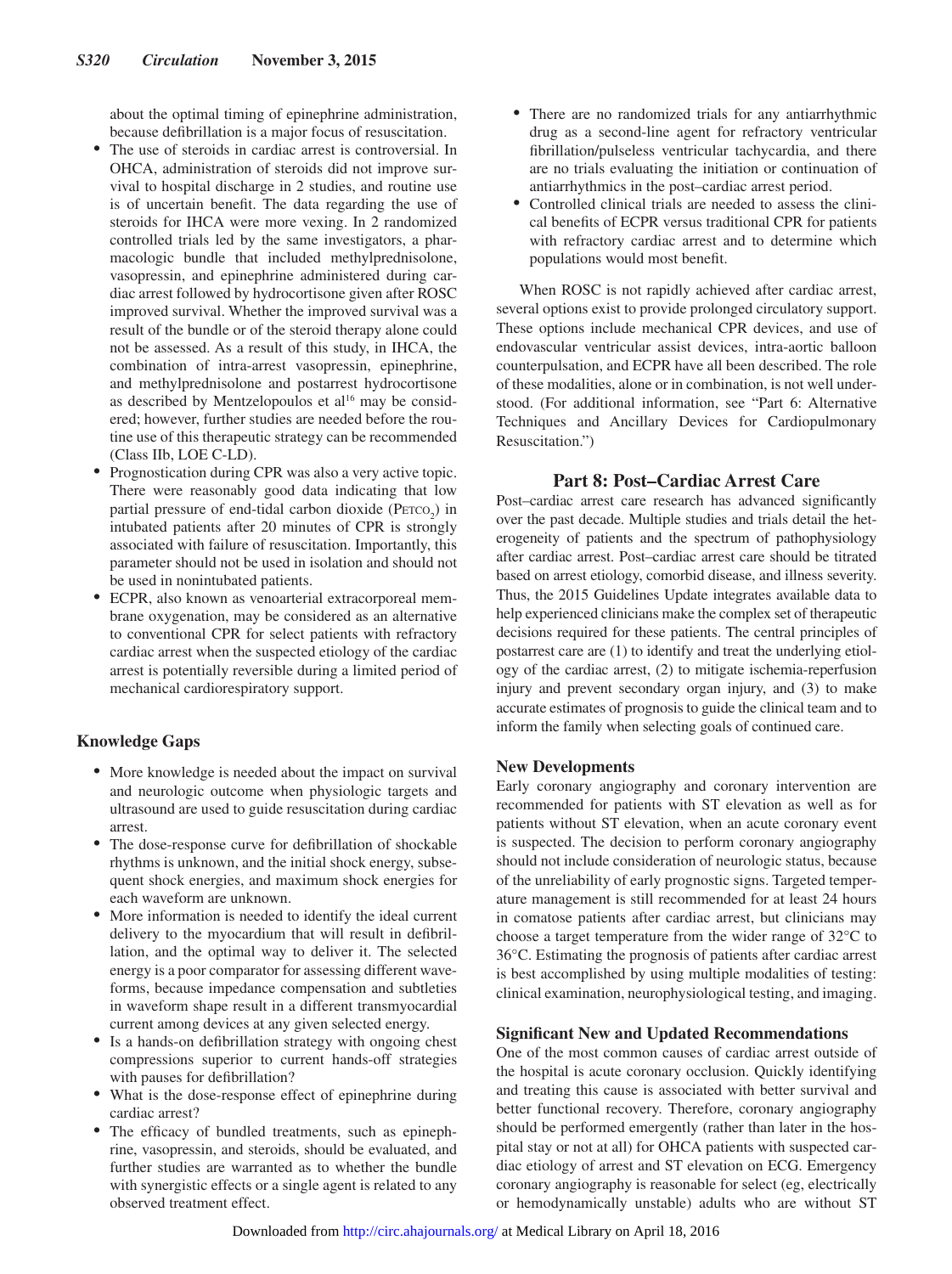about the optimal timing of epinephrine administration, because defibrillation is a major focus of resuscitation.

- The use of steroids in cardiac arrest is controversial. In OHCA, administration of steroids did not improve survival to hospital discharge in 2 studies, and routine use is of uncertain benefit. The data regarding the use of steroids for IHCA were more vexing. In 2 randomized controlled trials led by the same investigators, a pharmacologic bundle that included methylprednisolone, vasopressin, and epinephrine administered during cardiac arrest followed by hydrocortisone given after ROSC improved survival. Whether the improved survival was a result of the bundle or of the steroid therapy alone could not be assessed. As a result of this study, in IHCA, the combination of intra-arrest vasopressin, epinephrine, and methylprednisolone and postarrest hydrocortisone as described by Mentzelopoulos et al[16] may be considered; however, further studies are needed before the routine use of this therapeutic strategy can be recommended (Class IIb, LOE C-LD).
- Prognostication during CPR was also a very active topic. There were reasonably good data indicating that low partial pressure of end-tidal carbon dioxide ($P_{ETCO_2}$) in intubated patients after 20 minutes of CPR is strongly associated with failure of resuscitation. Importantly, this parameter should not be used in isolation and should not be used in nonintubated patients.
- ECPR, also known as venoarterial extracorporeal membrane oxygenation, may be considered as an alternative to conventional CPR for select patients with refractory cardiac arrest when the suspected etiology of the cardiac arrest is potentially reversible during a limited period of mechanical cardiorespiratory support.

### Knowledge Gaps

- More knowledge is needed about the impact on survival and neurologic outcome when physiologic targets and ultrasound are used to guide resuscitation during cardiac arrest.
- The dose-response curve for defibrillation of shockable rhythms is unknown, and the initial shock energy, subsequent shock energies, and maximum shock energies for each waveform are unknown.
- More information is needed to identify the ideal current delivery to the myocardium that will result in defibrillation, and the optimal way to deliver it. The selected energy is a poor comparator for assessing different waveforms, because impedance compensation and subtleties in waveform shape result in a different transmyocardial current among devices at any given selected energy.
- Is a hands-on defibrillation strategy with ongoing chest compressions superior to current hands-off strategies with pauses for defibrillation?
- What is the dose-response effect of epinephrine during cardiac arrest?
- The efficacy of bundled treatments, such as epinephrine, vasopressin, and steroids, should be evaluated, and further studies are warranted as to whether the bundle with synergistic effects or a single agent is related to any observed treatment effect.
- There are no randomized trials for any antiarrhythmic drug as a second-line agent for refractory ventricular fibrillation/pulseless ventricular tachycardia, and there are no trials evaluating the initiation or continuation of antiarrhythmics in the post–cardiac arrest period.
- Controlled clinical trials are needed to assess the clinical benefits of ECPR versus traditional CPR for patients with refractory cardiac arrest and to determine which populations would most benefit.

When ROSC is not rapidly achieved after cardiac arrest, several options exist to provide prolonged circulatory support. These options include mechanical CPR devices, and use of endovascular ventricular assist devices, intra-aortic balloon counterpulsation, and ECPR have all been described. The role of these modalities, alone or in combination, is not well understood. (For additional information, see "Part 6: Alternative Techniques and Ancillary Devices for Cardiopulmonary Resuscitation.")

## Part 8: Post–Cardiac Arrest Care

Post–cardiac arrest care research has advanced significantly over the past decade. Multiple studies and trials detail the heterogeneity of patients and the spectrum of pathophysiology after cardiac arrest. Post–cardiac arrest care should be titrated based on arrest etiology, comorbid disease, and illness severity. Thus, the 2015 Guidelines Update integrates available data to help experienced clinicians make the complex set of therapeutic decisions required for these patients. The central principles of postarrest care are (1) to identify and treat the underlying etiology of the cardiac arrest, (2) to mitigate ischemia-reperfusion injury and prevent secondary organ injury, and (3) to make accurate estimates of prognosis to guide the clinical team and to inform the family when selecting goals of continued care.

### New Developments

Early coronary angiography and coronary intervention are recommended for patients with ST elevation as well as for patients without ST elevation, when an acute coronary event is suspected. The decision to perform coronary angiography should not include consideration of neurologic status, because of the unreliability of early prognostic signs. Targeted temperature management is still recommended for at least 24 hours in comatose patients after cardiac arrest, but clinicians may choose a target temperature from the wider range of 32°C to 36°C. Estimating the prognosis of patients after cardiac arrest is best accomplished by using multiple modalities of testing: clinical examination, neurophysiological testing, and imaging.

### Significant New and Updated Recommendations

One of the most common causes of cardiac arrest outside of the hospital is acute coronary occlusion. Quickly identifying and treating this cause is associated with better survival and better functional recovery. Therefore, coronary angiography should be performed emergently (rather than later in the hospital stay or not at all) for OHCA patients with suspected cardiac etiology of arrest and ST elevation on ECG. Emergency coronary angiography is reasonable for select (eg, electrically or hemodynamically unstable) adults who are without ST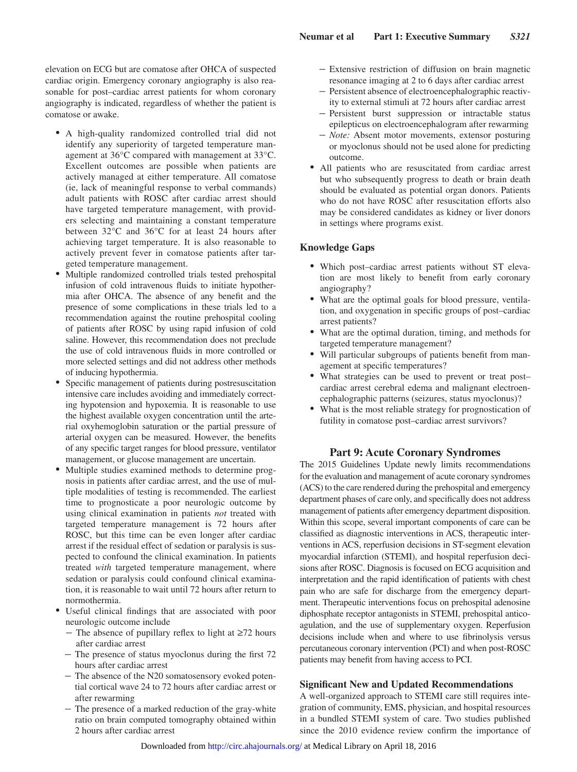elevation on ECG but are comatose after OHCA of suspected cardiac origin. Emergency coronary angiography is also reasonable for post–cardiac arrest patients for whom coronary angiography is indicated, regardless of whether the patient is comatose or awake.

- A high-quality randomized controlled trial did not identify any superiority of targeted temperature management at 36°C compared with management at 33°C. Excellent outcomes are possible when patients are actively managed at either temperature. All comatose (ie, lack of meaningful response to verbal commands) adult patients with ROSC after cardiac arrest should have targeted temperature management, with providers selecting and maintaining a constant temperature between 32°C and 36°C for at least 24 hours after achieving target temperature. It is also reasonable to actively prevent fever in comatose patients after targeted temperature management.
- Multiple randomized controlled trials tested prehospital infusion of cold intravenous fluids to initiate hypothermia after OHCA. The absence of any benefit and the presence of some complications in these trials led to a recommendation against the routine prehospital cooling of patients after ROSC by using rapid infusion of cold saline. However, this recommendation does not preclude the use of cold intravenous fluids in more controlled or more selected settings and did not address other methods of inducing hypothermia.
- Specific management of patients during postresuscitation intensive care includes avoiding and immediately correcting hypotension and hypoxemia. It is reasonable to use the highest available oxygen concentration until the arterial oxyhemoglobin saturation or the partial pressure of arterial oxygen can be measured. However, the benefits of any specific target ranges for blood pressure, ventilator management, or glucose management are uncertain.
- Multiple studies examined methods to determine prognosis in patients after cardiac arrest, and the use of multiple modalities of testing is recommended. The earliest time to prognosticate a poor neurologic outcome by using clinical examination in patients *not* treated with targeted temperature management is 72 hours after ROSC, but this time can be even longer after cardiac arrest if the residual effect of sedation or paralysis is suspected to confound the clinical examination. In patients treated *with* targeted temperature management, where sedation or paralysis could confound clinical examination, it is reasonable to wait until 72 hours after return to normothermia.
- Useful clinical findings that are associated with poor neurologic outcome include
  - The absence of pupillary reflex to light at ≥72 hours after cardiac arrest
  - The presence of status myoclonus during the first 72 hours after cardiac arrest
  - The absence of the N20 somatosensory evoked potential cortical wave 24 to 72 hours after cardiac arrest or after rewarming
  - The presence of a marked reduction of the gray-white ratio on brain computed tomography obtained within 2 hours after cardiac arrest
  - Extensive restriction of diffusion on brain magnetic resonance imaging at 2 to 6 days after cardiac arrest
  - Persistent absence of electroencephalographic reactivity to external stimuli at 72 hours after cardiac arrest
  - Persistent burst suppression or intractable status epilepticus on electroencephalogram after rewarming
  - *Note:* Absent motor movements, extensor posturing or myoclonus should not be used alone for predicting outcome.
- All patients who are resuscitated from cardiac arrest but who subsequently progress to death or brain death should be evaluated as potential organ donors. Patients who do not have ROSC after resuscitation efforts also may be considered candidates as kidney or liver donors in settings where programs exist.

### Knowledge Gaps

- Which post–cardiac arrest patients without ST elevation are most likely to benefit from early coronary angiography?
- What are the optimal goals for blood pressure, ventilation, and oxygenation in specific groups of post–cardiac arrest patients?
- What are the optimal duration, timing, and methods for targeted temperature management?
- Will particular subgroups of patients benefit from management at specific temperatures?
- What strategies can be used to prevent or treat post–cardiac arrest cerebral edema and malignant electroencephalographic patterns (seizures, status myoclonus)?
- What is the most reliable strategy for prognostication of futility in comatose post–cardiac arrest survivors?

## Part 9: Acute Coronary Syndromes

The 2015 Guidelines Update newly limits recommendations for the evaluation and management of acute coronary syndromes (ACS) to the care rendered during the prehospital and emergency department phases of care only, and specifically does not address management of patients after emergency department disposition. Within this scope, several important components of care can be classified as diagnostic interventions in ACS, therapeutic interventions in ACS, reperfusion decisions in ST-segment elevation myocardial infarction (STEMI), and hospital reperfusion decisions after ROSC. Diagnosis is focused on ECG acquisition and interpretation and the rapid identification of patients with chest pain who are safe for discharge from the emergency department. Therapeutic interventions focus on prehospital adenosine diphosphate receptor antagonists in STEMI, prehospital anticoagulation, and the use of supplementary oxygen. Reperfusion decisions include when and where to use fibrinolysis versus percutaneous coronary intervention (PCI) and when post-ROSC patients may benefit from having access to PCI.

### Significant New and Updated Recommendations

A well-organized approach to STEMI care still requires integration of community, EMS, physician, and hospital resources in a bundled STEMI system of care. Two studies published since the 2010 evidence review confirm the importance of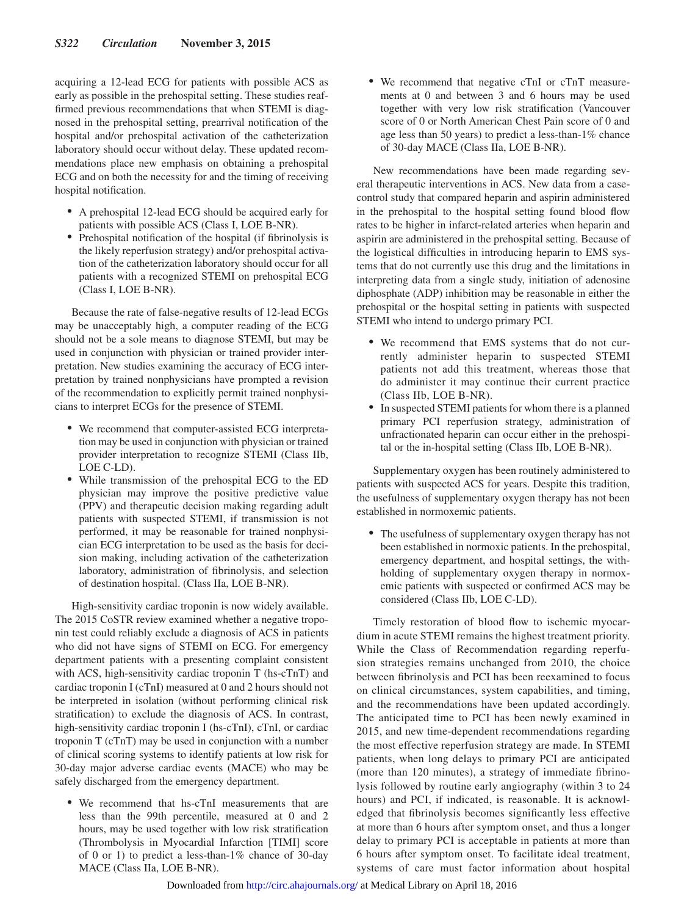acquiring a 12-lead ECG for patients with possible ACS as early as possible in the prehospital setting. These studies reaffirmed previous recommendations that when STEMI is diagnosed in the prehospital setting, prearrival notification of the hospital and/or prehospital activation of the catheterization laboratory should occur without delay. These updated recommendations place new emphasis on obtaining a prehospital ECG and on both the necessity for and the timing of receiving hospital notification.

- A prehospital 12-lead ECG should be acquired early for patients with possible ACS (Class I, LOE B-NR).
- Prehospital notification of the hospital (if fibrinolysis is the likely reperfusion strategy) and/or prehospital activation of the catheterization laboratory should occur for all patients with a recognized STEMI on prehospital ECG (Class I, LOE B-NR).

Because the rate of false-negative results of 12-lead ECGs may be unacceptably high, a computer reading of the ECG should not be a sole means to diagnose STEMI, but may be used in conjunction with physician or trained provider interpretation. New studies examining the accuracy of ECG interpretation by trained nonphysicians have prompted a revision of the recommendation to explicitly permit trained nonphysicians to interpret ECGs for the presence of STEMI.

- We recommend that computer-assisted ECG interpretation may be used in conjunction with physician or trained provider interpretation to recognize STEMI (Class IIb, LOE C-LD).
- While transmission of the prehospital ECG to the ED physician may improve the positive predictive value (PPV) and therapeutic decision making regarding adult patients with suspected STEMI, if transmission is not performed, it may be reasonable for trained nonphysician ECG interpretation to be used as the basis for decision making, including activation of the catheterization laboratory, administration of fibrinolysis, and selection of destination hospital. (Class IIa, LOE B-NR).

High-sensitivity cardiac troponin is now widely available. The 2015 CoSTR review examined whether a negative troponin test could reliably exclude a diagnosis of ACS in patients who did not have signs of STEMI on ECG. For emergency department patients with a presenting complaint consistent with ACS, high-sensitivity cardiac troponin T (hs-cTnT) and cardiac troponin I (cTnI) measured at 0 and 2 hours should not be interpreted in isolation (without performing clinical risk stratification) to exclude the diagnosis of ACS. In contrast, high-sensitivity cardiac troponin I (hs-cTnI), cTnI, or cardiac troponin T (cTnT) may be used in conjunction with a number of clinical scoring systems to identify patients at low risk for 30-day major adverse cardiac events (MACE) who may be safely discharged from the emergency department.

- We recommend that hs-cTnI measurements that are less than the 99th percentile, measured at 0 and 2 hours, may be used together with low risk stratification (Thrombolysis in Myocardial Infarction [TIMI] score of 0 or 1) to predict a less-than-1% chance of 30-day MACE (Class IIa, LOE B-NR).
- We recommend that negative cTnI or cTnT measurements at 0 and between 3 and 6 hours may be used together with very low risk stratification (Vancouver score of 0 or North American Chest Pain score of 0 and age less than 50 years) to predict a less-than-1% chance of 30-day MACE (Class IIa, LOE B-NR).

New recommendations have been made regarding several therapeutic interventions in ACS. New data from a case-control study that compared heparin and aspirin administered in the prehospital to the hospital setting found blood flow rates to be higher in infarct-related arteries when heparin and aspirin are administered in the prehospital setting. Because of the logistical difficulties in introducing heparin to EMS systems that do not currently use this drug and the limitations in interpreting data from a single study, initiation of adenosine diphosphate (ADP) inhibition may be reasonable in either the prehospital or the hospital setting in patients with suspected STEMI who intend to undergo primary PCI.

- We recommend that EMS systems that do not currently administer heparin to suspected STEMI patients not add this treatment, whereas those that do administer it may continue their current practice (Class IIb, LOE B-NR).
- In suspected STEMI patients for whom there is a planned primary PCI reperfusion strategy, administration of unfractionated heparin can occur either in the prehospital or the in-hospital setting (Class IIb, LOE B-NR).

Supplementary oxygen has been routinely administered to patients with suspected ACS for years. Despite this tradition, the usefulness of supplementary oxygen therapy has not been established in normoxemic patients.

- The usefulness of supplementary oxygen therapy has not been established in normoxic patients. In the prehospital, emergency department, and hospital settings, the withholding of supplementary oxygen therapy in normoxemic patients with suspected or confirmed ACS may be considered (Class IIb, LOE C-LD).

Timely restoration of blood flow to ischemic myocardium in acute STEMI remains the highest treatment priority. While the Class of Recommendation regarding reperfusion strategies remains unchanged from 2010, the choice between fibrinolysis and PCI has been reexamined to focus on clinical circumstances, system capabilities, and timing, and the recommendations have been updated accordingly. The anticipated time to PCI has been newly examined in 2015, and new time-dependent recommendations regarding the most effective reperfusion strategy are made. In STEMI patients, when long delays to primary PCI are anticipated (more than 120 minutes), a strategy of immediate fibrinolysis followed by routine early angiography (within 3 to 24 hours) and PCI, if indicated, is reasonable. It is acknowledged that fibrinolysis becomes significantly less effective at more than 6 hours after symptom onset, and thus a longer delay to primary PCI is acceptable in patients at more than 6 hours after symptom onset. To facilitate ideal treatment, systems of care must factor information about hospital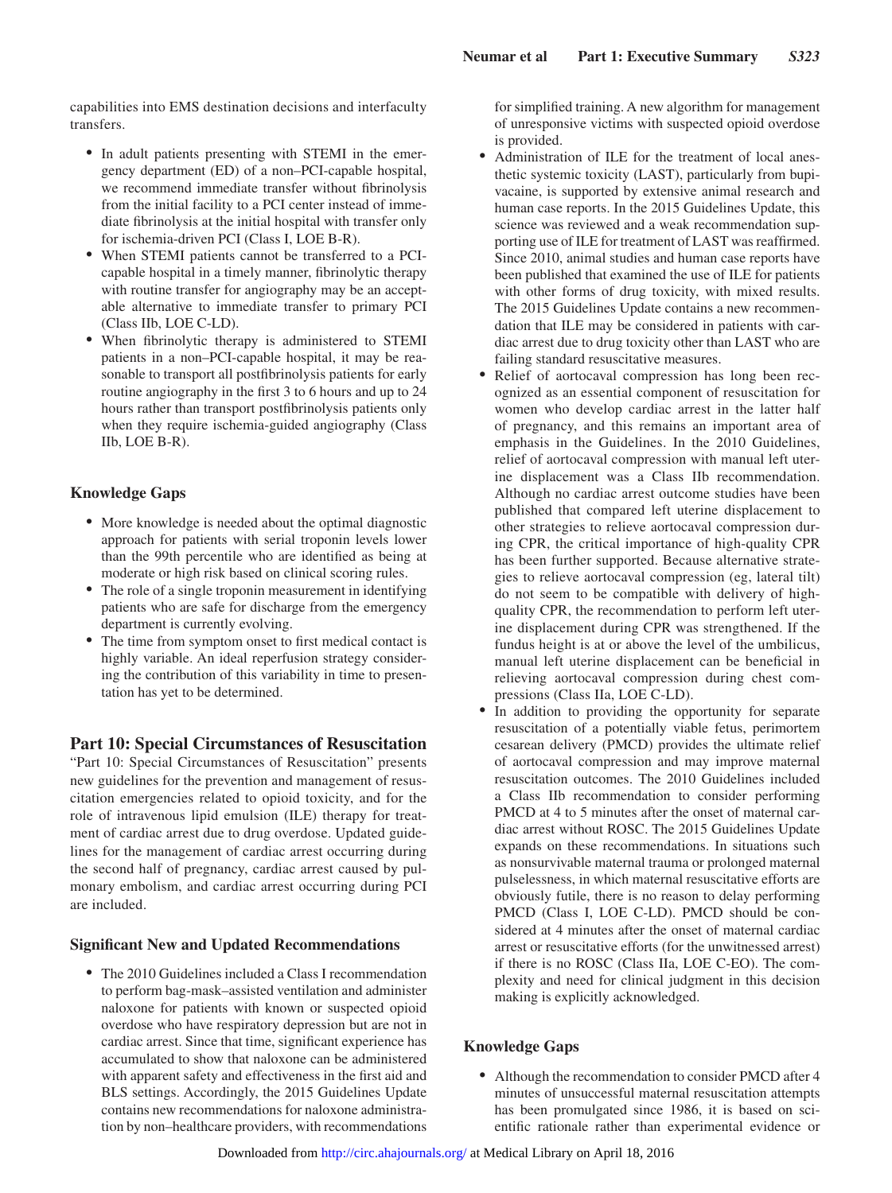capabilities into EMS destination decisions and interfaculty transfers.

- In adult patients presenting with STEMI in the emergency department (ED) of a non–PCI-capable hospital, we recommend immediate transfer without fibrinolysis from the initial facility to a PCI center instead of immediate fibrinolysis at the initial hospital with transfer only for ischemia-driven PCI (Class I, LOE B-R).
- When STEMI patients cannot be transferred to a PCI-capable hospital in a timely manner, fibrinolytic therapy with routine transfer for angiography may be an acceptable alternative to immediate transfer to primary PCI (Class IIb, LOE C-LD).
- When fibrinolytic therapy is administered to STEMI patients in a non–PCI-capable hospital, it may be reasonable to transport all postfibrinolysis patients for early routine angiography in the first 3 to 6 hours and up to 24 hours rather than transport postfibrinolysis patients only when they require ischemia-guided angiography (Class IIb, LOE B-R).

### Knowledge Gaps

- More knowledge is needed about the optimal diagnostic approach for patients with serial troponin levels lower than the 99th percentile who are identified as being at moderate or high risk based on clinical scoring rules.
- The role of a single troponin measurement in identifying patients who are safe for discharge from the emergency department is currently evolving.
- The time from symptom onset to first medical contact is highly variable. An ideal reperfusion strategy considering the contribution of this variability in time to presentation has yet to be determined.

## Part 10: Special Circumstances of Resuscitation

"Part 10: Special Circumstances of Resuscitation" presents new guidelines for the prevention and management of resuscitation emergencies related to opioid toxicity, and for the role of intravenous lipid emulsion (ILE) therapy for treatment of cardiac arrest due to drug overdose. Updated guidelines for the management of cardiac arrest occurring during the second half of pregnancy, cardiac arrest caused by pulmonary embolism, and cardiac arrest occurring during PCI are included.

### Significant New and Updated Recommendations

- The 2010 Guidelines included a Class I recommendation to perform bag-mask–assisted ventilation and administer naloxone for patients with known or suspected opioid overdose who have respiratory depression but are not in cardiac arrest. Since that time, significant experience has accumulated to show that naloxone can be administered with apparent safety and effectiveness in the first aid and BLS settings. Accordingly, the 2015 Guidelines Update contains new recommendations for naloxone administration by non–healthcare providers, with recommendations for simplified training. A new algorithm for management of unresponsive victims with suspected opioid overdose is provided.
- Administration of ILE for the treatment of local anesthetic systemic toxicity (LAST), particularly from bupivacaine, is supported by extensive animal research and human case reports. In the 2015 Guidelines Update, this science was reviewed and a weak recommendation supporting use of ILE for treatment of LAST was reaffirmed. Since 2010, animal studies and human case reports have been published that examined the use of ILE for patients with other forms of drug toxicity, with mixed results. The 2015 Guidelines Update contains a new recommendation that ILE may be considered in patients with cardiac arrest due to drug toxicity other than LAST who are failing standard resuscitative measures.
- Relief of aortocaval compression has long been recognized as an essential component of resuscitation for women who develop cardiac arrest in the latter half of pregnancy, and this remains an important area of emphasis in the Guidelines. In the 2010 Guidelines, relief of aortocaval compression with manual left uterine displacement was a Class IIb recommendation. Although no cardiac arrest outcome studies have been published that compared left uterine displacement to other strategies to relieve aortocaval compression during CPR, the critical importance of high-quality CPR has been further supported. Because alternative strategies to relieve aortocaval compression (eg, lateral tilt) do not seem to be compatible with delivery of high-quality CPR, the recommendation to perform left uterine displacement during CPR was strengthened. If the fundus height is at or above the level of the umbilicus, manual left uterine displacement can be beneficial in relieving aortocaval compression during chest compressions (Class IIa, LOE C-LD).
- In addition to providing the opportunity for separate resuscitation of a potentially viable fetus, perimortem cesarean delivery (PMCD) provides the ultimate relief of aortocaval compression and may improve maternal resuscitation outcomes. The 2010 Guidelines included a Class IIb recommendation to consider performing PMCD at 4 to 5 minutes after the onset of maternal cardiac arrest without ROSC. The 2015 Guidelines Update expands on these recommendations. In situations such as nonsurvivable maternal trauma or prolonged maternal pulselessness, in which maternal resuscitative efforts are obviously futile, there is no reason to delay performing PMCD (Class I, LOE C-LD). PMCD should be considered at 4 minutes after the onset of maternal cardiac arrest or resuscitative efforts (for the unwitnessed arrest) if there is no ROSC (Class IIa, LOE C-EO). The complexity and need for clinical judgment in this decision making is explicitly acknowledged.

### Knowledge Gaps

- Although the recommendation to consider PMCD after 4 minutes of unsuccessful maternal resuscitation attempts has been promulgated since 1986, it is based on scientific rationale rather than experimental evidence or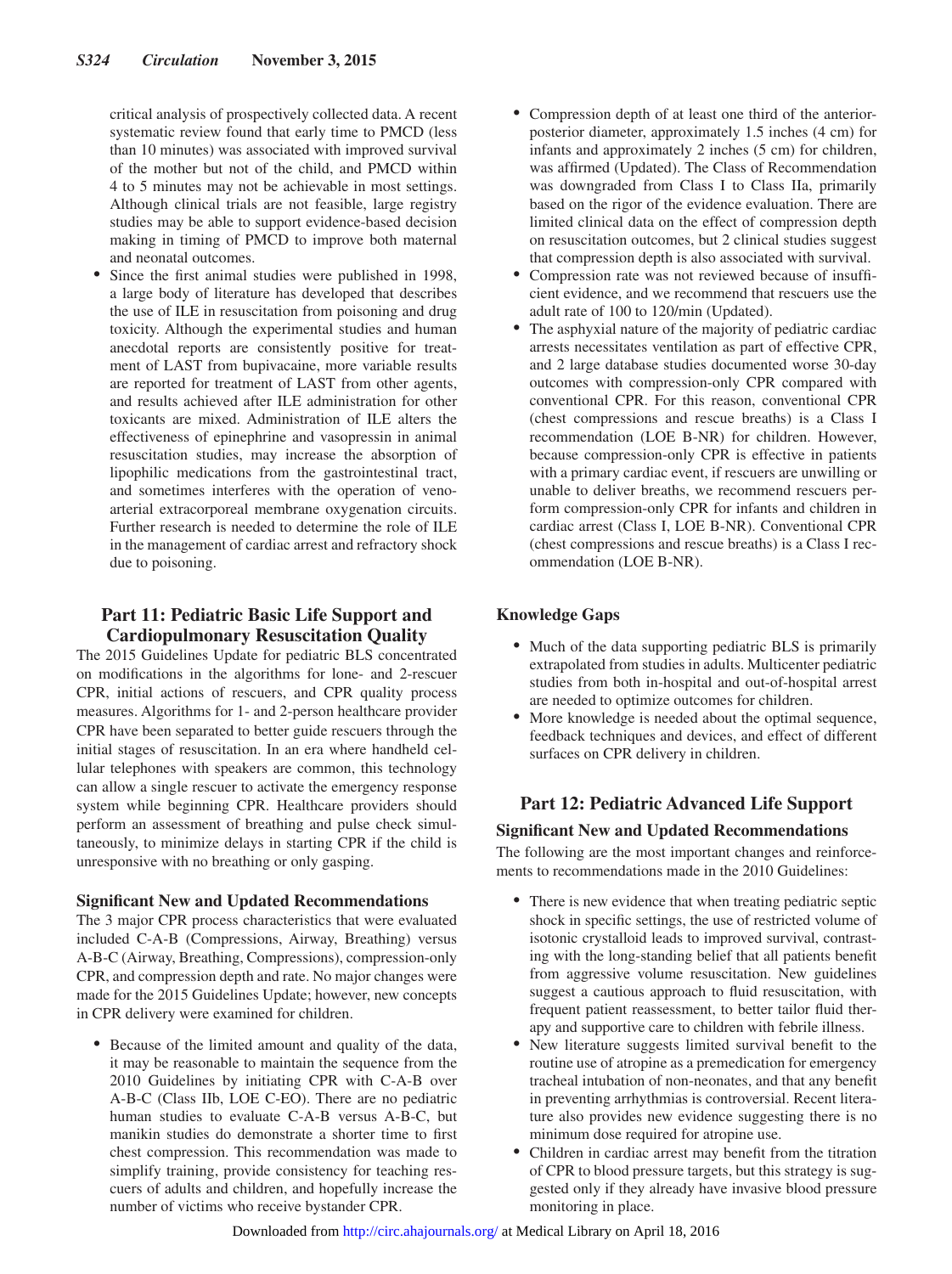critical analysis of prospectively collected data. A recent systematic review found that early time to PMCD (less than 10 minutes) was associated with improved survival of the mother but not of the child, and PMCD within 4 to 5 minutes may not be achievable in most settings. Although clinical trials are not feasible, large registry studies may be able to support evidence-based decision making in timing of PMCD to improve both maternal and neonatal outcomes.

- Since the first animal studies were published in 1998, a large body of literature has developed that describes the use of ILE in resuscitation from poisoning and drug toxicity. Although the experimental studies and human anecdotal reports are consistently positive for treatment of LAST from bupivacaine, more variable results are reported for treatment of LAST from other agents, and results achieved after ILE administration for other toxicants are mixed. Administration of ILE alters the effectiveness of epinephrine and vasopressin in animal resuscitation studies, may increase the absorption of lipophilic medications from the gastrointestinal tract, and sometimes interferes with the operation of veno-arterial extracorporeal membrane oxygenation circuits. Further research is needed to determine the role of ILE in the management of cardiac arrest and refractory shock due to poisoning.

## Part 11: Pediatric Basic Life Support and Cardiopulmonary Resuscitation Quality

The 2015 Guidelines Update for pediatric BLS concentrated on modifications in the algorithms for lone- and 2-rescuer CPR, initial actions of rescuers, and CPR quality process measures. Algorithms for 1- and 2-person healthcare provider CPR have been separated to better guide rescuers through the initial stages of resuscitation. In an era where handheld cellular telephones with speakers are common, this technology can allow a single rescuer to activate the emergency response system while beginning CPR. Healthcare providers should perform an assessment of breathing and pulse check simultaneously, to minimize delays in starting CPR if the child is unresponsive with no breathing or only gasping.

### Significant New and Updated Recommendations

The 3 major CPR process characteristics that were evaluated included C-A-B (Compressions, Airway, Breathing) versus A-B-C (Airway, Breathing, Compressions), compression-only CPR, and compression depth and rate. No major changes were made for the 2015 Guidelines Update; however, new concepts in CPR delivery were examined for children.

- Because of the limited amount and quality of the data, it may be reasonable to maintain the sequence from the 2010 Guidelines by initiating CPR with C-A-B over A-B-C (Class IIb, LOE C-EO). There are no pediatric human studies to evaluate C-A-B versus A-B-C, but manikin studies do demonstrate a shorter time to first chest compression. This recommendation was made to simplify training, provide consistency for teaching rescuers of adults and children, and hopefully increase the number of victims who receive bystander CPR.
- Compression depth of at least one third of the anterior-posterior diameter, approximately 1.5 inches (4 cm) for infants and approximately 2 inches (5 cm) for children, was affirmed (Updated). The Class of Recommendation was downgraded from Class I to Class IIa, primarily based on the rigor of the evidence evaluation. There are limited clinical data on the effect of compression depth on resuscitation outcomes, but 2 clinical studies suggest that compression depth is also associated with survival.
- Compression rate was not reviewed because of insufficient evidence, and we recommend that rescuers use the adult rate of 100 to 120/min (Updated).
- The asphyxial nature of the majority of pediatric cardiac arrests necessitates ventilation as part of effective CPR, and 2 large database studies documented worse 30-day outcomes with compression-only CPR compared with conventional CPR. For this reason, conventional CPR (chest compressions and rescue breaths) is a Class I recommendation (LOE B-NR) for children. However, because compression-only CPR is effective in patients with a primary cardiac event, if rescuers are unwilling or unable to deliver breaths, we recommend rescuers perform compression-only CPR for infants and children in cardiac arrest (Class I, LOE B-NR). Conventional CPR (chest compressions and rescue breaths) is a Class I recommendation (LOE B-NR).

### Knowledge Gaps

- Much of the data supporting pediatric BLS is primarily extrapolated from studies in adults. Multicenter pediatric studies from both in-hospital and out-of-hospital arrest are needed to optimize outcomes for children.
- More knowledge is needed about the optimal sequence, feedback techniques and devices, and effect of different surfaces on CPR delivery in children.

## Part 12: Pediatric Advanced Life Support

### Significant New and Updated Recommendations

The following are the most important changes and reinforcements to recommendations made in the 2010 Guidelines:

- There is new evidence that when treating pediatric septic shock in specific settings, the use of restricted volume of isotonic crystalloid leads to improved survival, contrasting with the long-standing belief that all patients benefit from aggressive volume resuscitation. New guidelines suggest a cautious approach to fluid resuscitation, with frequent patient reassessment, to better tailor fluid therapy and supportive care to children with febrile illness.
- New literature suggests limited survival benefit to the routine use of atropine as a premedication for emergency tracheal intubation of non-neonates, and that any benefit in preventing arrhythmias is controversial. Recent literature also provides new evidence suggesting there is no minimum dose required for atropine use.
- Children in cardiac arrest may benefit from the titration of CPR to blood pressure targets, but this strategy is suggested only if they already have invasive blood pressure monitoring in place.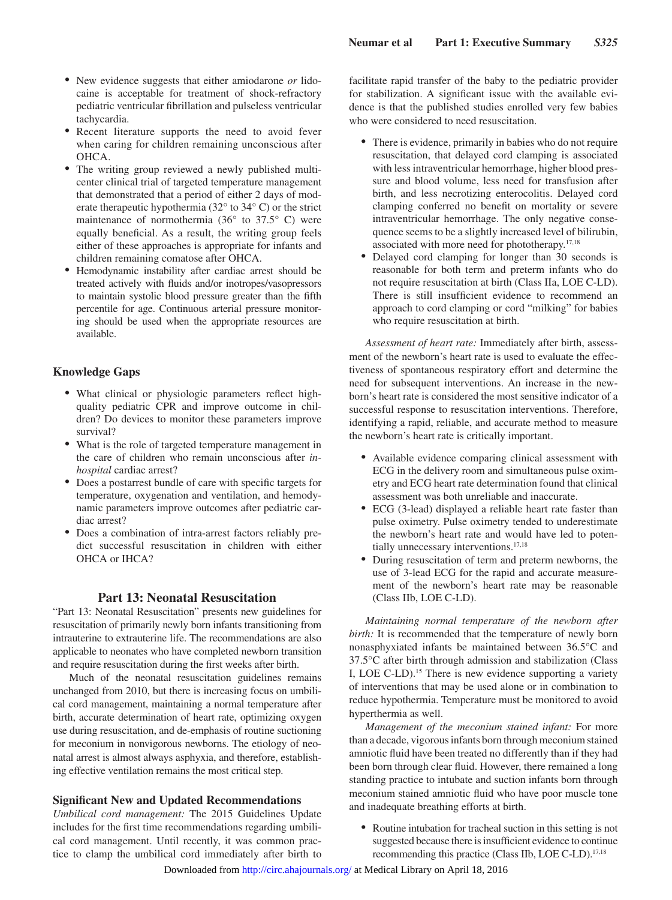- New evidence suggests that either amiodarone *or* lidocaine is acceptable for treatment of shock-refractory pediatric ventricular fibrillation and pulseless ventricular tachycardia.
- Recent literature supports the need to avoid fever when caring for children remaining unconscious after OHCA.
- The writing group reviewed a newly published multicenter clinical trial of targeted temperature management that demonstrated that a period of either 2 days of moderate therapeutic hypothermia (32° to 34° C) or the strict maintenance of normothermia (36° to 37.5° C) were equally beneficial. As a result, the writing group feels either of these approaches is appropriate for infants and children remaining comatose after OHCA.
- Hemodynamic instability after cardiac arrest should be treated actively with fluids and/or inotropes/vasopressors to maintain systolic blood pressure greater than the fifth percentile for age. Continuous arterial pressure monitoring should be used when the appropriate resources are available.

### Knowledge Gaps

- What clinical or physiologic parameters reflect high-quality pediatric CPR and improve outcome in children? Do devices to monitor these parameters improve survival?
- What is the role of targeted temperature management in the care of children who remain unconscious after *in-hospital* cardiac arrest?
- Does a postarrest bundle of care with specific targets for temperature, oxygenation and ventilation, and hemodynamic parameters improve outcomes after pediatric cardiac arrest?
- Does a combination of intra-arrest factors reliably predict successful resuscitation in children with either OHCA or IHCA?

## Part 13: Neonatal Resuscitation

"Part 13: Neonatal Resuscitation" presents new guidelines for resuscitation of primarily newly born infants transitioning from intrauterine to extrauterine life. The recommendations are also applicable to neonates who have completed newborn transition and require resuscitation during the first weeks after birth.

Much of the neonatal resuscitation guidelines remains unchanged from 2010, but there is increasing focus on umbilical cord management, maintaining a normal temperature after birth, accurate determination of heart rate, optimizing oxygen use during resuscitation, and de-emphasis of routine suctioning for meconium in nonvigorous newborns. The etiology of neonatal arrest is almost always asphyxia, and therefore, establishing effective ventilation remains the most critical step.

### Significant New and Updated Recommendations

*Umbilical cord management:* The 2015 Guidelines Update includes for the first time recommendations regarding umbilical cord management. Until recently, it was common practice to clamp the umbilical cord immediately after birth to facilitate rapid transfer of the baby to the pediatric provider for stabilization. A significant issue with the available evidence is that the published studies enrolled very few babies who were considered to need resuscitation.

- There is evidence, primarily in babies who do not require resuscitation, that delayed cord clamping is associated with less intraventricular hemorrhage, higher blood pressure and blood volume, less need for transfusion after birth, and less necrotizing enterocolitis. Delayed cord clamping conferred no benefit on mortality or severe intraventricular hemorrhage. The only negative consequence seems to be a slightly increased level of bilirubin, associated with more need for phototherapy.[17,18]
- Delayed cord clamping for longer than 30 seconds is reasonable for both term and preterm infants who do not require resuscitation at birth (Class IIa, LOE C-LD). There is still insufficient evidence to recommend an approach to cord clamping or cord "milking" for babies who require resuscitation at birth.

*Assessment of heart rate:* Immediately after birth, assessment of the newborn's heart rate is used to evaluate the effectiveness of spontaneous respiratory effort and determine the need for subsequent interventions. An increase in the newborn's heart rate is considered the most sensitive indicator of a successful response to resuscitation interventions. Therefore, identifying a rapid, reliable, and accurate method to measure the newborn's heart rate is critically important.

- Available evidence comparing clinical assessment with ECG in the delivery room and simultaneous pulse oximetry and ECG heart rate determination found that clinical assessment was both unreliable and inaccurate.
- ECG (3-lead) displayed a reliable heart rate faster than pulse oximetry. Pulse oximetry tended to underestimate the newborn's heart rate and would have led to potentially unnecessary interventions.[17,18]
- During resuscitation of term and preterm newborns, the use of 3-lead ECG for the rapid and accurate measurement of the newborn's heart rate may be reasonable (Class IIb, LOE C-LD).

*Maintaining normal temperature of the newborn after birth:* It is recommended that the temperature of newly born nonasphyxiated infants be maintained between 36.5°C and 37.5°C after birth through admission and stabilization (Class I, LOE C-LD).[15] There is new evidence supporting a variety of interventions that may be used alone or in combination to reduce hypothermia. Temperature must be monitored to avoid hyperthermia as well.

*Management of the meconium stained infant:* For more than a decade, vigorous infants born through meconium stained amniotic fluid have been treated no differently than if they had been born through clear fluid. However, there remained a long standing practice to intubate and suction infants born through meconium stained amniotic fluid who have poor muscle tone and inadequate breathing efforts at birth.

- Routine intubation for tracheal suction in this setting is not suggested because there is insufficient evidence to continue recommending this practice (Class IIb, LOE C-LD).[17,18]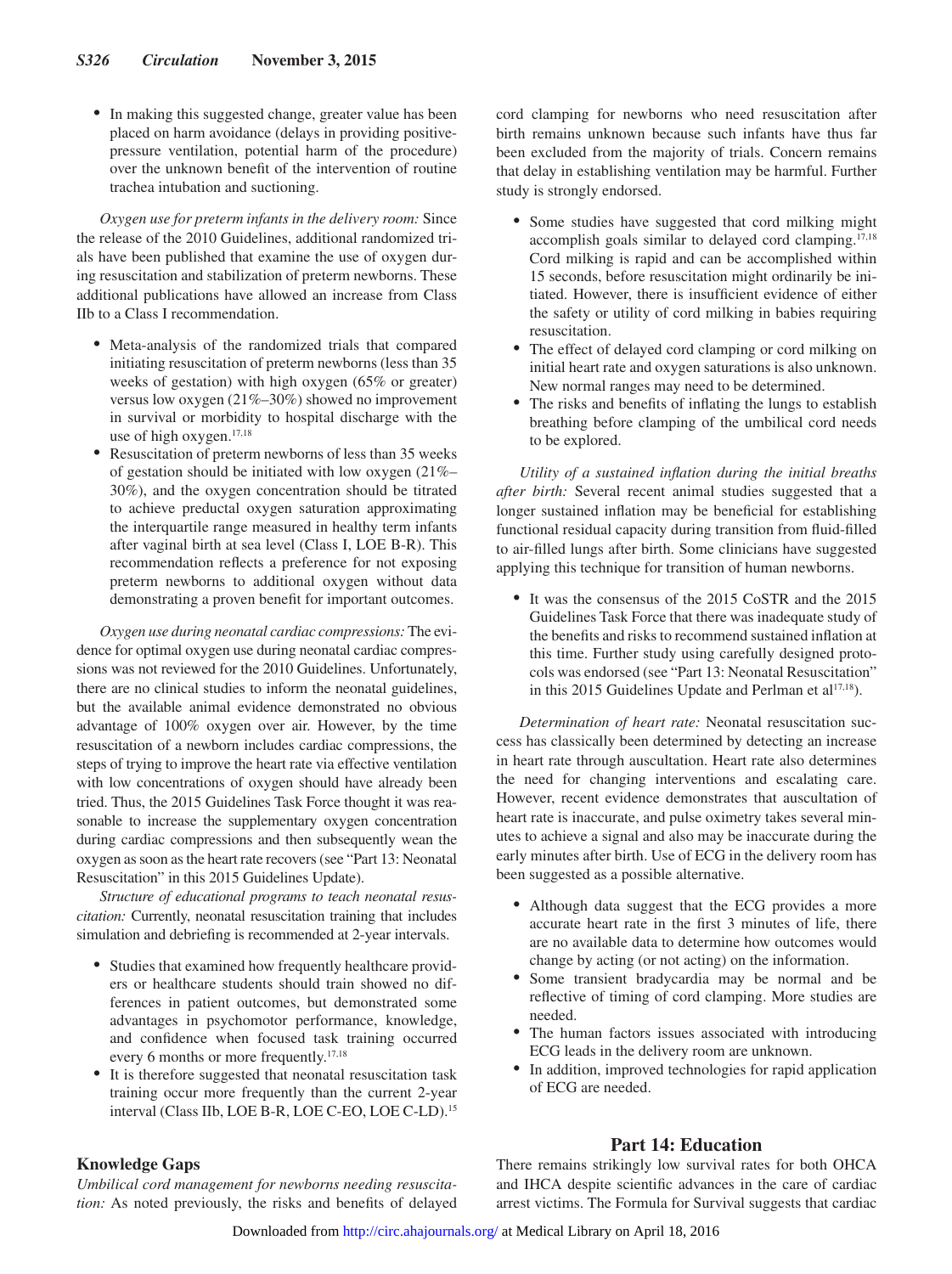- In making this suggested change, greater value has been placed on harm avoidance (delays in providing positive-pressure ventilation, potential harm of the procedure) over the unknown benefit of the intervention of routine trachea intubation and suctioning.

*Oxygen use for preterm infants in the delivery room:* Since the release of the 2010 Guidelines, additional randomized trials have been published that examine the use of oxygen during resuscitation and stabilization of preterm newborns. These additional publications have allowed an increase from Class IIb to a Class I recommendation.

- Meta-analysis of the randomized trials that compared initiating resuscitation of preterm newborns (less than 35 weeks of gestation) with high oxygen (65% or greater) versus low oxygen (21%–30%) showed no improvement in survival or morbidity to hospital discharge with the use of high oxygen.[17,18]
- Resuscitation of preterm newborns of less than 35 weeks of gestation should be initiated with low oxygen (21%–30%), and the oxygen concentration should be titrated to achieve preductal oxygen saturation approximating the interquartile range measured in healthy term infants after vaginal birth at sea level (Class I, LOE B-R). This recommendation reflects a preference for not exposing preterm newborns to additional oxygen without data demonstrating a proven benefit for important outcomes.

*Oxygen use during neonatal cardiac compressions:* The evidence for optimal oxygen use during neonatal cardiac compressions was not reviewed for the 2010 Guidelines. Unfortunately, there are no clinical studies to inform the neonatal guidelines, but the available animal evidence demonstrated no obvious advantage of 100% oxygen over air. However, by the time resuscitation of a newborn includes cardiac compressions, the steps of trying to improve the heart rate via effective ventilation with low concentrations of oxygen should have already been tried. Thus, the 2015 Guidelines Task Force thought it was reasonable to increase the supplementary oxygen concentration during cardiac compressions and then subsequently wean the oxygen as soon as the heart rate recovers (see "Part 13: Neonatal Resuscitation" in this 2015 Guidelines Update).

*Structure of educational programs to teach neonatal resuscitation:* Currently, neonatal resuscitation training that includes simulation and debriefing is recommended at 2-year intervals.

- Studies that examined how frequently healthcare providers or healthcare students should train showed no differences in patient outcomes, but demonstrated some advantages in psychomotor performance, knowledge, and confidence when focused task training occurred every 6 months or more frequently.[17,18]
- It is therefore suggested that neonatal resuscitation task training occur more frequently than the current 2-year interval (Class IIb, LOE B-R, LOE C-EO, LOE C-LD).[15]

## Knowledge Gaps

*Umbilical cord management for newborns needing resuscitation:* As noted previously, the risks and benefits of delayed cord clamping for newborns who need resuscitation after birth remains unknown because such infants have thus far been excluded from the majority of trials. Concern remains that delay in establishing ventilation may be harmful. Further study is strongly endorsed.

- Some studies have suggested that cord milking might accomplish goals similar to delayed cord clamping.[17,18] Cord milking is rapid and can be accomplished within 15 seconds, before resuscitation might ordinarily be initiated. However, there is insufficient evidence of either the safety or utility of cord milking in babies requiring resuscitation.
- The effect of delayed cord clamping or cord milking on initial heart rate and oxygen saturations is also unknown. New normal ranges may need to be determined.
- The risks and benefits of inflating the lungs to establish breathing before clamping of the umbilical cord needs to be explored.

*Utility of a sustained inflation during the initial breaths after birth:* Several recent animal studies suggested that a longer sustained inflation may be beneficial for establishing functional residual capacity during transition from fluid-filled to air-filled lungs after birth. Some clinicians have suggested applying this technique for transition of human newborns.

- It was the consensus of the 2015 CoSTR and the 2015 Guidelines Task Force that there was inadequate study of the benefits and risks to recommend sustained inflation at this time. Further study using carefully designed protocols was endorsed (see "Part 13: Neonatal Resuscitation" in this 2015 Guidelines Update and Perlman et al[17,18]).

*Determination of heart rate:* Neonatal resuscitation success has classically been determined by detecting an increase in heart rate through auscultation. Heart rate also determines the need for changing interventions and escalating care. However, recent evidence demonstrates that auscultation of heart rate is inaccurate, and pulse oximetry takes several minutes to achieve a signal and also may be inaccurate during the early minutes after birth. Use of ECG in the delivery room has been suggested as a possible alternative.

- Although data suggest that the ECG provides a more accurate heart rate in the first 3 minutes of life, there are no available data to determine how outcomes would change by acting (or not acting) on the information.
- Some transient bradycardia may be normal and be reflective of timing of cord clamping. More studies are needed.
- The human factors issues associated with introducing ECG leads in the delivery room are unknown.
- In addition, improved technologies for rapid application of ECG are needed.

# Part 14: Education

There remains strikingly low survival rates for both OHCA and IHCA despite scientific advances in the care of cardiac arrest victims. The Formula for Survival suggests that cardiac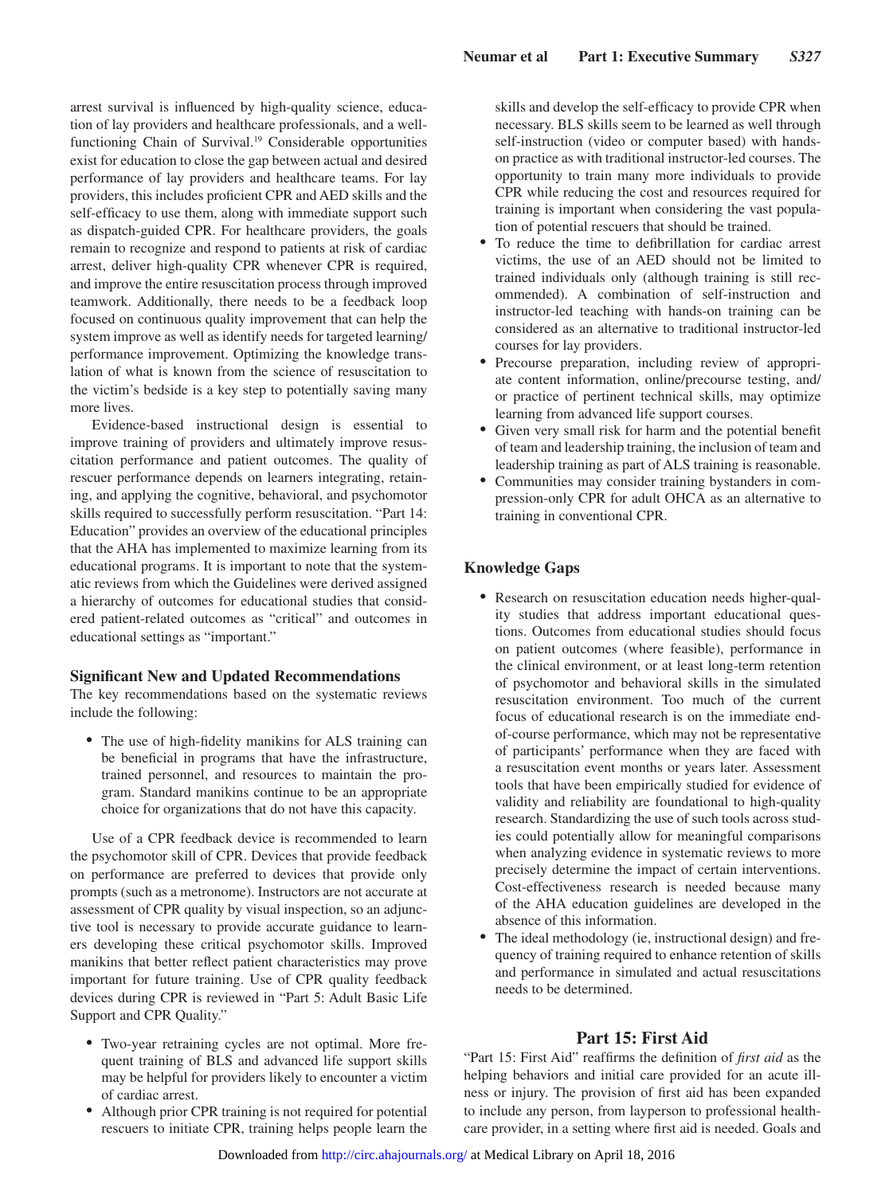arrest survival is influenced by high-quality science, education of lay providers and healthcare professionals, and a well-functioning Chain of Survival.[19] Considerable opportunities exist for education to close the gap between actual and desired performance of lay providers and healthcare teams. For lay providers, this includes proficient CPR and AED skills and the self-efficacy to use them, along with immediate support such as dispatch-guided CPR. For healthcare providers, the goals remain to recognize and respond to patients at risk of cardiac arrest, deliver high-quality CPR whenever CPR is required, and improve the entire resuscitation process through improved teamwork. Additionally, there needs to be a feedback loop focused on continuous quality improvement that can help the system improve as well as identify needs for targeted learning/performance improvement. Optimizing the knowledge translation of what is known from the science of resuscitation to the victim's bedside is a key step to potentially saving many more lives.

Evidence-based instructional design is essential to improve training of providers and ultimately improve resuscitation performance and patient outcomes. The quality of rescuer performance depends on learners integrating, retaining, and applying the cognitive, behavioral, and psychomotor skills required to successfully perform resuscitation. "Part 14: Education" provides an overview of the educational principles that the AHA has implemented to maximize learning from its educational programs. It is important to note that the systematic reviews from which the Guidelines were derived assigned a hierarchy of outcomes for educational studies that considered patient-related outcomes as "critical" and outcomes in educational settings as "important."

### Significant New and Updated Recommendations

The key recommendations based on the systematic reviews include the following:

- The use of high-fidelity manikins for ALS training can be beneficial in programs that have the infrastructure, trained personnel, and resources to maintain the program. Standard manikins continue to be an appropriate choice for organizations that do not have this capacity.

Use of a CPR feedback device is recommended to learn the psychomotor skill of CPR. Devices that provide feedback on performance are preferred to devices that provide only prompts (such as a metronome). Instructors are not accurate at assessment of CPR quality by visual inspection, so an adjunctive tool is necessary to provide accurate guidance to learners developing these critical psychomotor skills. Improved manikins that better reflect patient characteristics may prove important for future training. Use of CPR quality feedback devices during CPR is reviewed in "Part 5: Adult Basic Life Support and CPR Quality."

- Two-year retraining cycles are not optimal. More frequent training of BLS and advanced life support skills may be helpful for providers likely to encounter a victim of cardiac arrest.
- Although prior CPR training is not required for potential rescuers to initiate CPR, training helps people learn the skills and develop the self-efficacy to provide CPR when necessary. BLS skills seem to be learned as well through self-instruction (video or computer based) with hands-on practice as with traditional instructor-led courses. The opportunity to train many more individuals to provide CPR while reducing the cost and resources required for training is important when considering the vast population of potential rescuers that should be trained.
- To reduce the time to defibrillation for cardiac arrest victims, the use of an AED should not be limited to trained individuals only (although training is still recommended). A combination of self-instruction and instructor-led teaching with hands-on training can be considered as an alternative to traditional instructor-led courses for lay providers.
- Precourse preparation, including review of appropriate content information, online/precourse testing, and/or practice of pertinent technical skills, may optimize learning from advanced life support courses.
- Given very small risk for harm and the potential benefit of team and leadership training, the inclusion of team and leadership training as part of ALS training is reasonable.
- Communities may consider training bystanders in compression-only CPR for adult OHCA as an alternative to training in conventional CPR.

### Knowledge Gaps

- Research on resuscitation education needs higher-quality studies that address important educational questions. Outcomes from educational studies should focus on patient outcomes (where feasible), performance in the clinical environment, or at least long-term retention of psychomotor and behavioral skills in the simulated resuscitation environment. Too much of the current focus of educational research is on the immediate end-of-course performance, which may not be representative of participants' performance when they are faced with a resuscitation event months or years later. Assessment tools that have been empirically studied for evidence of validity and reliability are foundational to high-quality research. Standardizing the use of such tools across studies could potentially allow for meaningful comparisons when analyzing evidence in systematic reviews to more precisely determine the impact of certain interventions. Cost-effectiveness research is needed because many of the AHA education guidelines are developed in the absence of this information.
- The ideal methodology (ie, instructional design) and frequency of training required to enhance retention of skills and performance in simulated and actual resuscitations needs to be determined.

## Part 15: First Aid

"Part 15: First Aid" reaffirms the definition of *first aid* as the helping behaviors and initial care provided for an acute illness or injury. The provision of first aid has been expanded to include any person, from layperson to professional healthcare provider, in a setting where first aid is needed. Goals and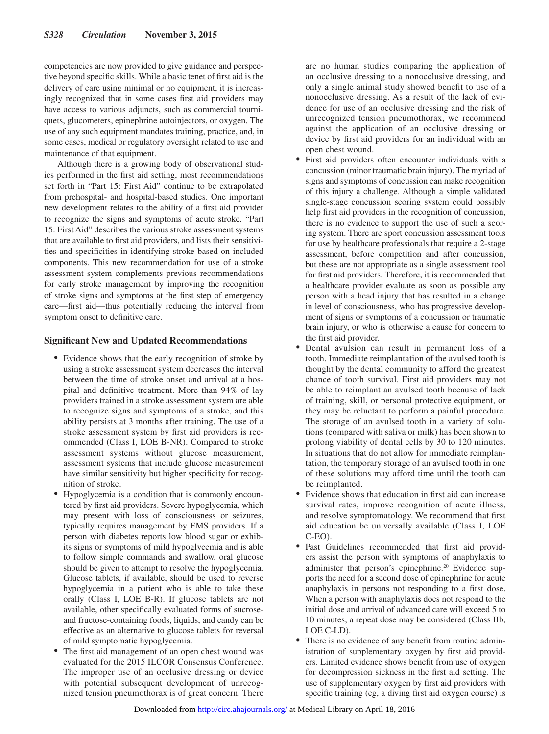competencies are now provided to give guidance and perspective beyond specific skills. While a basic tenet of first aid is the delivery of care using minimal or no equipment, it is increasingly recognized that in some cases first aid providers may have access to various adjuncts, such as commercial tourniquets, glucometers, epinephrine autoinjectors, or oxygen. The use of any such equipment mandates training, practice, and, in some cases, medical or regulatory oversight related to use and maintenance of that equipment.

Although there is a growing body of observational studies performed in the first aid setting, most recommendations set forth in "Part 15: First Aid" continue to be extrapolated from prehospital- and hospital-based studies. One important new development relates to the ability of a first aid provider to recognize the signs and symptoms of acute stroke. "Part 15: First Aid" describes the various stroke assessment systems that are available to first aid providers, and lists their sensitivities and specificities in identifying stroke based on included components. This new recommendation for use of a stroke assessment system complements previous recommendations for early stroke management by improving the recognition of stroke signs and symptoms at the first step of emergency care—first aid—thus potentially reducing the interval from symptom onset to definitive care.

## Significant New and Updated Recommendations

- Evidence shows that the early recognition of stroke by using a stroke assessment system decreases the interval between the time of stroke onset and arrival at a hospital and definitive treatment. More than 94% of lay providers trained in a stroke assessment system are able to recognize signs and symptoms of a stroke, and this ability persists at 3 months after training. The use of a stroke assessment system by first aid providers is recommended (Class I, LOE B-NR). Compared to stroke assessment systems without glucose measurement, assessment systems that include glucose measurement have similar sensitivity but higher specificity for recognition of stroke.
- Hypoglycemia is a condition that is commonly encountered by first aid providers. Severe hypoglycemia, which may present with loss of consciousness or seizures, typically requires management by EMS providers. If a person with diabetes reports low blood sugar or exhibits signs or symptoms of mild hypoglycemia and is able to follow simple commands and swallow, oral glucose should be given to attempt to resolve the hypoglycemia. Glucose tablets, if available, should be used to reverse hypoglycemia in a patient who is able to take these orally (Class I, LOE B-R). If glucose tablets are not available, other specifically evaluated forms of sucrose- and fructose-containing foods, liquids, and candy can be effective as an alternative to glucose tablets for reversal of mild symptomatic hypoglycemia.
- The first aid management of an open chest wound was evaluated for the 2015 ILCOR Consensus Conference. The improper use of an occlusive dressing or device with potential subsequent development of unrecognized tension pneumothorax is of great concern. There are no human studies comparing the application of an occlusive dressing to a nonocclusive dressing, and only a single animal study showed benefit to use of a nonocclusive dressing. As a result of the lack of evidence for use of an occlusive dressing and the risk of unrecognized tension pneumothorax, we recommend against the application of an occlusive dressing or device by first aid providers for an individual with an open chest wound.
- First aid providers often encounter individuals with a concussion (minor traumatic brain injury). The myriad of signs and symptoms of concussion can make recognition of this injury a challenge. Although a simple validated single-stage concussion scoring system could possibly help first aid providers in the recognition of concussion, there is no evidence to support the use of such a scoring system. There are sport concussion assessment tools for use by healthcare professionals that require a 2-stage assessment, before competition and after concussion, but these are not appropriate as a single assessment tool for first aid providers. Therefore, it is recommended that a healthcare provider evaluate as soon as possible any person with a head injury that has resulted in a change in level of consciousness, who has progressive development of signs or symptoms of a concussion or traumatic brain injury, or who is otherwise a cause for concern to the first aid provider.
- Dental avulsion can result in permanent loss of a tooth. Immediate reimplantation of the avulsed tooth is thought by the dental community to afford the greatest chance of tooth survival. First aid providers may not be able to reimplant an avulsed tooth because of lack of training, skill, or personal protective equipment, or they may be reluctant to perform a painful procedure. The storage of an avulsed tooth in a variety of solutions (compared with saliva or milk) has been shown to prolong viability of dental cells by 30 to 120 minutes. In situations that do not allow for immediate reimplantation, the temporary storage of an avulsed tooth in one of these solutions may afford time until the tooth can be reimplanted.
- Evidence shows that education in first aid can increase survival rates, improve recognition of acute illness, and resolve symptomatology. We recommend that first aid education be universally available (Class I, LOE C-EO).
- Past Guidelines recommended that first aid providers assist the person with symptoms of anaphylaxis to administer that person's epinephrine.[20] Evidence supports the need for a second dose of epinephrine for acute anaphylaxis in persons not responding to a first dose. When a person with anaphylaxis does not respond to the initial dose and arrival of advanced care will exceed 5 to 10 minutes, a repeat dose may be considered (Class IIb, LOE C-LD).
- There is no evidence of any benefit from routine administration of supplementary oxygen by first aid providers. Limited evidence shows benefit from use of oxygen for decompression sickness in the first aid setting. The use of supplementary oxygen by first aid providers with specific training (eg, a diving first aid oxygen course) is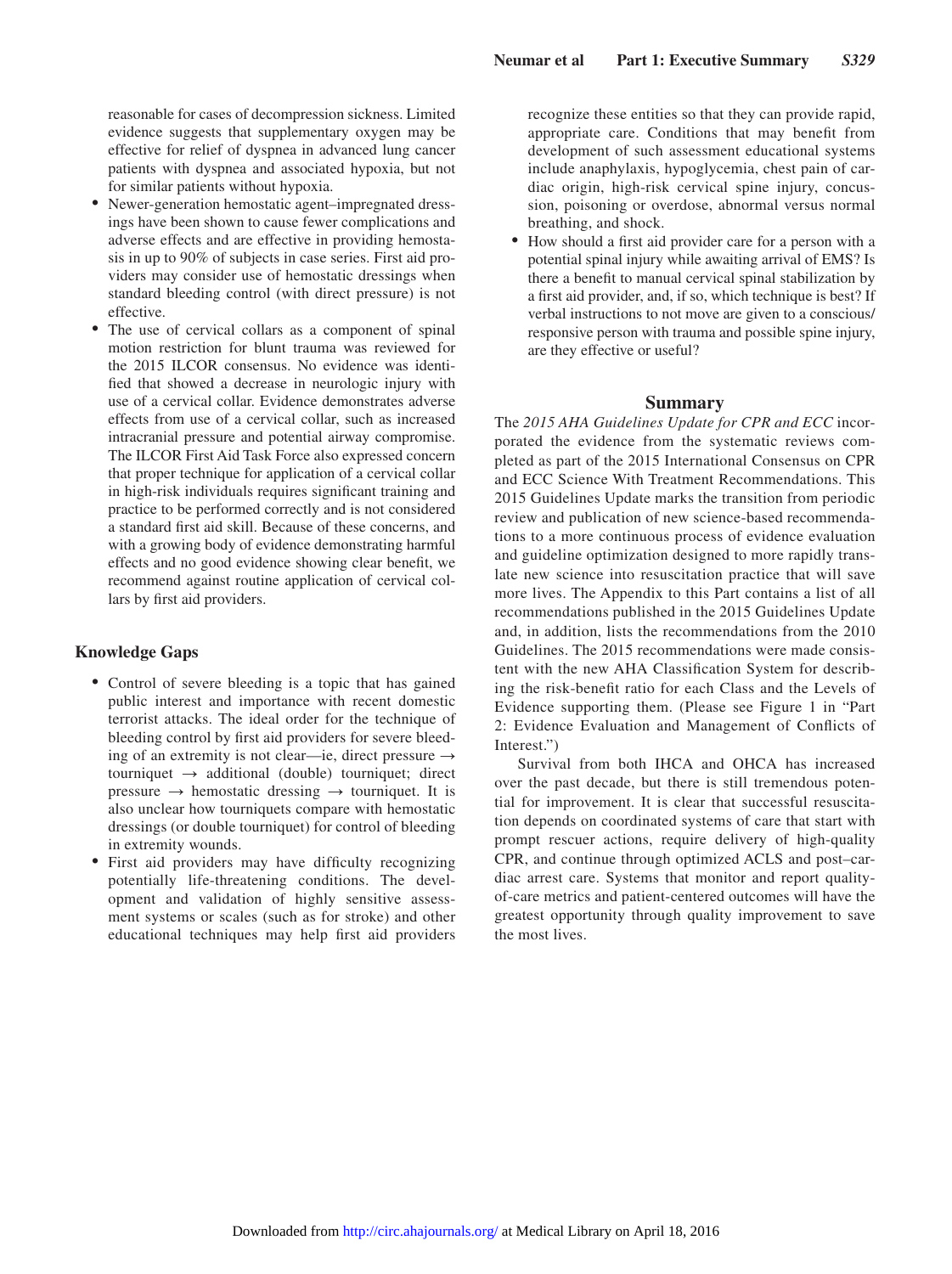reasonable for cases of decompression sickness. Limited evidence suggests that supplementary oxygen may be effective for relief of dyspnea in advanced lung cancer patients with dyspnea and associated hypoxia, but not for similar patients without hypoxia.

- Newer-generation hemostatic agent–impregnated dressings have been shown to cause fewer complications and adverse effects and are effective in providing hemostasis in up to 90% of subjects in case series. First aid providers may consider use of hemostatic dressings when standard bleeding control (with direct pressure) is not effective.
- The use of cervical collars as a component of spinal motion restriction for blunt trauma was reviewed for the 2015 ILCOR consensus. No evidence was identified that showed a decrease in neurologic injury with use of a cervical collar. Evidence demonstrates adverse effects from use of a cervical collar, such as increased intracranial pressure and potential airway compromise. The ILCOR First Aid Task Force also expressed concern that proper technique for application of a cervical collar in high-risk individuals requires significant training and practice to be performed correctly and is not considered a standard first aid skill. Because of these concerns, and with a growing body of evidence demonstrating harmful effects and no good evidence showing clear benefit, we recommend against routine application of cervical collars by first aid providers.

## Knowledge Gaps

- Control of severe bleeding is a topic that has gained public interest and importance with recent domestic terrorist attacks. The ideal order for the technique of bleeding control by first aid providers for severe bleeding of an extremity is not clear—ie, direct pressure → tourniquet → additional (double) tourniquet; direct pressure → hemostatic dressing → tourniquet. It is also unclear how tourniquets compare with hemostatic dressings (or double tourniquet) for control of bleeding in extremity wounds.
- First aid providers may have difficulty recognizing potentially life-threatening conditions. The development and validation of highly sensitive assessment systems or scales (such as for stroke) and other educational techniques may help first aid providers recognize these entities so that they can provide rapid, appropriate care. Conditions that may benefit from development of such assessment educational systems include anaphylaxis, hypoglycemia, chest pain of cardiac origin, high-risk cervical spine injury, concussion, poisoning or overdose, abnormal versus normal breathing, and shock.
- How should a first aid provider care for a person with a potential spinal injury while awaiting arrival of EMS? Is there a benefit to manual cervical spinal stabilization by a first aid provider, and, if so, which technique is best? If verbal instructions to not move are given to a conscious/responsive person with trauma and possible spine injury, are they effective or useful?

## Summary

The *2015 AHA Guidelines Update for CPR and ECC* incorporated the evidence from the systematic reviews completed as part of the 2015 International Consensus on CPR and ECC Science With Treatment Recommendations. This 2015 Guidelines Update marks the transition from periodic review and publication of new science-based recommendations to a more continuous process of evidence evaluation and guideline optimization designed to more rapidly translate new science into resuscitation practice that will save more lives. The Appendix to this Part contains a list of all recommendations published in the 2015 Guidelines Update and, in addition, lists the recommendations from the 2010 Guidelines. The 2015 recommendations were made consistent with the new AHA Classification System for describing the risk-benefit ratio for each Class and the Levels of Evidence supporting them. (Please see Figure 1 in "Part 2: Evidence Evaluation and Management of Conflicts of Interest.")

Survival from both IHCA and OHCA has increased over the past decade, but there is still tremendous potential for improvement. It is clear that successful resuscitation depends on coordinated systems of care that start with prompt rescuer actions, require delivery of high-quality CPR, and continue through optimized ACLS and post–cardiac arrest care. Systems that monitor and report quality-of-care metrics and patient-centered outcomes will have the greatest opportunity through quality improvement to save the most lives.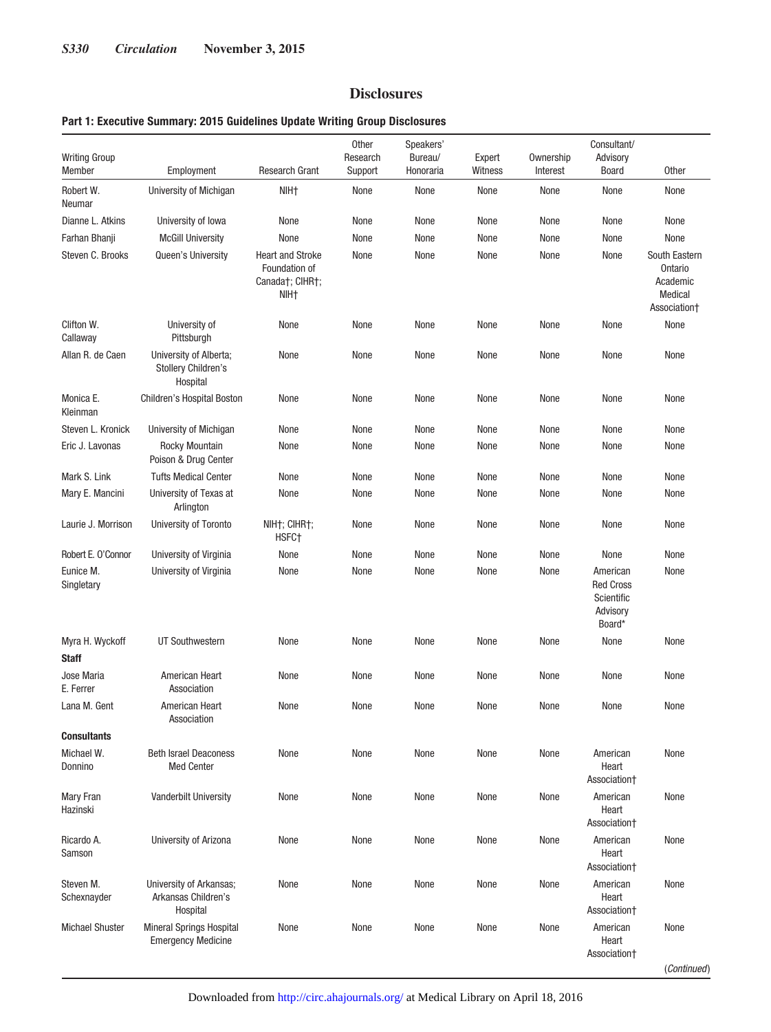## Disclosures

**Part 1: Executive Summary: 2015 Guidelines Update Writing Group Disclosures**

| Writing Group Member | Employment | Research Grant | Other Research Support | Speakers' Bureau/ Honoraria | Expert Witness | Ownership Interest | Consultant/ Advisory Board | Other |
|---|---|---|---|---|---|---|---|---|
| Robert W. Neumar | University of Michigan | NIH† | None | None | None | None | None | None |
| Dianne L. Atkins | University of Iowa | None | None | None | None | None | None | None |
| Farhan Bhanji | McGill University | None | None | None | None | None | None | None |
| Steven C. Brooks | Queen's University | Heart and Stroke Foundation of Canada†; CIHR†; NIH† | None | None | None | None | None | South Eastern Ontario Academic Medical Association† |
| Clifton W. Callaway | University of Pittsburgh | None | None | None | None | None | None | None |
| Allan R. de Caen | University of Alberta; Stollery Children's Hospital | None | None | None | None | None | None | None |
| Monica E. Kleinman | Children's Hospital Boston | None | None | None | None | None | None | None |
| Steven L. Kronick | University of Michigan | None | None | None | None | None | None | None |
| Eric J. Lavonas | Rocky Mountain Poison & Drug Center | None | None | None | None | None | None | None |
| Mark S. Link | Tufts Medical Center | None | None | None | None | None | None | None |
| Mary E. Mancini | University of Texas at Arlington | None | None | None | None | None | None | None |
| Laurie J. Morrison | University of Toronto | NIH†; CIHR†; HSFC† | None | None | None | None | None | None |
| Robert E. O'Connor | University of Virginia | None | None | None | None | None | None | None |
| Eunice M. Singletary | University of Virginia | None | None | None | None | None | American Red Cross Scientific Advisory Board* | None |
| Myra H. Wyckoff | UT Southwestern | None | None | None | None | None | None | None |
| **Staff** | | | | | | | | |
| Jose Maria E. Ferrer | American Heart Association | None | None | None | None | None | None | None |
| Lana M. Gent | American Heart Association | None | None | None | None | None | None | None |
| **Consultants** | | | | | | | | |
| Michael W. Donnino | Beth Israel Deaconess Med Center | None | None | None | None | None | American Heart Association† | None |
| Mary Fran Hazinski | Vanderbilt University | None | None | None | None | None | American Heart Association† | None |
| Ricardo A. Samson | University of Arizona | None | None | None | None | None | American Heart Association† | None |
| Steven M. Schexnayder | University of Arkansas; Arkansas Children's Hospital | None | None | None | None | None | American Heart Association† | None |
| Michael Shuster | Mineral Springs Hospital Emergency Medicine | None | None | None | None | None | American Heart Association† | None |

(*Continued*)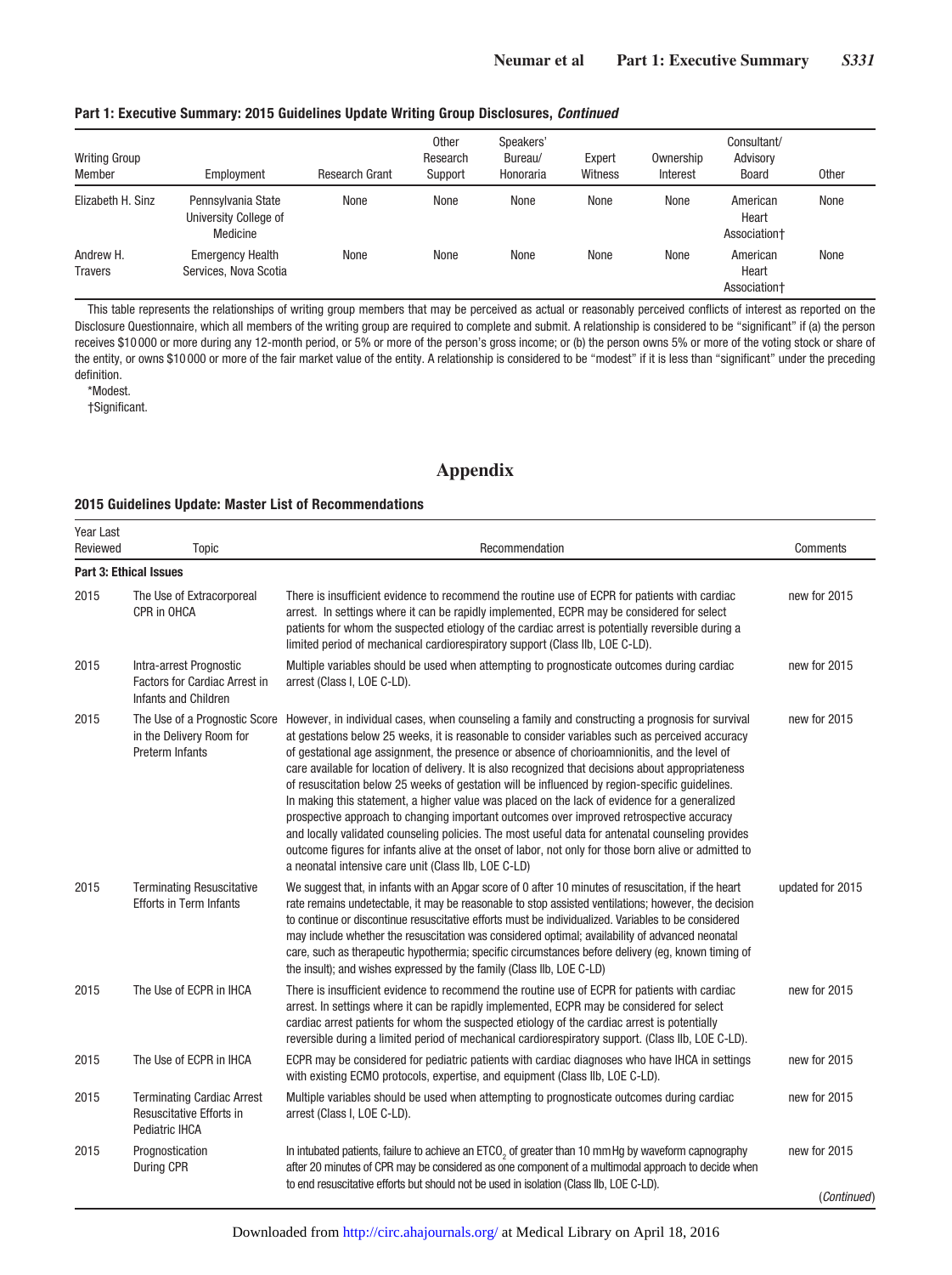**Part 1: Executive Summary: 2015 Guidelines Update Writing Group Disclosures, *Continued***

| Writing Group Member | Employment | Research Grant | Other Research Support | Speakers' Bureau/ Honoraria | Expert Witness | Ownership Interest | Consultant/ Advisory Board | Other |
|---|---|---|---|---|---|---|---|---|
| Elizabeth H. Sinz | Pennsylvania State University College of Medicine | None | None | None | None | None | American Heart Association† | None |
| Andrew H. Travers | Emergency Health Services, Nova Scotia | None | None | None | None | None | American Heart Association† | None |

This table represents the relationships of writing group members that may be perceived as actual or reasonably perceived conflicts of interest as reported on the Disclosure Questionnaire, which all members of the writing group are required to complete and submit. A relationship is considered to be "significant" if (a) the person receives $10 000 or more during any 12-month period, or 5% or more of the person's gross income; or (b) the person owns 5% or more of the voting stock or share of the entity, or owns $10 000 or more of the fair market value of the entity. A relationship is considered to be "modest" if it is less than "significant" under the preceding definition.

*Modest.

†Significant.

# Appendix

**2015 Guidelines Update: Master List of Recommendations**

| Year Last Reviewed | Topic | Recommendation | Comments |
|---|---|---|---|
| **Part 3: Ethical Issues** | | | |
| 2015 | The Use of Extracorporeal CPR in OHCA | There is insufficient evidence to recommend the routine use of ECPR for patients with cardiac arrest. In settings where it can be rapidly implemented, ECPR may be considered for select patients for whom the suspected etiology of the cardiac arrest is potentially reversible during a limited period of mechanical cardiorespiratory support (Class IIb, LOE C-LD). | new for 2015 |
| 2015 | Intra-arrest Prognostic Factors for Cardiac Arrest in Infants and Children | Multiple variables should be used when attempting to prognosticate outcomes during cardiac arrest (Class I, LOE C-LD). | new for 2015 |
| 2015 | The Use of a Prognostic Score in the Delivery Room for Preterm Infants | However, in individual cases, when counseling a family and constructing a prognosis for survival at gestations below 25 weeks, it is reasonable to consider variables such as perceived accuracy of gestational age assignment, the presence or absence of chorioamnionitis, and the level of care available for location of delivery. It is also recognized that decisions about appropriateness of resuscitation below 25 weeks of gestation will be influenced by region-specific guidelines. In making this statement, a higher value was placed on the lack of evidence for a generalized prospective approach to changing important outcomes over improved retrospective accuracy and locally validated counseling policies. The most useful data for antenatal counseling provides outcome figures for infants alive at the onset of labor, not only for those born alive or admitted to a neonatal intensive care unit (Class IIb, LOE C-LD) | new for 2015 |
| 2015 | Terminating Resuscitative Efforts in Term Infants | We suggest that, in infants with an Apgar score of 0 after 10 minutes of resuscitation, if the heart rate remains undetectable, it may be reasonable to stop assisted ventilations; however, the decision to continue or discontinue resuscitative efforts must be individualized. Variables to be considered may include whether the resuscitation was considered optimal; availability of advanced neonatal care, such as therapeutic hypothermia; specific circumstances before delivery (eg, known timing of the insult); and wishes expressed by the family (Class IIb, LOE C-LD) | updated for 2015 |
| 2015 | The Use of ECPR in IHCA | There is insufficient evidence to recommend the routine use of ECPR for patients with cardiac arrest. In settings where it can be rapidly implemented, ECPR may be considered for select cardiac arrest patients for whom the suspected etiology of the cardiac arrest is potentially reversible during a limited period of mechanical cardiorespiratory support. (Class IIb, LOE C-LD). | new for 2015 |
| 2015 | The Use of ECPR in IHCA | ECPR may be considered for pediatric patients with cardiac diagnoses who have IHCA in settings with existing ECMO protocols, expertise, and equipment (Class IIb, LOE C-LD). | new for 2015 |
| 2015 | Terminating Cardiac Arrest Resuscitative Efforts in Pediatric IHCA | Multiple variables should be used when attempting to prognosticate outcomes during cardiac arrest (Class I, LOE C-LD). | new for 2015 |
| 2015 | Prognostication During CPR | In intubated patients, failure to achieve an $ETCO_2$ of greater than 10 mm Hg by waveform capnography after 20 minutes of CPR may be considered as one component of a multimodal approach to decide when to end resuscitative efforts but should not be used in isolation (Class IIb, LOE C-LD). | new for 2015 |

(*Continued*)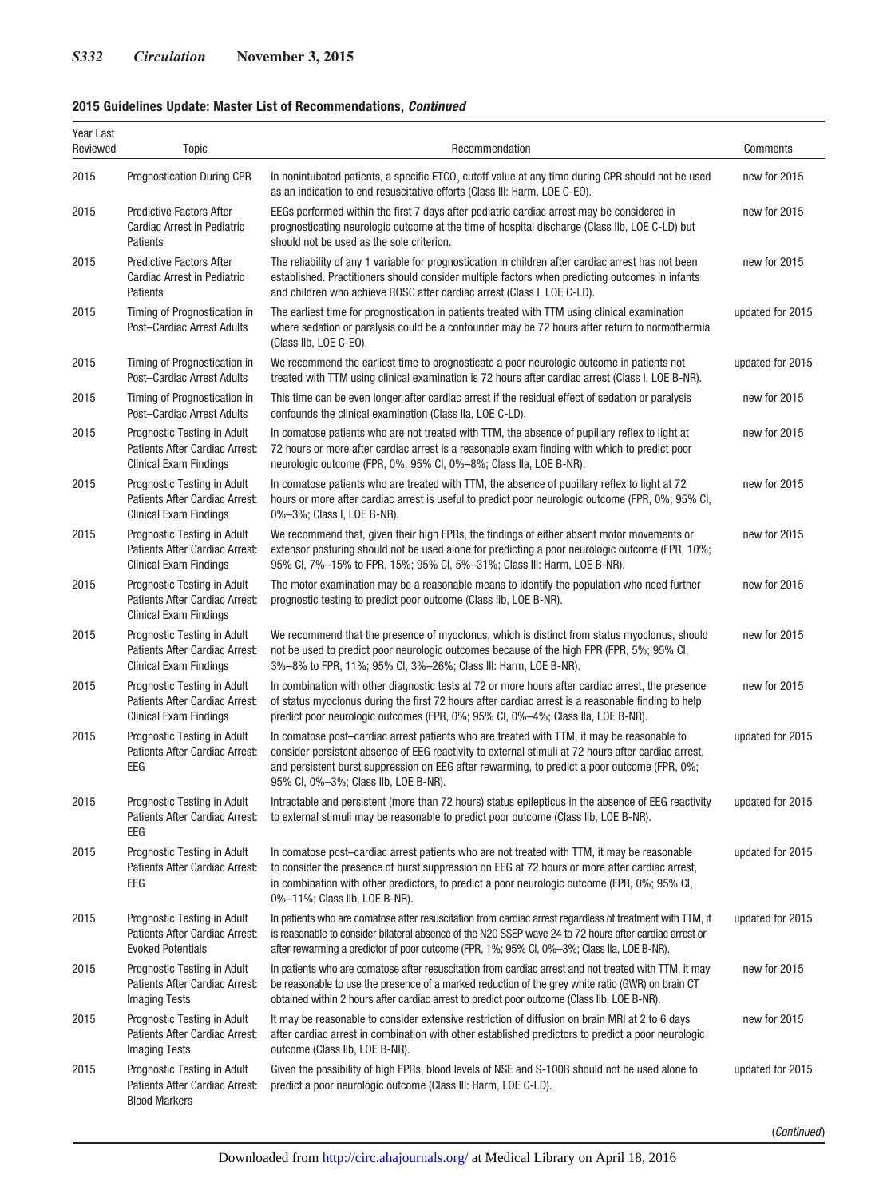**2015 Guidelines Update: Master List of Recommendations, *Continued***

| Year Last Reviewed | Topic | Recommendation | Comments |
|---|---|---|---|
| 2015 | Prognostication During CPR | In nonintubated patients, a specific $ETCO_2$ cutoff value at any time during CPR should not be used as an indication to end resuscitative efforts (Class III: Harm, LOE C-EO). | new for 2015 |
| 2015 | Predictive Factors After Cardiac Arrest in Pediatric Patients | EEGs performed within the first 7 days after pediatric cardiac arrest may be considered in prognosticating neurologic outcome at the time of hospital discharge (Class IIb, LOE C-LD) but should not be used as the sole criterion. | new for 2015 |
| 2015 | Predictive Factors After Cardiac Arrest in Pediatric Patients | The reliability of any 1 variable for prognostication in children after cardiac arrest has not been established. Practitioners should consider multiple factors when predicting outcomes in infants and children who achieve ROSC after cardiac arrest (Class I, LOE C-LD). | new for 2015 |
| 2015 | Timing of Prognostication in Post–Cardiac Arrest Adults | The earliest time for prognostication in patients treated with TTM using clinical examination where sedation or paralysis could be a confounder may be 72 hours after return to normothermia (Class IIb, LOE C-EO). | updated for 2015 |
| 2015 | Timing of Prognostication in Post–Cardiac Arrest Adults | We recommend the earliest time to prognosticate a poor neurologic outcome in patients not treated with TTM using clinical examination is 72 hours after cardiac arrest (Class I, LOE B-NR). | updated for 2015 |
| 2015 | Timing of Prognostication in Post–Cardiac Arrest Adults | This time can be even longer after cardiac arrest if the residual effect of sedation or paralysis confounds the clinical examination (Class IIa, LOE C-LD). | new for 2015 |
| 2015 | Prognostic Testing in Adult Patients After Cardiac Arrest: Clinical Exam Findings | In comatose patients who are not treated with TTM, the absence of pupillary reflex to light at 72 hours or more after cardiac arrest is a reasonable exam finding with which to predict poor neurologic outcome (FPR, 0%; 95% CI, 0%–8%; Class IIa, LOE B-NR). | new for 2015 |
| 2015 | Prognostic Testing in Adult Patients After Cardiac Arrest: Clinical Exam Findings | In comatose patients who are treated with TTM, the absence of pupillary reflex to light at 72 hours or more after cardiac arrest is useful to predict poor neurologic outcome (FPR, 0%; 95% CI, 0%–3%; Class I, LOE B-NR). | new for 2015 |
| 2015 | Prognostic Testing in Adult Patients After Cardiac Arrest: Clinical Exam Findings | We recommend that, given their high FPRs, the findings of either absent motor movements or extensor posturing should not be used alone for predicting a poor neurologic outcome (FPR, 10%; 95% CI, 7%–15% to FPR, 15%; 95% CI, 5%–31%; Class III: Harm, LOE B-NR). | new for 2015 |
| 2015 | Prognostic Testing in Adult Patients After Cardiac Arrest: Clinical Exam Findings | The motor examination may be a reasonable means to identify the population who need further prognostic testing to predict poor outcome (Class IIb, LOE B-NR). | new for 2015 |
| 2015 | Prognostic Testing in Adult Patients After Cardiac Arrest: Clinical Exam Findings | We recommend that the presence of myoclonus, which is distinct from status myoclonus, should not be used to predict poor neurologic outcomes because of the high FPR (FPR, 5%; 95% CI, 3%–8% to FPR, 11%; 95% CI, 3%–26%; Class III: Harm, LOE B-NR). | new for 2015 |
| 2015 | Prognostic Testing in Adult Patients After Cardiac Arrest: Clinical Exam Findings | In combination with other diagnostic tests at 72 or more hours after cardiac arrest, the presence of status myoclonus during the first 72 hours after cardiac arrest is a reasonable finding to help predict poor neurologic outcomes (FPR, 0%; 95% CI, 0%–4%; Class IIa, LOE B-NR). | new for 2015 |
| 2015 | Prognostic Testing in Adult Patients After Cardiac Arrest: EEG | In comatose post–cardiac arrest patients who are treated with TTM, it may be reasonable to consider persistent absence of EEG reactivity to external stimuli at 72 hours after cardiac arrest, and persistent burst suppression on EEG after rewarming, to predict a poor outcome (FPR, 0%; 95% CI, 0%–3%; Class IIb, LOE B-NR). | updated for 2015 |
| 2015 | Prognostic Testing in Adult Patients After Cardiac Arrest: EEG | Intractable and persistent (more than 72 hours) status epilepticus in the absence of EEG reactivity to external stimuli may be reasonable to predict poor outcome (Class IIb, LOE B-NR). | updated for 2015 |
| 2015 | Prognostic Testing in Adult Patients After Cardiac Arrest: EEG | In comatose post–cardiac arrest patients who are not treated with TTM, it may be reasonable to consider the presence of burst suppression on EEG at 72 hours or more after cardiac arrest, in combination with other predictors, to predict a poor neurologic outcome (FPR, 0%; 95% CI, 0%–11%; Class IIb, LOE B-NR). | updated for 2015 |
| 2015 | Prognostic Testing in Adult Patients After Cardiac Arrest: Evoked Potentials | In patients who are comatose after resuscitation from cardiac arrest regardless of treatment with TTM, it is reasonable to consider bilateral absence of the N20 SSEP wave 24 to 72 hours after cardiac arrest or after rewarming a predictor of poor outcome (FPR, 1%; 95% CI, 0%–3%; Class IIa, LOE B-NR). | updated for 2015 |
| 2015 | Prognostic Testing in Adult Patients After Cardiac Arrest: Imaging Tests | In patients who are comatose after resuscitation from cardiac arrest and not treated with TTM, it may be reasonable to use the presence of a marked reduction of the grey white ratio (GWR) on brain CT obtained within 2 hours after cardiac arrest to predict poor outcome (Class IIb, LOE B-NR). | new for 2015 |
| 2015 | Prognostic Testing in Adult Patients After Cardiac Arrest: Imaging Tests | It may be reasonable to consider extensive restriction of diffusion on brain MRI at 2 to 6 days after cardiac arrest in combination with other established predictors to predict a poor neurologic outcome (Class IIb, LOE B-NR). | new for 2015 |
| 2015 | Prognostic Testing in Adult Patients After Cardiac Arrest: Blood Markers | Given the possibility of high FPRs, blood levels of NSE and S-100B should not be used alone to predict a poor neurologic outcome (Class III: Harm, LOE C-LD). | updated for 2015 |

(*Continued*)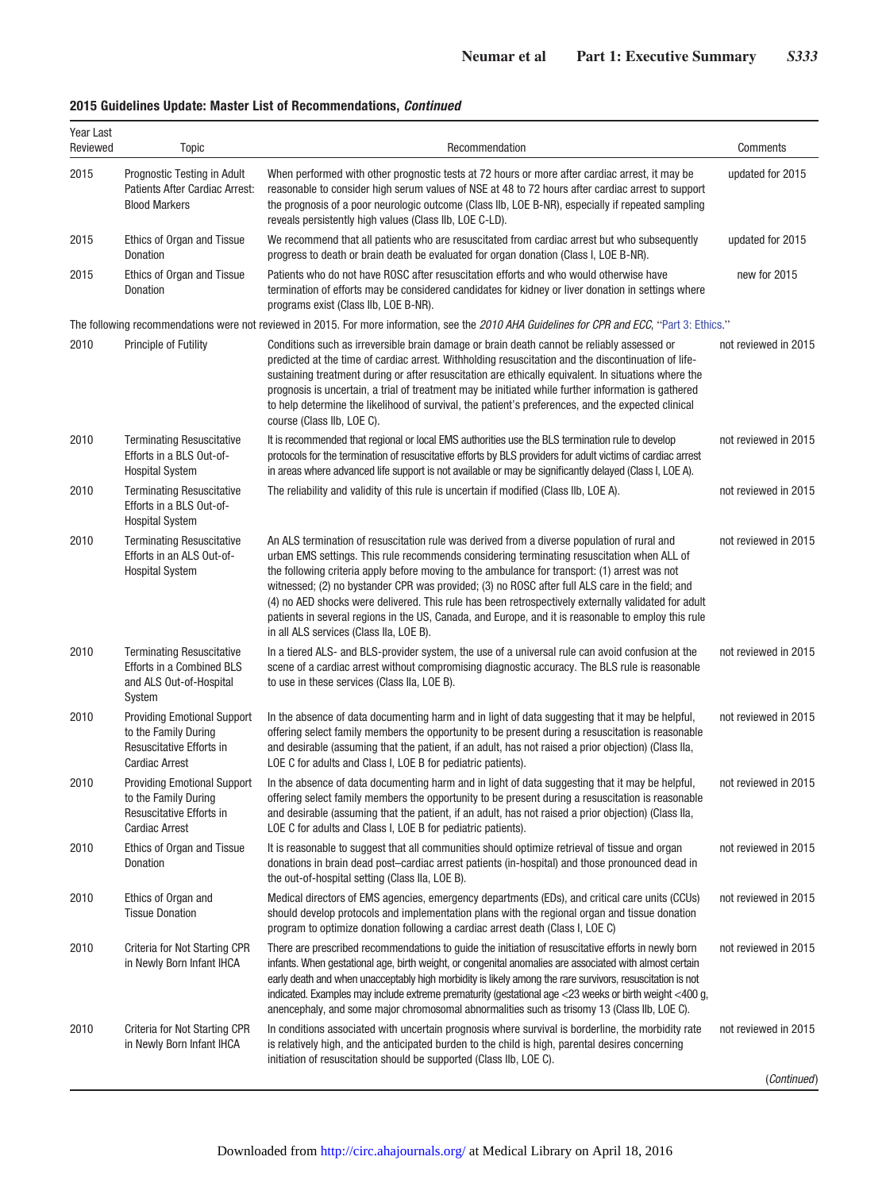**2015 Guidelines Update: Master List of Recommendations, *Continued***

| Year Last Reviewed | Topic | Recommendation | Comments |
|---|---|---|---|
| 2015 | Prognostic Testing in Adult Patients After Cardiac Arrest: Blood Markers | When performed with other prognostic tests at 72 hours or more after cardiac arrest, it may be reasonable to consider high serum values of NSE at 48 to 72 hours after cardiac arrest to support the prognosis of a poor neurologic outcome (Class IIb, LOE B-NR), especially if repeated sampling reveals persistently high values (Class IIb, LOE C-LD). | updated for 2015 |
| 2015 | Ethics of Organ and Tissue Donation | We recommend that all patients who are resuscitated from cardiac arrest but who subsequently progress to death or brain death be evaluated for organ donation (Class I, LOE B-NR). | updated for 2015 |
| 2015 | Ethics of Organ and Tissue Donation | Patients who do not have ROSC after resuscitation efforts and who would otherwise have termination of efforts may be considered candidates for kidney or liver donation in settings where programs exist (Class IIb, LOE B-NR). | new for 2015 |
| The following recommendations were not reviewed in 2015. For more information, see the *2010 AHA Guidelines for CPR and ECC*, "Part 3: Ethics." | | | |
| 2010 | Principle of Futility | Conditions such as irreversible brain damage or brain death cannot be reliably assessed or predicted at the time of cardiac arrest. Withholding resuscitation and the discontinuation of life-sustaining treatment during or after resuscitation are ethically equivalent. In situations where the prognosis is uncertain, a trial of treatment may be initiated while further information is gathered to help determine the likelihood of survival, the patient's preferences, and the expected clinical course (Class IIb, LOE C). | not reviewed in 2015 |
| 2010 | Terminating Resuscitative Efforts in a BLS Out-of-Hospital System | It is recommended that regional or local EMS authorities use the BLS termination rule to develop protocols for the termination of resuscitative efforts by BLS providers for adult victims of cardiac arrest in areas where advanced life support is not available or may be significantly delayed (Class I, LOE A). | not reviewed in 2015 |
| 2010 | Terminating Resuscitative Efforts in a BLS Out-of-Hospital System | The reliability and validity of this rule is uncertain if modified (Class IIb, LOE A). | not reviewed in 2015 |
| 2010 | Terminating Resuscitative Efforts in an ALS Out-of-Hospital System | An ALS termination of resuscitation rule was derived from a diverse population of rural and urban EMS settings. This rule recommends considering terminating resuscitation when ALL of the following criteria apply before moving to the ambulance for transport: (1) arrest was not witnessed; (2) no bystander CPR was provided; (3) no ROSC after full ALS care in the field; and (4) no AED shocks were delivered. This rule has been retrospectively externally validated for adult patients in several regions in the US, Canada, and Europe, and it is reasonable to employ this rule in all ALS services (Class IIa, LOE B). | not reviewed in 2015 |
| 2010 | Terminating Resuscitative Efforts in a Combined BLS and ALS Out-of-Hospital System | In a tiered ALS- and BLS-provider system, the use of a universal rule can avoid confusion at the scene of a cardiac arrest without compromising diagnostic accuracy. The BLS rule is reasonable to use in these services (Class IIa, LOE B). | not reviewed in 2015 |
| 2010 | Providing Emotional Support to the Family During Resuscitative Efforts in Cardiac Arrest | In the absence of data documenting harm and in light of data suggesting that it may be helpful, offering select family members the opportunity to be present during a resuscitation is reasonable and desirable (assuming that the patient, if an adult, has not raised a prior objection) (Class IIa, LOE C for adults and Class I, LOE B for pediatric patients). | not reviewed in 2015 |
| 2010 | Providing Emotional Support to the Family During Resuscitative Efforts in Cardiac Arrest | In the absence of data documenting harm and in light of data suggesting that it may be helpful, offering select family members the opportunity to be present during a resuscitation is reasonable and desirable (assuming that the patient, if an adult, has not raised a prior objection) (Class IIa, LOE C for adults and Class I, LOE B for pediatric patients). | not reviewed in 2015 |
| 2010 | Ethics of Organ and Tissue Donation | It is reasonable to suggest that all communities should optimize retrieval of tissue and organ donations in brain dead post–cardiac arrest patients (in-hospital) and those pronounced dead in the out-of-hospital setting (Class IIa, LOE B). | not reviewed in 2015 |
| 2010 | Ethics of Organ and Tissue Donation | Medical directors of EMS agencies, emergency departments (EDs), and critical care units (CCUs) should develop protocols and implementation plans with the regional organ and tissue donation program to optimize donation following a cardiac arrest death (Class I, LOE C) | not reviewed in 2015 |
| 2010 | Criteria for Not Starting CPR in Newly Born Infant IHCA | There are prescribed recommendations to guide the initiation of resuscitative efforts in newly born infants. When gestational age, birth weight, or congenital anomalies are associated with almost certain early death and when unacceptably high morbidity is likely among the rare survivors, resuscitation is not indicated. Examples may include extreme prematurity (gestational age <23 weeks or birth weight <400 g, anencephaly, and some major chromosomal abnormalities such as trisomy 13 (Class IIb, LOE C). | not reviewed in 2015 |
| 2010 | Criteria for Not Starting CPR in Newly Born Infant IHCA | In conditions associated with uncertain prognosis where survival is borderline, the morbidity rate is relatively high, and the anticipated burden to the child is high, parental desires concerning initiation of resuscitation should be supported (Class IIb, LOE C). | not reviewed in 2015 |

(*Continued*)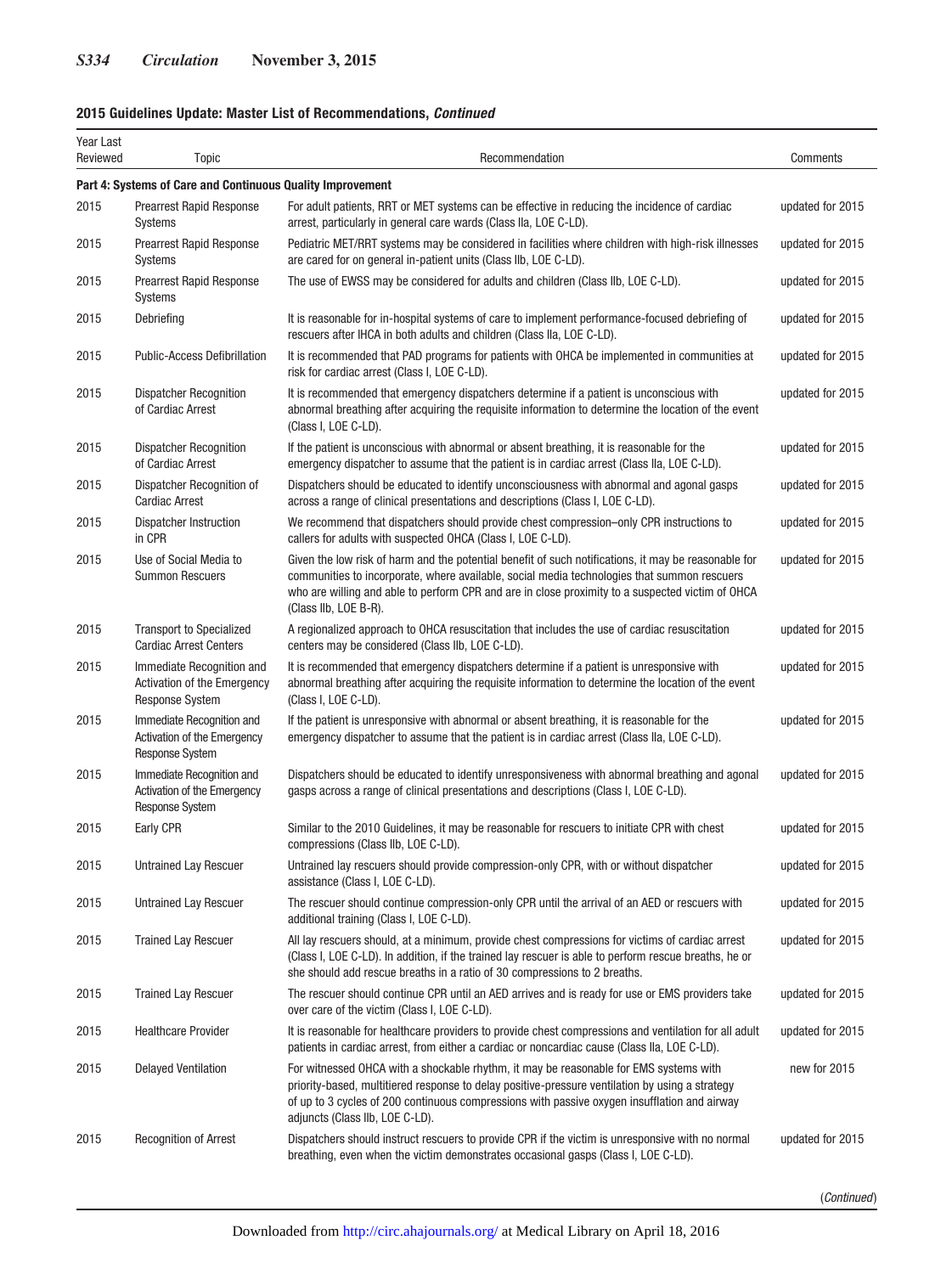**2015 Guidelines Update: Master List of Recommendations, *Continued***

| Year Last Reviewed | Topic | Recommendation | Comments |
|---|---|---|---|
| **Part 4: Systems of Care and Continuous Quality Improvement** | | | |
| 2015 | Prearrest Rapid Response Systems | For adult patients, RRT or MET systems can be effective in reducing the incidence of cardiac arrest, particularly in general care wards (Class IIa, LOE C-LD). | updated for 2015 |
| 2015 | Prearrest Rapid Response Systems | Pediatric MET/RRT systems may be considered in facilities where children with high-risk illnesses are cared for on general in-patient units (Class IIb, LOE C-LD). | updated for 2015 |
| 2015 | Prearrest Rapid Response Systems | The use of EWSS may be considered for adults and children (Class IIb, LOE C-LD). | updated for 2015 |
| 2015 | Debriefing | It is reasonable for in-hospital systems of care to implement performance-focused debriefing of rescuers after IHCA in both adults and children (Class IIa, LOE C-LD). | updated for 2015 |
| 2015 | Public-Access Defibrillation | It is recommended that PAD programs for patients with OHCA be implemented in communities at risk for cardiac arrest (Class I, LOE C-LD). | updated for 2015 |
| 2015 | Dispatcher Recognition of Cardiac Arrest | It is recommended that emergency dispatchers determine if a patient is unconscious with abnormal breathing after acquiring the requisite information to determine the location of the event (Class I, LOE C-LD). | updated for 2015 |
| 2015 | Dispatcher Recognition of Cardiac Arrest | If the patient is unconscious with abnormal or absent breathing, it is reasonable for the emergency dispatcher to assume that the patient is in cardiac arrest (Class IIa, LOE C-LD). | updated for 2015 |
| 2015 | Dispatcher Recognition of Cardiac Arrest | Dispatchers should be educated to identify unconsciousness with abnormal and agonal gasps across a range of clinical presentations and descriptions (Class I, LOE C-LD). | updated for 2015 |
| 2015 | Dispatcher Instruction in CPR | We recommend that dispatchers should provide chest compression–only CPR instructions to callers for adults with suspected OHCA (Class I, LOE C-LD). | updated for 2015 |
| 2015 | Use of Social Media to Summon Rescuers | Given the low risk of harm and the potential benefit of such notifications, it may be reasonable for communities to incorporate, where available, social media technologies that summon rescuers who are willing and able to perform CPR and are in close proximity to a suspected victim of OHCA (Class IIb, LOE B-R). | updated for 2015 |
| 2015 | Transport to Specialized Cardiac Arrest Centers | A regionalized approach to OHCA resuscitation that includes the use of cardiac resuscitation centers may be considered (Class IIb, LOE C-LD). | updated for 2015 |
| 2015 | Immediate Recognition and Activation of the Emergency Response System | It is recommended that emergency dispatchers determine if a patient is unresponsive with abnormal breathing after acquiring the requisite information to determine the location of the event (Class I, LOE C-LD). | updated for 2015 |
| 2015 | Immediate Recognition and Activation of the Emergency Response System | If the patient is unresponsive with abnormal or absent breathing, it is reasonable for the emergency dispatcher to assume that the patient is in cardiac arrest (Class IIa, LOE C-LD). | updated for 2015 |
| 2015 | Immediate Recognition and Activation of the Emergency Response System | Dispatchers should be educated to identify unresponsiveness with abnormal breathing and agonal gasps across a range of clinical presentations and descriptions (Class I, LOE C-LD). | updated for 2015 |
| 2015 | Early CPR | Similar to the 2010 Guidelines, it may be reasonable for rescuers to initiate CPR with chest compressions (Class IIb, LOE C-LD). | updated for 2015 |
| 2015 | Untrained Lay Rescuer | Untrained lay rescuers should provide compression-only CPR, with or without dispatcher assistance (Class I, LOE C-LD). | updated for 2015 |
| 2015 | Untrained Lay Rescuer | The rescuer should continue compression-only CPR until the arrival of an AED or rescuers with additional training (Class I, LOE C-LD). | updated for 2015 |
| 2015 | Trained Lay Rescuer | All lay rescuers should, at a minimum, provide chest compressions for victims of cardiac arrest (Class I, LOE C-LD). In addition, if the trained lay rescuer is able to perform rescue breaths, he or she should add rescue breaths in a ratio of 30 compressions to 2 breaths. | updated for 2015 |
| 2015 | Trained Lay Rescuer | The rescuer should continue CPR until an AED arrives and is ready for use or EMS providers take over care of the victim (Class I, LOE C-LD). | updated for 2015 |
| 2015 | Healthcare Provider | It is reasonable for healthcare providers to provide chest compressions and ventilation for all adult patients in cardiac arrest, from either a cardiac or noncardiac cause (Class IIa, LOE C-LD). | updated for 2015 |
| 2015 | Delayed Ventilation | For witnessed OHCA with a shockable rhythm, it may be reasonable for EMS systems with priority-based, multitiered response to delay positive-pressure ventilation by using a strategy of up to 3 cycles of 200 continuous compressions with passive oxygen insufflation and airway adjuncts (Class IIb, LOE C-LD). | new for 2015 |
| 2015 | Recognition of Arrest | Dispatchers should instruct rescuers to provide CPR if the victim is unresponsive with no normal breathing, even when the victim demonstrates occasional gasps (Class I, LOE C-LD). | updated for 2015 |

(*Continued*)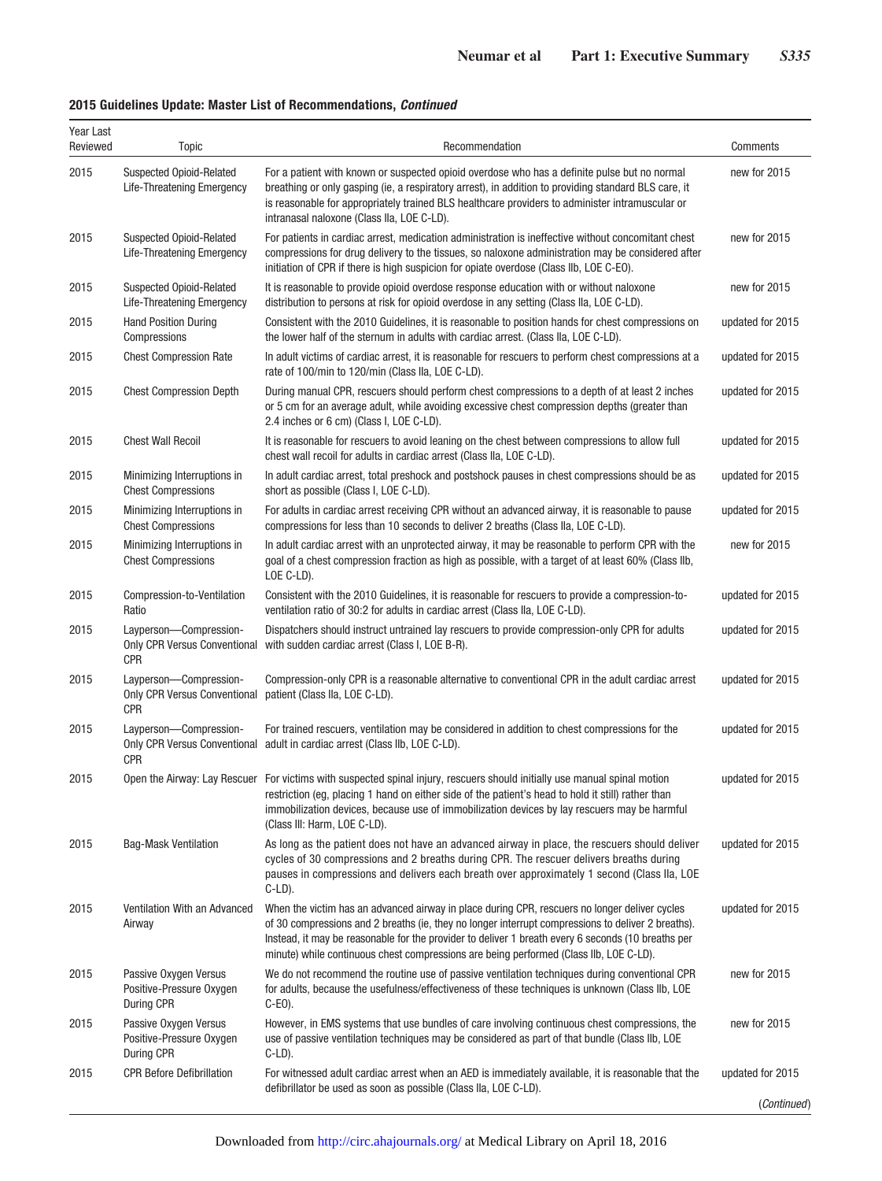**2015 Guidelines Update: Master List of Recommendations, *Continued***

| Year Last Reviewed | Topic | Recommendation | Comments |
|---|---|---|---|
| 2015 | Suspected Opioid-Related Life-Threatening Emergency | For a patient with known or suspected opioid overdose who has a definite pulse but no normal breathing or only gasping (ie, a respiratory arrest), in addition to providing standard BLS care, it is reasonable for appropriately trained BLS healthcare providers to administer intramuscular or intranasal naloxone (Class IIa, LOE C-LD). | new for 2015 |
| 2015 | Suspected Opioid-Related Life-Threatening Emergency | For patients in cardiac arrest, medication administration is ineffective without concomitant chest compressions for drug delivery to the tissues, so naloxone administration may be considered after initiation of CPR if there is high suspicion for opiate overdose (Class IIb, LOE C-EO). | new for 2015 |
| 2015 | Suspected Opioid-Related Life-Threatening Emergency | It is reasonable to provide opioid overdose response education with or without naloxone distribution to persons at risk for opioid overdose in any setting (Class IIa, LOE C-LD). | new for 2015 |
| 2015 | Hand Position During Compressions | Consistent with the 2010 Guidelines, it is reasonable to position hands for chest compressions on the lower half of the sternum in adults with cardiac arrest. (Class IIa, LOE C-LD). | updated for 2015 |
| 2015 | Chest Compression Rate | In adult victims of cardiac arrest, it is reasonable for rescuers to perform chest compressions at a rate of 100/min to 120/min (Class IIa, LOE C-LD). | updated for 2015 |
| 2015 | Chest Compression Depth | During manual CPR, rescuers should perform chest compressions to a depth of at least 2 inches or 5 cm for an average adult, while avoiding excessive chest compression depths (greater than 2.4 inches or 6 cm) (Class I, LOE C-LD). | updated for 2015 |
| 2015 | Chest Wall Recoil | It is reasonable for rescuers to avoid leaning on the chest between compressions to allow full chest wall recoil for adults in cardiac arrest (Class IIa, LOE C-LD). | updated for 2015 |
| 2015 | Minimizing Interruptions in Chest Compressions | In adult cardiac arrest, total preshock and postshock pauses in chest compressions should be as short as possible (Class I, LOE C-LD). | updated for 2015 |
| 2015 | Minimizing Interruptions in Chest Compressions | For adults in cardiac arrest receiving CPR without an advanced airway, it is reasonable to pause compressions for less than 10 seconds to deliver 2 breaths (Class IIa, LOE C-LD). | updated for 2015 |
| 2015 | Minimizing Interruptions in Chest Compressions | In adult cardiac arrest with an unprotected airway, it may be reasonable to perform CPR with the goal of a chest compression fraction as high as possible, with a target of at least 60% (Class IIb, LOE C-LD). | new for 2015 |
| 2015 | Compression-to-Ventilation Ratio | Consistent with the 2010 Guidelines, it is reasonable for rescuers to provide a compression-to-ventilation ratio of 30:2 for adults in cardiac arrest (Class IIa, LOE C-LD). | updated for 2015 |
| 2015 | Layperson—Compression-Only CPR Versus Conventional CPR | Dispatchers should instruct untrained lay rescuers to provide compression-only CPR for adults with sudden cardiac arrest (Class I, LOE B-R). | updated for 2015 |
| 2015 | Layperson—Compression-Only CPR Versus Conventional CPR | Compression-only CPR is a reasonable alternative to conventional CPR in the adult cardiac arrest patient (Class IIa, LOE C-LD). | updated for 2015 |
| 2015 | Layperson—Compression-Only CPR Versus Conventional CPR | For trained rescuers, ventilation may be considered in addition to chest compressions for the adult in cardiac arrest (Class IIb, LOE C-LD). | updated for 2015 |
| 2015 | Open the Airway: Lay Rescuer | For victims with suspected spinal injury, rescuers should initially use manual spinal motion restriction (eg, placing 1 hand on either side of the patient's head to hold it still) rather than immobilization devices, because use of immobilization devices by lay rescuers may be harmful (Class III: Harm, LOE C-LD). | updated for 2015 |
| 2015 | Bag-Mask Ventilation | As long as the patient does not have an advanced airway in place, the rescuers should deliver cycles of 30 compressions and 2 breaths during CPR. The rescuer delivers breaths during pauses in compressions and delivers each breath over approximately 1 second (Class IIa, LOE C-LD). | updated for 2015 |
| 2015 | Ventilation With an Advanced Airway | When the victim has an advanced airway in place during CPR, rescuers no longer deliver cycles of 30 compressions and 2 breaths (ie, they no longer interrupt compressions to deliver 2 breaths). Instead, it may be reasonable for the provider to deliver 1 breath every 6 seconds (10 breaths per minute) while continuous chest compressions are being performed (Class IIb, LOE C-LD). | updated for 2015 |
| 2015 | Passive Oxygen Versus Positive-Pressure Oxygen During CPR | We do not recommend the routine use of passive ventilation techniques during conventional CPR for adults, because the usefulness/effectiveness of these techniques is unknown (Class IIb, LOE C-EO). | new for 2015 |
| 2015 | Passive Oxygen Versus Positive-Pressure Oxygen During CPR | However, in EMS systems that use bundles of care involving continuous chest compressions, the use of passive ventilation techniques may be considered as part of that bundle (Class IIb, LOE C-LD). | new for 2015 |
| 2015 | CPR Before Defibrillation | For witnessed adult cardiac arrest when an AED is immediately available, it is reasonable that the defibrillator be used as soon as possible (Class IIa, LOE C-LD). | updated for 2015 |

(*Continued*)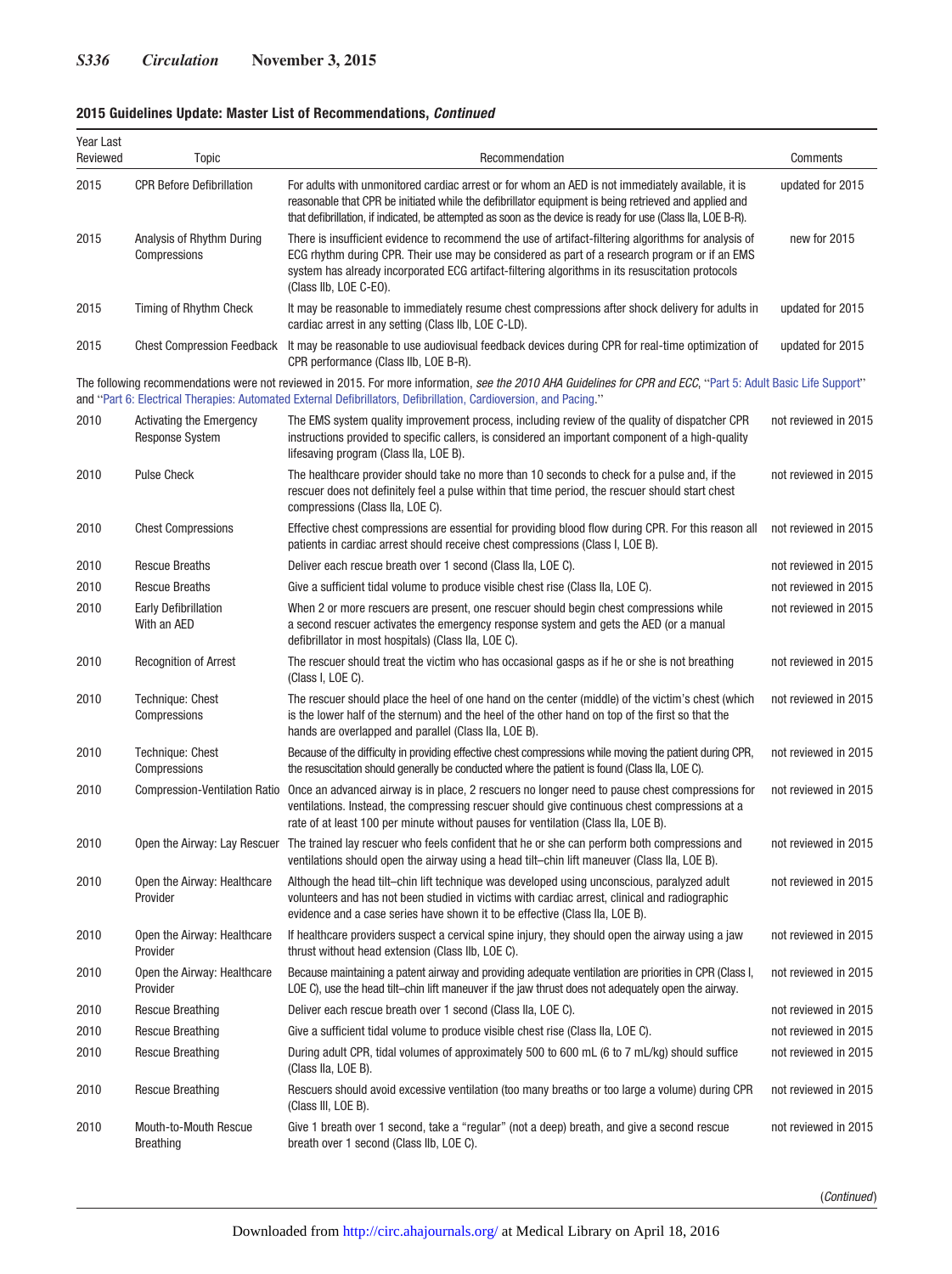**2015 Guidelines Update: Master List of Recommendations, *Continued***

| Year Last Reviewed | Topic | Recommendation | Comments |
|---|---|---|---|
| 2015 | CPR Before Defibrillation | For adults with unmonitored cardiac arrest or for whom an AED is not immediately available, it is reasonable that CPR be initiated while the defibrillator equipment is being retrieved and applied and that defibrillation, if indicated, be attempted as soon as the device is ready for use (Class IIa, LOE B-R). | updated for 2015 |
| 2015 | Analysis of Rhythm During Compressions | There is insufficient evidence to recommend the use of artifact-filtering algorithms for analysis of ECG rhythm during CPR. Their use may be considered as part of a research program or if an EMS system has already incorporated ECG artifact-filtering algorithms in its resuscitation protocols (Class IIb, LOE C-EO). | new for 2015 |
| 2015 | Timing of Rhythm Check | It may be reasonable to immediately resume chest compressions after shock delivery for adults in cardiac arrest in any setting (Class IIb, LOE C-LD). | updated for 2015 |
| 2015 | Chest Compression Feedback | It may be reasonable to use audiovisual feedback devices during CPR for real-time optimization of CPR performance (Class IIb, LOE B-R). | updated for 2015 |
| The following recommendations were not reviewed in 2015. For more information, *see the 2010 AHA Guidelines for CPR and ECC*, "Part 5: Adult Basic Life Support" and "Part 6: Electrical Therapies: Automated External Defibrillators, Defibrillation, Cardioversion, and Pacing." | | | |
| 2010 | Activating the Emergency Response System | The EMS system quality improvement process, including review of the quality of dispatcher CPR instructions provided to specific callers, is considered an important component of a high-quality lifesaving program (Class IIa, LOE B). | not reviewed in 2015 |
| 2010 | Pulse Check | The healthcare provider should take no more than 10 seconds to check for a pulse and, if the rescuer does not definitely feel a pulse within that time period, the rescuer should start chest compressions (Class IIa, LOE C). | not reviewed in 2015 |
| 2010 | Chest Compressions | Effective chest compressions are essential for providing blood flow during CPR. For this reason all patients in cardiac arrest should receive chest compressions (Class I, LOE B). | not reviewed in 2015 |
| 2010 | Rescue Breaths | Deliver each rescue breath over 1 second (Class IIa, LOE C). | not reviewed in 2015 |
| 2010 | Rescue Breaths | Give a sufficient tidal volume to produce visible chest rise (Class IIa, LOE C). | not reviewed in 2015 |
| 2010 | Early Defibrillation With an AED | When 2 or more rescuers are present, one rescuer should begin chest compressions while a second rescuer activates the emergency response system and gets the AED (or a manual defibrillator in most hospitals) (Class IIa, LOE C). | not reviewed in 2015 |
| 2010 | Recognition of Arrest | The rescuer should treat the victim who has occasional gasps as if he or she is not breathing (Class I, LOE C). | not reviewed in 2015 |
| 2010 | Technique: Chest Compressions | The rescuer should place the heel of one hand on the center (middle) of the victim's chest (which is the lower half of the sternum) and the heel of the other hand on top of the first so that the hands are overlapped and parallel (Class IIa, LOE B). | not reviewed in 2015 |
| 2010 | Technique: Chest Compressions | Because of the difficulty in providing effective chest compressions while moving the patient during CPR, the resuscitation should generally be conducted where the patient is found (Class IIa, LOE C). | not reviewed in 2015 |
| 2010 | Compression-Ventilation Ratio | Once an advanced airway is in place, 2 rescuers no longer need to pause chest compressions for ventilations. Instead, the compressing rescuer should give continuous chest compressions at a rate of at least 100 per minute without pauses for ventilation (Class IIa, LOE B). | not reviewed in 2015 |
| 2010 | Open the Airway: Lay Rescuer | The trained lay rescuer who feels confident that he or she can perform both compressions and ventilations should open the airway using a head tilt–chin lift maneuver (Class IIa, LOE B). | not reviewed in 2015 |
| 2010 | Open the Airway: Healthcare Provider | Although the head tilt–chin lift technique was developed using unconscious, paralyzed adult volunteers and has not been studied in victims with cardiac arrest, clinical and radiographic evidence and a case series have shown it to be effective (Class IIa, LOE B). | not reviewed in 2015 |
| 2010 | Open the Airway: Healthcare Provider | If healthcare providers suspect a cervical spine injury, they should open the airway using a jaw thrust without head extension (Class IIb, LOE C). | not reviewed in 2015 |
| 2010 | Open the Airway: Healthcare Provider | Because maintaining a patent airway and providing adequate ventilation are priorities in CPR (Class I, LOE C), use the head tilt–chin lift maneuver if the jaw thrust does not adequately open the airway. | not reviewed in 2015 |
| 2010 | Rescue Breathing | Deliver each rescue breath over 1 second (Class IIa, LOE C). | not reviewed in 2015 |
| 2010 | Rescue Breathing | Give a sufficient tidal volume to produce visible chest rise (Class IIa, LOE C). | not reviewed in 2015 |
| 2010 | Rescue Breathing | During adult CPR, tidal volumes of approximately 500 to 600 mL (6 to 7 mL/kg) should suffice (Class IIa, LOE B). | not reviewed in 2015 |
| 2010 | Rescue Breathing | Rescuers should avoid excessive ventilation (too many breaths or too large a volume) during CPR (Class III, LOE B). | not reviewed in 2015 |
| 2010 | Mouth-to-Mouth Rescue Breathing | Give 1 breath over 1 second, take a "regular" (not a deep) breath, and give a second rescue breath over 1 second (Class IIb, LOE C). | not reviewed in 2015 |

(*Continued*)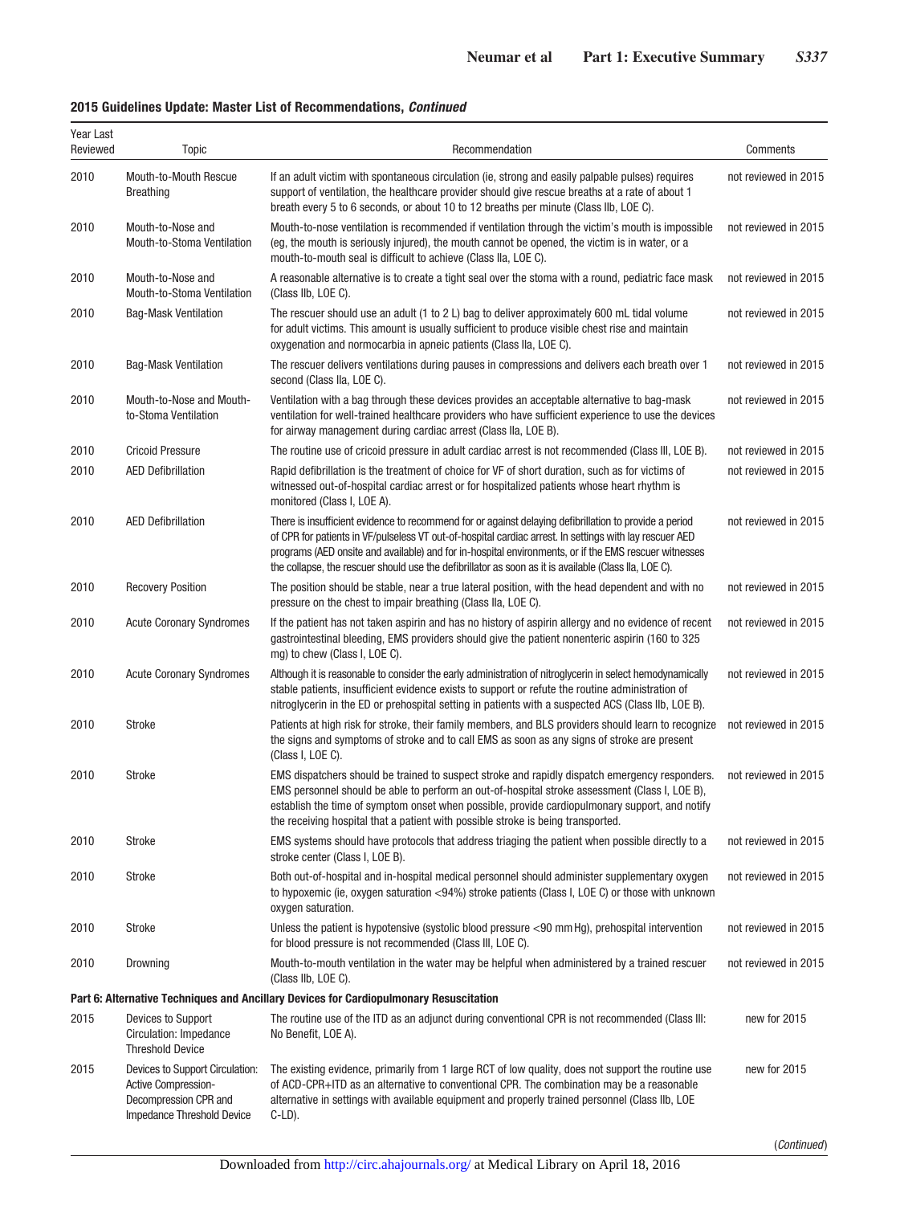**2015 Guidelines Update: Master List of Recommendations, *Continued***

| Year Last Reviewed | Topic | Recommendation | Comments |
|---|---|---|---|
| 2010 | Mouth-to-Mouth Rescue Breathing | If an adult victim with spontaneous circulation (ie, strong and easily palpable pulses) requires support of ventilation, the healthcare provider should give rescue breaths at a rate of about 1 breath every 5 to 6 seconds, or about 10 to 12 breaths per minute (Class IIb, LOE C). | not reviewed in 2015 |
| 2010 | Mouth-to-Nose and Mouth-to-Stoma Ventilation | Mouth-to-nose ventilation is recommended if ventilation through the victim's mouth is impossible (eg, the mouth is seriously injured), the mouth cannot be opened, the victim is in water, or a mouth-to-mouth seal is difficult to achieve (Class IIa, LOE C). | not reviewed in 2015 |
| 2010 | Mouth-to-Nose and Mouth-to-Stoma Ventilation | A reasonable alternative is to create a tight seal over the stoma with a round, pediatric face mask (Class IIb, LOE C). | not reviewed in 2015 |
| 2010 | Bag-Mask Ventilation | The rescuer should use an adult (1 to 2 L) bag to deliver approximately 600 mL tidal volume for adult victims. This amount is usually sufficient to produce visible chest rise and maintain oxygenation and normocarbia in apneic patients (Class IIa, LOE C). | not reviewed in 2015 |
| 2010 | Bag-Mask Ventilation | The rescuer delivers ventilations during pauses in compressions and delivers each breath over 1 second (Class IIa, LOE C). | not reviewed in 2015 |
| 2010 | Mouth-to-Nose and Mouth-to-Stoma Ventilation | Ventilation with a bag through these devices provides an acceptable alternative to bag-mask ventilation for well-trained healthcare providers who have sufficient experience to use the devices for airway management during cardiac arrest (Class IIa, LOE B). | not reviewed in 2015 |
| 2010 | Cricoid Pressure | The routine use of cricoid pressure in adult cardiac arrest is not recommended (Class III, LOE B). | not reviewed in 2015 |
| 2010 | AED Defibrillation | Rapid defibrillation is the treatment of choice for VF of short duration, such as for victims of witnessed out-of-hospital cardiac arrest or for hospitalized patients whose heart rhythm is monitored (Class I, LOE A). | not reviewed in 2015 |
| 2010 | AED Defibrillation | There is insufficient evidence to recommend for or against delaying defibrillation to provide a period of CPR for patients in VF/pulseless VT out-of-hospital cardiac arrest. In settings with lay rescuer AED programs (AED onsite and available) and for in-hospital environments, or if the EMS rescuer witnesses the collapse, the rescuer should use the defibrillator as soon as it is available (Class IIa, LOE C). | not reviewed in 2015 |
| 2010 | Recovery Position | The position should be stable, near a true lateral position, with the head dependent and with no pressure on the chest to impair breathing (Class IIa, LOE C). | not reviewed in 2015 |
| 2010 | Acute Coronary Syndromes | If the patient has not taken aspirin and has no history of aspirin allergy and no evidence of recent gastrointestinal bleeding, EMS providers should give the patient nonenteric aspirin (160 to 325 mg) to chew (Class I, LOE C). | not reviewed in 2015 |
| 2010 | Acute Coronary Syndromes | Although it is reasonable to consider the early administration of nitroglycerin in select hemodynamically stable patients, insufficient evidence exists to support or refute the routine administration of nitroglycerin in the ED or prehospital setting in patients with a suspected ACS (Class IIb, LOE B). | not reviewed in 2015 |
| 2010 | Stroke | Patients at high risk for stroke, their family members, and BLS providers should learn to recognize the signs and symptoms of stroke and to call EMS as soon as any signs of stroke are present (Class I, LOE C). | not reviewed in 2015 |
| 2010 | Stroke | EMS dispatchers should be trained to suspect stroke and rapidly dispatch emergency responders. EMS personnel should be able to perform an out-of-hospital stroke assessment (Class I, LOE B), establish the time of symptom onset when possible, provide cardiopulmonary support, and notify the receiving hospital that a patient with possible stroke is being transported. | not reviewed in 2015 |
| 2010 | Stroke | EMS systems should have protocols that address triaging the patient when possible directly to a stroke center (Class I, LOE B). | not reviewed in 2015 |
| 2010 | Stroke | Both out-of-hospital and in-hospital medical personnel should administer supplementary oxygen to hypoxemic (ie, oxygen saturation <94%) stroke patients (Class I, LOE C) or those with unknown oxygen saturation. | not reviewed in 2015 |
| 2010 | Stroke | Unless the patient is hypotensive (systolic blood pressure <90 mm Hg), prehospital intervention for blood pressure is not recommended (Class III, LOE C). | not reviewed in 2015 |
| 2010 | Drowning | Mouth-to-mouth ventilation in the water may be helpful when administered by a trained rescuer (Class IIb, LOE C). | not reviewed in 2015 |
| **Part 6: Alternative Techniques and Ancillary Devices for Cardiopulmonary Resuscitation** | | | |
| 2015 | Devices to Support Circulation: Impedance Threshold Device | The routine use of the ITD as an adjunct during conventional CPR is not recommended (Class III: No Benefit, LOE A). | new for 2015 |
| 2015 | Devices to Support Circulation: Active Compression-Decompression CPR and Impedance Threshold Device | The existing evidence, primarily from 1 large RCT of low quality, does not support the routine use of ACD-CPR+ITD as an alternative to conventional CPR. The combination may be a reasonable alternative in settings with available equipment and properly trained personnel (Class IIb, LOE C-LD). | new for 2015 |

(*Continued*)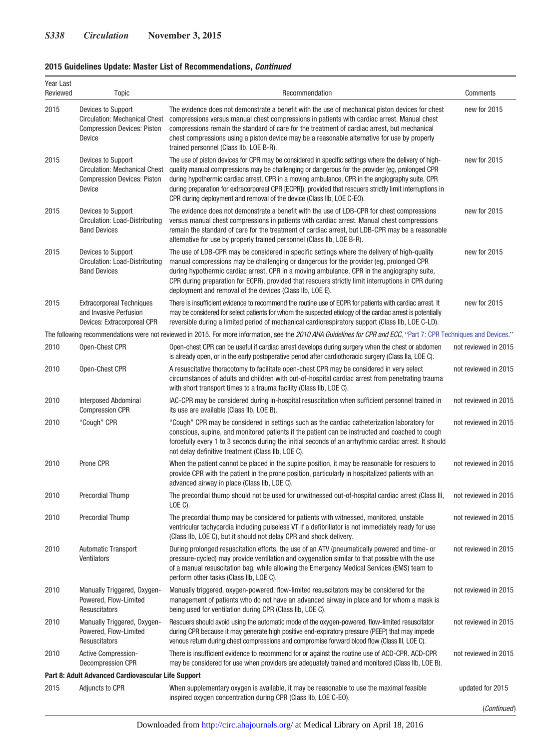**2015 Guidelines Update: Master List of Recommendations, *Continued***

| Year Last Reviewed | Topic | Recommendation | Comments |
|---|---|---|---|
| 2015 | Devices to Support Circulation: Mechanical Chest Compression Devices: Piston Device | The evidence does not demonstrate a benefit with the use of mechanical piston devices for chest compressions versus manual chest compressions in patients with cardiac arrest. Manual chest compressions remain the standard of care for the treatment of cardiac arrest, but mechanical chest compressions using a piston device may be a reasonable alternative for use by properly trained personnel (Class IIb, LOE B-R). | new for 2015 |
| 2015 | Devices to Support Circulation: Mechanical Chest Compression Devices: Piston Device | The use of piston devices for CPR may be considered in specific settings where the delivery of high-quality manual compressions may be challenging or dangerous for the provider (eg, prolonged CPR during hypothermic cardiac arrest, CPR in a moving ambulance, CPR in the angiography suite, CPR during preparation for extracorporeal CPR [ECPR]), provided that rescuers strictly limit interruptions in CPR during deployment and removal of the device (Class IIb, LOE C-EO). | new for 2015 |
| 2015 | Devices to Support Circulation: Load-Distributing Band Devices | The evidence does not demonstrate a benefit with the use of LDB-CPR for chest compressions versus manual chest compressions in patients with cardiac arrest. Manual chest compressions remain the standard of care for the treatment of cardiac arrest, but LDB-CPR may be a reasonable alternative for use by properly trained personnel (Class IIb, LOE B-R). | new for 2015 |
| 2015 | Devices to Support Circulation: Load-Distributing Band Devices | The use of LDB-CPR may be considered in specific settings where the delivery of high-quality manual compressions may be challenging or dangerous for the provider (eg, prolonged CPR during hypothermic cardiac arrest, CPR in a moving ambulance, CPR in the angiography suite, CPR during preparation for ECPR), provided that rescuers strictly limit interruptions in CPR during deployment and removal of the devices (Class IIb, LOE E). | new for 2015 |
| 2015 | Extracorporeal Techniques and Invasive Perfusion Devices: Extracorporeal CPR | There is insufficient evidence to recommend the routine use of ECPR for patients with cardiac arrest. It may be considered for select patients for whom the suspected etiology of the cardiac arrest is potentially reversible during a limited period of mechanical cardiorespiratory support (Class IIb, LOE C-LD). | new for 2015 |
| The following recommendations were not reviewed in 2015. For more information, see the *2010 AHA Guidelines for CPR and ECC*, "Part 7: CPR Techniques and Devices." | | | |
| 2010 | Open-Chest CPR | Open-chest CPR can be useful if cardiac arrest develops during surgery when the chest or abdomen is already open, or in the early postoperative period after cardiothoracic surgery (Class IIa, LOE C). | not reviewed in 2015 |
| 2010 | Open-Chest CPR | A resuscitative thoracotomy to facilitate open-chest CPR may be considered in very select circumstances of adults and children with out-of-hospital cardiac arrest from penetrating trauma with short transport times to a trauma facility (Class IIb, LOE C). | not reviewed in 2015 |
| 2010 | Interposed Abdominal Compression CPR | IAC-CPR may be considered during in-hospital resuscitation when sufficient personnel trained in its use are available (Class IIb, LOE B). | not reviewed in 2015 |
| 2010 | "Cough" CPR | "Cough" CPR may be considered in settings such as the cardiac catheterization laboratory for conscious, supine, and monitored patients if the patient can be instructed and coached to cough forcefully every 1 to 3 seconds during the initial seconds of an arrhythmic cardiac arrest. It should not delay definitive treatment (Class IIb, LOE C). | not reviewed in 2015 |
| 2010 | Prone CPR | When the patient cannot be placed in the supine position, it may be reasonable for rescuers to provide CPR with the patient in the prone position, particularly in hospitalized patients with an advanced airway in place (Class IIb, LOE C). | not reviewed in 2015 |
| 2010 | Precordial Thump | The precordial thump should not be used for unwitnessed out-of-hospital cardiac arrest (Class III, LOE C). | not reviewed in 2015 |
| 2010 | Precordial Thump | The precordial thump may be considered for patients with witnessed, monitored, unstable ventricular tachycardia including pulseless VT if a defibrillator is not immediately ready for use (Class IIb, LOE C), but it should not delay CPR and shock delivery. | not reviewed in 2015 |
| 2010 | Automatic Transport Ventilators | During prolonged resuscitation efforts, the use of an ATV (pneumatically powered and time- or pressure-cycled) may provide ventilation and oxygenation similar to that possible with the use of a manual resuscitation bag, while allowing the Emergency Medical Services (EMS) team to perform other tasks (Class IIb, LOE C). | not reviewed in 2015 |
| 2010 | Manually Triggered, Oxygen-Powered, Flow-Limited Resuscitators | Manually triggered, oxygen-powered, flow-limited resuscitators may be considered for the management of patients who do not have an advanced airway in place and for whom a mask is being used for ventilation during CPR (Class IIb, LOE C). | not reviewed in 2015 |
| 2010 | Manually Triggered, Oxygen-Powered, Flow-Limited Resuscitators | Rescuers should avoid using the automatic mode of the oxygen-powered, flow-limited resuscitator during CPR because it may generate high positive end-expiratory pressure (PEEP) that may impede venous return during chest compressions and compromise forward blood flow (Class III, LOE C). | not reviewed in 2015 |
| 2010 | Active Compression-Decompression CPR | There is insufficient evidence to recommend for or against the routine use of ACD-CPR. ACD-CPR may be considered for use when providers are adequately trained and monitored (Class IIb, LOE B). | not reviewed in 2015 |
| **Part 8: Adult Advanced Cardiovascular Life Support** | | | |
| 2015 | Adjuncts to CPR | When supplementary oxygen is available, it may be reasonable to use the maximal feasible inspired oxygen concentration during CPR (Class IIb, LOE C-EO). | updated for 2015 |

(*Continued*)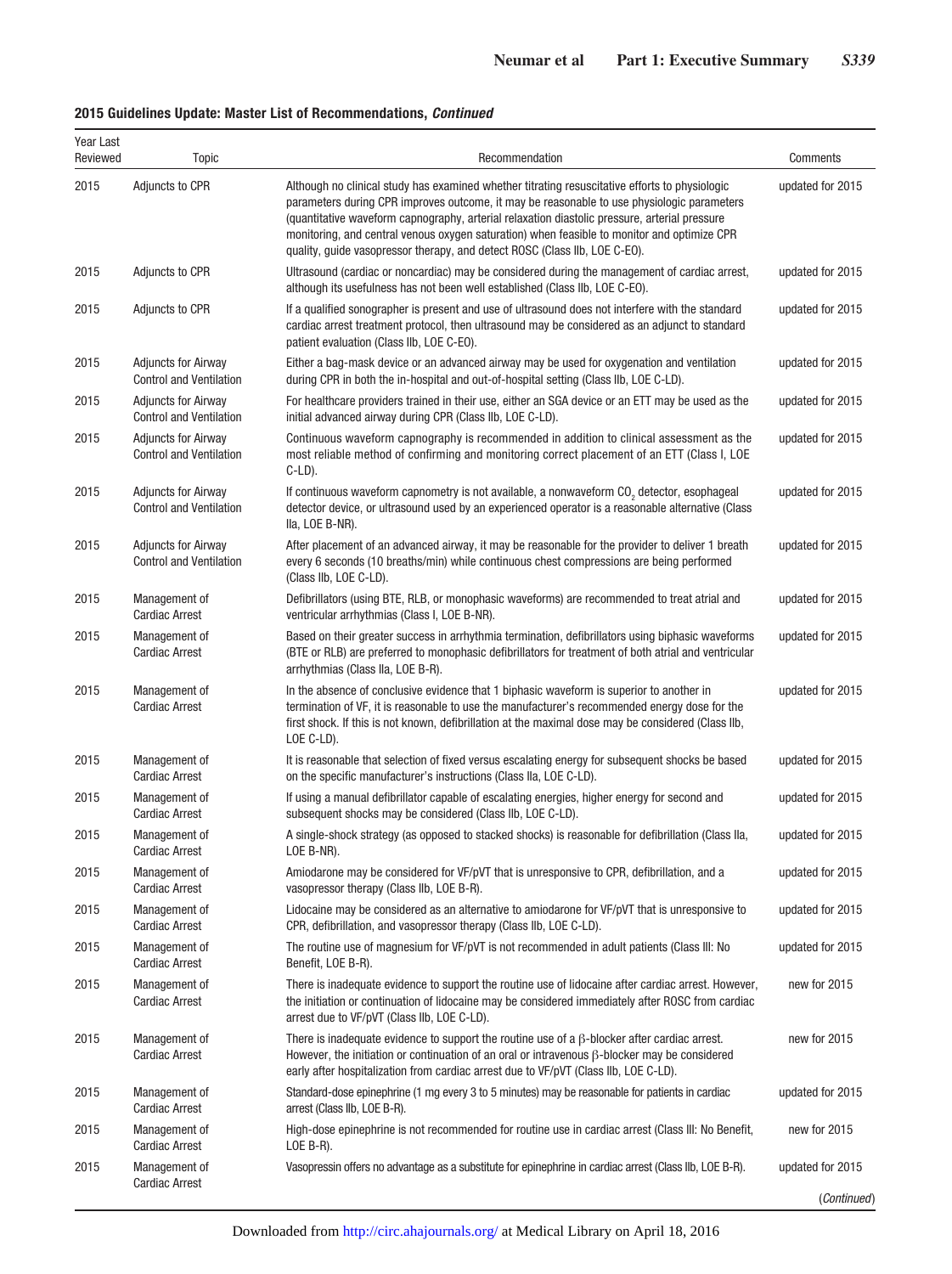**2015 Guidelines Update: Master List of Recommendations, *Continued***

| Year Last Reviewed | Topic | Recommendation | Comments |
|---|---|---|---|
| 2015 | Adjuncts to CPR | Although no clinical study has examined whether titrating resuscitative efforts to physiologic parameters during CPR improves outcome, it may be reasonable to use physiologic parameters (quantitative waveform capnography, arterial relaxation diastolic pressure, arterial pressure monitoring, and central venous oxygen saturation) when feasible to monitor and optimize CPR quality, guide vasopressor therapy, and detect ROSC (Class IIb, LOE C-EO). | updated for 2015 |
| 2015 | Adjuncts to CPR | Ultrasound (cardiac or noncardiac) may be considered during the management of cardiac arrest, although its usefulness has not been well established (Class IIb, LOE C-EO). | updated for 2015 |
| 2015 | Adjuncts to CPR | If a qualified sonographer is present and use of ultrasound does not interfere with the standard cardiac arrest treatment protocol, then ultrasound may be considered as an adjunct to standard patient evaluation (Class IIb, LOE C-EO). | updated for 2015 |
| 2015 | Adjuncts for Airway Control and Ventilation | Either a bag-mask device or an advanced airway may be used for oxygenation and ventilation during CPR in both the in-hospital and out-of-hospital setting (Class IIb, LOE C-LD). | updated for 2015 |
| 2015 | Adjuncts for Airway Control and Ventilation | For healthcare providers trained in their use, either an SGA device or an ETT may be used as the initial advanced airway during CPR (Class IIb, LOE C-LD). | updated for 2015 |
| 2015 | Adjuncts for Airway Control and Ventilation | Continuous waveform capnography is recommended in addition to clinical assessment as the most reliable method of confirming and monitoring correct placement of an ETT (Class I, LOE C-LD). | updated for 2015 |
| 2015 | Adjuncts for Airway Control and Ventilation | If continuous waveform capnometry is not available, a nonwaveform $CO_2$ detector, esophageal detector device, or ultrasound used by an experienced operator is a reasonable alternative (Class IIa, LOE B-NR). | updated for 2015 |
| 2015 | Adjuncts for Airway Control and Ventilation | After placement of an advanced airway, it may be reasonable for the provider to deliver 1 breath every 6 seconds (10 breaths/min) while continuous chest compressions are being performed (Class IIb, LOE C-LD). | updated for 2015 |
| 2015 | Management of Cardiac Arrest | Defibrillators (using BTE, RLB, or monophasic waveforms) are recommended to treat atrial and ventricular arrhythmias (Class I, LOE B-NR). | updated for 2015 |
| 2015 | Management of Cardiac Arrest | Based on their greater success in arrhythmia termination, defibrillators using biphasic waveforms (BTE or RLB) are preferred to monophasic defibrillators for treatment of both atrial and ventricular arrhythmias (Class IIa, LOE B-R). | updated for 2015 |
| 2015 | Management of Cardiac Arrest | In the absence of conclusive evidence that 1 biphasic waveform is superior to another in termination of VF, it is reasonable to use the manufacturer's recommended energy dose for the first shock. If this is not known, defibrillation at the maximal dose may be considered (Class IIb, LOE C-LD). | updated for 2015 |
| 2015 | Management of Cardiac Arrest | It is reasonable that selection of fixed versus escalating energy for subsequent shocks be based on the specific manufacturer's instructions (Class IIa, LOE C-LD). | updated for 2015 |
| 2015 | Management of Cardiac Arrest | If using a manual defibrillator capable of escalating energies, higher energy for second and subsequent shocks may be considered (Class IIb, LOE C-LD). | updated for 2015 |
| 2015 | Management of Cardiac Arrest | A single-shock strategy (as opposed to stacked shocks) is reasonable for defibrillation (Class IIa, LOE B-NR). | updated for 2015 |
| 2015 | Management of Cardiac Arrest | Amiodarone may be considered for VF/pVT that is unresponsive to CPR, defibrillation, and a vasopressor therapy (Class IIb, LOE B-R). | updated for 2015 |
| 2015 | Management of Cardiac Arrest | Lidocaine may be considered as an alternative to amiodarone for VF/pVT that is unresponsive to CPR, defibrillation, and vasopressor therapy (Class IIb, LOE C-LD). | updated for 2015 |
| 2015 | Management of Cardiac Arrest | The routine use of magnesium for VF/pVT is not recommended in adult patients (Class III: No Benefit, LOE B-R). | updated for 2015 |
| 2015 | Management of Cardiac Arrest | There is inadequate evidence to support the routine use of lidocaine after cardiac arrest. However, the initiation or continuation of lidocaine may be considered immediately after ROSC from cardiac arrest due to VF/pVT (Class IIb, LOE C-LD). | new for 2015 |
| 2015 | Management of Cardiac Arrest | There is inadequate evidence to support the routine use of a $\beta$-blocker after cardiac arrest. However, the initiation or continuation of an oral or intravenous $\beta$-blocker may be considered early after hospitalization from cardiac arrest due to VF/pVT (Class IIb, LOE C-LD). | new for 2015 |
| 2015 | Management of Cardiac Arrest | Standard-dose epinephrine (1 mg every 3 to 5 minutes) may be reasonable for patients in cardiac arrest (Class IIb, LOE B-R). | updated for 2015 |
| 2015 | Management of Cardiac Arrest | High-dose epinephrine is not recommended for routine use in cardiac arrest (Class III: No Benefit, LOE B-R). | new for 2015 |
| 2015 | Management of Cardiac Arrest | Vasopressin offers no advantage as a substitute for epinephrine in cardiac arrest (Class IIb, LOE B-R). | updated for 2015 |

(*Continued*)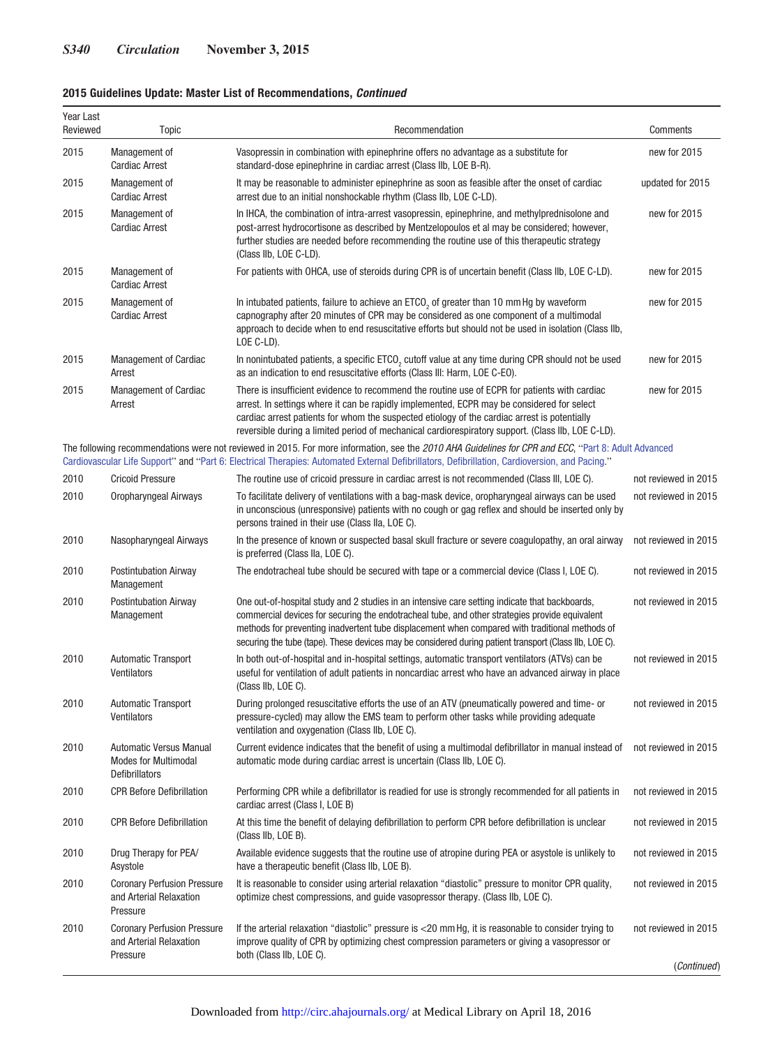**2015 Guidelines Update: Master List of Recommendations, *Continued***

| Year Last Reviewed | Topic | Recommendation | Comments |
|---|---|---|---|
| 2015 | Management of Cardiac Arrest | Vasopressin in combination with epinephrine offers no advantage as a substitute for standard-dose epinephrine in cardiac arrest (Class IIb, LOE B-R). | new for 2015 |
| 2015 | Management of Cardiac Arrest | It may be reasonable to administer epinephrine as soon as feasible after the onset of cardiac arrest due to an initial nonshockable rhythm (Class IIb, LOE C-LD). | updated for 2015 |
| 2015 | Management of Cardiac Arrest | In IHCA, the combination of intra-arrest vasopressin, epinephrine, and methylprednisolone and post-arrest hydrocortisone as described by Mentzelopoulos et al may be considered; however, further studies are needed before recommending the routine use of this therapeutic strategy (Class IIb, LOE C-LD). | new for 2015 |
| 2015 | Management of Cardiac Arrest | For patients with OHCA, use of steroids during CPR is of uncertain benefit (Class IIb, LOE C-LD). | new for 2015 |
| 2015 | Management of Cardiac Arrest | In intubated patients, failure to achieve an $ETCO_2$ of greater than 10 mm Hg by waveform capnography after 20 minutes of CPR may be considered as one component of a multimodal approach to decide when to end resuscitative efforts but should not be used in isolation (Class IIb, LOE C-LD). | new for 2015 |
| 2015 | Management of Cardiac Arrest | In nonintubated patients, a specific $ETCO_2$ cutoff value at any time during CPR should not be used as an indication to end resuscitative efforts (Class III: Harm, LOE C-EO). | new for 2015 |
| 2015 | Management of Cardiac Arrest | There is insufficient evidence to recommend the routine use of ECPR for patients with cardiac arrest. In settings where it can be rapidly implemented, ECPR may be considered for select cardiac arrest patients for whom the suspected etiology of the cardiac arrest is potentially reversible during a limited period of mechanical cardiorespiratory support. (Class IIb, LOE C-LD). | new for 2015 |
| The following recommendations were not reviewed in 2015. For more information, see the *2010 AHA Guidelines for CPR and ECC*, "Part 8: Adult Advanced Cardiovascular Life Support" and "Part 6: Electrical Therapies: Automated External Defibrillators, Defibrillation, Cardioversion, and Pacing." | | | |
| 2010 | Cricoid Pressure | The routine use of cricoid pressure in cardiac arrest is not recommended (Class III, LOE C). | not reviewed in 2015 |
| 2010 | Oropharyngeal Airways | To facilitate delivery of ventilations with a bag-mask device, oropharyngeal airways can be used in unconscious (unresponsive) patients with no cough or gag reflex and should be inserted only by persons trained in their use (Class IIa, LOE C). | not reviewed in 2015 |
| 2010 | Nasopharyngeal Airways | In the presence of known or suspected basal skull fracture or severe coagulopathy, an oral airway is preferred (Class IIa, LOE C). | not reviewed in 2015 |
| 2010 | Postintubation Airway Management | The endotracheal tube should be secured with tape or a commercial device (Class I, LOE C). | not reviewed in 2015 |
| 2010 | Postintubation Airway Management | One out-of-hospital study and 2 studies in an intensive care setting indicate that backboards, commercial devices for securing the endotracheal tube, and other strategies provide equivalent methods for preventing inadvertent tube displacement when compared with traditional methods of securing the tube (tape). These devices may be considered during patient transport (Class IIb, LOE C). | not reviewed in 2015 |
| 2010 | Automatic Transport Ventilators | In both out-of-hospital and in-hospital settings, automatic transport ventilators (ATVs) can be useful for ventilation of adult patients in noncardiac arrest who have an advanced airway in place (Class IIb, LOE C). | not reviewed in 2015 |
| 2010 | Automatic Transport Ventilators | During prolonged resuscitative efforts the use of an ATV (pneumatically powered and time- or pressure-cycled) may allow the EMS team to perform other tasks while providing adequate ventilation and oxygenation (Class IIb, LOE C). | not reviewed in 2015 |
| 2010 | Automatic Versus Manual Modes for Multimodal Defibrillators | Current evidence indicates that the benefit of using a multimodal defibrillator in manual instead of automatic mode during cardiac arrest is uncertain (Class IIb, LOE C). | not reviewed in 2015 |
| 2010 | CPR Before Defibrillation | Performing CPR while a defibrillator is readied for use is strongly recommended for all patients in cardiac arrest (Class I, LOE B) | not reviewed in 2015 |
| 2010 | CPR Before Defibrillation | At this time the benefit of delaying defibrillation to perform CPR before defibrillation is unclear (Class IIb, LOE B). | not reviewed in 2015 |
| 2010 | Drug Therapy for PEA/ Asystole | Available evidence suggests that the routine use of atropine during PEA or asystole is unlikely to have a therapeutic benefit (Class IIb, LOE B). | not reviewed in 2015 |
| 2010 | Coronary Perfusion Pressure and Arterial Relaxation Pressure | It is reasonable to consider using arterial relaxation "diastolic" pressure to monitor CPR quality, optimize chest compressions, and guide vasopressor therapy. (Class IIb, LOE C). | not reviewed in 2015 |
| 2010 | Coronary Perfusion Pressure and Arterial Relaxation Pressure | If the arterial relaxation "diastolic" pressure is <20 mm Hg, it is reasonable to consider trying to improve quality of CPR by optimizing chest compression parameters or giving a vasopressor or both (Class IIb, LOE C). | not reviewed in 2015 |

(*Continued*)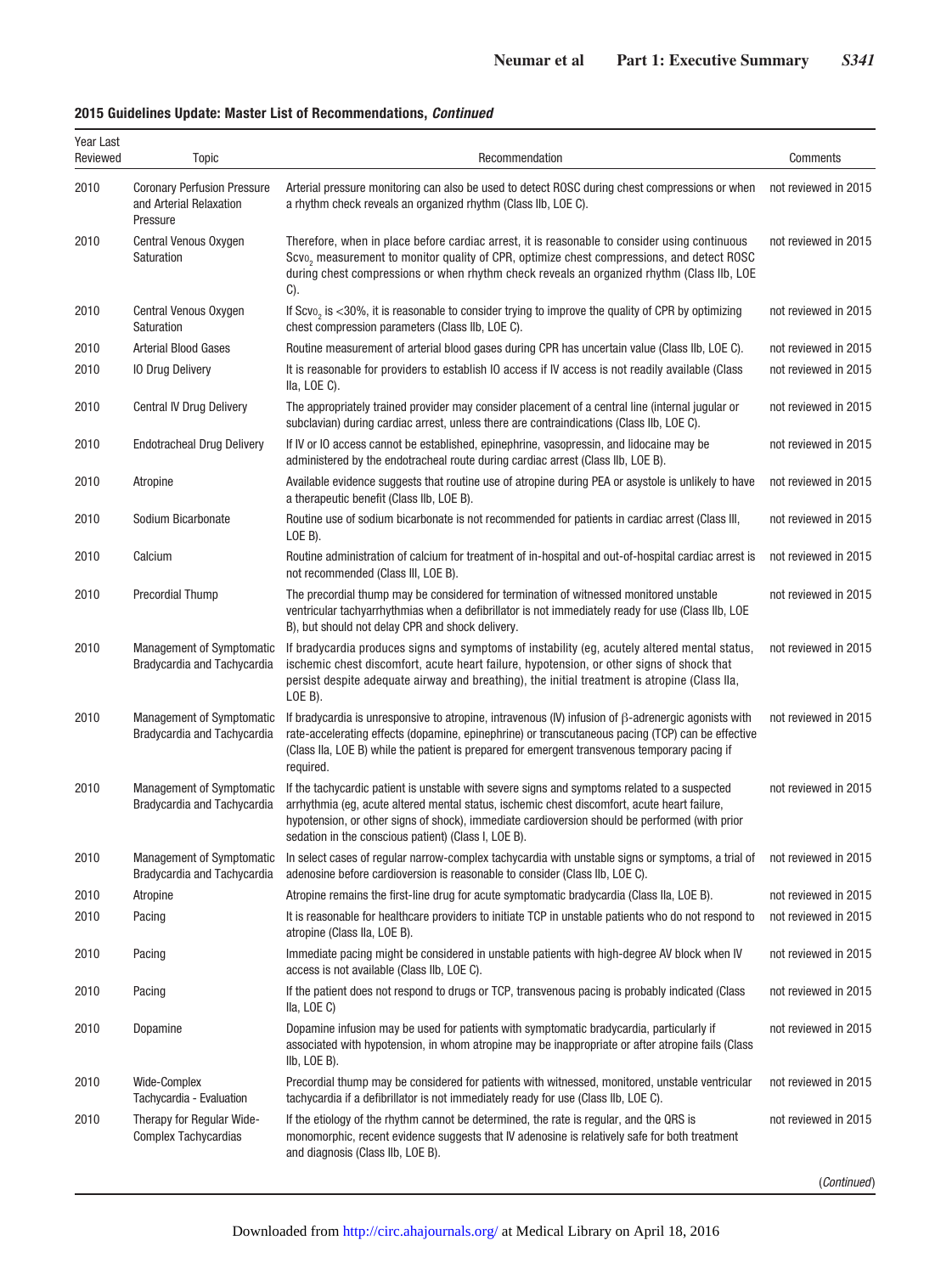**2015 Guidelines Update: Master List of Recommendations, *Continued***

| Year Last Reviewed | Topic | Recommendation | Comments |
|---|---|---|---|
| 2010 | Coronary Perfusion Pressure and Arterial Relaxation Pressure | Arterial pressure monitoring can also be used to detect ROSC during chest compressions or when a rhythm check reveals an organized rhythm (Class IIb, LOE C). | not reviewed in 2015 |
| 2010 | Central Venous Oxygen Saturation | Therefore, when in place before cardiac arrest, it is reasonable to consider using continuous $Scvo_2$ measurement to monitor quality of CPR, optimize chest compressions, and detect ROSC during chest compressions or when rhythm check reveals an organized rhythm (Class IIb, LOE C). | not reviewed in 2015 |
| 2010 | Central Venous Oxygen Saturation | If $Scvo_2$ is <30%, it is reasonable to consider trying to improve the quality of CPR by optimizing chest compression parameters (Class IIb, LOE C). | not reviewed in 2015 |
| 2010 | Arterial Blood Gases | Routine measurement of arterial blood gases during CPR has uncertain value (Class IIb, LOE C). | not reviewed in 2015 |
| 2010 | IO Drug Delivery | It is reasonable for providers to establish IO access if IV access is not readily available (Class IIa, LOE C). | not reviewed in 2015 |
| 2010 | Central IV Drug Delivery | The appropriately trained provider may consider placement of a central line (internal jugular or subclavian) during cardiac arrest, unless there are contraindications (Class IIb, LOE C). | not reviewed in 2015 |
| 2010 | Endotracheal Drug Delivery | If IV or IO access cannot be established, epinephrine, vasopressin, and lidocaine may be administered by the endotracheal route during cardiac arrest (Class IIb, LOE B). | not reviewed in 2015 |
| 2010 | Atropine | Available evidence suggests that routine use of atropine during PEA or asystole is unlikely to have a therapeutic benefit (Class IIb, LOE B). | not reviewed in 2015 |
| 2010 | Sodium Bicarbonate | Routine use of sodium bicarbonate is not recommended for patients in cardiac arrest (Class III, LOE B). | not reviewed in 2015 |
| 2010 | Calcium | Routine administration of calcium for treatment of in-hospital and out-of-hospital cardiac arrest is not recommended (Class III, LOE B). | not reviewed in 2015 |
| 2010 | Precordial Thump | The precordial thump may be considered for termination of witnessed monitored unstable ventricular tachyarrhythmias when a defibrillator is not immediately ready for use (Class IIb, LOE B), but should not delay CPR and shock delivery. | not reviewed in 2015 |
| 2010 | Management of Symptomatic Bradycardia and Tachycardia | If bradycardia produces signs and symptoms of instability (eg, acutely altered mental status, ischemic chest discomfort, acute heart failure, hypotension, or other signs of shock that persist despite adequate airway and breathing), the initial treatment is atropine (Class IIa, LOE B). | not reviewed in 2015 |
| 2010 | Management of Symptomatic Bradycardia and Tachycardia | If bradycardia is unresponsive to atropine, intravenous (IV) infusion of β-adrenergic agonists with rate-accelerating effects (dopamine, epinephrine) or transcutaneous pacing (TCP) can be effective (Class IIa, LOE B) while the patient is prepared for emergent transvenous temporary pacing if required. | not reviewed in 2015 |
| 2010 | Management of Symptomatic Bradycardia and Tachycardia | If the tachycardic patient is unstable with severe signs and symptoms related to a suspected arrhythmia (eg, acute altered mental status, ischemic chest discomfort, acute heart failure, hypotension, or other signs of shock), immediate cardioversion should be performed (with prior sedation in the conscious patient) (Class I, LOE B). | not reviewed in 2015 |
| 2010 | Management of Symptomatic Bradycardia and Tachycardia | In select cases of regular narrow-complex tachycardia with unstable signs or symptoms, a trial of adenosine before cardioversion is reasonable to consider (Class IIb, LOE C). | not reviewed in 2015 |
| 2010 | Atropine | Atropine remains the first-line drug for acute symptomatic bradycardia (Class IIa, LOE B). | not reviewed in 2015 |
| 2010 | Pacing | It is reasonable for healthcare providers to initiate TCP in unstable patients who do not respond to atropine (Class IIa, LOE B). | not reviewed in 2015 |
| 2010 | Pacing | Immediate pacing might be considered in unstable patients with high-degree AV block when IV access is not available (Class IIb, LOE C). | not reviewed in 2015 |
| 2010 | Pacing | If the patient does not respond to drugs or TCP, transvenous pacing is probably indicated (Class IIa, LOE C) | not reviewed in 2015 |
| 2010 | Dopamine | Dopamine infusion may be used for patients with symptomatic bradycardia, particularly if associated with hypotension, in whom atropine may be inappropriate or after atropine fails (Class IIb, LOE B). | not reviewed in 2015 |
| 2010 | Wide-Complex Tachycardia - Evaluation | Precordial thump may be considered for patients with witnessed, monitored, unstable ventricular tachycardia if a defibrillator is not immediately ready for use (Class IIb, LOE C). | not reviewed in 2015 |
| 2010 | Therapy for Regular Wide-Complex Tachycardias | If the etiology of the rhythm cannot be determined, the rate is regular, and the QRS is monomorphic, recent evidence suggests that IV adenosine is relatively safe for both treatment and diagnosis (Class IIb, LOE B). | not reviewed in 2015 |

(*Continued*)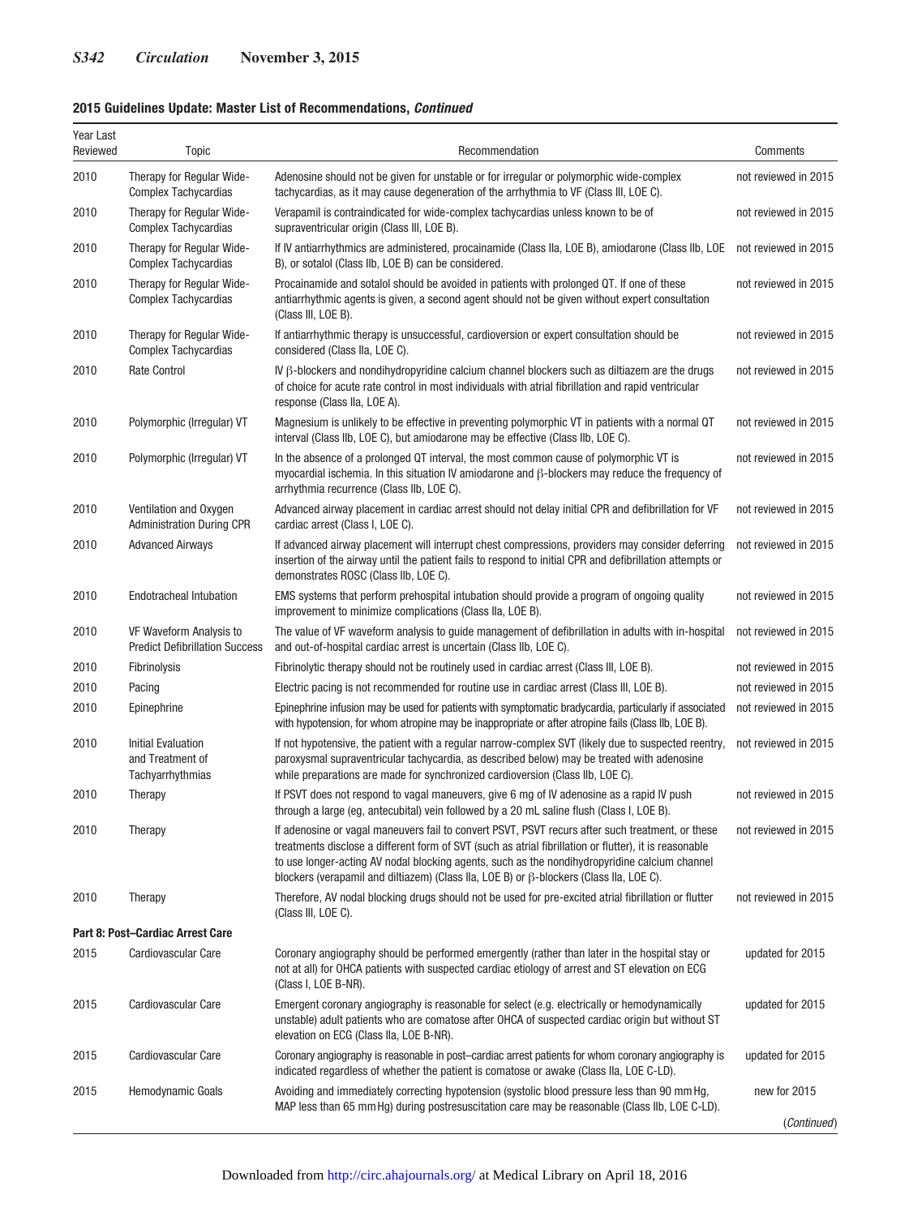**2015 Guidelines Update: Master List of Recommendations, *Continued***

| Year Last Reviewed | Topic | Recommendation | Comments |
|---|---|---|---|
| 2010 | Therapy for Regular Wide-Complex Tachycardias | Adenosine should not be given for unstable or for irregular or polymorphic wide-complex tachycardias, as it may cause degeneration of the arrhythmia to VF (Class III, LOE C). | not reviewed in 2015 |
| 2010 | Therapy for Regular Wide-Complex Tachycardias | Verapamil is contraindicated for wide-complex tachycardias unless known to be of supraventricular origin (Class III, LOE B). | not reviewed in 2015 |
| 2010 | Therapy for Regular Wide-Complex Tachycardias | If IV antiarrhythmics are administered, procainamide (Class IIa, LOE B), amiodarone (Class IIb, LOE B), or sotalol (Class IIb, LOE B) can be considered. | not reviewed in 2015 |
| 2010 | Therapy for Regular Wide-Complex Tachycardias | Procainamide and sotalol should be avoided in patients with prolonged QT. If one of these antiarrhythmic agents is given, a second agent should not be given without expert consultation (Class III, LOE B). | not reviewed in 2015 |
| 2010 | Therapy for Regular Wide-Complex Tachycardias | If antiarrhythmic therapy is unsuccessful, cardioversion or expert consultation should be considered (Class IIa, LOE C). | not reviewed in 2015 |
| 2010 | Rate Control | IV β-blockers and nondihydropyridine calcium channel blockers such as diltiazem are the drugs of choice for acute rate control in most individuals with atrial fibrillation and rapid ventricular response (Class IIa, LOE A). | not reviewed in 2015 |
| 2010 | Polymorphic (Irregular) VT | Magnesium is unlikely to be effective in preventing polymorphic VT in patients with a normal QT interval (Class IIb, LOE C), but amiodarone may be effective (Class IIb, LOE C). | not reviewed in 2015 |
| 2010 | Polymorphic (Irregular) VT | In the absence of a prolonged QT interval, the most common cause of polymorphic VT is myocardial ischemia. In this situation IV amiodarone and β-blockers may reduce the frequency of arrhythmia recurrence (Class IIb, LOE C). | not reviewed in 2015 |
| 2010 | Ventilation and Oxygen Administration During CPR | Advanced airway placement in cardiac arrest should not delay initial CPR and defibrillation for VF cardiac arrest (Class I, LOE C). | not reviewed in 2015 |
| 2010 | Advanced Airways | If advanced airway placement will interrupt chest compressions, providers may consider deferring insertion of the airway until the patient fails to respond to initial CPR and defibrillation attempts or demonstrates ROSC (Class IIb, LOE C). | not reviewed in 2015 |
| 2010 | Endotracheal Intubation | EMS systems that perform prehospital intubation should provide a program of ongoing quality improvement to minimize complications (Class IIa, LOE B). | not reviewed in 2015 |
| 2010 | VF Waveform Analysis to Predict Defibrillation Success | The value of VF waveform analysis to guide management of defibrillation in adults with in-hospital and out-of-hospital cardiac arrest is uncertain (Class IIb, LOE C). | not reviewed in 2015 |
| 2010 | Fibrinolysis | Fibrinolytic therapy should not be routinely used in cardiac arrest (Class III, LOE B). | not reviewed in 2015 |
| 2010 | Pacing | Electric pacing is not recommended for routine use in cardiac arrest (Class III, LOE B). | not reviewed in 2015 |
| 2010 | Epinephrine | Epinephrine infusion may be used for patients with symptomatic bradycardia, particularly if associated with hypotension, for whom atropine may be inappropriate or after atropine fails (Class IIb, LOE B). | not reviewed in 2015 |
| 2010 | Initial Evaluation and Treatment of Tachyarrhythmias | If not hypotensive, the patient with a regular narrow-complex SVT (likely due to suspected reentry, paroxysmal supraventricular tachycardia, as described below) may be treated with adenosine while preparations are made for synchronized cardioversion (Class IIb, LOE C). | not reviewed in 2015 |
| 2010 | Therapy | If PSVT does not respond to vagal maneuvers, give 6 mg of IV adenosine as a rapid IV push through a large (eg, antecubital) vein followed by a 20 mL saline flush (Class I, LOE B). | not reviewed in 2015 |
| 2010 | Therapy | If adenosine or vagal maneuvers fail to convert PSVT, PSVT recurs after such treatment, or these treatments disclose a different form of SVT (such as atrial fibrillation or flutter), it is reasonable to use longer-acting AV nodal blocking agents, such as the nondihydropyridine calcium channel blockers (verapamil and diltiazem) (Class IIa, LOE B) or β-blockers (Class IIa, LOE C). | not reviewed in 2015 |
| 2010 | Therapy | Therefore, AV nodal blocking drugs should not be used for pre-excited atrial fibrillation or flutter (Class III, LOE C). | not reviewed in 2015 |
| **Part 8: Post–Cardiac Arrest Care** | | | |
| 2015 | Cardiovascular Care | Coronary angiography should be performed emergently (rather than later in the hospital stay or not at all) for OHCA patients with suspected cardiac etiology of arrest and ST elevation on ECG (Class I, LOE B-NR). | updated for 2015 |
| 2015 | Cardiovascular Care | Emergent coronary angiography is reasonable for select (e.g. electrically or hemodynamically unstable) adult patients who are comatose after OHCA of suspected cardiac origin but without ST elevation on ECG (Class IIa, LOE B-NR). | updated for 2015 |
| 2015 | Cardiovascular Care | Coronary angiography is reasonable in post–cardiac arrest patients for whom coronary angiography is indicated regardless of whether the patient is comatose or awake (Class IIa, LOE C-LD). | updated for 2015 |
| 2015 | Hemodynamic Goals | Avoiding and immediately correcting hypotension (systolic blood pressure less than 90 mm Hg, MAP less than 65 mm Hg) during postresuscitation care may be reasonable (Class IIb, LOE C-LD). | new for 2015 |

(*Continued*)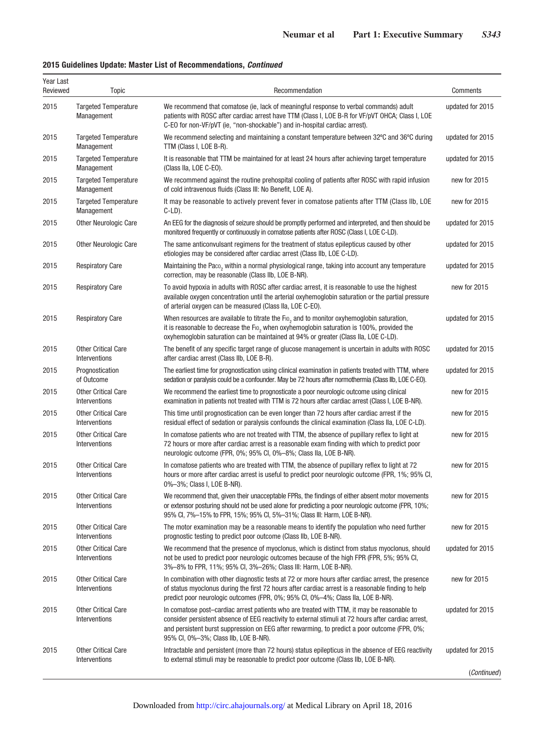**2015 Guidelines Update: Master List of Recommendations, *Continued***

| Year Last Reviewed | Topic | Recommendation | Comments |
|---|---|---|---|
| 2015 | Targeted Temperature Management | We recommend that comatose (ie, lack of meaningful response to verbal commands) adult patients with ROSC after cardiac arrest have TTM (Class I, LOE B-R for VF/pVT OHCA; Class I, LOE C-EO for non-VF/pVT (ie, "non-shockable") and in-hospital cardiac arrest). | updated for 2015 |
| 2015 | Targeted Temperature Management | We recommend selecting and maintaining a constant temperature between 32ºC and 36ºC during TTM (Class I, LOE B-R). | updated for 2015 |
| 2015 | Targeted Temperature Management | It is reasonable that TTM be maintained for at least 24 hours after achieving target temperature (Class IIa, LOE C-EO). | updated for 2015 |
| 2015 | Targeted Temperature Management | We recommend against the routine prehospital cooling of patients after ROSC with rapid infusion of cold intravenous fluids (Class III: No Benefit, LOE A). | new for 2015 |
| 2015 | Targeted Temperature Management | It may be reasonable to actively prevent fever in comatose patients after TTM (Class IIb, LOE C-LD). | new for 2015 |
| 2015 | Other Neurologic Care | An EEG for the diagnosis of seizure should be promptly performed and interpreted, and then should be monitored frequently or continuously in comatose patients after ROSC (Class I, LOE C-LD). | updated for 2015 |
| 2015 | Other Neurologic Care | The same anticonvulsant regimens for the treatment of status epilepticus caused by other etiologies may be considered after cardiac arrest (Class IIb, LOE C-LD). | updated for 2015 |
| 2015 | Respiratory Care | Maintaining the $Pa_{CO_2}$ within a normal physiological range, taking into account any temperature correction, may be reasonable (Class IIb, LOE B-NR). | updated for 2015 |
| 2015 | Respiratory Care | To avoid hypoxia in adults with ROSC after cardiac arrest, it is reasonable to use the highest available oxygen concentration until the arterial oxyhemoglobin saturation or the partial pressure of arterial oxygen can be measured (Class IIa, LOE C-EO). | new for 2015 |
| 2015 | Respiratory Care | When resources are available to titrate the $F_{IO_2}$ and to monitor oxyhemoglobin saturation, it is reasonable to decrease the $F_{IO_2}$ when oxyhemoglobin saturation is 100%, provided the oxyhemoglobin saturation can be maintained at 94% or greater (Class IIa, LOE C-LD). | updated for 2015 |
| 2015 | Other Critical Care Interventions | The benefit of any specific target range of glucose management is uncertain in adults with ROSC after cardiac arrest (Class IIb, LOE B-R). | updated for 2015 |
| 2015 | Prognostication of Outcome | The earliest time for prognostication using clinical examination in patients treated with TTM, where sedation or paralysis could be a confounder. May be 72 hours after normothermia (Class IIb, LOE C-EO). | updated for 2015 |
| 2015 | Other Critical Care Interventions | We recommend the earliest time to prognosticate a poor neurologic outcome using clinical examination in patients not treated with TTM is 72 hours after cardiac arrest (Class I, LOE B-NR). | new for 2015 |
| 2015 | Other Critical Care Interventions | This time until prognostication can be even longer than 72 hours after cardiac arrest if the residual effect of sedation or paralysis confounds the clinical examination (Class IIa, LOE C-LD). | new for 2015 |
| 2015 | Other Critical Care Interventions | In comatose patients who are not treated with TTM, the absence of pupillary reflex to light at 72 hours or more after cardiac arrest is a reasonable exam finding with which to predict poor neurologic outcome (FPR, 0%; 95% CI, 0%–8%; Class IIa, LOE B-NR). | new for 2015 |
| 2015 | Other Critical Care Interventions | In comatose patients who are treated with TTM, the absence of pupillary reflex to light at 72 hours or more after cardiac arrest is useful to predict poor neurologic outcome (FPR, 1%; 95% CI, 0%–3%; Class I, LOE B-NR). | new for 2015 |
| 2015 | Other Critical Care Interventions | We recommend that, given their unacceptable FPRs, the findings of either absent motor movements or extensor posturing should not be used alone for predicting a poor neurologic outcome (FPR, 10%; 95% CI, 7%–15% to FPR, 15%; 95% CI, 5%–31%; Class III: Harm, LOE B-NR). | new for 2015 |
| 2015 | Other Critical Care Interventions | The motor examination may be a reasonable means to identify the population who need further prognostic testing to predict poor outcome (Class IIb, LOE B-NR). | new for 2015 |
| 2015 | Other Critical Care Interventions | We recommend that the presence of myoclonus, which is distinct from status myoclonus, should not be used to predict poor neurologic outcomes because of the high FPR (FPR, 5%; 95% CI, 3%–8% to FPR, 11%; 95% CI, 3%–26%; Class III: Harm, LOE B-NR). | updated for 2015 |
| 2015 | Other Critical Care Interventions | In combination with other diagnostic tests at 72 or more hours after cardiac arrest, the presence of status myoclonus during the first 72 hours after cardiac arrest is a reasonable finding to help predict poor neurologic outcomes (FPR, 0%; 95% CI, 0%–4%; Class IIa, LOE B-NR). | new for 2015 |
| 2015 | Other Critical Care Interventions | In comatose post–cardiac arrest patients who are treated with TTM, it may be reasonable to consider persistent absence of EEG reactivity to external stimuli at 72 hours after cardiac arrest, and persistent burst suppression on EEG after rewarming, to predict a poor outcome (FPR, 0%; 95% CI, 0%–3%; Class IIb, LOE B-NR). | updated for 2015 |
| 2015 | Other Critical Care Interventions | Intractable and persistent (more than 72 hours) status epilepticus in the absence of EEG reactivity to external stimuli may be reasonable to predict poor outcome (Class IIb, LOE B-NR). | updated for 2015 |

*(Continued)*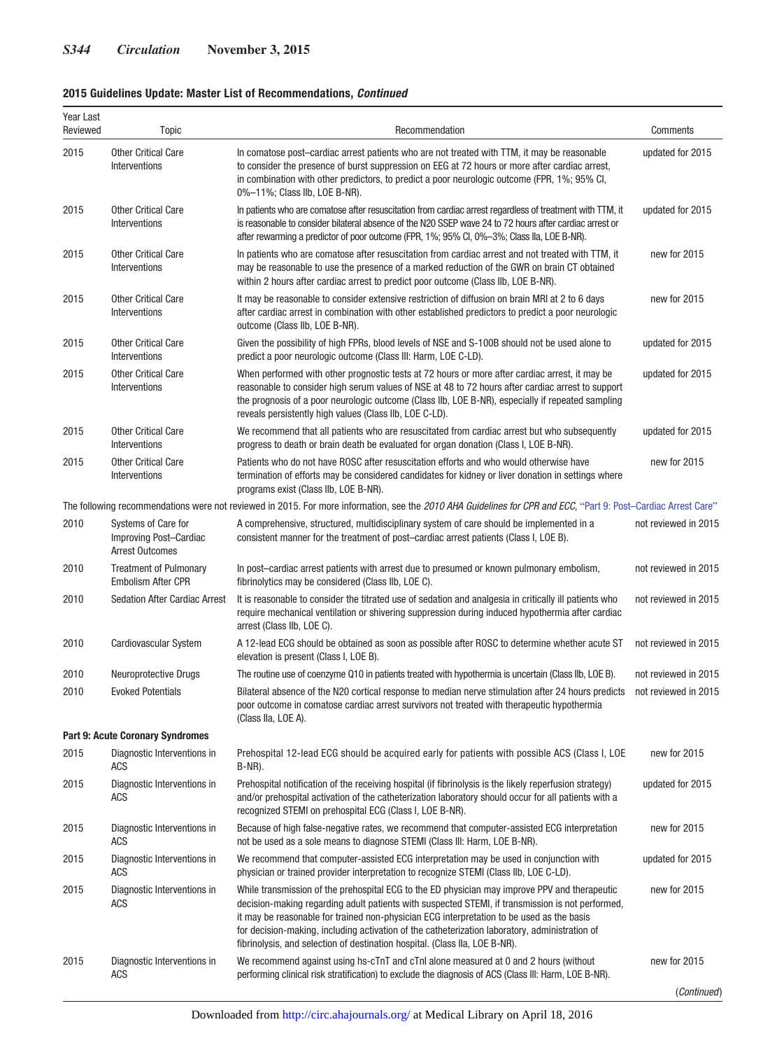**2015 Guidelines Update: Master List of Recommendations, *Continued***

| Year Last Reviewed | Topic | Recommendation | Comments |
|---|---|---|---|
| 2015 | Other Critical Care Interventions | In comatose post–cardiac arrest patients who are not treated with TTM, it may be reasonable to consider the presence of burst suppression on EEG at 72 hours or more after cardiac arrest, in combination with other predictors, to predict a poor neurologic outcome (FPR, 1%; 95% CI, 0%–11%; Class IIb, LOE B-NR). | updated for 2015 |
| 2015 | Other Critical Care Interventions | In patients who are comatose after resuscitation from cardiac arrest regardless of treatment with TTM, it is reasonable to consider bilateral absence of the N20 SSEP wave 24 to 72 hours after cardiac arrest or after rewarming a predictor of poor outcome (FPR, 1%; 95% CI, 0%–3%; Class IIa, LOE B-NR). | updated for 2015 |
| 2015 | Other Critical Care Interventions | In patients who are comatose after resuscitation from cardiac arrest and not treated with TTM, it may be reasonable to use the presence of a marked reduction of the GWR on brain CT obtained within 2 hours after cardiac arrest to predict poor outcome (Class IIb, LOE B-NR). | new for 2015 |
| 2015 | Other Critical Care Interventions | It may be reasonable to consider extensive restriction of diffusion on brain MRI at 2 to 6 days after cardiac arrest in combination with other established predictors to predict a poor neurologic outcome (Class IIb, LOE B-NR). | new for 2015 |
| 2015 | Other Critical Care Interventions | Given the possibility of high FPRs, blood levels of NSE and S-100B should not be used alone to predict a poor neurologic outcome (Class III: Harm, LOE C-LD). | updated for 2015 |
| 2015 | Other Critical Care Interventions | When performed with other prognostic tests at 72 hours or more after cardiac arrest, it may be reasonable to consider high serum values of NSE at 48 to 72 hours after cardiac arrest to support the prognosis of a poor neurologic outcome (Class IIb, LOE B-NR), especially if repeated sampling reveals persistently high values (Class IIb, LOE C-LD). | updated for 2015 |
| 2015 | Other Critical Care Interventions | We recommend that all patients who are resuscitated from cardiac arrest but who subsequently progress to death or brain death be evaluated for organ donation (Class I, LOE B-NR). | updated for 2015 |
| 2015 | Other Critical Care Interventions | Patients who do not have ROSC after resuscitation efforts and who would otherwise have termination of efforts may be considered candidates for kidney or liver donation in settings where programs exist (Class IIb, LOE B-NR). | new for 2015 |
| The following recommendations were not reviewed in 2015. For more information, see the *2010 AHA Guidelines for CPR and ECC*, "Part 9: Post–Cardiac Arrest Care" | | | |
| 2010 | Systems of Care for Improving Post–Cardiac Arrest Outcomes | A comprehensive, structured, multidisciplinary system of care should be implemented in a consistent manner for the treatment of post–cardiac arrest patients (Class I, LOE B). | not reviewed in 2015 |
| 2010 | Treatment of Pulmonary Embolism After CPR | In post–cardiac arrest patients with arrest due to presumed or known pulmonary embolism, fibrinolytics may be considered (Class IIb, LOE C). | not reviewed in 2015 |
| 2010 | Sedation After Cardiac Arrest | It is reasonable to consider the titrated use of sedation and analgesia in critically ill patients who require mechanical ventilation or shivering suppression during induced hypothermia after cardiac arrest (Class IIb, LOE C). | not reviewed in 2015 |
| 2010 | Cardiovascular System | A 12-lead ECG should be obtained as soon as possible after ROSC to determine whether acute ST elevation is present (Class I, LOE B). | not reviewed in 2015 |
| 2010 | Neuroprotective Drugs | The routine use of coenzyme Q10 in patients treated with hypothermia is uncertain (Class IIb, LOE B). | not reviewed in 2015 |
| 2010 | Evoked Potentials | Bilateral absence of the N20 cortical response to median nerve stimulation after 24 hours predicts poor outcome in comatose cardiac arrest survivors not treated with therapeutic hypothermia (Class IIa, LOE A). | not reviewed in 2015 |
| **Part 9: Acute Coronary Syndromes** | | | |
| 2015 | Diagnostic Interventions in ACS | Prehospital 12-lead ECG should be acquired early for patients with possible ACS (Class I, LOE B-NR). | new for 2015 |
| 2015 | Diagnostic Interventions in ACS | Prehospital notification of the receiving hospital (if fibrinolysis is the likely reperfusion strategy) and/or prehospital activation of the catheterization laboratory should occur for all patients with a recognized STEMI on prehospital ECG (Class I, LOE B-NR). | updated for 2015 |
| 2015 | Diagnostic Interventions in ACS | Because of high false-negative rates, we recommend that computer-assisted ECG interpretation not be used as a sole means to diagnose STEMI (Class III: Harm, LOE B-NR). | new for 2015 |
| 2015 | Diagnostic Interventions in ACS | We recommend that computer-assisted ECG interpretation may be used in conjunction with physician or trained provider interpretation to recognize STEMI (Class IIb, LOE C-LD). | updated for 2015 |
| 2015 | Diagnostic Interventions in ACS | While transmission of the prehospital ECG to the ED physician may improve PPV and therapeutic decision-making regarding adult patients with suspected STEMI, if transmission is not performed, it may be reasonable for trained non-physician ECG interpretation to be used as the basis for decision-making, including activation of the catheterization laboratory, administration of fibrinolysis, and selection of destination hospital. (Class IIa, LOE B-NR). | new for 2015 |
| 2015 | Diagnostic Interventions in ACS | We recommend against using hs-cTnT and cTnI alone measured at 0 and 2 hours (without performing clinical risk stratification) to exclude the diagnosis of ACS (Class III: Harm, LOE B-NR). | new for 2015 |

(*Continued*)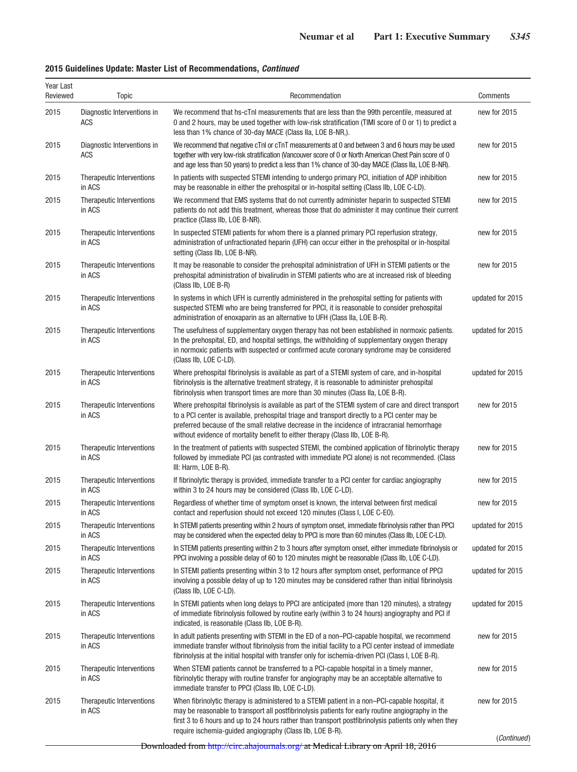**2015 Guidelines Update: Master List of Recommendations, *Continued***

| Year Last Reviewed | Topic | Recommendation | Comments |
|---|---|---|---|
| 2015 | Diagnostic Interventions in ACS | We recommend that hs-cTnI measurements that are less than the 99th percentile, measured at 0 and 2 hours, may be used together with low-risk stratification (TIMI score of 0 or 1) to predict a less than 1% chance of 30-day MACE (Class IIa, LOE B-NR,). | new for 2015 |
| 2015 | Diagnostic Interventions in ACS | We recommend that negative cTnI or cTnT measurements at 0 and between 3 and 6 hours may be used together with very low-risk stratification (Vancouver score of 0 or North American Chest Pain score of 0 and age less than 50 years) to predict a less than 1% chance of 30-day MACE (Class IIa, LOE B-NR). | new for 2015 |
| 2015 | Therapeutic Interventions in ACS | In patients with suspected STEMI intending to undergo primary PCI, initiation of ADP inhibition may be reasonable in either the prehospital or in-hospital setting (Class IIb, LOE C-LD). | new for 2015 |
| 2015 | Therapeutic Interventions in ACS | We recommend that EMS systems that do not currently administer heparin to suspected STEMI patients do not add this treatment, whereas those that do administer it may continue their current practice (Class IIb, LOE B-NR). | new for 2015 |
| 2015 | Therapeutic Interventions in ACS | In suspected STEMI patients for whom there is a planned primary PCI reperfusion strategy, administration of unfractionated heparin (UFH) can occur either in the prehospital or in-hospital setting (Class IIb, LOE B-NR). | new for 2015 |
| 2015 | Therapeutic Interventions in ACS | It may be reasonable to consider the prehospital administration of UFH in STEMI patients or the prehospital administration of bivalirudin in STEMI patients who are at increased risk of bleeding (Class IIb, LOE B-R) | new for 2015 |
| 2015 | Therapeutic Interventions in ACS | In systems in which UFH is currently administered in the prehospital setting for patients with suspected STEMI who are being transferred for PPCI, it is reasonable to consider prehospital administration of enoxaparin as an alternative to UFH (Class IIa, LOE B-R). | updated for 2015 |
| 2015 | Therapeutic Interventions in ACS | The usefulness of supplementary oxygen therapy has not been established in normoxic patients. In the prehospital, ED, and hospital settings, the withholding of supplementary oxygen therapy in normoxic patients with suspected or confirmed acute coronary syndrome may be considered (Class IIb, LOE C-LD). | updated for 2015 |
| 2015 | Therapeutic Interventions in ACS | Where prehospital fibrinolysis is available as part of a STEMI system of care, and in-hospital fibrinolysis is the alternative treatment strategy, it is reasonable to administer prehospital fibrinolysis when transport times are more than 30 minutes (Class IIa, LOE B-R). | updated for 2015 |
| 2015 | Therapeutic Interventions in ACS | Where prehospital fibrinolysis is available as part of the STEMI system of care and direct transport to a PCI center is available, prehospital triage and transport directly to a PCI center may be preferred because of the small relative decrease in the incidence of intracranial hemorrhage without evidence of mortality benefit to either therapy (Class IIb, LOE B-R). | new for 2015 |
| 2015 | Therapeutic Interventions in ACS | In the treatment of patients with suspected STEMI, the combined application of fibrinolytic therapy followed by immediate PCI (as contrasted with immediate PCI alone) is not recommended. (Class III: Harm, LOE B-R). | new for 2015 |
| 2015 | Therapeutic Interventions in ACS | If fibrinolytic therapy is provided, immediate transfer to a PCI center for cardiac angiography within 3 to 24 hours may be considered (Class IIb, LOE C-LD). | new for 2015 |
| 2015 | Therapeutic Interventions in ACS | Regardless of whether time of symptom onset is known, the interval between first medical contact and reperfusion should not exceed 120 minutes (Class I, LOE C-EO). | new for 2015 |
| 2015 | Therapeutic Interventions in ACS | In STEMI patients presenting within 2 hours of symptom onset, immediate fibrinolysis rather than PPCI may be considered when the expected delay to PPCI is more than 60 minutes (Class IIb, LOE C-LD). | updated for 2015 |
| 2015 | Therapeutic Interventions in ACS | In STEMI patients presenting within 2 to 3 hours after symptom onset, either immediate fibrinolysis or PPCI involving a possible delay of 60 to 120 minutes might be reasonable (Class IIb, LOE C-LD). | updated for 2015 |
| 2015 | Therapeutic Interventions in ACS | In STEMI patients presenting within 3 to 12 hours after symptom onset, performance of PPCI involving a possible delay of up to 120 minutes may be considered rather than initial fibrinolysis (Class IIb, LOE C-LD). | updated for 2015 |
| 2015 | Therapeutic Interventions in ACS | In STEMI patients when long delays to PPCI are anticipated (more than 120 minutes), a strategy of immediate fibrinolysis followed by routine early (within 3 to 24 hours) angiography and PCI if indicated, is reasonable (Class IIb, LOE B-R). | updated for 2015 |
| 2015 | Therapeutic Interventions in ACS | In adult patients presenting with STEMI in the ED of a non–PCI-capable hospital, we recommend immediate transfer without fibrinolysis from the initial facility to a PCI center instead of immediate fibrinolysis at the initial hospital with transfer only for ischemia-driven PCI (Class I, LOE B-R). | new for 2015 |
| 2015 | Therapeutic Interventions in ACS | When STEMI patients cannot be transferred to a PCI-capable hospital in a timely manner, fibrinolytic therapy with routine transfer for angiography may be an acceptable alternative to immediate transfer to PPCI (Class IIb, LOE C-LD). | new for 2015 |
| 2015 | Therapeutic Interventions in ACS | When fibrinolytic therapy is administered to a STEMI patient in a non–PCI-capable hospital, it may be reasonable to transport all postfibrinolysis patients for early routine angiography in the first 3 to 6 hours and up to 24 hours rather than transport postfibrinolysis patients only when they require ischemia-guided angiography (Class IIb, LOE B-R). | new for 2015 |

(*Continued*)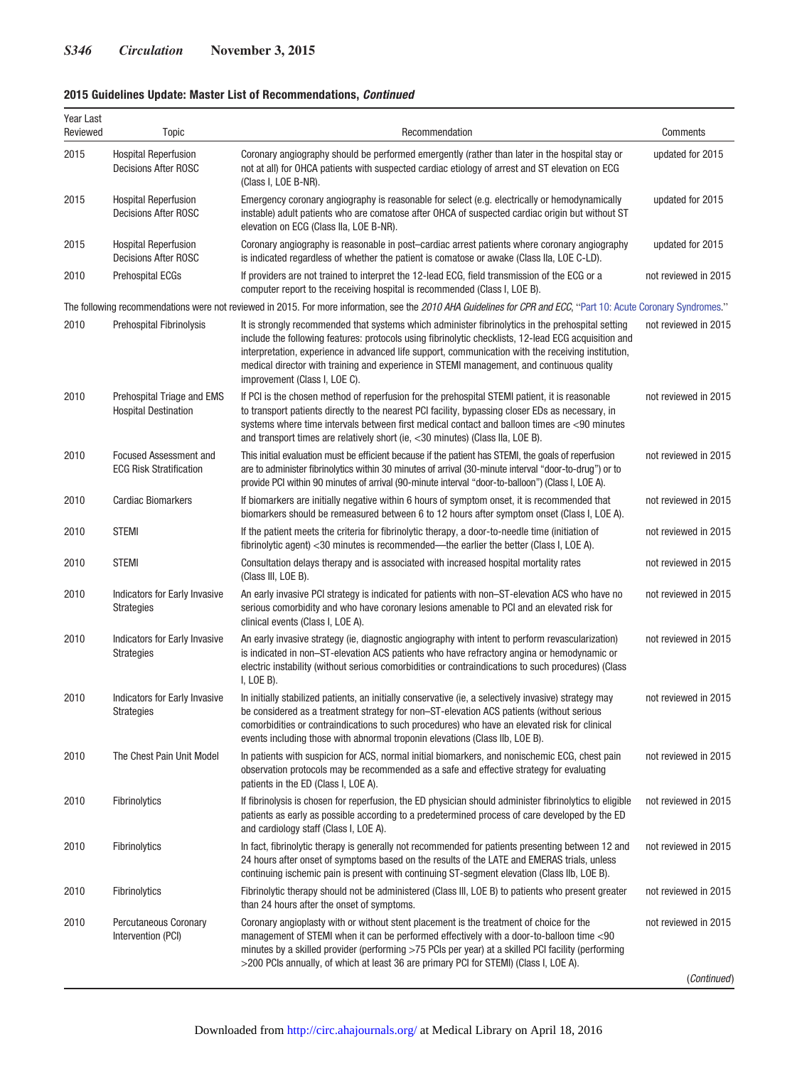**2015 Guidelines Update: Master List of Recommendations, *Continued***

| Year Last Reviewed | Topic | Recommendation | Comments |
|---|---|---|---|
| 2015 | Hospital Reperfusion Decisions After ROSC | Coronary angiography should be performed emergently (rather than later in the hospital stay or not at all) for OHCA patients with suspected cardiac etiology of arrest and ST elevation on ECG (Class I, LOE B-NR). | updated for 2015 |
| 2015 | Hospital Reperfusion Decisions After ROSC | Emergency coronary angiography is reasonable for select (e.g. electrically or hemodynamically instable) adult patients who are comatose after OHCA of suspected cardiac origin but without ST elevation on ECG (Class IIa, LOE B-NR). | updated for 2015 |
| 2015 | Hospital Reperfusion Decisions After ROSC | Coronary angiography is reasonable in post–cardiac arrest patients where coronary angiography is indicated regardless of whether the patient is comatose or awake (Class IIa, LOE C-LD). | updated for 2015 |
| 2010 | Prehospital ECGs | If providers are not trained to interpret the 12-lead ECG, field transmission of the ECG or a computer report to the receiving hospital is recommended (Class I, LOE B). | not reviewed in 2015 |
| The following recommendations were not reviewed in 2015. For more information, see the *2010 AHA Guidelines for CPR and ECC*, "Part 10: Acute Coronary Syndromes." | | | |
| 2010 | Prehospital Fibrinolysis | It is strongly recommended that systems which administer fibrinolytics in the prehospital setting include the following features: protocols using fibrinolytic checklists, 12-lead ECG acquisition and interpretation, experience in advanced life support, communication with the receiving institution, medical director with training and experience in STEMI management, and continuous quality improvement (Class I, LOE C). | not reviewed in 2015 |
| 2010 | Prehospital Triage and EMS Hospital Destination | If PCI is the chosen method of reperfusion for the prehospital STEMI patient, it is reasonable to transport patients directly to the nearest PCI facility, bypassing closer EDs as necessary, in systems where time intervals between first medical contact and balloon times are <90 minutes and transport times are relatively short (ie, <30 minutes) (Class IIa, LOE B). | not reviewed in 2015 |
| 2010 | Focused Assessment and ECG Risk Stratification | This initial evaluation must be efficient because if the patient has STEMI, the goals of reperfusion are to administer fibrinolytics within 30 minutes of arrival (30-minute interval "door-to-drug") or to provide PCI within 90 minutes of arrival (90-minute interval "door-to-balloon") (Class I, LOE A). | not reviewed in 2015 |
| 2010 | Cardiac Biomarkers | If biomarkers are initially negative within 6 hours of symptom onset, it is recommended that biomarkers should be remeasured between 6 to 12 hours after symptom onset (Class I, LOE A). | not reviewed in 2015 |
| 2010 | STEMI | If the patient meets the criteria for fibrinolytic therapy, a door-to-needle time (initiation of fibrinolytic agent) <30 minutes is recommended—the earlier the better (Class I, LOE A). | not reviewed in 2015 |
| 2010 | STEMI | Consultation delays therapy and is associated with increased hospital mortality rates (Class III, LOE B). | not reviewed in 2015 |
| 2010 | Indicators for Early Invasive Strategies | An early invasive PCI strategy is indicated for patients with non–ST-elevation ACS who have no serious comorbidity and who have coronary lesions amenable to PCI and an elevated risk for clinical events (Class I, LOE A). | not reviewed in 2015 |
| 2010 | Indicators for Early Invasive Strategies | An early invasive strategy (ie, diagnostic angiography with intent to perform revascularization) is indicated in non–ST-elevation ACS patients who have refractory angina or hemodynamic or electric instability (without serious comorbidities or contraindications to such procedures) (Class I, LOE B). | not reviewed in 2015 |
| 2010 | Indicators for Early Invasive Strategies | In initially stabilized patients, an initially conservative (ie, a selectively invasive) strategy may be considered as a treatment strategy for non–ST-elevation ACS patients (without serious comorbidities or contraindications to such procedures) who have an elevated risk for clinical events including those with abnormal troponin elevations (Class IIb, LOE B). | not reviewed in 2015 |
| 2010 | The Chest Pain Unit Model | In patients with suspicion for ACS, normal initial biomarkers, and nonischemic ECG, chest pain observation protocols may be recommended as a safe and effective strategy for evaluating patients in the ED (Class I, LOE A). | not reviewed in 2015 |
| 2010 | Fibrinolytics | If fibrinolysis is chosen for reperfusion, the ED physician should administer fibrinolytics to eligible patients as early as possible according to a predetermined process of care developed by the ED and cardiology staff (Class I, LOE A). | not reviewed in 2015 |
| 2010 | Fibrinolytics | In fact, fibrinolytic therapy is generally not recommended for patients presenting between 12 and 24 hours after onset of symptoms based on the results of the LATE and EMERAS trials, unless continuing ischemic pain is present with continuing ST-segment elevation (Class IIb, LOE B). | not reviewed in 2015 |
| 2010 | Fibrinolytics | Fibrinolytic therapy should not be administered (Class III, LOE B) to patients who present greater than 24 hours after the onset of symptoms. | not reviewed in 2015 |
| 2010 | Percutaneous Coronary Intervention (PCI) | Coronary angioplasty with or without stent placement is the treatment of choice for the management of STEMI when it can be performed effectively with a door-to-balloon time <90 minutes by a skilled provider (performing >75 PCIs per year) at a skilled PCI facility (performing >200 PCIs annually, of which at least 36 are primary PCI for STEMI) (Class I, LOE A). | not reviewed in 2015 |

(*Continued*)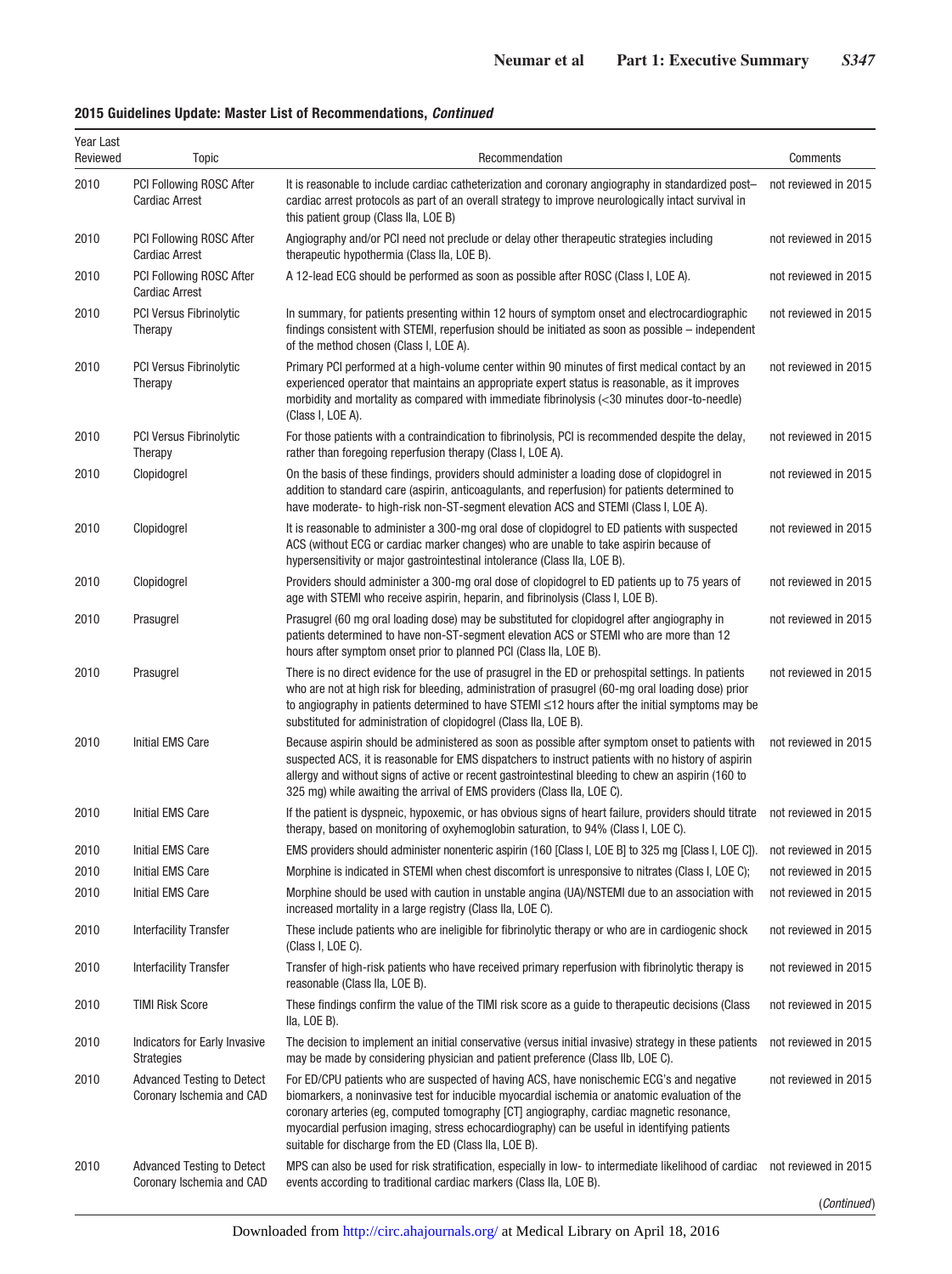**2015 Guidelines Update: Master List of Recommendations, *Continued***

| Year Last Reviewed | Topic | Recommendation | Comments |
|---|---|---|---|
| 2010 | PCI Following ROSC After Cardiac Arrest | It is reasonable to include cardiac catheterization and coronary angiography in standardized post–cardiac arrest protocols as part of an overall strategy to improve neurologically intact survival in this patient group (Class IIa, LOE B) | not reviewed in 2015 |
| 2010 | PCI Following ROSC After Cardiac Arrest | Angiography and/or PCI need not preclude or delay other therapeutic strategies including therapeutic hypothermia (Class IIa, LOE B). | not reviewed in 2015 |
| 2010 | PCI Following ROSC After Cardiac Arrest | A 12-lead ECG should be performed as soon as possible after ROSC (Class I, LOE A). | not reviewed in 2015 |
| 2010 | PCI Versus Fibrinolytic Therapy | In summary, for patients presenting within 12 hours of symptom onset and electrocardiographic findings consistent with STEMI, reperfusion should be initiated as soon as possible – independent of the method chosen (Class I, LOE A). | not reviewed in 2015 |
| 2010 | PCI Versus Fibrinolytic Therapy | Primary PCI performed at a high-volume center within 90 minutes of first medical contact by an experienced operator that maintains an appropriate expert status is reasonable, as it improves morbidity and mortality as compared with immediate fibrinolysis (<30 minutes door-to-needle) (Class I, LOE A). | not reviewed in 2015 |
| 2010 | PCI Versus Fibrinolytic Therapy | For those patients with a contraindication to fibrinolysis, PCI is recommended despite the delay, rather than foregoing reperfusion therapy (Class I, LOE A). | not reviewed in 2015 |
| 2010 | Clopidogrel | On the basis of these findings, providers should administer a loading dose of clopidogrel in addition to standard care (aspirin, anticoagulants, and reperfusion) for patients determined to have moderate- to high-risk non-ST-segment elevation ACS and STEMI (Class I, LOE A). | not reviewed in 2015 |
| 2010 | Clopidogrel | It is reasonable to administer a 300-mg oral dose of clopidogrel to ED patients with suspected ACS (without ECG or cardiac marker changes) who are unable to take aspirin because of hypersensitivity or major gastrointestinal intolerance (Class IIa, LOE B). | not reviewed in 2015 |
| 2010 | Clopidogrel | Providers should administer a 300-mg oral dose of clopidogrel to ED patients up to 75 years of age with STEMI who receive aspirin, heparin, and fibrinolysis (Class I, LOE B). | not reviewed in 2015 |
| 2010 | Prasugrel | Prasugrel (60 mg oral loading dose) may be substituted for clopidogrel after angiography in patients determined to have non-ST-segment elevation ACS or STEMI who are more than 12 hours after symptom onset prior to planned PCI (Class IIa, LOE B). | not reviewed in 2015 |
| 2010 | Prasugrel | There is no direct evidence for the use of prasugrel in the ED or prehospital settings. In patients who are not at high risk for bleeding, administration of prasugrel (60-mg oral loading dose) prior to angiography in patients determined to have STEMI ≤12 hours after the initial symptoms may be substituted for administration of clopidogrel (Class IIa, LOE B). | not reviewed in 2015 |
| 2010 | Initial EMS Care | Because aspirin should be administered as soon as possible after symptom onset to patients with suspected ACS, it is reasonable for EMS dispatchers to instruct patients with no history of aspirin allergy and without signs of active or recent gastrointestinal bleeding to chew an aspirin (160 to 325 mg) while awaiting the arrival of EMS providers (Class IIa, LOE C). | not reviewed in 2015 |
| 2010 | Initial EMS Care | If the patient is dyspneic, hypoxemic, or has obvious signs of heart failure, providers should titrate therapy, based on monitoring of oxyhemoglobin saturation, to 94% (Class I, LOE C). | not reviewed in 2015 |
| 2010 | Initial EMS Care | EMS providers should administer nonenteric aspirin (160 [Class I, LOE B] to 325 mg [Class I, LOE C]). | not reviewed in 2015 |
| 2010 | Initial EMS Care | Morphine is indicated in STEMI when chest discomfort is unresponsive to nitrates (Class I, LOE C); | not reviewed in 2015 |
| 2010 | Initial EMS Care | Morphine should be used with caution in unstable angina (UA)/NSTEMI due to an association with increased mortality in a large registry (Class IIa, LOE C). | not reviewed in 2015 |
| 2010 | Interfacility Transfer | These include patients who are ineligible for fibrinolytic therapy or who are in cardiogenic shock (Class I, LOE C). | not reviewed in 2015 |
| 2010 | Interfacility Transfer | Transfer of high-risk patients who have received primary reperfusion with fibrinolytic therapy is reasonable (Class IIa, LOE B). | not reviewed in 2015 |
| 2010 | TIMI Risk Score | These findings confirm the value of the TIMI risk score as a guide to therapeutic decisions (Class IIa, LOE B). | not reviewed in 2015 |
| 2010 | Indicators for Early Invasive Strategies | The decision to implement an initial conservative (versus initial invasive) strategy in these patients may be made by considering physician and patient preference (Class IIb, LOE C). | not reviewed in 2015 |
| 2010 | Advanced Testing to Detect Coronary Ischemia and CAD | For ED/CPU patients who are suspected of having ACS, have nonischemic ECG's and negative biomarkers, a noninvasive test for inducible myocardial ischemia or anatomic evaluation of the coronary arteries (eg, computed tomography [CT] angiography, cardiac magnetic resonance, myocardial perfusion imaging, stress echocardiography) can be useful in identifying patients suitable for discharge from the ED (Class IIa, LOE B). | not reviewed in 2015 |
| 2010 | Advanced Testing to Detect Coronary Ischemia and CAD | MPS can also be used for risk stratification, especially in low- to intermediate likelihood of cardiac events according to traditional cardiac markers (Class IIa, LOE B). | not reviewed in 2015 |

(*Continued*)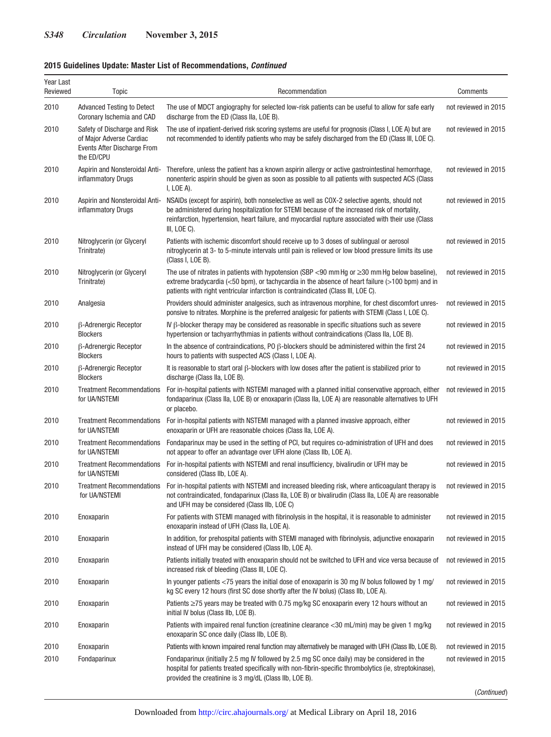**2015 Guidelines Update: Master List of Recommendations, *Continued***

| Year Last Reviewed | Topic | Recommendation | Comments |
|---|---|---|---|
| 2010 | Advanced Testing to Detect Coronary Ischemia and CAD | The use of MDCT angiography for selected low-risk patients can be useful to allow for safe early discharge from the ED (Class IIa, LOE B). | not reviewed in 2015 |
| 2010 | Safety of Discharge and Risk of Major Adverse Cardiac Events After Discharge From the ED/CPU | The use of inpatient-derived risk scoring systems are useful for prognosis (Class I, LOE A) but are not recommended to identify patients who may be safely discharged from the ED (Class III, LOE C). | not reviewed in 2015 |
| 2010 | Aspirin and Nonsteroidal Anti-inflammatory Drugs | Therefore, unless the patient has a known aspirin allergy or active gastrointestinal hemorrhage, nonenteric aspirin should be given as soon as possible to all patients with suspected ACS (Class I, LOE A). | not reviewed in 2015 |
| 2010 | Aspirin and Nonsteroidal Anti-inflammatory Drugs | NSAIDs (except for aspirin), both nonselective as well as COX-2 selective agents, should not be administered during hospitalization for STEMI because of the increased risk of mortality, reinfarction, hypertension, heart failure, and myocardial rupture associated with their use (Class III, LOE C). | not reviewed in 2015 |
| 2010 | Nitroglycerin (or Glyceryl Trinitrate) | Patients with ischemic discomfort should receive up to 3 doses of sublingual or aerosol nitroglycerin at 3- to 5-minute intervals until pain is relieved or low blood pressure limits its use (Class I, LOE B). | not reviewed in 2015 |
| 2010 | Nitroglycerin (or Glyceryl Trinitrate) | The use of nitrates in patients with hypotension (SBP <90 mm Hg or ≥30 mm Hg below baseline), extreme bradycardia (<50 bpm), or tachycardia in the absence of heart failure (>100 bpm) and in patients with right ventricular infarction is contraindicated (Class III, LOE C). | not reviewed in 2015 |
| 2010 | Analgesia | Providers should administer analgesics, such as intravenous morphine, for chest discomfort unresponsive to nitrates. Morphine is the preferred analgesic for patients with STEMI (Class I, LOE C). | not reviewed in 2015 |
| 2010 | β-Adrenergic Receptor Blockers | IV β-blocker therapy may be considered as reasonable in specific situations such as severe hypertension or tachyarrhythmias in patients without contraindications (Class IIa, LOE B). | not reviewed in 2015 |
| 2010 | β-Adrenergic Receptor Blockers | In the absence of contraindications, PO β-blockers should be administered within the first 24 hours to patients with suspected ACS (Class I, LOE A). | not reviewed in 2015 |
| 2010 | β-Adrenergic Receptor Blockers | It is reasonable to start oral β-blockers with low doses after the patient is stabilized prior to discharge (Class IIa, LOE B). | not reviewed in 2015 |
| 2010 | Treatment Recommendations for UA/NSTEMI | For in-hospital patients with NSTEMI managed with a planned initial conservative approach, either fondaparinux (Class IIa, LOE B) or enoxaparin (Class IIa, LOE A) are reasonable alternatives to UFH or placebo. | not reviewed in 2015 |
| 2010 | Treatment Recommendations for UA/NSTEMI | For in-hospital patients with NSTEMI managed with a planned invasive approach, either enoxaparin or UFH are reasonable choices (Class IIa, LOE A). | not reviewed in 2015 |
| 2010 | Treatment Recommendations for UA/NSTEMI | Fondaparinux may be used in the setting of PCI, but requires co-administration of UFH and does not appear to offer an advantage over UFH alone (Class IIb, LOE A). | not reviewed in 2015 |
| 2010 | Treatment Recommendations for UA/NSTEMI | For in-hospital patients with NSTEMI and renal insufficiency, bivalirudin or UFH may be considered (Class IIb, LOE A). | not reviewed in 2015 |
| 2010 | Treatment Recommendations for UA/NSTEMI | For in-hospital patients with NSTEMI and increased bleeding risk, where anticoagulant therapy is not contraindicated, fondaparinux (Class IIa, LOE B) or bivalirudin (Class IIa, LOE A) are reasonable and UFH may be considered (Class IIb, LOE C) | not reviewed in 2015 |
| 2010 | Enoxaparin | For patients with STEMI managed with fibrinolysis in the hospital, it is reasonable to administer enoxaparin instead of UFH (Class IIa, LOE A). | not reviewed in 2015 |
| 2010 | Enoxaparin | In addition, for prehospital patients with STEMI managed with fibrinolysis, adjunctive enoxaparin instead of UFH may be considered (Class IIb, LOE A). | not reviewed in 2015 |
| 2010 | Enoxaparin | Patients initially treated with enoxaparin should not be switched to UFH and vice versa because of increased risk of bleeding (Class III, LOE C). | not reviewed in 2015 |
| 2010 | Enoxaparin | In younger patients <75 years the initial dose of enoxaparin is 30 mg IV bolus followed by 1 mg/kg SC every 12 hours (first SC dose shortly after the IV bolus) (Class IIb, LOE A). | not reviewed in 2015 |
| 2010 | Enoxaparin | Patients ≥75 years may be treated with 0.75 mg/kg SC enoxaparin every 12 hours without an initial IV bolus (Class IIb, LOE B). | not reviewed in 2015 |
| 2010 | Enoxaparin | Patients with impaired renal function (creatinine clearance <30 mL/min) may be given 1 mg/kg enoxaparin SC once daily (Class IIb, LOE B). | not reviewed in 2015 |
| 2010 | Enoxaparin | Patients with known impaired renal function may alternatively be managed with UFH (Class IIb, LOE B). | not reviewed in 2015 |
| 2010 | Fondaparinux | Fondaparinux (initially 2.5 mg IV followed by 2.5 mg SC once daily) may be considered in the hospital for patients treated specifically with non-fibrin-specific thrombolytics (ie, streptokinase), provided the creatinine is 3 mg/dL (Class IIb, LOE B). | not reviewed in 2015 |

(*Continued*)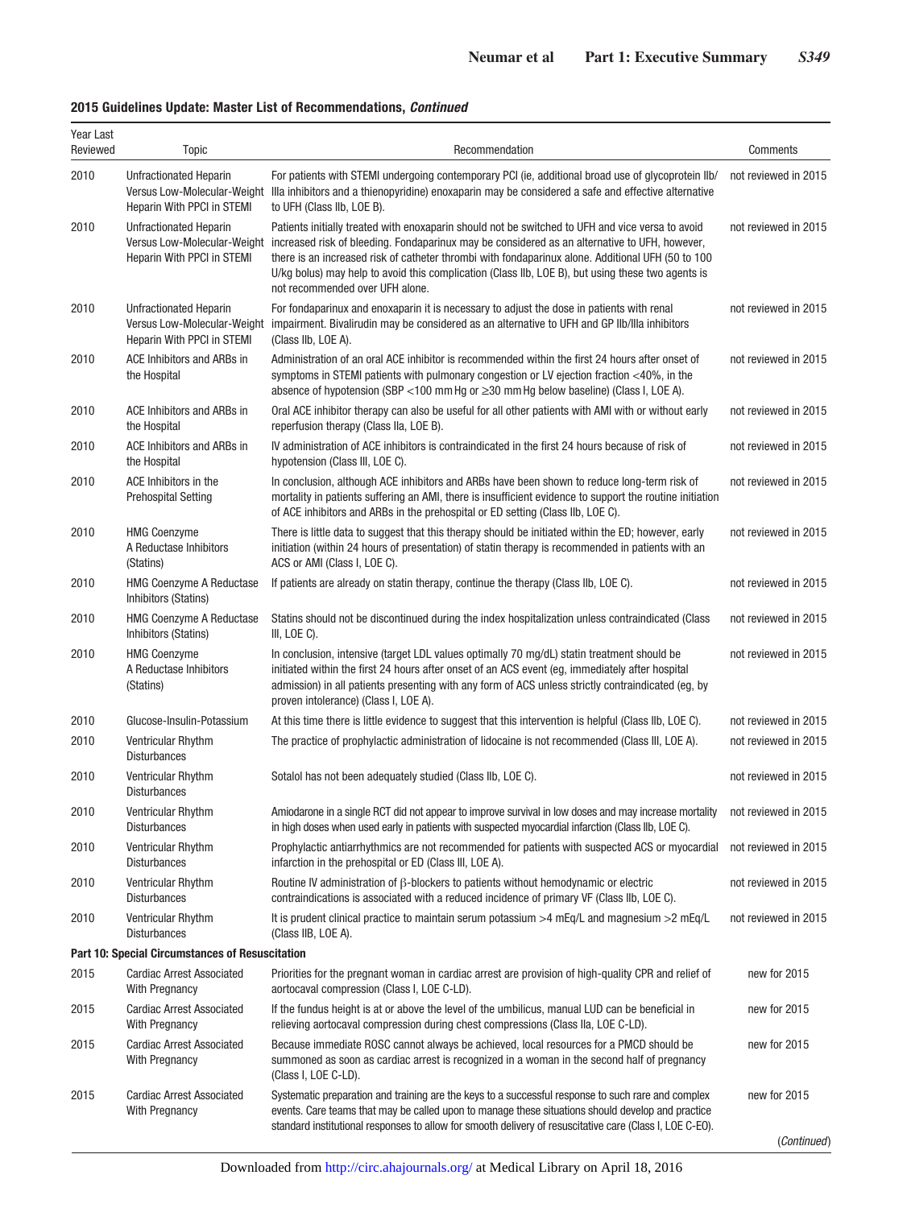**2015 Guidelines Update: Master List of Recommendations, *Continued***

| Year Last Reviewed | Topic | Recommendation | Comments |
|---|---|---|---|
| 2010 | Unfractionated Heparin Versus Low-Molecular-Weight Heparin With PPCI in STEMI | For patients with STEMI undergoing contemporary PCI (ie, additional broad use of glycoprotein IIb/IIIa inhibitors and a thienopyridine) enoxaparin may be considered a safe and effective alternative to UFH (Class IIb, LOE B). | not reviewed in 2015 |
| 2010 | Unfractionated Heparin Versus Low-Molecular-Weight Heparin With PPCI in STEMI | Patients initially treated with enoxaparin should not be switched to UFH and vice versa to avoid increased risk of bleeding. Fondaparinux may be considered as an alternative to UFH, however, there is an increased risk of catheter thrombi with fondaparinux alone. Additional UFH (50 to 100 U/kg bolus) may help to avoid this complication (Class IIb, LOE B), but using these two agents is not recommended over UFH alone. | not reviewed in 2015 |
| 2010 | Unfractionated Heparin Versus Low-Molecular-Weight Heparin With PPCI in STEMI | For fondaparinux and enoxaparin it is necessary to adjust the dose in patients with renal impairment. Bivalirudin may be considered as an alternative to UFH and GP IIb/IIIa inhibitors (Class IIb, LOE A). | not reviewed in 2015 |
| 2010 | ACE Inhibitors and ARBs in the Hospital | Administration of an oral ACE inhibitor is recommended within the first 24 hours after onset of symptoms in STEMI patients with pulmonary congestion or LV ejection fraction <40%, in the absence of hypotension (SBP <100 mm Hg or ≥30 mm Hg below baseline) (Class I, LOE A). | not reviewed in 2015 |
| 2010 | ACE Inhibitors and ARBs in the Hospital | Oral ACE inhibitor therapy can also be useful for all other patients with AMI with or without early reperfusion therapy (Class IIa, LOE B). | not reviewed in 2015 |
| 2010 | ACE Inhibitors and ARBs in the Hospital | IV administration of ACE inhibitors is contraindicated in the first 24 hours because of risk of hypotension (Class III, LOE C). | not reviewed in 2015 |
| 2010 | ACE Inhibitors in the Prehospital Setting | In conclusion, although ACE inhibitors and ARBs have been shown to reduce long-term risk of mortality in patients suffering an AMI, there is insufficient evidence to support the routine initiation of ACE inhibitors and ARBs in the prehospital or ED setting (Class IIb, LOE C). | not reviewed in 2015 |
| 2010 | HMG Coenzyme A Reductase Inhibitors (Statins) | There is little data to suggest that this therapy should be initiated within the ED; however, early initiation (within 24 hours of presentation) of statin therapy is recommended in patients with an ACS or AMI (Class I, LOE C). | not reviewed in 2015 |
| 2010 | HMG Coenzyme A Reductase Inhibitors (Statins) | If patients are already on statin therapy, continue the therapy (Class IIb, LOE C). | not reviewed in 2015 |
| 2010 | HMG Coenzyme A Reductase Inhibitors (Statins) | Statins should not be discontinued during the index hospitalization unless contraindicated (Class III, LOE C). | not reviewed in 2015 |
| 2010 | HMG Coenzyme A Reductase Inhibitors (Statins) | In conclusion, intensive (target LDL values optimally 70 mg/dL) statin treatment should be initiated within the first 24 hours after onset of an ACS event (eg, immediately after hospital admission) in all patients presenting with any form of ACS unless strictly contraindicated (eg, by proven intolerance) (Class I, LOE A). | not reviewed in 2015 |
| 2010 | Glucose-Insulin-Potassium | At this time there is little evidence to suggest that this intervention is helpful (Class IIb, LOE C). | not reviewed in 2015 |
| 2010 | Ventricular Rhythm Disturbances | The practice of prophylactic administration of lidocaine is not recommended (Class III, LOE A). | not reviewed in 2015 |
| 2010 | Ventricular Rhythm Disturbances | Sotalol has not been adequately studied (Class IIb, LOE C). | not reviewed in 2015 |
| 2010 | Ventricular Rhythm Disturbances | Amiodarone in a single RCT did not appear to improve survival in low doses and may increase mortality in high doses when used early in patients with suspected myocardial infarction (Class IIb, LOE C). | not reviewed in 2015 |
| 2010 | Ventricular Rhythm Disturbances | Prophylactic antiarrhythmics are not recommended for patients with suspected ACS or myocardial infarction in the prehospital or ED (Class III, LOE A). | not reviewed in 2015 |
| 2010 | Ventricular Rhythm Disturbances | Routine IV administration of β-blockers to patients without hemodynamic or electric contraindications is associated with a reduced incidence of primary VF (Class IIb, LOE C). | not reviewed in 2015 |
| 2010 | Ventricular Rhythm Disturbances | It is prudent clinical practice to maintain serum potassium >4 mEq/L and magnesium >2 mEq/L (Class IIB, LOE A). | not reviewed in 2015 |
| **Part 10: Special Circumstances of Resuscitation** | | | |
| 2015 | Cardiac Arrest Associated With Pregnancy | Priorities for the pregnant woman in cardiac arrest are provision of high-quality CPR and relief of aortocaval compression (Class I, LOE C-LD). | new for 2015 |
| 2015 | Cardiac Arrest Associated With Pregnancy | If the fundus height is at or above the level of the umbilicus, manual LUD can be beneficial in relieving aortocaval compression during chest compressions (Class IIa, LOE C-LD). | new for 2015 |
| 2015 | Cardiac Arrest Associated With Pregnancy | Because immediate ROSC cannot always be achieved, local resources for a PMCD should be summoned as soon as cardiac arrest is recognized in a woman in the second half of pregnancy (Class I, LOE C-LD). | new for 2015 |
| 2015 | Cardiac Arrest Associated With Pregnancy | Systematic preparation and training are the keys to a successful response to such rare and complex events. Care teams that may be called upon to manage these situations should develop and practice standard institutional responses to allow for smooth delivery of resuscitative care (Class I, LOE C-EO). | new for 2015 |

(*Continued*)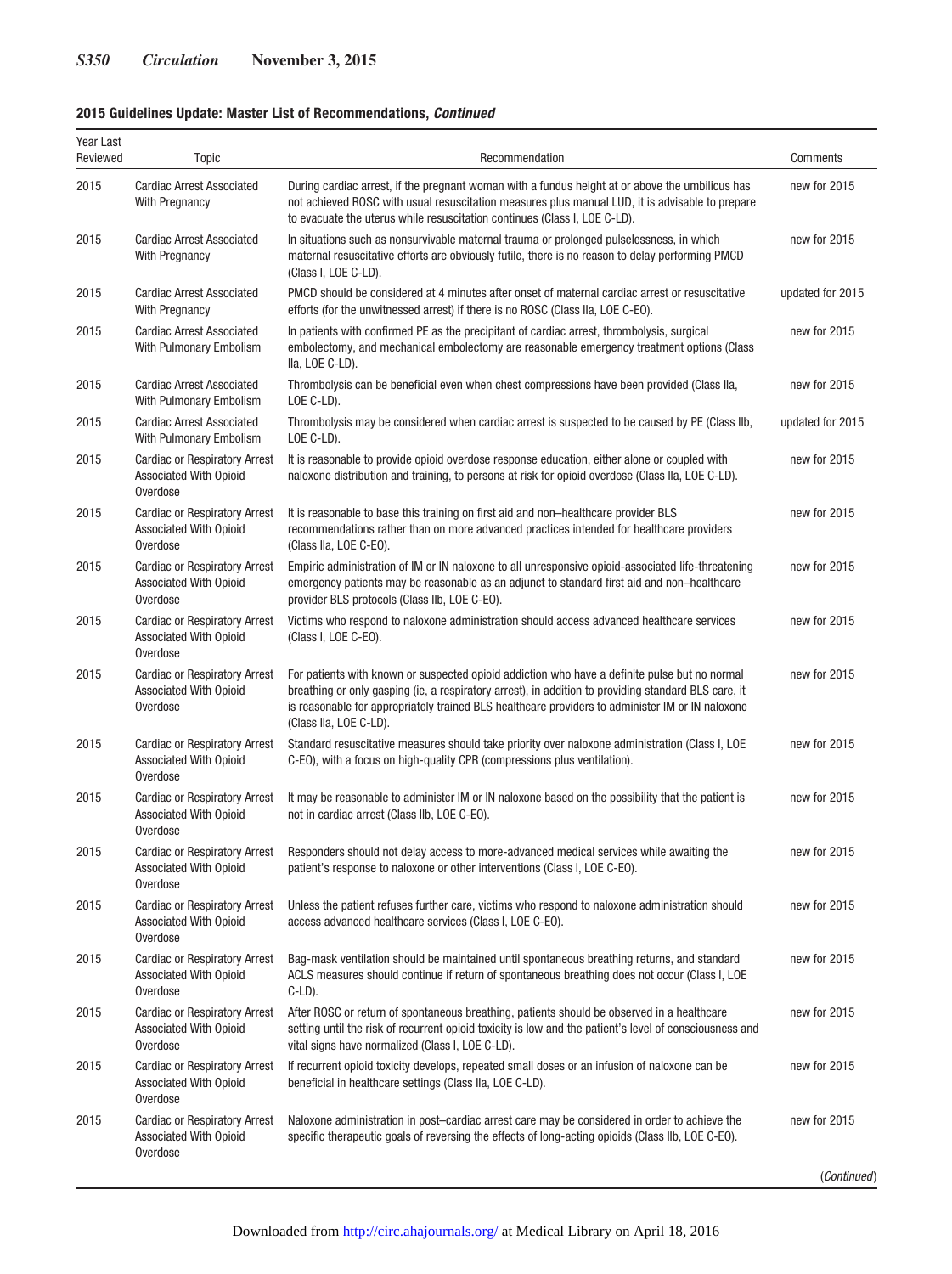**2015 Guidelines Update: Master List of Recommendations, *Continued***

| Year Last Reviewed | Topic | Recommendation | Comments |
|---|---|---|---|
| 2015 | Cardiac Arrest Associated With Pregnancy | During cardiac arrest, if the pregnant woman with a fundus height at or above the umbilicus has not achieved ROSC with usual resuscitation measures plus manual LUD, it is advisable to prepare to evacuate the uterus while resuscitation continues (Class I, LOE C-LD). | new for 2015 |
| 2015 | Cardiac Arrest Associated With Pregnancy | In situations such as nonsurvivable maternal trauma or prolonged pulselessness, in which maternal resuscitative efforts are obviously futile, there is no reason to delay performing PMCD (Class I, LOE C-LD). | new for 2015 |
| 2015 | Cardiac Arrest Associated With Pregnancy | PMCD should be considered at 4 minutes after onset of maternal cardiac arrest or resuscitative efforts (for the unwitnessed arrest) if there is no ROSC (Class IIa, LOE C-EO). | updated for 2015 |
| 2015 | Cardiac Arrest Associated With Pulmonary Embolism | In patients with confirmed PE as the precipitant of cardiac arrest, thrombolysis, surgical embolectomy, and mechanical embolectomy are reasonable emergency treatment options (Class IIa, LOE C-LD). | new for 2015 |
| 2015 | Cardiac Arrest Associated With Pulmonary Embolism | Thrombolysis can be beneficial even when chest compressions have been provided (Class IIa, LOE C-LD). | new for 2015 |
| 2015 | Cardiac Arrest Associated With Pulmonary Embolism | Thrombolysis may be considered when cardiac arrest is suspected to be caused by PE (Class IIb, LOE C-LD). | updated for 2015 |
| 2015 | Cardiac or Respiratory Arrest Associated With Opioid Overdose | It is reasonable to provide opioid overdose response education, either alone or coupled with naloxone distribution and training, to persons at risk for opioid overdose (Class IIa, LOE C-LD). | new for 2015 |
| 2015 | Cardiac or Respiratory Arrest Associated With Opioid Overdose | It is reasonable to base this training on first aid and non–healthcare provider BLS recommendations rather than on more advanced practices intended for healthcare providers (Class IIa, LOE C-EO). | new for 2015 |
| 2015 | Cardiac or Respiratory Arrest Associated With Opioid Overdose | Empiric administration of IM or IN naloxone to all unresponsive opioid-associated life-threatening emergency patients may be reasonable as an adjunct to standard first aid and non–healthcare provider BLS protocols (Class IIb, LOE C-EO). | new for 2015 |
| 2015 | Cardiac or Respiratory Arrest Associated With Opioid Overdose | Victims who respond to naloxone administration should access advanced healthcare services (Class I, LOE C-EO). | new for 2015 |
| 2015 | Cardiac or Respiratory Arrest Associated With Opioid Overdose | For patients with known or suspected opioid addiction who have a definite pulse but no normal breathing or only gasping (ie, a respiratory arrest), in addition to providing standard BLS care, it is reasonable for appropriately trained BLS healthcare providers to administer IM or IN naloxone (Class IIa, LOE C-LD). | new for 2015 |
| 2015 | Cardiac or Respiratory Arrest Associated With Opioid Overdose | Standard resuscitative measures should take priority over naloxone administration (Class I, LOE C-EO), with a focus on high-quality CPR (compressions plus ventilation). | new for 2015 |
| 2015 | Cardiac or Respiratory Arrest Associated With Opioid Overdose | It may be reasonable to administer IM or IN naloxone based on the possibility that the patient is not in cardiac arrest (Class IIb, LOE C-EO). | new for 2015 |
| 2015 | Cardiac or Respiratory Arrest Associated With Opioid Overdose | Responders should not delay access to more-advanced medical services while awaiting the patient's response to naloxone or other interventions (Class I, LOE C-EO). | new for 2015 |
| 2015 | Cardiac or Respiratory Arrest Associated With Opioid Overdose | Unless the patient refuses further care, victims who respond to naloxone administration should access advanced healthcare services (Class I, LOE C-EO). | new for 2015 |
| 2015 | Cardiac or Respiratory Arrest Associated With Opioid Overdose | Bag-mask ventilation should be maintained until spontaneous breathing returns, and standard ACLS measures should continue if return of spontaneous breathing does not occur (Class I, LOE C-LD). | new for 2015 |
| 2015 | Cardiac or Respiratory Arrest Associated With Opioid Overdose | After ROSC or return of spontaneous breathing, patients should be observed in a healthcare setting until the risk of recurrent opioid toxicity is low and the patient's level of consciousness and vital signs have normalized (Class I, LOE C-LD). | new for 2015 |
| 2015 | Cardiac or Respiratory Arrest Associated With Opioid Overdose | If recurrent opioid toxicity develops, repeated small doses or an infusion of naloxone can be beneficial in healthcare settings (Class IIa, LOE C-LD). | new for 2015 |
| 2015 | Cardiac or Respiratory Arrest Associated With Opioid Overdose | Naloxone administration in post–cardiac arrest care may be considered in order to achieve the specific therapeutic goals of reversing the effects of long-acting opioids (Class IIb, LOE C-EO). | new for 2015 |

(*Continued*)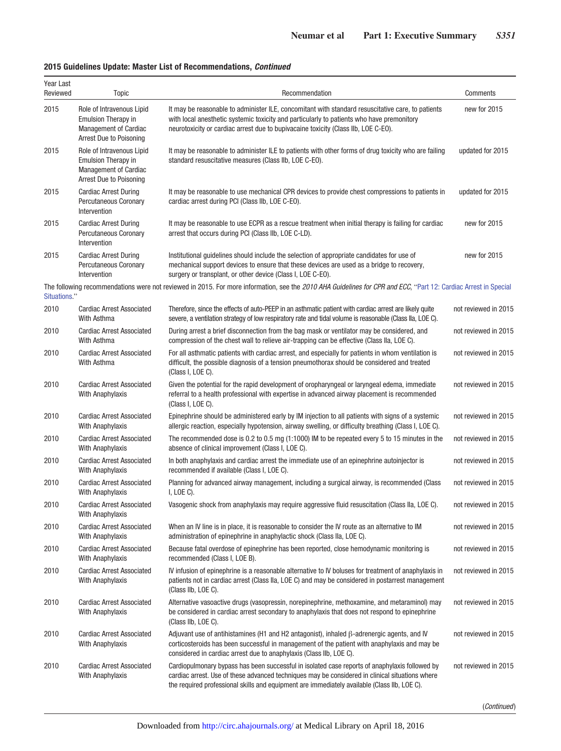**2015 Guidelines Update: Master List of Recommendations, *Continued***

| Year Last Reviewed | Topic | Recommendation | Comments |
|---|---|---|---|
| 2015 | Role of Intravenous Lipid Emulsion Therapy in Management of Cardiac Arrest Due to Poisoning | It may be reasonable to administer ILE, concomitant with standard resuscitative care, to patients with local anesthetic systemic toxicity and particularly to patients who have premonitory neurotoxicity or cardiac arrest due to bupivacaine toxicity (Class IIb, LOE C-EO). | new for 2015 |
| 2015 | Role of Intravenous Lipid Emulsion Therapy in Management of Cardiac Arrest Due to Poisoning | It may be reasonable to administer ILE to patients with other forms of drug toxicity who are failing standard resuscitative measures (Class IIb, LOE C-EO). | updated for 2015 |
| 2015 | Cardiac Arrest During Percutaneous Coronary Intervention | It may be reasonable to use mechanical CPR devices to provide chest compressions to patients in cardiac arrest during PCI (Class IIb, LOE C-EO). | updated for 2015 |
| 2015 | Cardiac Arrest During Percutaneous Coronary Intervention | It may be reasonable to use ECPR as a rescue treatment when initial therapy is failing for cardiac arrest that occurs during PCI (Class IIb, LOE C-LD). | new for 2015 |
| 2015 | Cardiac Arrest During Percutaneous Coronary Intervention | Institutional guidelines should include the selection of appropriate candidates for use of mechanical support devices to ensure that these devices are used as a bridge to recovery, surgery or transplant, or other device (Class I, LOE C-EO). | new for 2015 |
| The following recommendations were not reviewed in 2015. For more information, see the *2010 AHA Guidelines for CPR and ECC*, "Part 12: Cardiac Arrest in Special Situations." | | | |
| 2010 | Cardiac Arrest Associated With Asthma | Therefore, since the effects of auto-PEEP in an asthmatic patient with cardiac arrest are likely quite severe, a ventilation strategy of low respiratory rate and tidal volume is reasonable (Class IIa, LOE C). | not reviewed in 2015 |
| 2010 | Cardiac Arrest Associated With Asthma | During arrest a brief disconnection from the bag mask or ventilator may be considered, and compression of the chest wall to relieve air-trapping can be effective (Class IIa, LOE C). | not reviewed in 2015 |
| 2010 | Cardiac Arrest Associated With Asthma | For all asthmatic patients with cardiac arrest, and especially for patients in whom ventilation is difficult, the possible diagnosis of a tension pneumothorax should be considered and treated (Class I, LOE C). | not reviewed in 2015 |
| 2010 | Cardiac Arrest Associated With Anaphylaxis | Given the potential for the rapid development of oropharyngeal or laryngeal edema, immediate referral to a health professional with expertise in advanced airway placement is recommended (Class I, LOE C). | not reviewed in 2015 |
| 2010 | Cardiac Arrest Associated With Anaphylaxis | Epinephrine should be administered early by IM injection to all patients with signs of a systemic allergic reaction, especially hypotension, airway swelling, or difficulty breathing (Class I, LOE C). | not reviewed in 2015 |
| 2010 | Cardiac Arrest Associated With Anaphylaxis | The recommended dose is 0.2 to 0.5 mg (1:1000) IM to be repeated every 5 to 15 minutes in the absence of clinical improvement (Class I, LOE C). | not reviewed in 2015 |
| 2010 | Cardiac Arrest Associated With Anaphylaxis | In both anaphylaxis and cardiac arrest the immediate use of an epinephrine autoinjector is recommended if available (Class I, LOE C). | not reviewed in 2015 |
| 2010 | Cardiac Arrest Associated With Anaphylaxis | Planning for advanced airway management, including a surgical airway, is recommended (Class I, LOE C). | not reviewed in 2015 |
| 2010 | Cardiac Arrest Associated With Anaphylaxis | Vasogenic shock from anaphylaxis may require aggressive fluid resuscitation (Class IIa, LOE C). | not reviewed in 2015 |
| 2010 | Cardiac Arrest Associated With Anaphylaxis | When an IV line is in place, it is reasonable to consider the IV route as an alternative to IM administration of epinephrine in anaphylactic shock (Class IIa, LOE C). | not reviewed in 2015 |
| 2010 | Cardiac Arrest Associated With Anaphylaxis | Because fatal overdose of epinephrine has been reported, close hemodynamic monitoring is recommended (Class I, LOE B). | not reviewed in 2015 |
| 2010 | Cardiac Arrest Associated With Anaphylaxis | IV infusion of epinephrine is a reasonable alternative to IV boluses for treatment of anaphylaxis in patients not in cardiac arrest (Class IIa, LOE C) and may be considered in postarrest management (Class IIb, LOE C). | not reviewed in 2015 |
| 2010 | Cardiac Arrest Associated With Anaphylaxis | Alternative vasoactive drugs (vasopressin, norepinephrine, methoxamine, and metaraminol) may be considered in cardiac arrest secondary to anaphylaxis that does not respond to epinephrine (Class IIb, LOE C). | not reviewed in 2015 |
| 2010 | Cardiac Arrest Associated With Anaphylaxis | Adjuvant use of antihistamines (H1 and H2 antagonist), inhaled β-adrenergic agents, and IV corticosteroids has been successful in management of the patient with anaphylaxis and may be considered in cardiac arrest due to anaphylaxis (Class IIb, LOE C). | not reviewed in 2015 |
| 2010 | Cardiac Arrest Associated With Anaphylaxis | Cardiopulmonary bypass has been successful in isolated case reports of anaphylaxis followed by cardiac arrest. Use of these advanced techniques may be considered in clinical situations where the required professional skills and equipment are immediately available (Class IIb, LOE C). | not reviewed in 2015 |

(*Continued*)

Downloaded from http://circ.ahajournals.org/ at Medical Library on April 18, 2016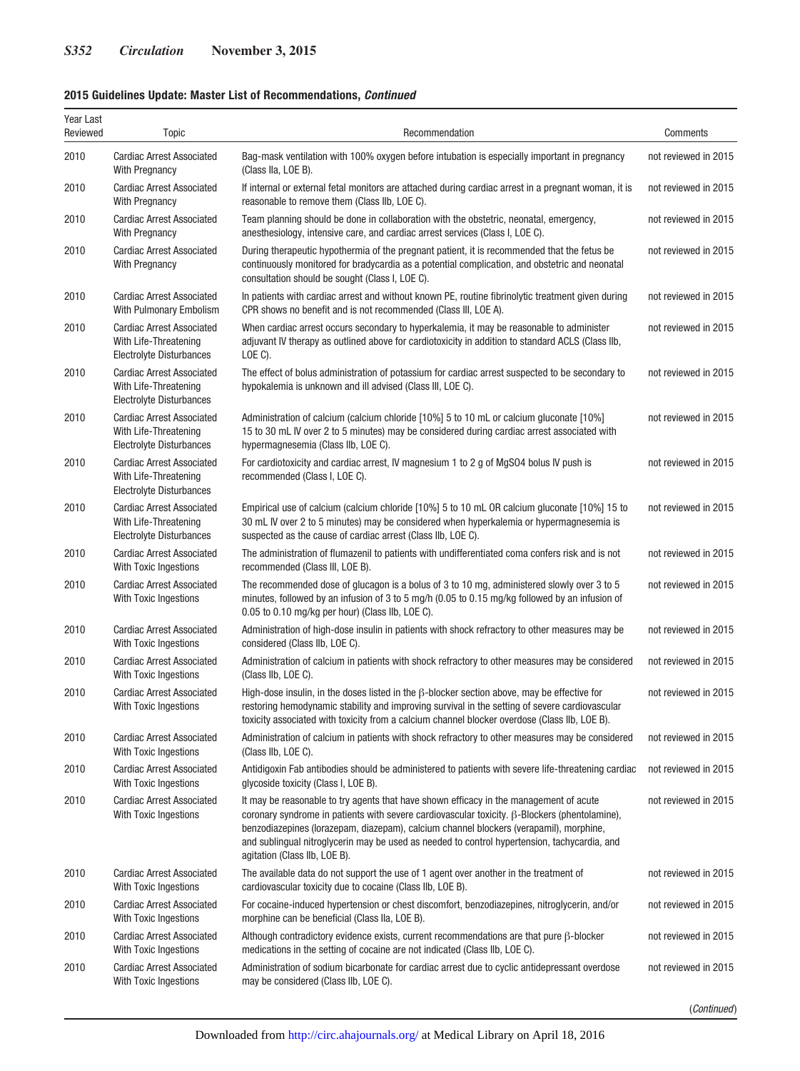**2015 Guidelines Update: Master List of Recommendations, *Continued***

| Year Last Reviewed | Topic | Recommendation | Comments |
|---|---|---|---|
| 2010 | Cardiac Arrest Associated With Pregnancy | Bag-mask ventilation with 100% oxygen before intubation is especially important in pregnancy (Class IIa, LOE B). | not reviewed in 2015 |
| 2010 | Cardiac Arrest Associated With Pregnancy | If internal or external fetal monitors are attached during cardiac arrest in a pregnant woman, it is reasonable to remove them (Class IIb, LOE C). | not reviewed in 2015 |
| 2010 | Cardiac Arrest Associated With Pregnancy | Team planning should be done in collaboration with the obstetric, neonatal, emergency, anesthesiology, intensive care, and cardiac arrest services (Class I, LOE C). | not reviewed in 2015 |
| 2010 | Cardiac Arrest Associated With Pregnancy | During therapeutic hypothermia of the pregnant patient, it is recommended that the fetus be continuously monitored for bradycardia as a potential complication, and obstetric and neonatal consultation should be sought (Class I, LOE C). | not reviewed in 2015 |
| 2010 | Cardiac Arrest Associated With Pulmonary Embolism | In patients with cardiac arrest and without known PE, routine fibrinolytic treatment given during CPR shows no benefit and is not recommended (Class III, LOE A). | not reviewed in 2015 |
| 2010 | Cardiac Arrest Associated With Life-Threatening Electrolyte Disturbances | When cardiac arrest occurs secondary to hyperkalemia, it may be reasonable to administer adjuvant IV therapy as outlined above for cardiotoxicity in addition to standard ACLS (Class IIb, LOE C). | not reviewed in 2015 |
| 2010 | Cardiac Arrest Associated With Life-Threatening Electrolyte Disturbances | The effect of bolus administration of potassium for cardiac arrest suspected to be secondary to hypokalemia is unknown and ill advised (Class III, LOE C). | not reviewed in 2015 |
| 2010 | Cardiac Arrest Associated With Life-Threatening Electrolyte Disturbances | Administration of calcium (calcium chloride [10%] 5 to 10 mL or calcium gluconate [10%] 15 to 30 mL IV over 2 to 5 minutes) may be considered during cardiac arrest associated with hypermagnesemia (Class IIb, LOE C). | not reviewed in 2015 |
| 2010 | Cardiac Arrest Associated With Life-Threatening Electrolyte Disturbances | For cardiotoxicity and cardiac arrest, IV magnesium 1 to 2 g of $MgSO_4$ bolus IV push is recommended (Class I, LOE C). | not reviewed in 2015 |
| 2010 | Cardiac Arrest Associated With Life-Threatening Electrolyte Disturbances | Empirical use of calcium (calcium chloride [10%] 5 to 10 mL OR calcium gluconate [10%] 15 to 30 mL IV over 2 to 5 minutes) may be considered when hyperkalemia or hypermagnesemia is suspected as the cause of cardiac arrest (Class IIb, LOE C). | not reviewed in 2015 |
| 2010 | Cardiac Arrest Associated With Toxic Ingestions | The administration of flumazenil to patients with undifferentiated coma confers risk and is not recommended (Class III, LOE B). | not reviewed in 2015 |
| 2010 | Cardiac Arrest Associated With Toxic Ingestions | The recommended dose of glucagon is a bolus of 3 to 10 mg, administered slowly over 3 to 5 minutes, followed by an infusion of 3 to 5 mg/h (0.05 to 0.15 mg/kg followed by an infusion of 0.05 to 0.10 mg/kg per hour) (Class IIb, LOE C). | not reviewed in 2015 |
| 2010 | Cardiac Arrest Associated With Toxic Ingestions | Administration of high-dose insulin in patients with shock refractory to other measures may be considered (Class IIb, LOE C). | not reviewed in 2015 |
| 2010 | Cardiac Arrest Associated With Toxic Ingestions | Administration of calcium in patients with shock refractory to other measures may be considered (Class IIb, LOE C). | not reviewed in 2015 |
| 2010 | Cardiac Arrest Associated With Toxic Ingestions | High-dose insulin, in the doses listed in the β-blocker section above, may be effective for restoring hemodynamic stability and improving survival in the setting of severe cardiovascular toxicity associated with toxicity from a calcium channel blocker overdose (Class IIb, LOE B). | not reviewed in 2015 |
| 2010 | Cardiac Arrest Associated With Toxic Ingestions | Administration of calcium in patients with shock refractory to other measures may be considered (Class IIb, LOE C). | not reviewed in 2015 |
| 2010 | Cardiac Arrest Associated With Toxic Ingestions | Antidigoxin Fab antibodies should be administered to patients with severe life-threatening cardiac glycoside toxicity (Class I, LOE B). | not reviewed in 2015 |
| 2010 | Cardiac Arrest Associated With Toxic Ingestions | It may be reasonable to try agents that have shown efficacy in the management of acute coronary syndrome in patients with severe cardiovascular toxicity. β-Blockers (phentolamine), benzodiazepines (lorazepam, diazepam), calcium channel blockers (verapamil), morphine, and sublingual nitroglycerin may be used as needed to control hypertension, tachycardia, and agitation (Class IIb, LOE B). | not reviewed in 2015 |
| 2010 | Cardiac Arrest Associated With Toxic Ingestions | The available data do not support the use of 1 agent over another in the treatment of cardiovascular toxicity due to cocaine (Class IIb, LOE B). | not reviewed in 2015 |
| 2010 | Cardiac Arrest Associated With Toxic Ingestions | For cocaine-induced hypertension or chest discomfort, benzodiazepines, nitroglycerin, and/or morphine can be beneficial (Class IIa, LOE B). | not reviewed in 2015 |
| 2010 | Cardiac Arrest Associated With Toxic Ingestions | Although contradictory evidence exists, current recommendations are that pure β-blocker medications in the setting of cocaine are not indicated (Class IIb, LOE C). | not reviewed in 2015 |
| 2010 | Cardiac Arrest Associated With Toxic Ingestions | Administration of sodium bicarbonate for cardiac arrest due to cyclic antidepressant overdose may be considered (Class IIb, LOE C). | not reviewed in 2015 |

(*Continued*)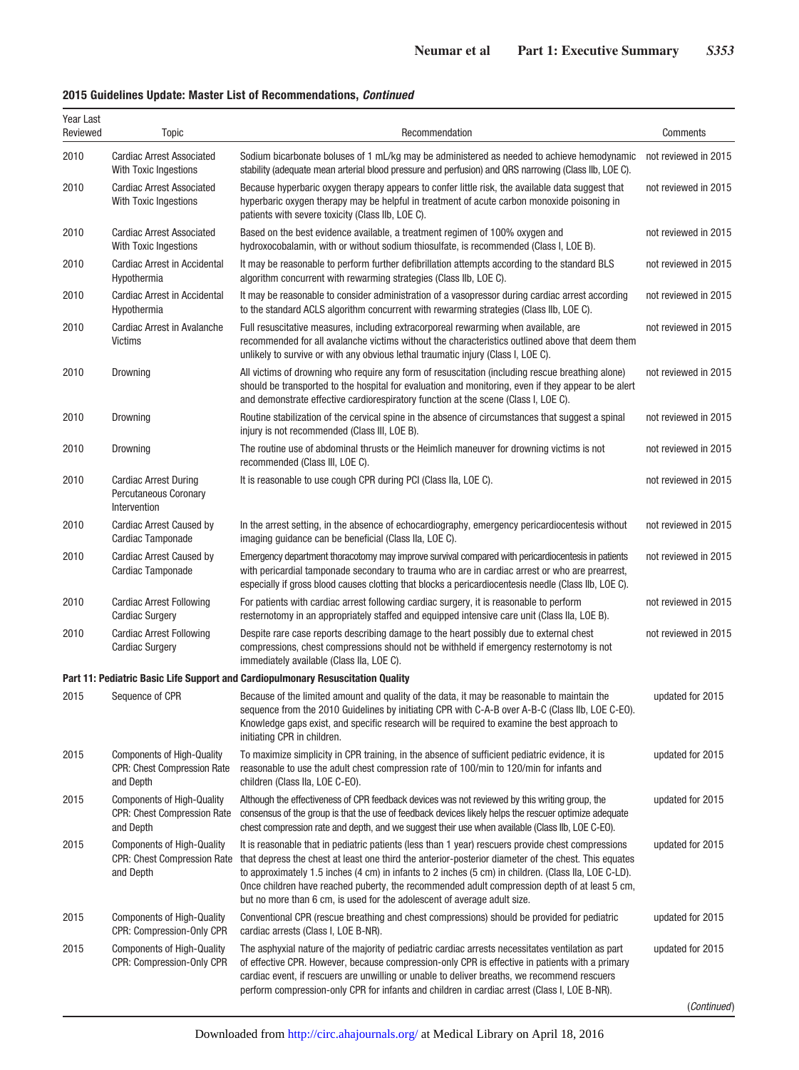**2015 Guidelines Update: Master List of Recommendations, *Continued***

| Year Last Reviewed | Topic | Recommendation | Comments |
|---|---|---|---|
| 2010 | Cardiac Arrest Associated With Toxic Ingestions | Sodium bicarbonate boluses of 1 mL/kg may be administered as needed to achieve hemodynamic stability (adequate mean arterial blood pressure and perfusion) and QRS narrowing (Class IIb, LOE C). | not reviewed in 2015 |
| 2010 | Cardiac Arrest Associated With Toxic Ingestions | Because hyperbaric oxygen therapy appears to confer little risk, the available data suggest that hyperbaric oxygen therapy may be helpful in treatment of acute carbon monoxide poisoning in patients with severe toxicity (Class IIb, LOE C). | not reviewed in 2015 |
| 2010 | Cardiac Arrest Associated With Toxic Ingestions | Based on the best evidence available, a treatment regimen of 100% oxygen and hydroxocobalamin, with or without sodium thiosulfate, is recommended (Class I, LOE B). | not reviewed in 2015 |
| 2010 | Cardiac Arrest in Accidental Hypothermia | It may be reasonable to perform further defibrillation attempts according to the standard BLS algorithm concurrent with rewarming strategies (Class IIb, LOE C). | not reviewed in 2015 |
| 2010 | Cardiac Arrest in Accidental Hypothermia | It may be reasonable to consider administration of a vasopressor during cardiac arrest according to the standard ACLS algorithm concurrent with rewarming strategies (Class IIb, LOE C). | not reviewed in 2015 |
| 2010 | Cardiac Arrest in Avalanche Victims | Full resuscitative measures, including extracorporeal rewarming when available, are recommended for all avalanche victims without the characteristics outlined above that deem them unlikely to survive or with any obvious lethal traumatic injury (Class I, LOE C). | not reviewed in 2015 |
| 2010 | Drowning | All victims of drowning who require any form of resuscitation (including rescue breathing alone) should be transported to the hospital for evaluation and monitoring, even if they appear to be alert and demonstrate effective cardiorespiratory function at the scene (Class I, LOE C). | not reviewed in 2015 |
| 2010 | Drowning | Routine stabilization of the cervical spine in the absence of circumstances that suggest a spinal injury is not recommended (Class III, LOE B). | not reviewed in 2015 |
| 2010 | Drowning | The routine use of abdominal thrusts or the Heimlich maneuver for drowning victims is not recommended (Class III, LOE C). | not reviewed in 2015 |
| 2010 | Cardiac Arrest During Percutaneous Coronary Intervention | It is reasonable to use cough CPR during PCI (Class IIa, LOE C). | not reviewed in 2015 |
| 2010 | Cardiac Arrest Caused by Cardiac Tamponade | In the arrest setting, in the absence of echocardiography, emergency pericardiocentesis without imaging guidance can be beneficial (Class IIa, LOE C). | not reviewed in 2015 |
| 2010 | Cardiac Arrest Caused by Cardiac Tamponade | Emergency department thoracotomy may improve survival compared with pericardiocentesis in patients with pericardial tamponade secondary to trauma who are in cardiac arrest or who are prearrest, especially if gross blood causes clotting that blocks a pericardiocentesis needle (Class IIb, LOE C). | not reviewed in 2015 |
| 2010 | Cardiac Arrest Following Cardiac Surgery | For patients with cardiac arrest following cardiac surgery, it is reasonable to perform resternotomy in an appropriately staffed and equipped intensive care unit (Class IIa, LOE B). | not reviewed in 2015 |
| 2010 | Cardiac Arrest Following Cardiac Surgery | Despite rare case reports describing damage to the heart possibly due to external chest compressions, chest compressions should not be withheld if emergency resternotomy is not immediately available (Class IIa, LOE C). | not reviewed in 2015 |
| **Part 11: Pediatric Basic Life Support and Cardiopulmonary Resuscitation Quality** | | | |
| 2015 | Sequence of CPR | Because of the limited amount and quality of the data, it may be reasonable to maintain the sequence from the 2010 Guidelines by initiating CPR with C-A-B over A-B-C (Class IIb, LOE C-EO). Knowledge gaps exist, and specific research will be required to examine the best approach to initiating CPR in children. | updated for 2015 |
| 2015 | Components of High-Quality CPR: Chest Compression Rate and Depth | To maximize simplicity in CPR training, in the absence of sufficient pediatric evidence, it is reasonable to use the adult chest compression rate of 100/min to 120/min for infants and children (Class IIa, LOE C-EO). | updated for 2015 |
| 2015 | Components of High-Quality CPR: Chest Compression Rate and Depth | Although the effectiveness of CPR feedback devices was not reviewed by this writing group, the consensus of the group is that the use of feedback devices likely helps the rescuer optimize adequate chest compression rate and depth, and we suggest their use when available (Class IIb, LOE C-EO). | updated for 2015 |
| 2015 | Components of High-Quality CPR: Chest Compression Rate and Depth | It is reasonable that in pediatric patients (less than 1 year) rescuers provide chest compressions that depress the chest at least one third the anterior-posterior diameter of the chest. This equates to approximately 1.5 inches (4 cm) in infants to 2 inches (5 cm) in children. (Class IIa, LOE C-LD). Once children have reached puberty, the recommended adult compression depth of at least 5 cm, but no more than 6 cm, is used for the adolescent of average adult size. | updated for 2015 |
| 2015 | Components of High-Quality CPR: Compression-Only CPR | Conventional CPR (rescue breathing and chest compressions) should be provided for pediatric cardiac arrests (Class I, LOE B-NR). | updated for 2015 |
| 2015 | Components of High-Quality CPR: Compression-Only CPR | The asphyxial nature of the majority of pediatric cardiac arrests necessitates ventilation as part of effective CPR. However, because compression-only CPR is effective in patients with a primary cardiac event, if rescuers are unwilling or unable to deliver breaths, we recommend rescuers perform compression-only CPR for infants and children in cardiac arrest (Class I, LOE B-NR). | updated for 2015 |

(*Continued*)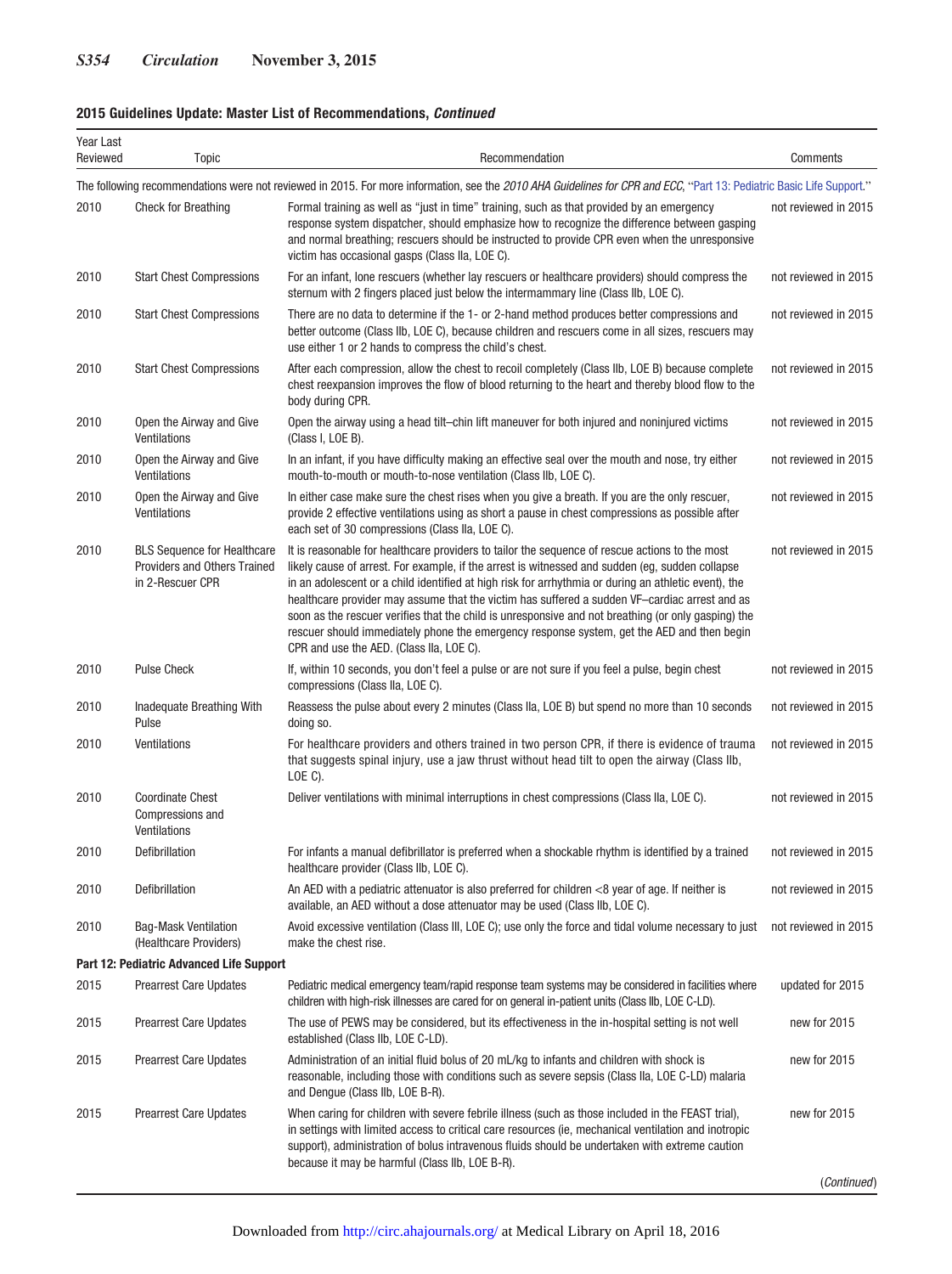**2015 Guidelines Update: Master List of Recommendations, *Continued***

| Year Last Reviewed | Topic | Recommendation | Comments |
|---|---|---|---|
| The following recommendations were not reviewed in 2015. For more information, see the *2010 AHA Guidelines for CPR and ECC*, "Part 13: Pediatric Basic Life Support." | | | |
| 2010 | Check for Breathing | Formal training as well as "just in time" training, such as that provided by an emergency response system dispatcher, should emphasize how to recognize the difference between gasping and normal breathing; rescuers should be instructed to provide CPR even when the unresponsive victim has occasional gasps (Class IIa, LOE C). | not reviewed in 2015 |
| 2010 | Start Chest Compressions | For an infant, lone rescuers (whether lay rescuers or healthcare providers) should compress the sternum with 2 fingers placed just below the intermammary line (Class IIb, LOE C). | not reviewed in 2015 |
| 2010 | Start Chest Compressions | There are no data to determine if the 1- or 2-hand method produces better compressions and better outcome (Class IIb, LOE C), because children and rescuers come in all sizes, rescuers may use either 1 or 2 hands to compress the child's chest. | not reviewed in 2015 |
| 2010 | Start Chest Compressions | After each compression, allow the chest to recoil completely (Class IIb, LOE B) because complete chest reexpansion improves the flow of blood returning to the heart and thereby blood flow to the body during CPR. | not reviewed in 2015 |
| 2010 | Open the Airway and Give Ventilations | Open the airway using a head tilt–chin lift maneuver for both injured and noninjured victims (Class I, LOE B). | not reviewed in 2015 |
| 2010 | Open the Airway and Give Ventilations | In an infant, if you have difficulty making an effective seal over the mouth and nose, try either mouth-to-mouth or mouth-to-nose ventilation (Class IIb, LOE C). | not reviewed in 2015 |
| 2010 | Open the Airway and Give Ventilations | In either case make sure the chest rises when you give a breath. If you are the only rescuer, provide 2 effective ventilations using as short a pause in chest compressions as possible after each set of 30 compressions (Class IIa, LOE C). | not reviewed in 2015 |
| 2010 | BLS Sequence for Healthcare Providers and Others Trained in 2-Rescuer CPR | It is reasonable for healthcare providers to tailor the sequence of rescue actions to the most likely cause of arrest. For example, if the arrest is witnessed and sudden (eg, sudden collapse in an adolescent or a child identified at high risk for arrhythmia or during an athletic event), the healthcare provider may assume that the victim has suffered a sudden VF–cardiac arrest and as soon as the rescuer verifies that the child is unresponsive and not breathing (or only gasping) the rescuer should immediately phone the emergency response system, get the AED and then begin CPR and use the AED. (Class IIa, LOE C). | not reviewed in 2015 |
| 2010 | Pulse Check | If, within 10 seconds, you don't feel a pulse or are not sure if you feel a pulse, begin chest compressions (Class IIa, LOE C). | not reviewed in 2015 |
| 2010 | Inadequate Breathing With Pulse | Reassess the pulse about every 2 minutes (Class IIa, LOE B) but spend no more than 10 seconds doing so. | not reviewed in 2015 |
| 2010 | Ventilations | For healthcare providers and others trained in two person CPR, if there is evidence of trauma that suggests spinal injury, use a jaw thrust without head tilt to open the airway (Class IIb, LOE C). | not reviewed in 2015 |
| 2010 | Coordinate Chest Compressions and Ventilations | Deliver ventilations with minimal interruptions in chest compressions (Class IIa, LOE C). | not reviewed in 2015 |
| 2010 | Defibrillation | For infants a manual defibrillator is preferred when a shockable rhythm is identified by a trained healthcare provider (Class IIb, LOE C). | not reviewed in 2015 |
| 2010 | Defibrillation | An AED with a pediatric attenuator is also preferred for children <8 year of age. If neither is available, an AED without a dose attenuator may be used (Class IIb, LOE C). | not reviewed in 2015 |
| 2010 | Bag-Mask Ventilation (Healthcare Providers) | Avoid excessive ventilation (Class III, LOE C); use only the force and tidal volume necessary to just make the chest rise. | not reviewed in 2015 |
| **Part 12: Pediatric Advanced Life Support** | | | |
| 2015 | Prearrest Care Updates | Pediatric medical emergency team/rapid response team systems may be considered in facilities where children with high-risk illnesses are cared for on general in-patient units (Class IIb, LOE C-LD). | updated for 2015 |
| 2015 | Prearrest Care Updates | The use of PEWS may be considered, but its effectiveness in the in-hospital setting is not well established (Class IIb, LOE C-LD). | new for 2015 |
| 2015 | Prearrest Care Updates | Administration of an initial fluid bolus of 20 mL/kg to infants and children with shock is reasonable, including those with conditions such as severe sepsis (Class IIa, LOE C-LD) malaria and Dengue (Class IIb, LOE B-R). | new for 2015 |
| 2015 | Prearrest Care Updates | When caring for children with severe febrile illness (such as those included in the FEAST trial), in settings with limited access to critical care resources (ie, mechanical ventilation and inotropic support), administration of bolus intravenous fluids should be undertaken with extreme caution because it may be harmful (Class IIb, LOE B-R). | new for 2015 |

(*Continued*)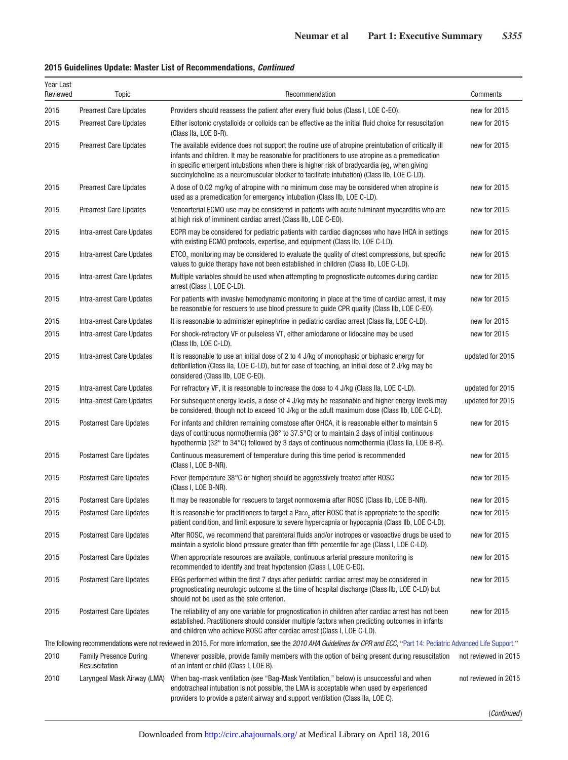**2015 Guidelines Update: Master List of Recommendations, *Continued***

| Year Last Reviewed | Topic | Recommendation | Comments |
|---|---|---|---|
| 2015 | Prearrest Care Updates | Providers should reassess the patient after every fluid bolus (Class I, LOE C-EO). | new for 2015 |
| 2015 | Prearrest Care Updates | Either isotonic crystalloids or colloids can be effective as the initial fluid choice for resuscitation (Class IIa, LOE B-R). | new for 2015 |
| 2015 | Prearrest Care Updates | The available evidence does not support the routine use of atropine preintubation of critically ill infants and children. It may be reasonable for practitioners to use atropine as a premedication in specific emergent intubations when there is higher risk of bradycardia (eg, when giving succinylcholine as a neuromuscular blocker to facilitate intubation) (Class IIb, LOE C-LD). | new for 2015 |
| 2015 | Prearrest Care Updates | A dose of 0.02 mg/kg of atropine with no minimum dose may be considered when atropine is used as a premedication for emergency intubation (Class IIb, LOE C-LD). | new for 2015 |
| 2015 | Prearrest Care Updates | Venoarterial ECMO use may be considered in patients with acute fulminant myocarditis who are at high risk of imminent cardiac arrest (Class IIb, LOE C-EO). | new for 2015 |
| 2015 | Intra-arrest Care Updates | ECPR may be considered for pediatric patients with cardiac diagnoses who have IHCA in settings with existing ECMO protocols, expertise, and equipment (Class IIb, LOE C-LD). | new for 2015 |
| 2015 | Intra-arrest Care Updates | $ETCO_2$ monitoring may be considered to evaluate the quality of chest compressions, but specific values to guide therapy have not been established in children (Class IIb, LOE C-LD). | new for 2015 |
| 2015 | Intra-arrest Care Updates | Multiple variables should be used when attempting to prognosticate outcomes during cardiac arrest (Class I, LOE C-LD). | new for 2015 |
| 2015 | Intra-arrest Care Updates | For patients with invasive hemodynamic monitoring in place at the time of cardiac arrest, it may be reasonable for rescuers to use blood pressure to guide CPR quality (Class IIb, LOE C-EO). | new for 2015 |
| 2015 | Intra-arrest Care Updates | It is reasonable to administer epinephrine in pediatric cardiac arrest (Class IIa, LOE C-LD). | new for 2015 |
| 2015 | Intra-arrest Care Updates | For shock-refractory VF or pulseless VT, either amiodarone or lidocaine may be used (Class IIb, LOE C-LD). | new for 2015 |
| 2015 | Intra-arrest Care Updates | It is reasonable to use an initial dose of 2 to 4 J/kg of monophasic or biphasic energy for defibrillation (Class IIa, LOE C-LD), but for ease of teaching, an initial dose of 2 J/kg may be considered (Class IIb, LOE C-EO). | updated for 2015 |
| 2015 | Intra-arrest Care Updates | For refractory VF, it is reasonable to increase the dose to 4 J/kg (Class IIa, LOE C-LD). | updated for 2015 |
| 2015 | Intra-arrest Care Updates | For subsequent energy levels, a dose of 4 J/kg may be reasonable and higher energy levels may be considered, though not to exceed 10 J/kg or the adult maximum dose (Class IIb, LOE C-LD). | updated for 2015 |
| 2015 | Postarrest Care Updates | For infants and children remaining comatose after OHCA, it is reasonable either to maintain 5 days of continuous normothermia (36° to 37.5°C) or to maintain 2 days of initial continuous hypothermia (32° to 34°C) followed by 3 days of continuous normothermia (Class IIa, LOE B-R). | new for 2015 |
| 2015 | Postarrest Care Updates | Continuous measurement of temperature during this time period is recommended (Class I, LOE B-NR). | new for 2015 |
| 2015 | Postarrest Care Updates | Fever (temperature 38°C or higher) should be aggressively treated after ROSC (Class I, LOE B-NR). | new for 2015 |
| 2015 | Postarrest Care Updates | It may be reasonable for rescuers to target normoxemia after ROSC (Class IIb, LOE B-NR). | new for 2015 |
| 2015 | Postarrest Care Updates | It is reasonable for practitioners to target a $Pa_{CO_2}$ after ROSC that is appropriate to the specific patient condition, and limit exposure to severe hypercapnia or hypocapnia (Class IIb, LOE C-LD). | new for 2015 |
| 2015 | Postarrest Care Updates | After ROSC, we recommend that parenteral fluids and/or inotropes or vasoactive drugs be used to maintain a systolic blood pressure greater than fifth percentile for age (Class I, LOE C-LD). | new for 2015 |
| 2015 | Postarrest Care Updates | When appropriate resources are available, continuous arterial pressure monitoring is recommended to identify and treat hypotension (Class I, LOE C-EO). | new for 2015 |
| 2015 | Postarrest Care Updates | EEGs performed within the first 7 days after pediatric cardiac arrest may be considered in prognosticating neurologic outcome at the time of hospital discharge (Class IIb, LOE C-LD) but should not be used as the sole criterion. | new for 2015 |
| 2015 | Postarrest Care Updates | The reliability of any one variable for prognostication in children after cardiac arrest has not been established. Practitioners should consider multiple factors when predicting outcomes in infants and children who achieve ROSC after cardiac arrest (Class I, LOE C-LD). | new for 2015 |
| The following recommendations were not reviewed in 2015. For more information, see the *2010 AHA Guidelines for CPR and ECC*, "Part 14: Pediatric Advanced Life Support." | | | |
| 2010 | Family Presence During Resuscitation | Whenever possible, provide family members with the option of being present during resuscitation of an infant or child (Class I, LOE B). | not reviewed in 2015 |
| 2010 | Laryngeal Mask Airway (LMA) | When bag-mask ventilation (see "Bag-Mask Ventilation," below) is unsuccessful and when endotracheal intubation is not possible, the LMA is acceptable when used by experienced providers to provide a patent airway and support ventilation (Class IIa, LOE C). | not reviewed in 2015 |

(*Continued*)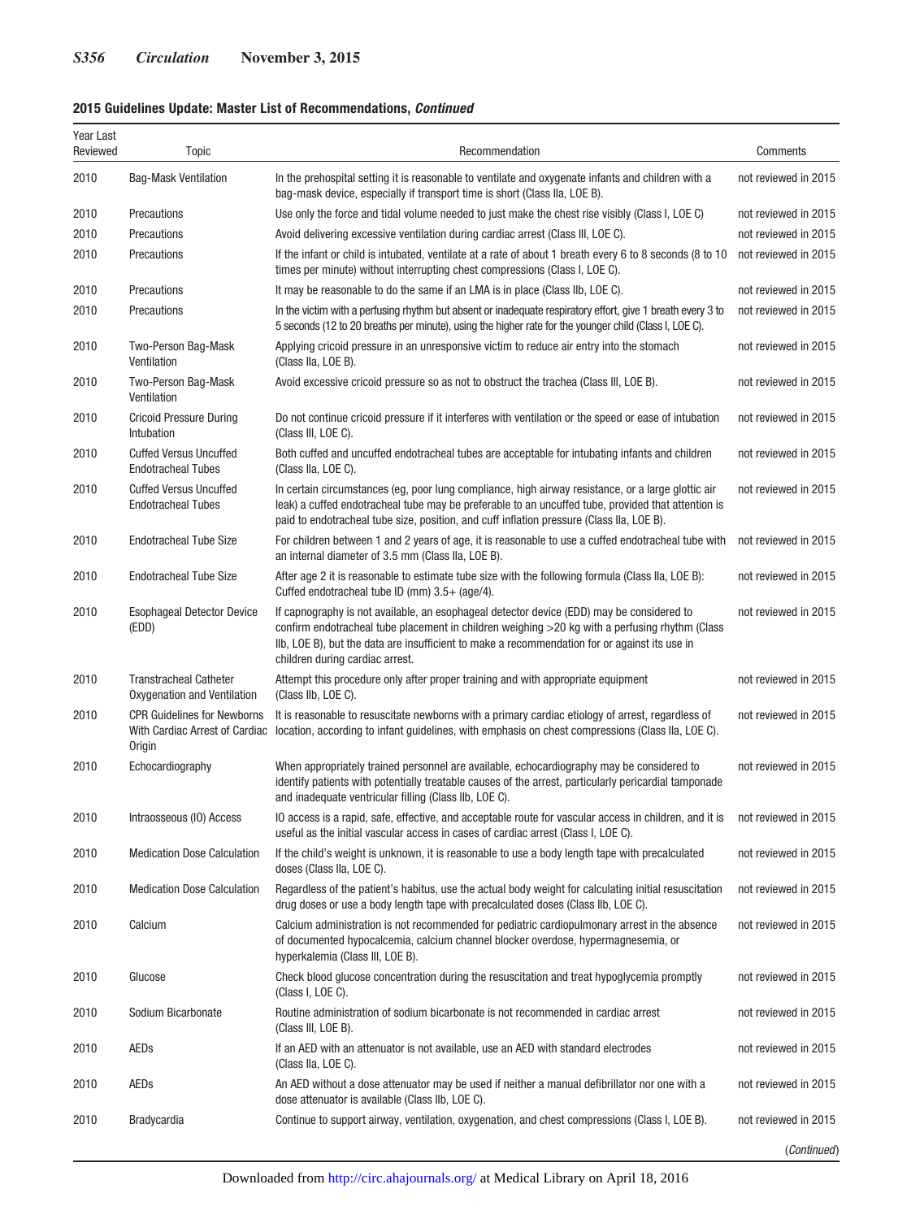**2015 Guidelines Update: Master List of Recommendations, *Continued***

| Year Last Reviewed | Topic | Recommendation | Comments |
|---|---|---|---|
| 2010 | Bag-Mask Ventilation | In the prehospital setting it is reasonable to ventilate and oxygenate infants and children with a bag-mask device, especially if transport time is short (Class IIa, LOE B). | not reviewed in 2015 |
| 2010 | Precautions | Use only the force and tidal volume needed to just make the chest rise visibly (Class I, LOE C) | not reviewed in 2015 |
| 2010 | Precautions | Avoid delivering excessive ventilation during cardiac arrest (Class III, LOE C). | not reviewed in 2015 |
| 2010 | Precautions | If the infant or child is intubated, ventilate at a rate of about 1 breath every 6 to 8 seconds (8 to 10 times per minute) without interrupting chest compressions (Class I, LOE C). | not reviewed in 2015 |
| 2010 | Precautions | It may be reasonable to do the same if an LMA is in place (Class IIb, LOE C). | not reviewed in 2015 |
| 2010 | Precautions | In the victim with a perfusing rhythm but absent or inadequate respiratory effort, give 1 breath every 3 to 5 seconds (12 to 20 breaths per minute), using the higher rate for the younger child (Class I, LOE C). | not reviewed in 2015 |
| 2010 | Two-Person Bag-Mask Ventilation | Applying cricoid pressure in an unresponsive victim to reduce air entry into the stomach (Class IIa, LOE B). | not reviewed in 2015 |
| 2010 | Two-Person Bag-Mask Ventilation | Avoid excessive cricoid pressure so as not to obstruct the trachea (Class III, LOE B). | not reviewed in 2015 |
| 2010 | Cricoid Pressure During Intubation | Do not continue cricoid pressure if it interferes with ventilation or the speed or ease of intubation (Class III, LOE C). | not reviewed in 2015 |
| 2010 | Cuffed Versus Uncuffed Endotracheal Tubes | Both cuffed and uncuffed endotracheal tubes are acceptable for intubating infants and children (Class IIa, LOE C). | not reviewed in 2015 |
| 2010 | Cuffed Versus Uncuffed Endotracheal Tubes | In certain circumstances (eg, poor lung compliance, high airway resistance, or a large glottic air leak) a cuffed endotracheal tube may be preferable to an uncuffed tube, provided that attention is paid to endotracheal tube size, position, and cuff inflation pressure (Class IIa, LOE B). | not reviewed in 2015 |
| 2010 | Endotracheal Tube Size | For children between 1 and 2 years of age, it is reasonable to use a cuffed endotracheal tube with an internal diameter of 3.5 mm (Class IIa, LOE B). | not reviewed in 2015 |
| 2010 | Endotracheal Tube Size | After age 2 it is reasonable to estimate tube size with the following formula (Class IIa, LOE B): Cuffed endotracheal tube ID (mm) 3.5+ (age/4). | not reviewed in 2015 |
| 2010 | Esophageal Detector Device (EDD) | If capnography is not available, an esophageal detector device (EDD) may be considered to confirm endotracheal tube placement in children weighing >20 kg with a perfusing rhythm (Class IIb, LOE B), but the data are insufficient to make a recommendation for or against its use in children during cardiac arrest. | not reviewed in 2015 |
| 2010 | Transtracheal Catheter Oxygenation and Ventilation | Attempt this procedure only after proper training and with appropriate equipment (Class IIb, LOE C). | not reviewed in 2015 |
| 2010 | CPR Guidelines for Newborns With Cardiac Arrest of Cardiac Origin | It is reasonable to resuscitate newborns with a primary cardiac etiology of arrest, regardless of location, according to infant guidelines, with emphasis on chest compressions (Class IIa, LOE C). | not reviewed in 2015 |
| 2010 | Echocardiography | When appropriately trained personnel are available, echocardiography may be considered to identify patients with potentially treatable causes of the arrest, particularly pericardial tamponade and inadequate ventricular filling (Class IIb, LOE C). | not reviewed in 2015 |
| 2010 | Intraosseous (IO) Access | IO access is a rapid, safe, effective, and acceptable route for vascular access in children, and it is useful as the initial vascular access in cases of cardiac arrest (Class I, LOE C). | not reviewed in 2015 |
| 2010 | Medication Dose Calculation | If the child's weight is unknown, it is reasonable to use a body length tape with precalculated doses (Class IIa, LOE C). | not reviewed in 2015 |
| 2010 | Medication Dose Calculation | Regardless of the patient's habitus, use the actual body weight for calculating initial resuscitation drug doses or use a body length tape with precalculated doses (Class IIb, LOE C). | not reviewed in 2015 |
| 2010 | Calcium | Calcium administration is not recommended for pediatric cardiopulmonary arrest in the absence of documented hypocalcemia, calcium channel blocker overdose, hypermagnesemia, or hyperkalemia (Class III, LOE B). | not reviewed in 2015 |
| 2010 | Glucose | Check blood glucose concentration during the resuscitation and treat hypoglycemia promptly (Class I, LOE C). | not reviewed in 2015 |
| 2010 | Sodium Bicarbonate | Routine administration of sodium bicarbonate is not recommended in cardiac arrest (Class III, LOE B). | not reviewed in 2015 |
| 2010 | AEDs | If an AED with an attenuator is not available, use an AED with standard electrodes (Class IIa, LOE C). | not reviewed in 2015 |
| 2010 | AEDs | An AED without a dose attenuator may be used if neither a manual defibrillator nor one with a dose attenuator is available (Class IIb, LOE C). | not reviewed in 2015 |
| 2010 | Bradycardia | Continue to support airway, ventilation, oxygenation, and chest compressions (Class I, LOE B). | not reviewed in 2015 |

(*Continued*)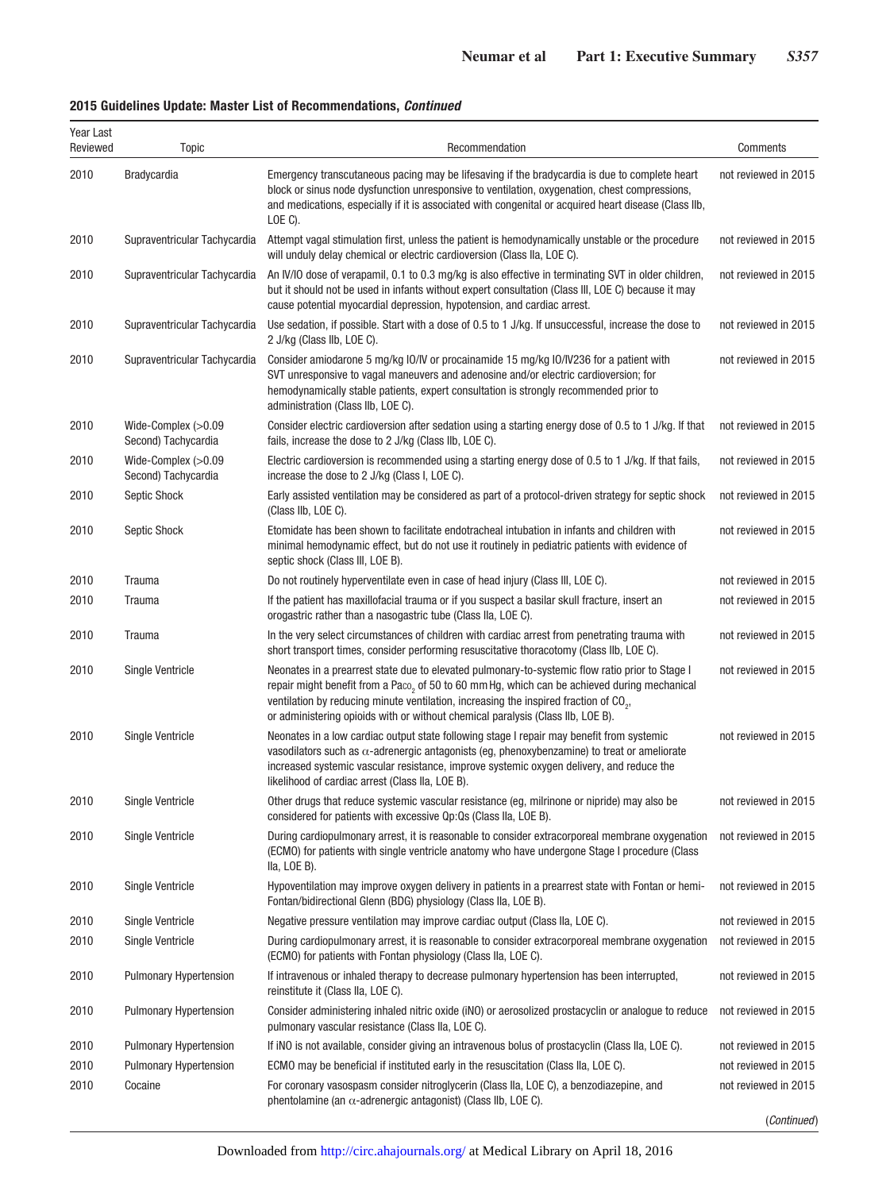**2015 Guidelines Update: Master List of Recommendations, *Continued***

| Year Last Reviewed | Topic | Recommendation | Comments |
|---|---|---|---|
| 2010 | Bradycardia | Emergency transcutaneous pacing may be lifesaving if the bradycardia is due to complete heart block or sinus node dysfunction unresponsive to ventilation, oxygenation, chest compressions, and medications, especially if it is associated with congenital or acquired heart disease (Class IIb, LOE C). | not reviewed in 2015 |
| 2010 | Supraventricular Tachycardia | Attempt vagal stimulation first, unless the patient is hemodynamically unstable or the procedure will unduly delay chemical or electric cardioversion (Class IIa, LOE C). | not reviewed in 2015 |
| 2010 | Supraventricular Tachycardia | An IV/IO dose of verapamil, 0.1 to 0.3 mg/kg is also effective in terminating SVT in older children, but it should not be used in infants without expert consultation (Class III, LOE C) because it may cause potential myocardial depression, hypotension, and cardiac arrest. | not reviewed in 2015 |
| 2010 | Supraventricular Tachycardia | Use sedation, if possible. Start with a dose of 0.5 to 1 J/kg. If unsuccessful, increase the dose to 2 J/kg (Class IIb, LOE C). | not reviewed in 2015 |
| 2010 | Supraventricular Tachycardia | Consider amiodarone 5 mg/kg IO/IV or procainamide 15 mg/kg IO/IV236 for a patient with SVT unresponsive to vagal maneuvers and adenosine and/or electric cardioversion; for hemodynamically stable patients, expert consultation is strongly recommended prior to administration (Class IIb, LOE C). | not reviewed in 2015 |
| 2010 | Wide-Complex (>0.09 Second) Tachycardia | Consider electric cardioversion after sedation using a starting energy dose of 0.5 to 1 J/kg. If that fails, increase the dose to 2 J/kg (Class IIb, LOE C). | not reviewed in 2015 |
| 2010 | Wide-Complex (>0.09 Second) Tachycardia | Electric cardioversion is recommended using a starting energy dose of 0.5 to 1 J/kg. If that fails, increase the dose to 2 J/kg (Class I, LOE C). | not reviewed in 2015 |
| 2010 | Septic Shock | Early assisted ventilation may be considered as part of a protocol-driven strategy for septic shock (Class IIb, LOE C). | not reviewed in 2015 |
| 2010 | Septic Shock | Etomidate has been shown to facilitate endotracheal intubation in infants and children with minimal hemodynamic effect, but do not use it routinely in pediatric patients with evidence of septic shock (Class III, LOE B). | not reviewed in 2015 |
| 2010 | Trauma | Do not routinely hyperventilate even in case of head injury (Class III, LOE C). | not reviewed in 2015 |
| 2010 | Trauma | If the patient has maxillofacial trauma or if you suspect a basilar skull fracture, insert an orogastric rather than a nasogastric tube (Class IIa, LOE C). | not reviewed in 2015 |
| 2010 | Trauma | In the very select circumstances of children with cardiac arrest from penetrating trauma with short transport times, consider performing resuscitative thoracotomy (Class IIb, LOE C). | not reviewed in 2015 |
| 2010 | Single Ventricle | Neonates in a prearrest state due to elevated pulmonary-to-systemic flow ratio prior to Stage I repair might benefit from a $Pa_{CO_2}$ of 50 to 60 mm Hg, which can be achieved during mechanical ventilation by reducing minute ventilation, increasing the inspired fraction of $CO_2$, or administering opioids with or without chemical paralysis (Class IIb, LOE B). | not reviewed in 2015 |
| 2010 | Single Ventricle | Neonates in a low cardiac output state following stage I repair may benefit from systemic vasodilators such as α-adrenergic antagonists (eg, phenoxybenzamine) to treat or ameliorate increased systemic vascular resistance, improve systemic oxygen delivery, and reduce the likelihood of cardiac arrest (Class IIa, LOE B). | not reviewed in 2015 |
| 2010 | Single Ventricle | Other drugs that reduce systemic vascular resistance (eg, milrinone or nipride) may also be considered for patients with excessive Qp:Qs (Class IIa, LOE B). | not reviewed in 2015 |
| 2010 | Single Ventricle | During cardiopulmonary arrest, it is reasonable to consider extracorporeal membrane oxygenation (ECMO) for patients with single ventricle anatomy who have undergone Stage I procedure (Class IIa, LOE B). | not reviewed in 2015 |
| 2010 | Single Ventricle | Hypoventilation may improve oxygen delivery in patients in a prearrest state with Fontan or hemi-Fontan/bidirectional Glenn (BDG) physiology (Class IIa, LOE B). | not reviewed in 2015 |
| 2010 | Single Ventricle | Negative pressure ventilation may improve cardiac output (Class IIa, LOE C). | not reviewed in 2015 |
| 2010 | Single Ventricle | During cardiopulmonary arrest, it is reasonable to consider extracorporeal membrane oxygenation (ECMO) for patients with Fontan physiology (Class IIa, LOE C). | not reviewed in 2015 |
| 2010 | Pulmonary Hypertension | If intravenous or inhaled therapy to decrease pulmonary hypertension has been interrupted, reinstitute it (Class IIa, LOE C). | not reviewed in 2015 |
| 2010 | Pulmonary Hypertension | Consider administering inhaled nitric oxide (iNO) or aerosolized prostacyclin or analogue to reduce pulmonary vascular resistance (Class IIa, LOE C). | not reviewed in 2015 |
| 2010 | Pulmonary Hypertension | If iNO is not available, consider giving an intravenous bolus of prostacyclin (Class IIa, LOE C). | not reviewed in 2015 |
| 2010 | Pulmonary Hypertension | ECMO may be beneficial if instituted early in the resuscitation (Class IIa, LOE C). | not reviewed in 2015 |
| 2010 | Cocaine | For coronary vasospasm consider nitroglycerin (Class IIa, LOE C), a benzodiazepine, and phentolamine (an α-adrenergic antagonist) (Class IIb, LOE C). | not reviewed in 2015 |

(*Continued*)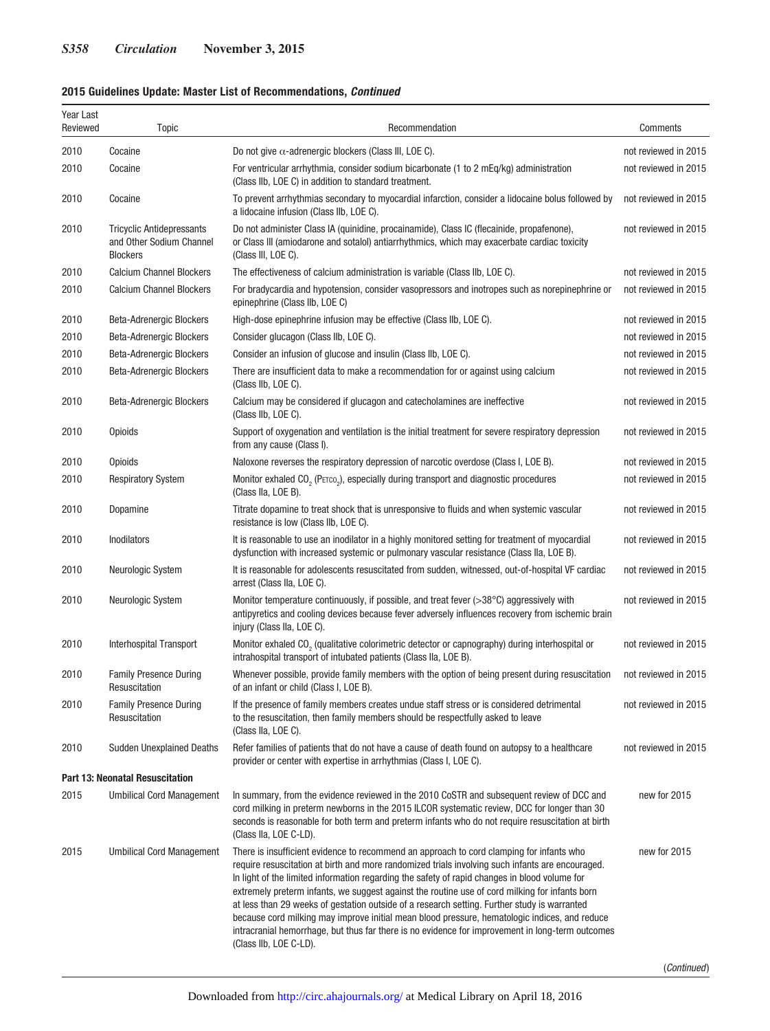**2015 Guidelines Update: Master List of Recommendations, *Continued***

| Year Last Reviewed | Topic | Recommendation | Comments |
|---|---|---|---|
| 2010 | Cocaine | Do not give α-adrenergic blockers (Class III, LOE C). | not reviewed in 2015 |
| 2010 | Cocaine | For ventricular arrhythmia, consider sodium bicarbonate (1 to 2 mEq/kg) administration (Class IIb, LOE C) in addition to standard treatment. | not reviewed in 2015 |
| 2010 | Cocaine | To prevent arrhythmias secondary to myocardial infarction, consider a lidocaine bolus followed by a lidocaine infusion (Class IIb, LOE C). | not reviewed in 2015 |
| 2010 | Tricyclic Antidepressants and Other Sodium Channel Blockers | Do not administer Class IA (quinidine, procainamide), Class IC (flecainide, propafenone), or Class III (amiodarone and sotalol) antiarrhythmics, which may exacerbate cardiac toxicity (Class III, LOE C). | not reviewed in 2015 |
| 2010 | Calcium Channel Blockers | The effectiveness of calcium administration is variable (Class IIb, LOE C). | not reviewed in 2015 |
| 2010 | Calcium Channel Blockers | For bradycardia and hypotension, consider vasopressors and inotropes such as norepinephrine or epinephrine (Class IIb, LOE C) | not reviewed in 2015 |
| 2010 | Beta-Adrenergic Blockers | High-dose epinephrine infusion may be effective (Class IIb, LOE C). | not reviewed in 2015 |
| 2010 | Beta-Adrenergic Blockers | Consider glucagon (Class IIb, LOE C). | not reviewed in 2015 |
| 2010 | Beta-Adrenergic Blockers | Consider an infusion of glucose and insulin (Class IIb, LOE C). | not reviewed in 2015 |
| 2010 | Beta-Adrenergic Blockers | There are insufficient data to make a recommendation for or against using calcium (Class IIb, LOE C). | not reviewed in 2015 |
| 2010 | Beta-Adrenergic Blockers | Calcium may be considered if glucagon and catecholamines are ineffective (Class IIb, LOE C). | not reviewed in 2015 |
| 2010 | Opioids | Support of oxygenation and ventilation is the initial treatment for severe respiratory depression from any cause (Class I). | not reviewed in 2015 |
| 2010 | Opioids | Naloxone reverses the respiratory depression of narcotic overdose (Class I, LOE B). | not reviewed in 2015 |
| 2010 | Respiratory System | Monitor exhaled $CO_2$ ($P_{ETCO_2}$), especially during transport and diagnostic procedures (Class IIa, LOE B). | not reviewed in 2015 |
| 2010 | Dopamine | Titrate dopamine to treat shock that is unresponsive to fluids and when systemic vascular resistance is low (Class IIb, LOE C). | not reviewed in 2015 |
| 2010 | Inodilators | It is reasonable to use an inodilator in a highly monitored setting for treatment of myocardial dysfunction with increased systemic or pulmonary vascular resistance (Class IIa, LOE B). | not reviewed in 2015 |
| 2010 | Neurologic System | It is reasonable for adolescents resuscitated from sudden, witnessed, out-of-hospital VF cardiac arrest (Class IIa, LOE C). | not reviewed in 2015 |
| 2010 | Neurologic System | Monitor temperature continuously, if possible, and treat fever (>38°C) aggressively with antipyretics and cooling devices because fever adversely influences recovery from ischemic brain injury (Class IIa, LOE C). | not reviewed in 2015 |
| 2010 | Interhospital Transport | Monitor exhaled $CO_2$ (qualitative colorimetric detector or capnography) during interhospital or intrahospital transport of intubated patients (Class IIa, LOE B). | not reviewed in 2015 |
| 2010 | Family Presence During Resuscitation | Whenever possible, provide family members with the option of being present during resuscitation of an infant or child (Class I, LOE B). | not reviewed in 2015 |
| 2010 | Family Presence During Resuscitation | If the presence of family members creates undue staff stress or is considered detrimental to the resuscitation, then family members should be respectfully asked to leave (Class IIa, LOE C). | not reviewed in 2015 |
| 2010 | Sudden Unexplained Deaths | Refer families of patients that do not have a cause of death found on autopsy to a healthcare provider or center with expertise in arrhythmias (Class I, LOE C). | not reviewed in 2015 |
| **Part 13: Neonatal Resuscitation** | | | |
| 2015 | Umbilical Cord Management | In summary, from the evidence reviewed in the 2010 CoSTR and subsequent review of DCC and cord milking in preterm newborns in the 2015 ILCOR systematic review, DCC for longer than 30 seconds is reasonable for both term and preterm infants who do not require resuscitation at birth (Class IIa, LOE C-LD). | new for 2015 |
| 2015 | Umbilical Cord Management | There is insufficient evidence to recommend an approach to cord clamping for infants who require resuscitation at birth and more randomized trials involving such infants are encouraged. In light of the limited information regarding the safety of rapid changes in blood volume for extremely preterm infants, we suggest against the routine use of cord milking for infants born at less than 29 weeks of gestation outside of a research setting. Further study is warranted because cord milking may improve initial mean blood pressure, hematologic indices, and reduce intracranial hemorrhage, but thus far there is no evidence for improvement in long-term outcomes (Class IIb, LOE C-LD). | new for 2015 |

(*Continued*)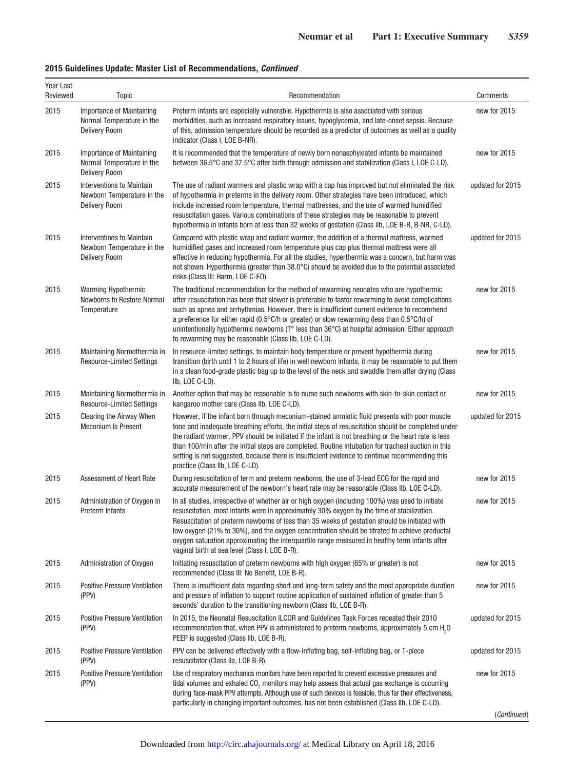**2015 Guidelines Update: Master List of Recommendations, *Continued***

| Year Last Reviewed | Topic | Recommendation | Comments |
|---|---|---|---|
| 2015 | Importance of Maintaining Normal Temperature in the Delivery Room | Preterm infants are especially vulnerable. Hypothermia is also associated with serious morbidities, such as increased respiratory issues, hypoglycemia, and late-onset sepsis. Because of this, admission temperature should be recorded as a predictor of outcomes as well as a quality indicator (Class I, LOE B-NR). | new for 2015 |
| 2015 | Importance of Maintaining Normal Temperature in the Delivery Room | It is recommended that the temperature of newly born nonasphyxiated infants be maintained between 36.5°C and 37.5°C after birth through admission and stabilization (Class I, LOE C-LD). | new for 2015 |
| 2015 | Interventions to Maintain Newborn Temperature in the Delivery Room | The use of radiant warmers and plastic wrap with a cap has improved but not eliminated the risk of hypothermia in preterms in the delivery room. Other strategies have been introduced, which include increased room temperature, thermal mattresses, and the use of warmed humidified resuscitation gases. Various combinations of these strategies may be reasonable to prevent hypothermia in infants born at less than 32 weeks of gestation (Class IIb, LOE B-R, B-NR, C-LD). | updated for 2015 |
| 2015 | Interventions to Maintain Newborn Temperature in the Delivery Room | Compared with plastic wrap and radiant warmer, the addition of a thermal mattress, warmed humidified gases and increased room temperature plus cap plus thermal mattress were all effective in reducing hypothermia. For all the studies, hyperthermia was a concern, but harm was not shown. Hyperthermia (greater than 38.0°C) should be avoided due to the potential associated risks (Class III: Harm, LOE C-EO). | updated for 2015 |
| 2015 | Warming Hypothermic Newborns to Restore Normal Temperature | The traditional recommendation for the method of rewarming neonates who are hypothermic after resuscitation has been that slower is preferable to faster rewarming to avoid complications such as apnea and arrhythmias. However, there is insufficient current evidence to recommend a preference for either rapid (0.5°C/h or greater) or slow rewarming (less than 0.5°C/h) of unintentionally hypothermic newborns (T° less than 36°C) at hospital admission. Either approach to rewarming may be reasonable (Class IIb, LOE C-LD). | new for 2015 |
| 2015 | Maintaining Normothermia in Resource-Limited Settings | In resource-limited settings, to maintain body temperature or prevent hypothermia during transition (birth until 1 to 2 hours of life) in well newborn infants, it may be reasonable to put them in a clean food-grade plastic bag up to the level of the neck and swaddle them after drying (Class IIb, LOE C-LD). | new for 2015 |
| 2015 | Maintaining Normothermia in Resource-Limited Settings | Another option that may be reasonable is to nurse such newborns with skin-to-skin contact or kangaroo mother care (Class IIb, LOE C-LD). | new for 2015 |
| 2015 | Clearing the Airway When Meconium Is Present | However, if the infant born through meconium-stained amniotic fluid presents with poor muscle tone and inadequate breathing efforts, the initial steps of resuscitation should be completed under the radiant warmer. PPV should be initiated if the infant is not breathing or the heart rate is less than 100/min after the initial steps are completed. Routine intubation for tracheal suction in this setting is not suggested, because there is insufficient evidence to continue recommending this practice (Class IIb, LOE C-LD). | updated for 2015 |
| 2015 | Assessment of Heart Rate | During resuscitation of term and preterm newborns, the use of 3-lead ECG for the rapid and accurate measurement of the newborn's heart rate may be reasonable (Class IIb, LOE C-LD). | new for 2015 |
| 2015 | Administration of Oxygen in Preterm Infants | In all studies, irrespective of whether air or high oxygen (including 100%) was used to initiate resuscitation, most infants were in approximately 30% oxygen by the time of stabilization. Resuscitation of preterm newborns of less than 35 weeks of gestation should be initiated with low oxygen (21% to 30%), and the oxygen concentration should be titrated to achieve preductal oxygen saturation approximating the interquartile range measured in healthy term infants after vaginal birth at sea level (Class I, LOE B-R). | new for 2015 |
| 2015 | Administration of Oxygen | Initiating resuscitation of preterm newborns with high oxygen (65% or greater) is not recommended (Class III: No Benefit, LOE B-R). | new for 2015 |
| 2015 | Positive Pressure Ventilation (PPV) | There is insufficient data regarding short and long-term safety and the most appropriate duration and pressure of inflation to support routine application of sustained inflation of greater than 5 seconds' duration to the transitioning newborn (Class IIb, LOE B-R). | new for 2015 |
| 2015 | Positive Pressure Ventilation (PPV) | In 2015, the Neonatal Resuscitation ILCOR and Guidelines Task Forces repeated their 2010 recommendation that, when PPV is administered to preterm newborns, approximately 5 cm $H_2O$ PEEP is suggested (Class IIb, LOE B-R). | updated for 2015 |
| 2015 | Positive Pressure Ventilation (PPV) | PPV can be delivered effectively with a flow-inflating bag, self-inflating bag, or T-piece resuscitator (Class IIa, LOE B-R). | updated for 2015 |
| 2015 | Positive Pressure Ventilation (PPV) | Use of respiratory mechanics monitors have been reported to prevent excessive pressures and tidal volumes and exhaled $CO_2$ monitors may help assess that actual gas exchange is occurring during face-mask PPV attempts. Although use of such devices is feasible, thus far their effectiveness, particularly in changing important outcomes, has not been established (Class IIb, LOE C-LD). | new for 2015 |

(*Continued*)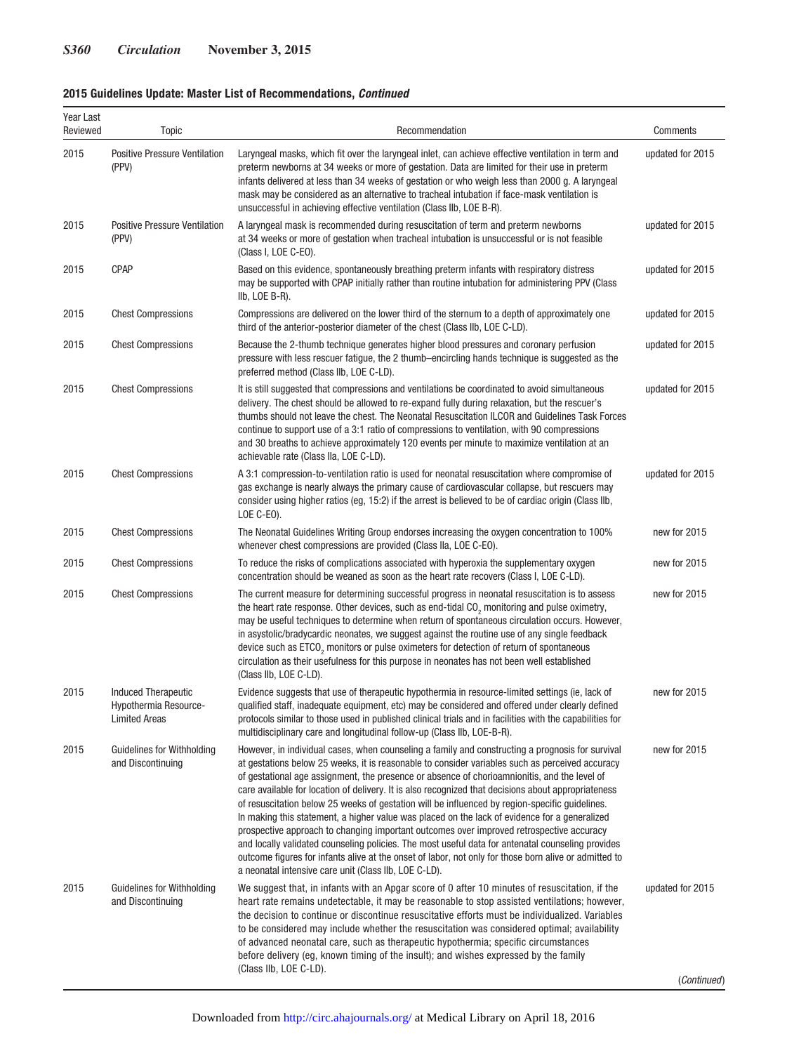**2015 Guidelines Update: Master List of Recommendations, *Continued***

| Year Last Reviewed | Topic | Recommendation | Comments |
|---|---|---|---|
| 2015 | Positive Pressure Ventilation (PPV) | Laryngeal masks, which fit over the laryngeal inlet, can achieve effective ventilation in term and preterm newborns at 34 weeks or more of gestation. Data are limited for their use in preterm infants delivered at less than 34 weeks of gestation or who weigh less than 2000 g. A laryngeal mask may be considered as an alternative to tracheal intubation if face-mask ventilation is unsuccessful in achieving effective ventilation (Class IIb, LOE B-R). | updated for 2015 |
| 2015 | Positive Pressure Ventilation (PPV) | A laryngeal mask is recommended during resuscitation of term and preterm newborns at 34 weeks or more of gestation when tracheal intubation is unsuccessful or is not feasible (Class I, LOE C-EO). | updated for 2015 |
| 2015 | CPAP | Based on this evidence, spontaneously breathing preterm infants with respiratory distress may be supported with CPAP initially rather than routine intubation for administering PPV (Class IIb, LOE B-R). | updated for 2015 |
| 2015 | Chest Compressions | Compressions are delivered on the lower third of the sternum to a depth of approximately one third of the anterior-posterior diameter of the chest (Class IIb, LOE C-LD). | updated for 2015 |
| 2015 | Chest Compressions | Because the 2-thumb technique generates higher blood pressures and coronary perfusion pressure with less rescuer fatigue, the 2 thumb–encircling hands technique is suggested as the preferred method (Class IIb, LOE C-LD). | updated for 2015 |
| 2015 | Chest Compressions | It is still suggested that compressions and ventilations be coordinated to avoid simultaneous delivery. The chest should be allowed to re-expand fully during relaxation, but the rescuer's thumbs should not leave the chest. The Neonatal Resuscitation ILCOR and Guidelines Task Forces continue to support use of a 3:1 ratio of compressions to ventilation, with 90 compressions and 30 breaths to achieve approximately 120 events per minute to maximize ventilation at an achievable rate (Class IIa, LOE C-LD). | updated for 2015 |
| 2015 | Chest Compressions | A 3:1 compression-to-ventilation ratio is used for neonatal resuscitation where compromise of gas exchange is nearly always the primary cause of cardiovascular collapse, but rescuers may consider using higher ratios (eg, 15:2) if the arrest is believed to be of cardiac origin (Class IIb, LOE C-EO). | updated for 2015 |
| 2015 | Chest Compressions | The Neonatal Guidelines Writing Group endorses increasing the oxygen concentration to 100% whenever chest compressions are provided (Class IIa, LOE C-EO). | new for 2015 |
| 2015 | Chest Compressions | To reduce the risks of complications associated with hyperoxia the supplementary oxygen concentration should be weaned as soon as the heart rate recovers (Class I, LOE C-LD). | new for 2015 |
| 2015 | Chest Compressions | The current measure for determining successful progress in neonatal resuscitation is to assess the heart rate response. Other devices, such as end-tidal $CO_2$ monitoring and pulse oximetry, may be useful techniques to determine when return of spontaneous circulation occurs. However, in asystolic/bradycardic neonates, we suggest against the routine use of any single feedback device such as $ETCO_2$ monitors or pulse oximeters for detection of return of spontaneous circulation as their usefulness for this purpose in neonates has not been well established (Class IIb, LOE C-LD). | new for 2015 |
| 2015 | Induced Therapeutic Hypothermia Resource-Limited Areas | Evidence suggests that use of therapeutic hypothermia in resource-limited settings (ie, lack of qualified staff, inadequate equipment, etc) may be considered and offered under clearly defined protocols similar to those used in published clinical trials and in facilities with the capabilities for multidisciplinary care and longitudinal follow-up (Class IIb, LOE-B-R). | new for 2015 |
| 2015 | Guidelines for Withholding and Discontinuing | However, in individual cases, when counseling a family and constructing a prognosis for survival at gestations below 25 weeks, it is reasonable to consider variables such as perceived accuracy of gestational age assignment, the presence or absence of chorioamnionitis, and the level of care available for location of delivery. It is also recognized that decisions about appropriateness of resuscitation below 25 weeks of gestation will be influenced by region-specific guidelines. In making this statement, a higher value was placed on the lack of evidence for a generalized prospective approach to changing important outcomes over improved retrospective accuracy and locally validated counseling policies. The most useful data for antenatal counseling provides outcome figures for infants alive at the onset of labor, not only for those born alive or admitted to a neonatal intensive care unit (Class IIb, LOE C-LD). | new for 2015 |
| 2015 | Guidelines for Withholding and Discontinuing | We suggest that, in infants with an Apgar score of 0 after 10 minutes of resuscitation, if the heart rate remains undetectable, it may be reasonable to stop assisted ventilations; however, the decision to continue or discontinue resuscitative efforts must be individualized. Variables to be considered may include whether the resuscitation was considered optimal; availability of advanced neonatal care, such as therapeutic hypothermia; specific circumstances before delivery (eg, known timing of the insult); and wishes expressed by the family (Class IIb, LOE C-LD). | updated for 2015 |

(*Continued*)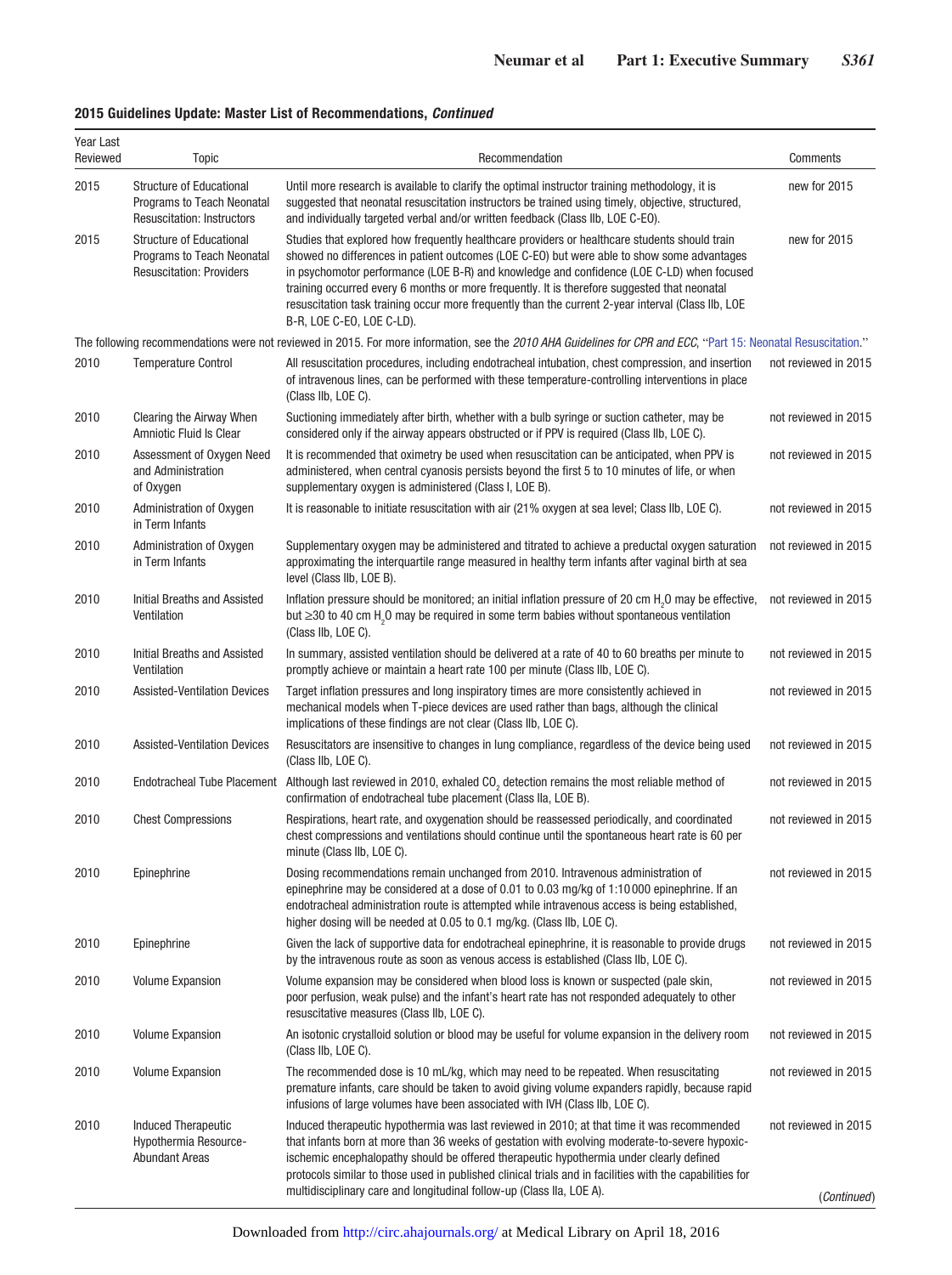**2015 Guidelines Update: Master List of Recommendations, *Continued***

| Year Last Reviewed | Topic | Recommendation | Comments |
|---|---|---|---|
| 2015 | Structure of Educational Programs to Teach Neonatal Resuscitation: Instructors | Until more research is available to clarify the optimal instructor training methodology, it is suggested that neonatal resuscitation instructors be trained using timely, objective, structured, and individually targeted verbal and/or written feedback (Class IIb, LOE C-EO). | new for 2015 |
| 2015 | Structure of Educational Programs to Teach Neonatal Resuscitation: Providers | Studies that explored how frequently healthcare providers or healthcare students should train showed no differences in patient outcomes (LOE C-EO) but were able to show some advantages in psychomotor performance (LOE B-R) and knowledge and confidence (LOE C-LD) when focused training occurred every 6 months or more frequently. It is therefore suggested that neonatal resuscitation task training occur more frequently than the current 2-year interval (Class IIb, LOE B-R, LOE C-EO, LOE C-LD). | new for 2015 |
| The following recommendations were not reviewed in 2015. For more information, see the *2010 AHA Guidelines for CPR and ECC*, "Part 15: Neonatal Resuscitation." | | | |
| 2010 | Temperature Control | All resuscitation procedures, including endotracheal intubation, chest compression, and insertion of intravenous lines, can be performed with these temperature-controlling interventions in place (Class IIb, LOE C). | not reviewed in 2015 |
| 2010 | Clearing the Airway When Amniotic Fluid Is Clear | Suctioning immediately after birth, whether with a bulb syringe or suction catheter, may be considered only if the airway appears obstructed or if PPV is required (Class IIb, LOE C). | not reviewed in 2015 |
| 2010 | Assessment of Oxygen Need and Administration of Oxygen | It is recommended that oximetry be used when resuscitation can be anticipated, when PPV is administered, when central cyanosis persists beyond the first 5 to 10 minutes of life, or when supplementary oxygen is administered (Class I, LOE B). | not reviewed in 2015 |
| 2010 | Administration of Oxygen in Term Infants | It is reasonable to initiate resuscitation with air (21% oxygen at sea level; Class IIb, LOE C). | not reviewed in 2015 |
| 2010 | Administration of Oxygen in Term Infants | Supplementary oxygen may be administered and titrated to achieve a preductal oxygen saturation approximating the interquartile range measured in healthy term infants after vaginal birth at sea level (Class IIb, LOE B). | not reviewed in 2015 |
| 2010 | Initial Breaths and Assisted Ventilation | Inflation pressure should be monitored; an initial inflation pressure of 20 cm $H_2O$ may be effective, but ≥30 to 40 cm $H_2O$ may be required in some term babies without spontaneous ventilation (Class IIb, LOE C). | not reviewed in 2015 |
| 2010 | Initial Breaths and Assisted Ventilation | In summary, assisted ventilation should be delivered at a rate of 40 to 60 breaths per minute to promptly achieve or maintain a heart rate 100 per minute (Class IIb, LOE C). | not reviewed in 2015 |
| 2010 | Assisted-Ventilation Devices | Target inflation pressures and long inspiratory times are more consistently achieved in mechanical models when T-piece devices are used rather than bags, although the clinical implications of these findings are not clear (Class IIb, LOE C). | not reviewed in 2015 |
| 2010 | Assisted-Ventilation Devices | Resuscitators are insensitive to changes in lung compliance, regardless of the device being used (Class IIb, LOE C). | not reviewed in 2015 |
| 2010 | Endotracheal Tube Placement | Although last reviewed in 2010, exhaled $CO_2$ detection remains the most reliable method of confirmation of endotracheal tube placement (Class IIa, LOE B). | not reviewed in 2015 |
| 2010 | Chest Compressions | Respirations, heart rate, and oxygenation should be reassessed periodically, and coordinated chest compressions and ventilations should continue until the spontaneous heart rate is 60 per minute (Class IIb, LOE C). | not reviewed in 2015 |
| 2010 | Epinephrine | Dosing recommendations remain unchanged from 2010. Intravenous administration of epinephrine may be considered at a dose of 0.01 to 0.03 mg/kg of 1:10000 epinephrine. If an endotracheal administration route is attempted while intravenous access is being established, higher dosing will be needed at 0.05 to 0.1 mg/kg. (Class IIb, LOE C). | not reviewed in 2015 |
| 2010 | Epinephrine | Given the lack of supportive data for endotracheal epinephrine, it is reasonable to provide drugs by the intravenous route as soon as venous access is established (Class IIb, LOE C). | not reviewed in 2015 |
| 2010 | Volume Expansion | Volume expansion may be considered when blood loss is known or suspected (pale skin, poor perfusion, weak pulse) and the infant's heart rate has not responded adequately to other resuscitative measures (Class IIb, LOE C). | not reviewed in 2015 |
| 2010 | Volume Expansion | An isotonic crystalloid solution or blood may be useful for volume expansion in the delivery room (Class IIb, LOE C). | not reviewed in 2015 |
| 2010 | Volume Expansion | The recommended dose is 10 mL/kg, which may need to be repeated. When resuscitating premature infants, care should be taken to avoid giving volume expanders rapidly, because rapid infusions of large volumes have been associated with IVH (Class IIb, LOE C). | not reviewed in 2015 |
| 2010 | Induced Therapeutic Hypothermia Resource-Abundant Areas | Induced therapeutic hypothermia was last reviewed in 2010; at that time it was recommended that infants born at more than 36 weeks of gestation with evolving moderate-to-severe hypoxic-ischemic encephalopathy should be offered therapeutic hypothermia under clearly defined protocols similar to those used in published clinical trials and in facilities with the capabilities for multidisciplinary care and longitudinal follow-up (Class IIa, LOE A). | not reviewed in 2015 |

(*Continued*)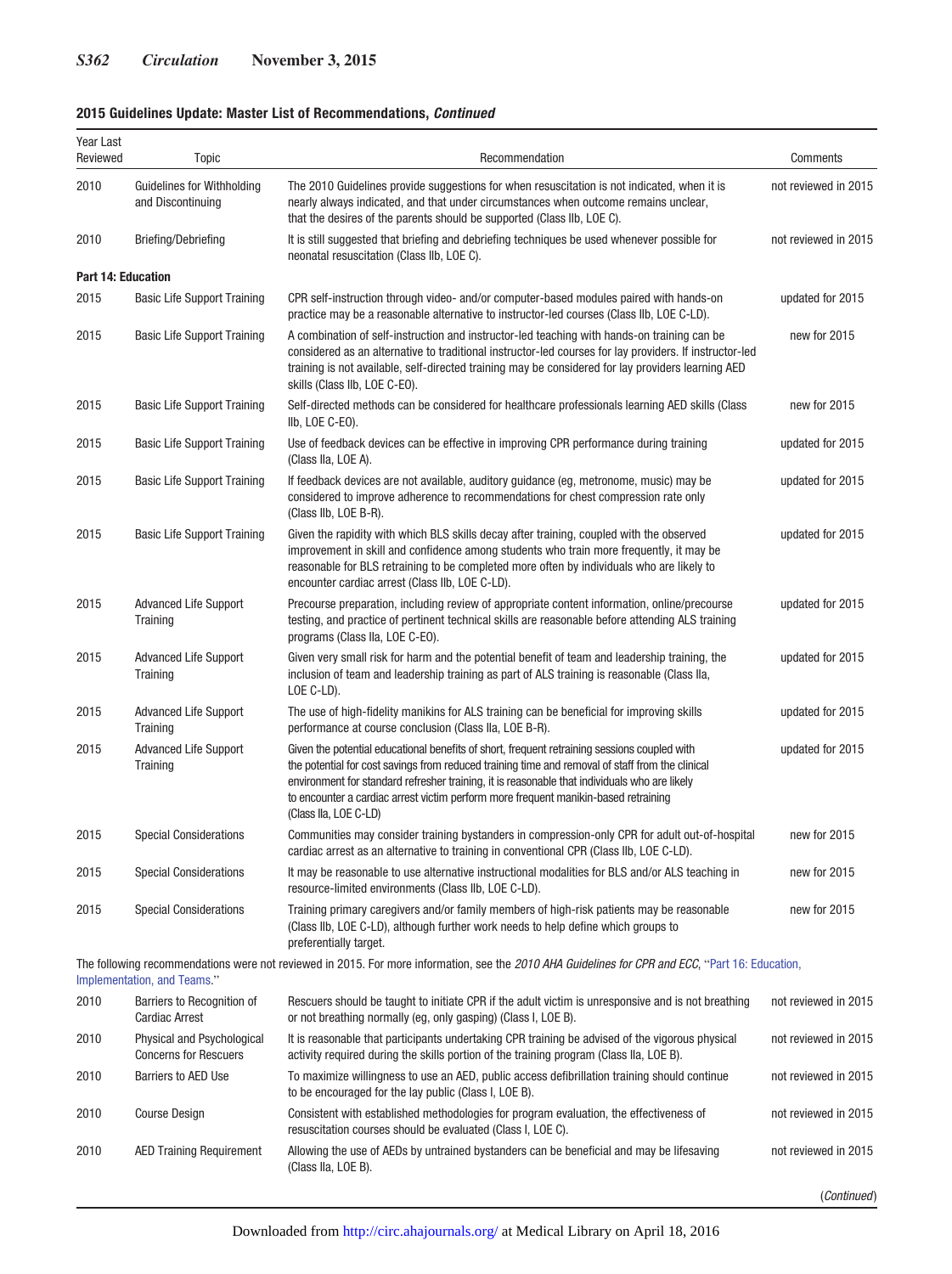**2015 Guidelines Update: Master List of Recommendations, *Continued***

| Year Last Reviewed | Topic | Recommendation | Comments |
|---|---|---|---|
| 2010 | Guidelines for Withholding and Discontinuing | The 2010 Guidelines provide suggestions for when resuscitation is not indicated, when it is nearly always indicated, and that under circumstances when outcome remains unclear, that the desires of the parents should be supported (Class IIb, LOE C). | not reviewed in 2015 |
| 2010 | Briefing/Debriefing | It is still suggested that briefing and debriefing techniques be used whenever possible for neonatal resuscitation (Class IIb, LOE C). | not reviewed in 2015 |
| **Part 14: Education** | | | |
| 2015 | Basic Life Support Training | CPR self-instruction through video- and/or computer-based modules paired with hands-on practice may be a reasonable alternative to instructor-led courses (Class IIb, LOE C-LD). | updated for 2015 |
| 2015 | Basic Life Support Training | A combination of self-instruction and instructor-led teaching with hands-on training can be considered as an alternative to traditional instructor-led courses for lay providers. If instructor-led training is not available, self-directed training may be considered for lay providers learning AED skills (Class IIb, LOE C-EO). | new for 2015 |
| 2015 | Basic Life Support Training | Self-directed methods can be considered for healthcare professionals learning AED skills (Class IIb, LOE C-EO). | new for 2015 |
| 2015 | Basic Life Support Training | Use of feedback devices can be effective in improving CPR performance during training (Class IIa, LOE A). | updated for 2015 |
| 2015 | Basic Life Support Training | If feedback devices are not available, auditory guidance (eg, metronome, music) may be considered to improve adherence to recommendations for chest compression rate only (Class IIb, LOE B-R). | updated for 2015 |
| 2015 | Basic Life Support Training | Given the rapidity with which BLS skills decay after training, coupled with the observed improvement in skill and confidence among students who train more frequently, it may be reasonable for BLS retraining to be completed more often by individuals who are likely to encounter cardiac arrest (Class IIb, LOE C-LD). | updated for 2015 |
| 2015 | Advanced Life Support Training | Precourse preparation, including review of appropriate content information, online/precourse testing, and practice of pertinent technical skills are reasonable before attending ALS training programs (Class IIa, LOE C-EO). | updated for 2015 |
| 2015 | Advanced Life Support Training | Given very small risk for harm and the potential benefit of team and leadership training, the inclusion of team and leadership training as part of ALS training is reasonable (Class IIa, LOE C-LD). | updated for 2015 |
| 2015 | Advanced Life Support Training | The use of high-fidelity manikins for ALS training can be beneficial for improving skills performance at course conclusion (Class IIa, LOE B-R). | updated for 2015 |
| 2015 | Advanced Life Support Training | Given the potential educational benefits of short, frequent retraining sessions coupled with the potential for cost savings from reduced training time and removal of staff from the clinical environment for standard refresher training, it is reasonable that individuals who are likely to encounter a cardiac arrest victim perform more frequent manikin-based retraining (Class IIa, LOE C-LD) | updated for 2015 |
| 2015 | Special Considerations | Communities may consider training bystanders in compression-only CPR for adult out-of-hospital cardiac arrest as an alternative to training in conventional CPR (Class IIb, LOE C-LD). | new for 2015 |
| 2015 | Special Considerations | It may be reasonable to use alternative instructional modalities for BLS and/or ALS teaching in resource-limited environments (Class IIb, LOE C-LD). | new for 2015 |
| 2015 | Special Considerations | Training primary caregivers and/or family members of high-risk patients may be reasonable (Class IIb, LOE C-LD), although further work needs to help define which groups to preferentially target. | new for 2015 |
| The following recommendations were not reviewed in 2015. For more information, see the *2010 AHA Guidelines for CPR and ECC*, "Part 16: Education, Implementation, and Teams." | | | |
| 2010 | Barriers to Recognition of Cardiac Arrest | Rescuers should be taught to initiate CPR if the adult victim is unresponsive and is not breathing or not breathing normally (eg, only gasping) (Class I, LOE B). | not reviewed in 2015 |
| 2010 | Physical and Psychological Concerns for Rescuers | It is reasonable that participants undertaking CPR training be advised of the vigorous physical activity required during the skills portion of the training program (Class IIa, LOE B). | not reviewed in 2015 |
| 2010 | Barriers to AED Use | To maximize willingness to use an AED, public access defibrillation training should continue to be encouraged for the lay public (Class I, LOE B). | not reviewed in 2015 |
| 2010 | Course Design | Consistent with established methodologies for program evaluation, the effectiveness of resuscitation courses should be evaluated (Class I, LOE C). | not reviewed in 2015 |
| 2010 | AED Training Requirement | Allowing the use of AEDs by untrained bystanders can be beneficial and may be lifesaving (Class IIa, LOE B). | not reviewed in 2015 |

(*Continued*)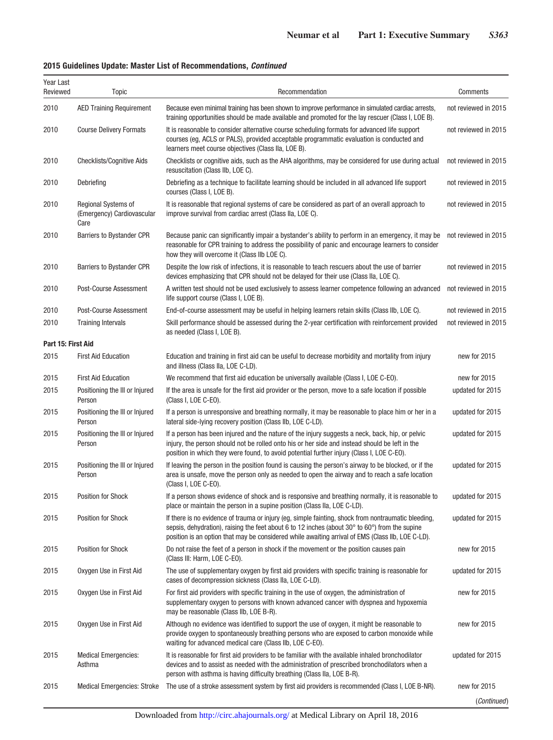**2015 Guidelines Update: Master List of Recommendations, *Continued***

| Year Last Reviewed | Topic | Recommendation | Comments |
|---|---|---|---|
| 2010 | AED Training Requirement | Because even minimal training has been shown to improve performance in simulated cardiac arrests, training opportunities should be made available and promoted for the lay rescuer (Class I, LOE B). | not reviewed in 2015 |
| 2010 | Course Delivery Formats | It is reasonable to consider alternative course scheduling formats for advanced life support courses (eg, ACLS or PALS), provided acceptable programmatic evaluation is conducted and learners meet course objectives (Class IIa, LOE B). | not reviewed in 2015 |
| 2010 | Checklists/Cognitive Aids | Checklists or cognitive aids, such as the AHA algorithms, may be considered for use during actual resuscitation (Class IIb, LOE C). | not reviewed in 2015 |
| 2010 | Debriefing | Debriefing as a technique to facilitate learning should be included in all advanced life support courses (Class I, LOE B). | not reviewed in 2015 |
| 2010 | Regional Systems of (Emergency) Cardiovascular Care | It is reasonable that regional systems of care be considered as part of an overall approach to improve survival from cardiac arrest (Class IIa, LOE C). | not reviewed in 2015 |
| 2010 | Barriers to Bystander CPR | Because panic can significantly impair a bystander's ability to perform in an emergency, it may be reasonable for CPR training to address the possibility of panic and encourage learners to consider how they will overcome it (Class IIb LOE C). | not reviewed in 2015 |
| 2010 | Barriers to Bystander CPR | Despite the low risk of infections, it is reasonable to teach rescuers about the use of barrier devices emphasizing that CPR should not be delayed for their use (Class IIa, LOE C). | not reviewed in 2015 |
| 2010 | Post-Course Assessment | A written test should not be used exclusively to assess learner competence following an advanced life support course (Class I, LOE B). | not reviewed in 2015 |
| 2010 | Post-Course Assessment | End-of-course assessment may be useful in helping learners retain skills (Class IIb, LOE C). | not reviewed in 2015 |
| 2010 | Training Intervals | Skill performance should be assessed during the 2-year certification with reinforcement provided as needed (Class I, LOE B). | not reviewed in 2015 |
| **Part 15: First Aid** | | | |
| 2015 | First Aid Education | Education and training in first aid can be useful to decrease morbidity and mortality from injury and illness (Class IIa, LOE C-LD). | new for 2015 |
| 2015 | First Aid Education | We recommend that first aid education be universally available (Class I, LOE C-EO). | new for 2015 |
| 2015 | Positioning the Ill or Injured Person | If the area is unsafe for the first aid provider or the person, move to a safe location if possible (Class I, LOE C-EO). | updated for 2015 |
| 2015 | Positioning the Ill or Injured Person | If a person is unresponsive and breathing normally, it may be reasonable to place him or her in a lateral side-lying recovery position (Class IIb, LOE C-LD). | updated for 2015 |
| 2015 | Positioning the Ill or Injured Person | If a person has been injured and the nature of the injury suggests a neck, back, hip, or pelvic injury, the person should not be rolled onto his or her side and instead should be left in the position in which they were found, to avoid potential further injury (Class I, LOE C-EO). | updated for 2015 |
| 2015 | Positioning the Ill or Injured Person | If leaving the person in the position found is causing the person's airway to be blocked, or if the area is unsafe, move the person only as needed to open the airway and to reach a safe location (Class I, LOE C-EO). | updated for 2015 |
| 2015 | Position for Shock | If a person shows evidence of shock and is responsive and breathing normally, it is reasonable to place or maintain the person in a supine position (Class IIa, LOE C-LD). | updated for 2015 |
| 2015 | Position for Shock | If there is no evidence of trauma or injury (eg, simple fainting, shock from nontraumatic bleeding, sepsis, dehydration), raising the feet about 6 to 12 inches (about 30° to 60°) from the supine position is an option that may be considered while awaiting arrival of EMS (Class IIb, LOE C-LD). | updated for 2015 |
| 2015 | Position for Shock | Do not raise the feet of a person in shock if the movement or the position causes pain (Class III: Harm, LOE C-EO). | new for 2015 |
| 2015 | Oxygen Use in First Aid | The use of supplementary oxygen by first aid providers with specific training is reasonable for cases of decompression sickness (Class IIa, LOE C-LD). | updated for 2015 |
| 2015 | Oxygen Use in First Aid | For first aid providers with specific training in the use of oxygen, the administration of supplementary oxygen to persons with known advanced cancer with dyspnea and hypoxemia may be reasonable (Class IIb, LOE B-R). | new for 2015 |
| 2015 | Oxygen Use in First Aid | Although no evidence was identified to support the use of oxygen, it might be reasonable to provide oxygen to spontaneously breathing persons who are exposed to carbon monoxide while waiting for advanced medical care (Class IIb, LOE C-EO). | new for 2015 |
| 2015 | Medical Emergencies: Asthma | It is reasonable for first aid providers to be familiar with the available inhaled bronchodilator devices and to assist as needed with the administration of prescribed bronchodilators when a person with asthma is having difficulty breathing (Class IIa, LOE B-R). | updated for 2015 |
| 2015 | Medical Emergencies: Stroke | The use of a stroke assessment system by first aid providers is recommended (Class I, LOE B-NR). | new for 2015 |

(*Continued*)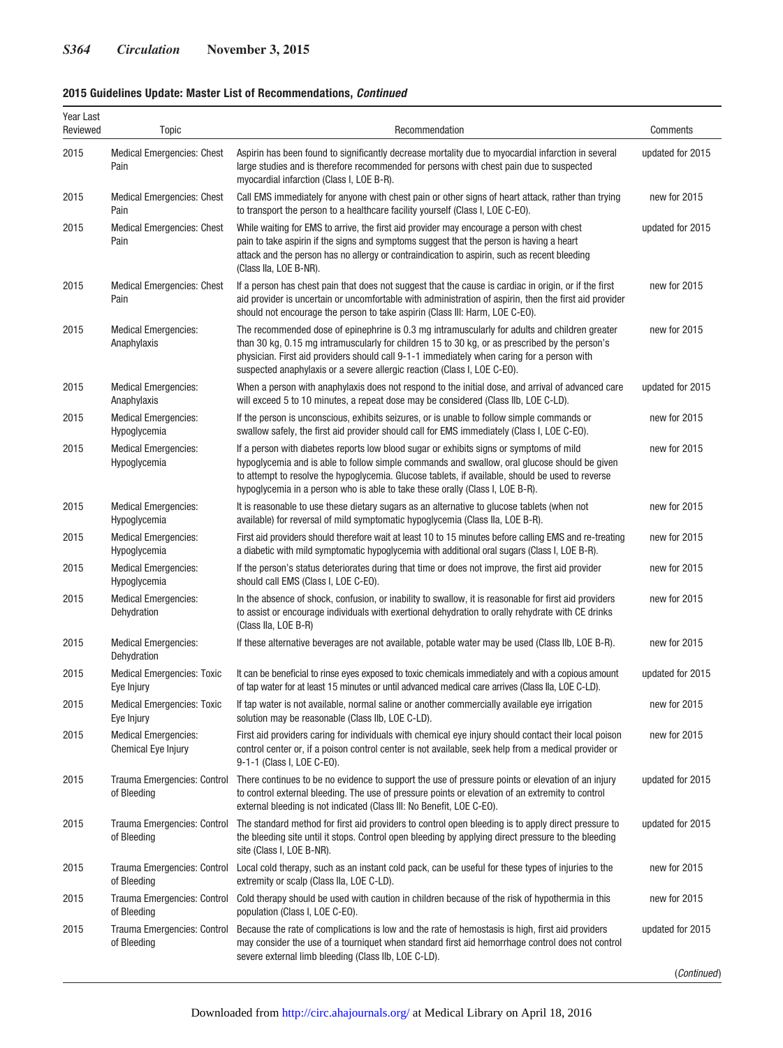**2015 Guidelines Update: Master List of Recommendations, *Continued***

| Year Last Reviewed | Topic | Recommendation | Comments |
|---|---|---|---|
| 2015 | Medical Emergencies: Chest Pain | Aspirin has been found to significantly decrease mortality due to myocardial infarction in several large studies and is therefore recommended for persons with chest pain due to suspected myocardial infarction (Class I, LOE B-R). | updated for 2015 |
| 2015 | Medical Emergencies: Chest Pain | Call EMS immediately for anyone with chest pain or other signs of heart attack, rather than trying to transport the person to a healthcare facility yourself (Class I, LOE C-EO). | new for 2015 |
| 2015 | Medical Emergencies: Chest Pain | While waiting for EMS to arrive, the first aid provider may encourage a person with chest pain to take aspirin if the signs and symptoms suggest that the person is having a heart attack and the person has no allergy or contraindication to aspirin, such as recent bleeding (Class IIa, LOE B-NR). | updated for 2015 |
| 2015 | Medical Emergencies: Chest Pain | If a person has chest pain that does not suggest that the cause is cardiac in origin, or if the first aid provider is uncertain or uncomfortable with administration of aspirin, then the first aid provider should not encourage the person to take aspirin (Class III: Harm, LOE C-EO). | new for 2015 |
| 2015 | Medical Emergencies: Anaphylaxis | The recommended dose of epinephrine is 0.3 mg intramuscularly for adults and children greater than 30 kg, 0.15 mg intramuscularly for children 15 to 30 kg, or as prescribed by the person's physician. First aid providers should call 9-1-1 immediately when caring for a person with suspected anaphylaxis or a severe allergic reaction (Class I, LOE C-EO). | new for 2015 |
| 2015 | Medical Emergencies: Anaphylaxis | When a person with anaphylaxis does not respond to the initial dose, and arrival of advanced care will exceed 5 to 10 minutes, a repeat dose may be considered (Class IIb, LOE C-LD). | updated for 2015 |
| 2015 | Medical Emergencies: Hypoglycemia | If the person is unconscious, exhibits seizures, or is unable to follow simple commands or swallow safely, the first aid provider should call for EMS immediately (Class I, LOE C-EO). | new for 2015 |
| 2015 | Medical Emergencies: Hypoglycemia | If a person with diabetes reports low blood sugar or exhibits signs or symptoms of mild hypoglycemia and is able to follow simple commands and swallow, oral glucose should be given to attempt to resolve the hypoglycemia. Glucose tablets, if available, should be used to reverse hypoglycemia in a person who is able to take these orally (Class I, LOE B-R). | new for 2015 |
| 2015 | Medical Emergencies: Hypoglycemia | It is reasonable to use these dietary sugars as an alternative to glucose tablets (when not available) for reversal of mild symptomatic hypoglycemia (Class IIa, LOE B-R). | new for 2015 |
| 2015 | Medical Emergencies: Hypoglycemia | First aid providers should therefore wait at least 10 to 15 minutes before calling EMS and re-treating a diabetic with mild symptomatic hypoglycemia with additional oral sugars (Class I, LOE B-R). | new for 2015 |
| 2015 | Medical Emergencies: Hypoglycemia | If the person's status deteriorates during that time or does not improve, the first aid provider should call EMS (Class I, LOE C-EO). | new for 2015 |
| 2015 | Medical Emergencies: Dehydration | In the absence of shock, confusion, or inability to swallow, it is reasonable for first aid providers to assist or encourage individuals with exertional dehydration to orally rehydrate with CE drinks (Class IIa, LOE B-R) | new for 2015 |
| 2015 | Medical Emergencies: Dehydration | If these alternative beverages are not available, potable water may be used (Class IIb, LOE B-R). | new for 2015 |
| 2015 | Medical Emergencies: Toxic Eye Injury | It can be beneficial to rinse eyes exposed to toxic chemicals immediately and with a copious amount of tap water for at least 15 minutes or until advanced medical care arrives (Class IIa, LOE C-LD). | updated for 2015 |
| 2015 | Medical Emergencies: Toxic Eye Injury | If tap water is not available, normal saline or another commercially available eye irrigation solution may be reasonable (Class IIb, LOE C-LD). | new for 2015 |
| 2015 | Medical Emergencies: Chemical Eye Injury | First aid providers caring for individuals with chemical eye injury should contact their local poison control center or, if a poison control center is not available, seek help from a medical provider or 9-1-1 (Class I, LOE C-EO). | new for 2015 |
| 2015 | Trauma Emergencies: Control of Bleeding | There continues to be no evidence to support the use of pressure points or elevation of an injury to control external bleeding. The use of pressure points or elevation of an extremity to control external bleeding is not indicated (Class III: No Benefit, LOE C-EO). | updated for 2015 |
| 2015 | Trauma Emergencies: Control of Bleeding | The standard method for first aid providers to control open bleeding is to apply direct pressure to the bleeding site until it stops. Control open bleeding by applying direct pressure to the bleeding site (Class I, LOE B-NR). | updated for 2015 |
| 2015 | Trauma Emergencies: Control of Bleeding | Local cold therapy, such as an instant cold pack, can be useful for these types of injuries to the extremity or scalp (Class IIa, LOE C-LD). | new for 2015 |
| 2015 | Trauma Emergencies: Control of Bleeding | Cold therapy should be used with caution in children because of the risk of hypothermia in this population (Class I, LOE C-EO). | new for 2015 |
| 2015 | Trauma Emergencies: Control of Bleeding | Because the rate of complications is low and the rate of hemostasis is high, first aid providers may consider the use of a tourniquet when standard first aid hemorrhage control does not control severe external limb bleeding (Class IIb, LOE C-LD). | updated for 2015 |

(*Continued*)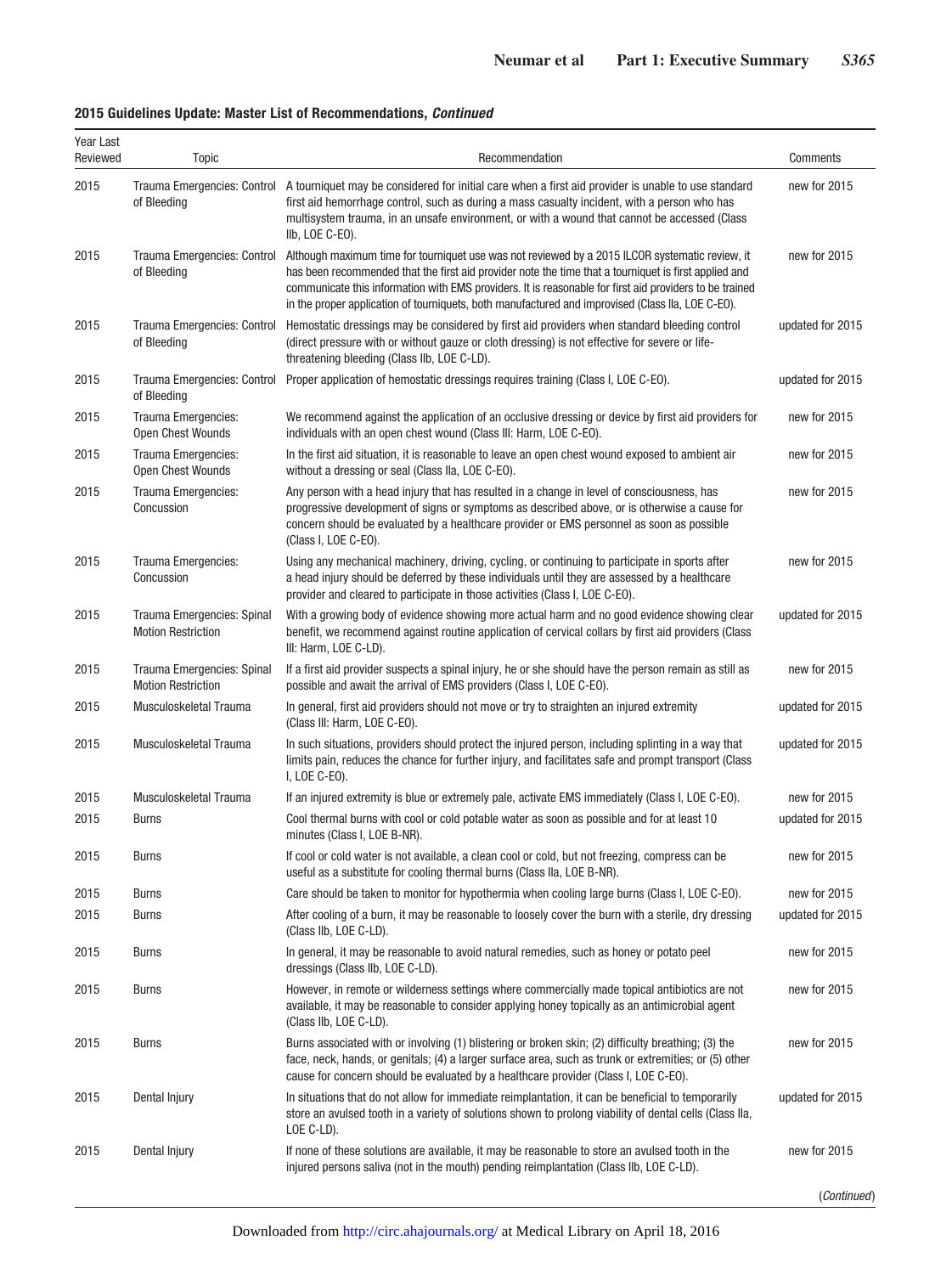**2015 Guidelines Update: Master List of Recommendations, *Continued***

| Year Last Reviewed | Topic | Recommendation | Comments |
|---|---|---|---|
| 2015 | Trauma Emergencies: Control of Bleeding | A tourniquet may be considered for initial care when a first aid provider is unable to use standard first aid hemorrhage control, such as during a mass casualty incident, with a person who has multisystem trauma, in an unsafe environment, or with a wound that cannot be accessed (Class IIb, LOE C-EO). | new for 2015 |
| 2015 | Trauma Emergencies: Control of Bleeding | Although maximum time for tourniquet use was not reviewed by a 2015 ILCOR systematic review, it has been recommended that the first aid provider note the time that a tourniquet is first applied and communicate this information with EMS providers. It is reasonable for first aid providers to be trained in the proper application of tourniquets, both manufactured and improvised (Class IIa, LOE C-EO). | new for 2015 |
| 2015 | Trauma Emergencies: Control of Bleeding | Hemostatic dressings may be considered by first aid providers when standard bleeding control (direct pressure with or without gauze or cloth dressing) is not effective for severe or life-threatening bleeding (Class IIb, LOE C-LD). | updated for 2015 |
| 2015 | Trauma Emergencies: Control of Bleeding | Proper application of hemostatic dressings requires training (Class I, LOE C-EO). | updated for 2015 |
| 2015 | Trauma Emergencies: Open Chest Wounds | We recommend against the application of an occlusive dressing or device by first aid providers for individuals with an open chest wound (Class III: Harm, LOE C-EO). | new for 2015 |
| 2015 | Trauma Emergencies: Open Chest Wounds | In the first aid situation, it is reasonable to leave an open chest wound exposed to ambient air without a dressing or seal (Class IIa, LOE C-EO). | new for 2015 |
| 2015 | Trauma Emergencies: Concussion | Any person with a head injury that has resulted in a change in level of consciousness, has progressive development of signs or symptoms as described above, or is otherwise a cause for concern should be evaluated by a healthcare provider or EMS personnel as soon as possible (Class I, LOE C-EO). | new for 2015 |
| 2015 | Trauma Emergencies: Concussion | Using any mechanical machinery, driving, cycling, or continuing to participate in sports after a head injury should be deferred by these individuals until they are assessed by a healthcare provider and cleared to participate in those activities (Class I, LOE C-EO). | new for 2015 |
| 2015 | Trauma Emergencies: Spinal Motion Restriction | With a growing body of evidence showing more actual harm and no good evidence showing clear benefit, we recommend against routine application of cervical collars by first aid providers (Class III: Harm, LOE C-LD). | updated for 2015 |
| 2015 | Trauma Emergencies: Spinal Motion Restriction | If a first aid provider suspects a spinal injury, he or she should have the person remain as still as possible and await the arrival of EMS providers (Class I, LOE C-EO). | new for 2015 |
| 2015 | Musculoskeletal Trauma | In general, first aid providers should not move or try to straighten an injured extremity (Class III: Harm, LOE C-EO). | updated for 2015 |
| 2015 | Musculoskeletal Trauma | In such situations, providers should protect the injured person, including splinting in a way that limits pain, reduces the chance for further injury, and facilitates safe and prompt transport (Class I, LOE C-EO). | updated for 2015 |
| 2015 | Musculoskeletal Trauma | If an injured extremity is blue or extremely pale, activate EMS immediately (Class I, LOE C-EO). | new for 2015 |
| 2015 | Burns | Cool thermal burns with cool or cold potable water as soon as possible and for at least 10 minutes (Class I, LOE B-NR). | updated for 2015 |
| 2015 | Burns | If cool or cold water is not available, a clean cool or cold, but not freezing, compress can be useful as a substitute for cooling thermal burns (Class IIa, LOE B-NR). | new for 2015 |
| 2015 | Burns | Care should be taken to monitor for hypothermia when cooling large burns (Class I, LOE C-EO). | new for 2015 |
| 2015 | Burns | After cooling of a burn, it may be reasonable to loosely cover the burn with a sterile, dry dressing (Class IIb, LOE C-LD). | updated for 2015 |
| 2015 | Burns | In general, it may be reasonable to avoid natural remedies, such as honey or potato peel dressings (Class IIb, LOE C-LD). | new for 2015 |
| 2015 | Burns | However, in remote or wilderness settings where commercially made topical antibiotics are not available, it may be reasonable to consider applying honey topically as an antimicrobial agent (Class IIb, LOE C-LD). | new for 2015 |
| 2015 | Burns | Burns associated with or involving (1) blistering or broken skin; (2) difficulty breathing; (3) the face, neck, hands, or genitals; (4) a larger surface area, such as trunk or extremities; or (5) other cause for concern should be evaluated by a healthcare provider (Class I, LOE C-EO). | new for 2015 |
| 2015 | Dental Injury | In situations that do not allow for immediate reimplantation, it can be beneficial to temporarily store an avulsed tooth in a variety of solutions shown to prolong viability of dental cells (Class IIa, LOE C-LD). | updated for 2015 |
| 2015 | Dental Injury | If none of these solutions are available, it may be reasonable to store an avulsed tooth in the injured persons saliva (not in the mouth) pending reimplantation (Class IIb, LOE C-LD). | new for 2015 |

(*Continued*)

Downloaded from http://circ.ahajournals.org/ at Medical Library on April 18, 2016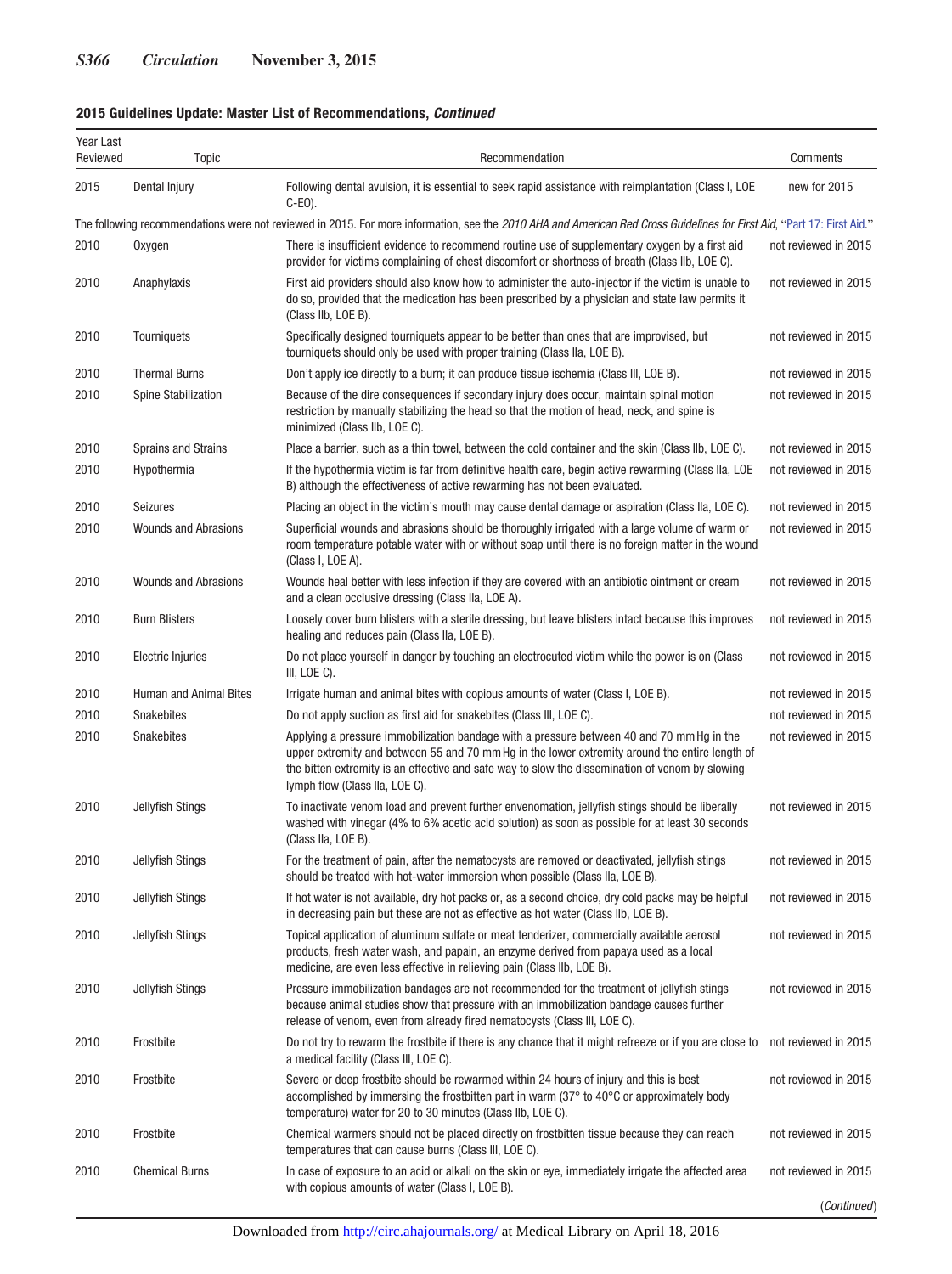**2015 Guidelines Update: Master List of Recommendations, *Continued***

| Year Last Reviewed | Topic | Recommendation | Comments |
|---|---|---|---|
| 2015 | Dental Injury | Following dental avulsion, it is essential to seek rapid assistance with reimplantation (Class I, LOE C-EO). | new for 2015 |
| The following recommendations were not reviewed in 2015. For more information, see the *2010 AHA and American Red Cross Guidelines for First Aid*, "Part 17: First Aid." | | | |
| 2010 | Oxygen | There is insufficient evidence to recommend routine use of supplementary oxygen by a first aid provider for victims complaining of chest discomfort or shortness of breath (Class IIb, LOE C). | not reviewed in 2015 |
| 2010 | Anaphylaxis | First aid providers should also know how to administer the auto-injector if the victim is unable to do so, provided that the medication has been prescribed by a physician and state law permits it (Class IIb, LOE B). | not reviewed in 2015 |
| 2010 | Tourniquets | Specifically designed tourniquets appear to be better than ones that are improvised, but tourniquets should only be used with proper training (Class IIa, LOE B). | not reviewed in 2015 |
| 2010 | Thermal Burns | Don't apply ice directly to a burn; it can produce tissue ischemia (Class III, LOE B). | not reviewed in 2015 |
| 2010 | Spine Stabilization | Because of the dire consequences if secondary injury does occur, maintain spinal motion restriction by manually stabilizing the head so that the motion of head, neck, and spine is minimized (Class IIb, LOE C). | not reviewed in 2015 |
| 2010 | Sprains and Strains | Place a barrier, such as a thin towel, between the cold container and the skin (Class IIb, LOE C). | not reviewed in 2015 |
| 2010 | Hypothermia | If the hypothermia victim is far from definitive health care, begin active rewarming (Class IIa, LOE B) although the effectiveness of active rewarming has not been evaluated. | not reviewed in 2015 |
| 2010 | Seizures | Placing an object in the victim's mouth may cause dental damage or aspiration (Class IIa, LOE C). | not reviewed in 2015 |
| 2010 | Wounds and Abrasions | Superficial wounds and abrasions should be thoroughly irrigated with a large volume of warm or room temperature potable water with or without soap until there is no foreign matter in the wound (Class I, LOE A). | not reviewed in 2015 |
| 2010 | Wounds and Abrasions | Wounds heal better with less infection if they are covered with an antibiotic ointment or cream and a clean occlusive dressing (Class IIa, LOE A). | not reviewed in 2015 |
| 2010 | Burn Blisters | Loosely cover burn blisters with a sterile dressing, but leave blisters intact because this improves healing and reduces pain (Class IIa, LOE B). | not reviewed in 2015 |
| 2010 | Electric Injuries | Do not place yourself in danger by touching an electrocuted victim while the power is on (Class III, LOE C). | not reviewed in 2015 |
| 2010 | Human and Animal Bites | Irrigate human and animal bites with copious amounts of water (Class I, LOE B). | not reviewed in 2015 |
| 2010 | Snakebites | Do not apply suction as first aid for snakebites (Class III, LOE C). | not reviewed in 2015 |
| 2010 | Snakebites | Applying a pressure immobilization bandage with a pressure between 40 and 70 mm Hg in the upper extremity and between 55 and 70 mm Hg in the lower extremity around the entire length of the bitten extremity is an effective and safe way to slow the dissemination of venom by slowing lymph flow (Class IIa, LOE C). | not reviewed in 2015 |
| 2010 | Jellyfish Stings | To inactivate venom load and prevent further envenomation, jellyfish stings should be liberally washed with vinegar (4% to 6% acetic acid solution) as soon as possible for at least 30 seconds (Class IIa, LOE B). | not reviewed in 2015 |
| 2010 | Jellyfish Stings | For the treatment of pain, after the nematocysts are removed or deactivated, jellyfish stings should be treated with hot-water immersion when possible (Class IIa, LOE B). | not reviewed in 2015 |
| 2010 | Jellyfish Stings | If hot water is not available, dry hot packs or, as a second choice, dry cold packs may be helpful in decreasing pain but these are not as effective as hot water (Class IIb, LOE B). | not reviewed in 2015 |
| 2010 | Jellyfish Stings | Topical application of aluminum sulfate or meat tenderizer, commercially available aerosol products, fresh water wash, and papain, an enzyme derived from papaya used as a local medicine, are even less effective in relieving pain (Class IIb, LOE B). | not reviewed in 2015 |
| 2010 | Jellyfish Stings | Pressure immobilization bandages are not recommended for the treatment of jellyfish stings because animal studies show that pressure with an immobilization bandage causes further release of venom, even from already fired nematocysts (Class III, LOE C). | not reviewed in 2015 |
| 2010 | Frostbite | Do not try to rewarm the frostbite if there is any chance that it might refreeze or if you are close to a medical facility (Class III, LOE C). | not reviewed in 2015 |
| 2010 | Frostbite | Severe or deep frostbite should be rewarmed within 24 hours of injury and this is best accomplished by immersing the frostbitten part in warm (37° to 40°C or approximately body temperature) water for 20 to 30 minutes (Class IIb, LOE C). | not reviewed in 2015 |
| 2010 | Frostbite | Chemical warmers should not be placed directly on frostbitten tissue because they can reach temperatures that can cause burns (Class III, LOE C). | not reviewed in 2015 |
| 2010 | Chemical Burns | In case of exposure to an acid or alkali on the skin or eye, immediately irrigate the affected area with copious amounts of water (Class I, LOE B). | not reviewed in 2015 |

*(Continued)*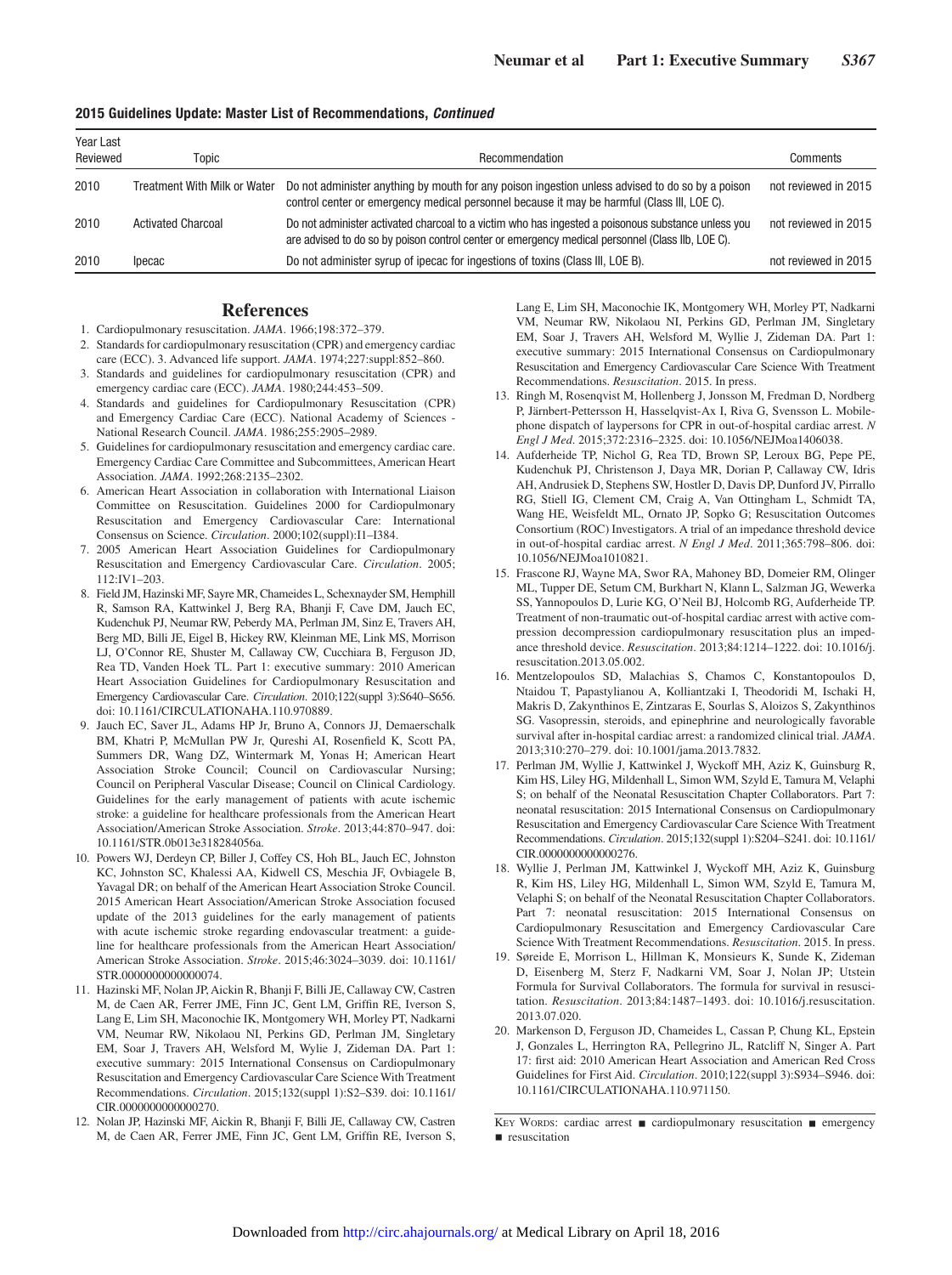**2015 Guidelines Update: Master List of Recommendations, *Continued***

| Year Last Reviewed | Topic | Recommendation | Comments |
|---|---|---|---|
| 2010 | Treatment With Milk or Water | Do not administer anything by mouth for any poison ingestion unless advised to do so by a poison control center or emergency medical personnel because it may be harmful (Class III, LOE C). | not reviewed in 2015 |
| 2010 | Activated Charcoal | Do not administer activated charcoal to a victim who has ingested a poisonous substance unless you are advised to do so by poison control center or emergency medical personnel (Class IIb, LOE C). | not reviewed in 2015 |
| 2010 | Ipecac | Do not administer syrup of ipecac for ingestions of toxins (Class III, LOE B). | not reviewed in 2015 |

## References

1. Cardiopulmonary resuscitation. *JAMA*. 1966;198:372–379.
2. Standards for cardiopulmonary resuscitation (CPR) and emergency cardiac care (ECC). 3. Advanced life support. *JAMA*. 1974;227:suppl:852–860.
3. Standards and guidelines for cardiopulmonary resuscitation (CPR) and emergency cardiac care (ECC). *JAMA*. 1980;244:453–509.
4. Standards and guidelines for Cardiopulmonary Resuscitation (CPR) and Emergency Cardiac Care (ECC). National Academy of Sciences - National Research Council. *JAMA*. 1986;255:2905–2989.
5. Guidelines for cardiopulmonary resuscitation and emergency cardiac care. Emergency Cardiac Care Committee and Subcommittees, American Heart Association. *JAMA*. 1992;268:2135–2302.
6. American Heart Association in collaboration with International Liaison Committee on Resuscitation. Guidelines 2000 for Cardiopulmonary Resuscitation and Emergency Cardiovascular Care: International Consensus on Science. *Circulation*. 2000;102(suppl):I1–I384.
7. 2005 American Heart Association Guidelines for Cardiopulmonary Resuscitation and Emergency Cardiovascular Care. *Circulation*. 2005; 112:IV1–203.
8. Field JM, Hazinski MF, Sayre MR, Chameides L, Schexnayder SM, Hemphill R, Samson RA, Kattwinkel J, Berg RA, Bhanji F, Cave DM, Jauch EC, Kudenchuk PJ, Neumar RW, Peberdy MA, Perlman JM, Sinz E, Travers AH, Berg MD, Billi JE, Eigel B, Hickey RW, Kleinman ME, Link MS, Morrison LJ, O'Connor RE, Shuster M, Callaway CW, Cucchiara B, Ferguson JD, Rea TD, Vanden Hoek TL. Part 1: executive summary: 2010 American Heart Association Guidelines for Cardiopulmonary Resuscitation and Emergency Cardiovascular Care. *Circulation*. 2010;122(suppl 3):S640–S656. doi: 10.1161/CIRCULATIONAHA.110.970889.
9. Jauch EC, Saver JL, Adams HP Jr, Bruno A, Connors JJ, Demaerschalk BM, Khatri P, McMullan PW Jr, Qureshi AI, Rosenfield K, Scott PA, Summers DR, Wang DZ, Wintermark M, Yonas H; American Heart Association Stroke Council; Council on Cardiovascular Nursing; Council on Peripheral Vascular Disease; Council on Clinical Cardiology. Guidelines for the early management of patients with acute ischemic stroke: a guideline for healthcare professionals from the American Heart Association/American Stroke Association. *Stroke*. 2013;44:870–947. doi: 10.1161/STR.0b013e318284056a.
10. Powers WJ, Derdeyn CP, Biller J, Coffey CS, Hoh BL, Jauch EC, Johnston KC, Johnston SC, Khalessi AA, Kidwell CS, Meschia JF, Ovbiagele B, Yavagal DR; on behalf of the American Heart Association Stroke Council. 2015 American Heart Association/American Stroke Association focused update of the 2013 guidelines for the early management of patients with acute ischemic stroke regarding endovascular treatment: a guideline for healthcare professionals from the American Heart Association/ American Stroke Association. *Stroke*. 2015;46:3024–3039. doi: 10.1161/ STR.0000000000000074.
11. Hazinski MF, Nolan JP, Aickin R, Bhanji F, Billi JE, Callaway CW, Castren M, de Caen AR, Ferrer JME, Finn JC, Gent LM, Griffin RE, Iverson S, Lang E, Lim SH, Maconochie IK, Montgomery WH, Morley PT, Nadkarni VM, Neumar RW, Nikolaou NI, Perkins GD, Perlman JM, Singletary EM, Soar J, Travers AH, Welsford M, Wylie J, Zideman DA. Part 1: executive summary: 2015 International Consensus on Cardiopulmonary Resuscitation and Emergency Cardiovascular Care Science With Treatment Recommendations. *Circulation*. 2015;132(suppl 1):S2–S39. doi: 10.1161/ CIR.0000000000000270.
12. Nolan JP, Hazinski MF, Aickin R, Bhanji F, Billi JE, Callaway CW, Castren M, de Caen AR, Ferrer JME, Finn JC, Gent LM, Griffin RE, Iverson S, Lang E, Lim SH, Maconochie IK, Montgomery WH, Morley PT, Nadkarni VM, Neumar RW, Nikolaou NI, Perkins GD, Perlman JM, Singletary EM, Soar J, Travers AH, Welsford M, Wyllie J, Zideman DA. Part 1: executive summary: 2015 International Consensus on Cardiopulmonary Resuscitation and Emergency Cardiovascular Care Science With Treatment Recommendations. *Resuscitation*. 2015. In press.
13. Ringh M, Rosenqvist M, Hollenberg J, Jonsson M, Fredman D, Nordberg P, Järnbert-Pettersson H, Hasselqvist-Ax I, Riva G, Svensson L. Mobile-phone dispatch of laypersons for CPR in out-of-hospital cardiac arrest. *N Engl J Med*. 2015;372:2316–2325. doi: 10.1056/NEJMoa1406038.
14. Aufderheide TP, Nichol G, Rea TD, Brown SP, Leroux BG, Pepe PE, Kudenchuk PJ, Christenson J, Daya MR, Dorian P, Callaway CW, Idris AH, Andrusiek D, Stephens SW, Hostler D, Davis DP, Dunford JV, Pirrallo RG, Stiell IG, Clement CM, Craig A, Van Ottingham L, Schmidt TA, Wang HE, Weisfeldt ML, Ornato JP, Sopko G; Resuscitation Outcomes Consortium (ROC) Investigators. A trial of an impedance threshold device in out-of-hospital cardiac arrest. *N Engl J Med*. 2011;365:798–806. doi: 10.1056/NEJMoa1010821.
15. Frascone RJ, Wayne MA, Swor RA, Mahoney BD, Domeier RM, Olinger ML, Tupper DE, Setum CM, Burkhart N, Klann L, Salzman JG, Wewerka SS, Yannopoulos D, Lurie KG, O'Neil BJ, Holcomb RG, Aufderheide TP. Treatment of non-traumatic out-of-hospital cardiac arrest with active compression decompression cardiopulmonary resuscitation plus an impedance threshold device. *Resuscitation*. 2013;84:1214–1222. doi: 10.1016/j. resuscitation.2013.05.002.
16. Mentzelopoulos SD, Malachias S, Chamos C, Konstantopoulos D, Ntaidou T, Papastylianou A, Kolliantzaki I, Theodoridi M, Ischaki H, Makris D, Zakynthinos E, Zintzaras E, Sourlas S, Aloizos S, Zakynthinos SG. Vasopressin, steroids, and epinephrine and neurologically favorable survival after in-hospital cardiac arrest: a randomized clinical trial. *JAMA*. 2013;310:270–279. doi: 10.1001/jama.2013.7832.
17. Perlman JM, Wyllie J, Kattwinkel J, Wyckoff MH, Aziz K, Guinsburg R, Kim HS, Liley HG, Mildenhall L, Simon WM, Szyld E, Tamura M, Velaphi S; on behalf of the Neonatal Resuscitation Chapter Collaborators. Part 7: neonatal resuscitation: 2015 International Consensus on Cardiopulmonary Resuscitation and Emergency Cardiovascular Care Science With Treatment Recommendations. *Circulation*. 2015;132(suppl 1):S204–S241. doi: 10.1161/ CIR.0000000000000276.
18. Wyllie J, Perlman JM, Kattwinkel J, Wyckoff MH, Aziz K, Guinsburg R, Kim HS, Liley HG, Mildenhall L, Simon WM, Szyld E, Tamura M, Velaphi S; on behalf of the Neonatal Resuscitation Chapter Collaborators. Part 7: neonatal resuscitation: 2015 International Consensus on Cardiopulmonary Resuscitation and Emergency Cardiovascular Care Science With Treatment Recommendations. *Resuscitation*. 2015. In press.
19. Søreide E, Morrison L, Hillman K, Monsieurs K, Sunde K, Zideman D, Eisenberg M, Sterz F, Nadkarni VM, Soar J, Nolan JP; Utstein Formula for Survival Collaborators. The formula for survival in resuscitation. *Resuscitation*. 2013;84:1487–1493. doi: 10.1016/j.resuscitation. 2013.07.020.
20. Markenson D, Ferguson JD, Chameides L, Cassan P, Chung KL, Epstein J, Gonzales L, Herrington RA, Pellegrino JL, Ratcliff N, Singer A. Part 17: first aid: 2010 American Heart Association and American Red Cross Guidelines for First Aid. *Circulation*. 2010;122(suppl 3):S934–S946. doi: 10.1161/CIRCULATIONAHA.110.971150.

Key Words: cardiac arrest ■ cardiopulmonary resuscitation ■ emergency ■ resuscitation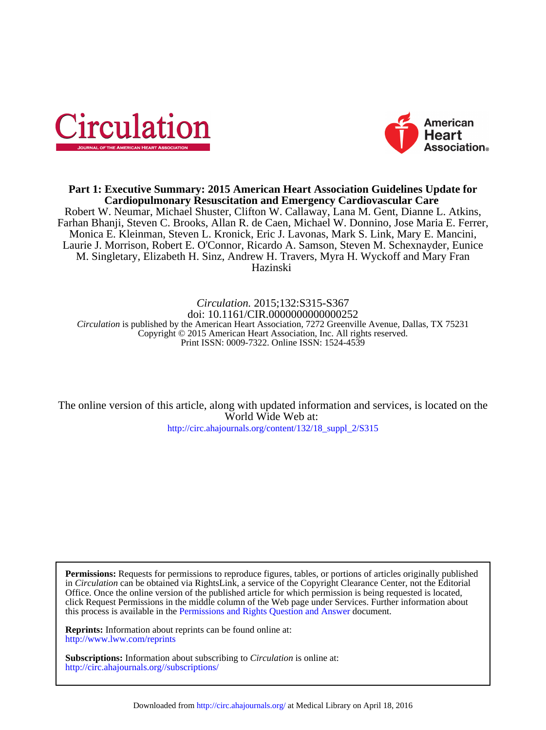**Part 1: Executive Summary: 2015 American Heart Association Guidelines Update for Cardiopulmonary Resuscitation and Emergency Cardiovascular Care**

Robert W. Neumar, Michael Shuster, Clifton W. Callaway, Lana M. Gent, Dianne L. Atkins, Farhan Bhanji, Steven C. Brooks, Allan R. de Caen, Michael W. Donnino, Jose Maria E. Ferrer, Monica E. Kleinman, Steven L. Kronick, Eric J. Lavonas, Mark S. Link, Mary E. Mancini, Laurie J. Morrison, Robert E. O'Connor, Ricardo A. Samson, Steven M. Schexnayder, Eunice M. Singletary, Elizabeth H. Sinz, Andrew H. Travers, Myra H. Wyckoff and Mary Fran Hazinski

*Circulation.* 2015;132:S315-S367

doi: 10.1161/CIR.0000000000000252

*Circulation* is published by the American Heart Association, 7272 Greenville Avenue, Dallas, TX 75231

Copyright © 2015 American Heart Association, Inc. All rights reserved.

Print ISSN: 0009-7322. Online ISSN: 1524-4539

The online version of this article, along with updated information and services, is located on the World Wide Web at:

http://circ.ahajournals.org/content/132/18_suppl_2/S315

**Permissions:** Requests for permissions to reproduce figures, tables, or portions of articles originally published in *Circulation* can be obtained via RightsLink, a service of the Copyright Clearance Center, not the Editorial Office. Once the online version of the published article for which permission is being requested is located, click Request Permissions in the middle column of the Web page under Services. Further information about this process is available in the Permissions and Rights Question and Answer document.

**Reprints:** Information about reprints can be found online at:
http://www.lww.com/reprints

**Subscriptions:** Information about subscribing to *Circulation* is online at:
http://circ.ahajournals.org//subscriptions/

Downloaded from http://circ.ahajournals.org/ at Medical Library on April 18, 2016